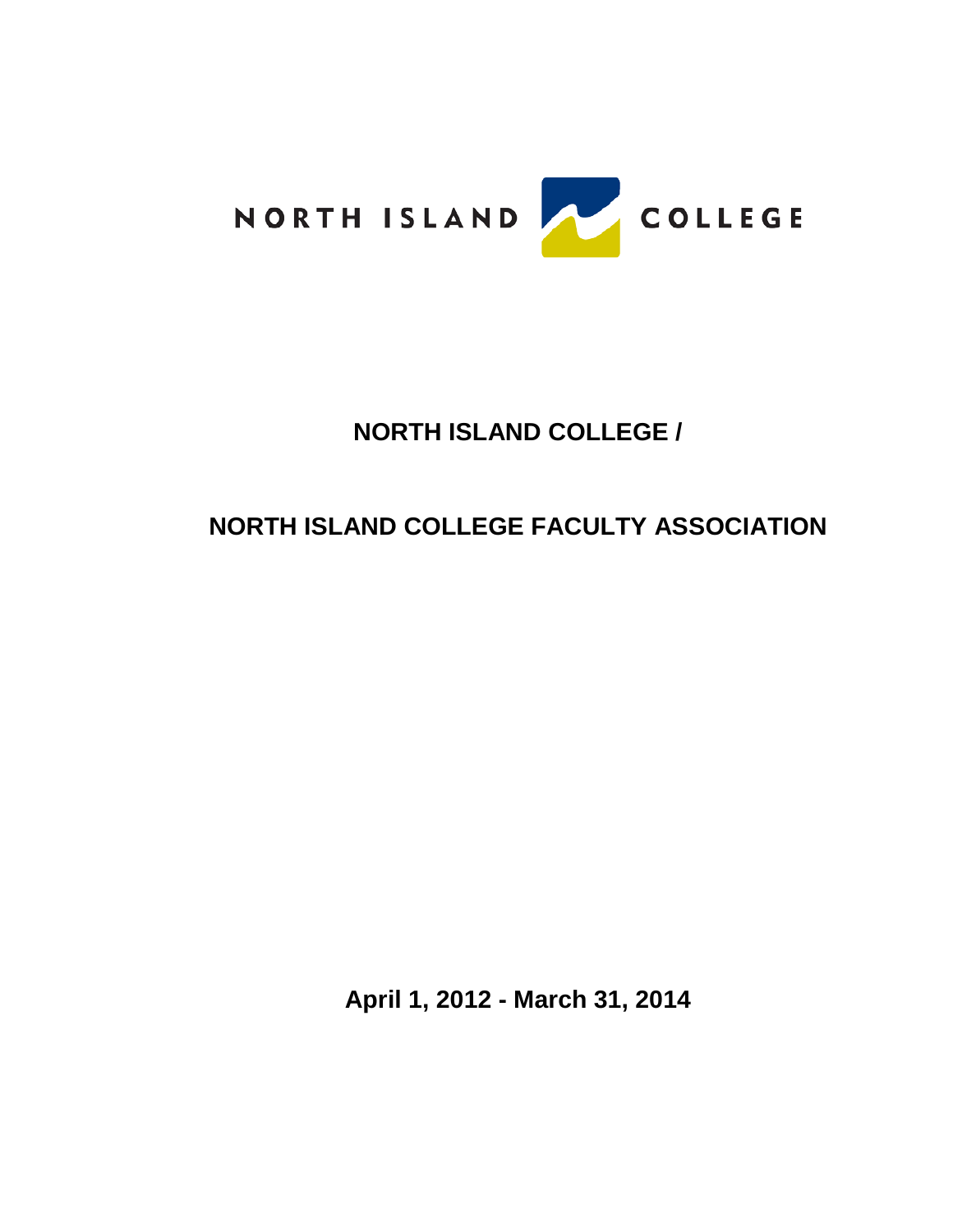NORTH ISLAND COLLEGE

# NORTH ISLAND COLLEGE /

# NORTH ISLAND COLLEGE FACULTY ASSOCIATION

**April 1, 2012 - March 31, 2014**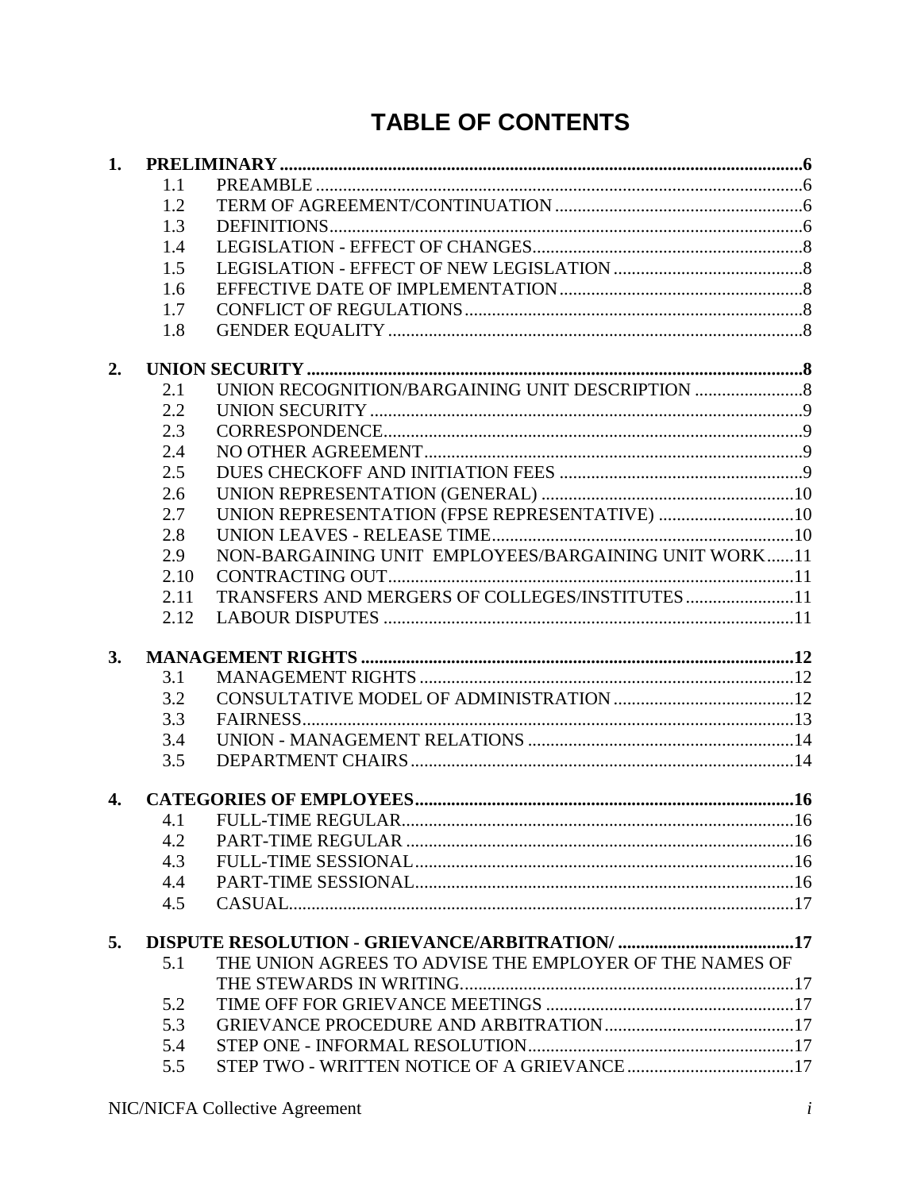# TABLE OF CONTENTS

| | | | |
|---|---|---|---|
| **1.** | **PRELIMINARY** | | **6** |
| | 1.1 | PREAMBLE | 6 |
| | 1.2 | TERM OF AGREEMENT/CONTINUATION | 6 |
| | 1.3 | DEFINITIONS | 6 |
| | 1.4 | LEGISLATION - EFFECT OF CHANGES | 8 |
| | 1.5 | LEGISLATION - EFFECT OF NEW LEGISLATION | 8 |
| | 1.6 | EFFECTIVE DATE OF IMPLEMENTATION | 8 |
| | 1.7 | CONFLICT OF REGULATIONS | 8 |
| | 1.8 | GENDER EQUALITY | 8 |
| **2.** | **UNION SECURITY** | | **8** |
| | 2.1 | UNION RECOGNITION/BARGAINING UNIT DESCRIPTION | 8 |
| | 2.2 | UNION SECURITY | 9 |
| | 2.3 | CORRESPONDENCE | 9 |
| | 2.4 | NO OTHER AGREEMENT | 9 |
| | 2.5 | DUES CHECKOFF AND INITIATION FEES | 9 |
| | 2.6 | UNION REPRESENTATION (GENERAL) | 10 |
| | 2.7 | UNION REPRESENTATION (FPSE REPRESENTATIVE) | 10 |
| | 2.8 | UNION LEAVES - RELEASE TIME | 10 |
| | 2.9 | NON-BARGAINING UNIT EMPLOYEES/BARGAINING UNIT WORK | 11 |
| | 2.10 | CONTRACTING OUT | 11 |
| | 2.11 | TRANSFERS AND MERGERS OF COLLEGES/INSTITUTES | 11 |
| | 2.12 | LABOUR DISPUTES | 11 |
| **3.** | **MANAGEMENT RIGHTS** | | **12** |
| | 3.1 | MANAGEMENT RIGHTS | 12 |
| | 3.2 | CONSULTATIVE MODEL OF ADMINISTRATION | 12 |
| | 3.3 | FAIRNESS | 13 |
| | 3.4 | UNION - MANAGEMENT RELATIONS | 14 |
| | 3.5 | DEPARTMENT CHAIRS | 14 |
| **4.** | **CATEGORIES OF EMPLOYEES** | | **16** |
| | 4.1 | FULL-TIME REGULAR | 16 |
| | 4.2 | PART-TIME REGULAR | 16 |
| | 4.3 | FULL-TIME SESSIONAL | 16 |
| | 4.4 | PART-TIME SESSIONAL | 16 |
| | 4.5 | CASUAL | 17 |
| **5.** | **DISPUTE RESOLUTION - GRIEVANCE/ARBITRATION/** | | **17** |
| | 5.1 | THE UNION AGREES TO ADVISE THE EMPLOYER OF THE NAMES OF THE STEWARDS IN WRITING | 17 |
| | 5.2 | TIME OFF FOR GRIEVANCE MEETINGS | 17 |
| | 5.3 | GRIEVANCE PROCEDURE AND ARBITRATION | 17 |
| | 5.4 | STEP ONE - INFORMAL RESOLUTION | 17 |
| | 5.5 | STEP TWO - WRITTEN NOTICE OF A GRIEVANCE | 17 |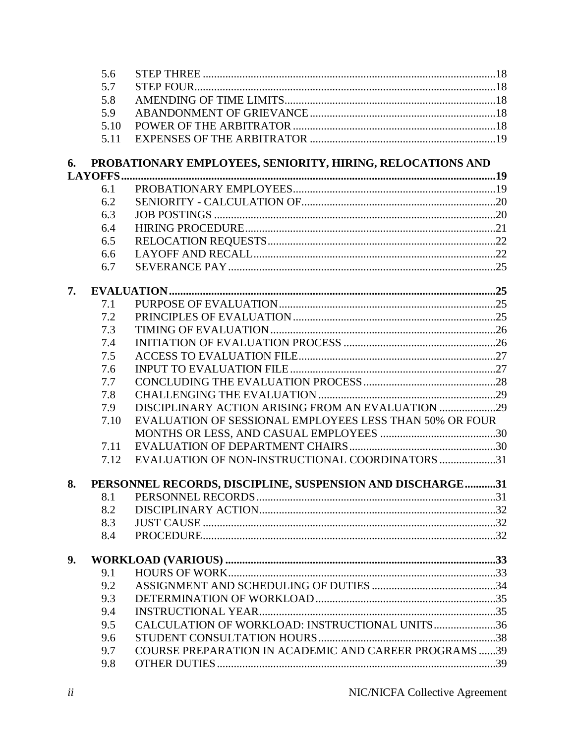| | | |
|---|---|---|
| 5.6 | STEP THREE | 18 |
| 5.7 | STEP FOUR | 18 |
| 5.8 | AMENDING OF TIME LIMITS | 18 |
| 5.9 | ABANDONMENT OF GRIEVANCE | 18 |
| 5.10 | POWER OF THE ARBITRATOR | 18 |
| 5.11 | EXPENSES OF THE ARBITRATOR | 19 |

**6. PROBATIONARY EMPLOYEES, SENIORITY, HIRING, RELOCATIONS AND LAYOFFS ..... 19**

| | | |
|---|---|---|
| 6.1 | PROBATIONARY EMPLOYEES | 19 |
| 6.2 | SENIORITY - CALCULATION OF | 20 |
| 6.3 | JOB POSTINGS | 20 |
| 6.4 | HIRING PROCEDURE | 21 |
| 6.5 | RELOCATION REQUESTS | 22 |
| 6.6 | LAYOFF AND RECALL | 22 |
| 6.7 | SEVERANCE PAY | 25 |

**7. EVALUATION ..... 25**

| | | |
|---|---|---|
| 7.1 | PURPOSE OF EVALUATION | 25 |
| 7.2 | PRINCIPLES OF EVALUATION | 25 |
| 7.3 | TIMING OF EVALUATION | 26 |
| 7.4 | INITIATION OF EVALUATION PROCESS | 26 |
| 7.5 | ACCESS TO EVALUATION FILE | 27 |
| 7.6 | INPUT TO EVALUATION FILE | 27 |
| 7.7 | CONCLUDING THE EVALUATION PROCESS | 28 |
| 7.8 | CHALLENGING THE EVALUATION | 29 |
| 7.9 | DISCIPLINARY ACTION ARISING FROM AN EVALUATION | 29 |
| 7.10 | EVALUATION OF SESSIONAL EMPLOYEES LESS THAN 50% OR FOUR MONTHS OR LESS, AND CASUAL EMPLOYEES | 30 |
| 7.11 | EVALUATION OF DEPARTMENT CHAIRS | 30 |
| 7.12 | EVALUATION OF NON-INSTRUCTIONAL COORDINATORS | 31 |

**8. PERSONNEL RECORDS, DISCIPLINE, SUSPENSION AND DISCHARGE ..... 31**

| | | |
|---|---|---|
| 8.1 | PERSONNEL RECORDS | 31 |
| 8.2 | DISCIPLINARY ACTION | 32 |
| 8.3 | JUST CAUSE | 32 |
| 8.4 | PROCEDURE | 32 |

**9. WORKLOAD (VARIOUS) ..... 33**

| | | |
|---|---|---|
| 9.1 | HOURS OF WORK | 33 |
| 9.2 | ASSIGNMENT AND SCHEDULING OF DUTIES | 34 |
| 9.3 | DETERMINATION OF WORKLOAD | 35 |
| 9.4 | INSTRUCTIONAL YEAR | 35 |
| 9.5 | CALCULATION OF WORKLOAD: INSTRUCTIONAL UNITS | 36 |
| 9.6 | STUDENT CONSULTATION HOURS | 38 |
| 9.7 | COURSE PREPARATION IN ACADEMIC AND CAREER PROGRAMS | 39 |
| 9.8 | OTHER DUTIES | 39 |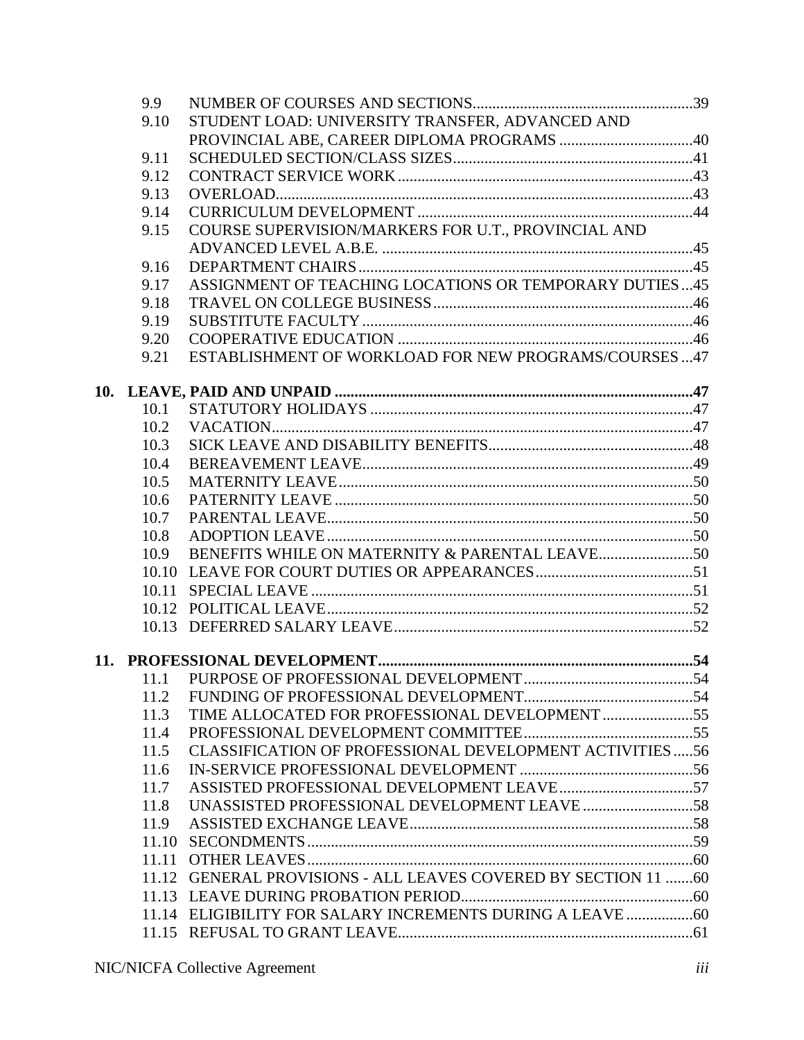| | | |
|---|---|---|
| 9.9 | NUMBER OF COURSES AND SECTIONS | 39 |
| 9.10 | STUDENT LOAD: UNIVERSITY TRANSFER, ADVANCED AND PROVINCIAL ABE, CAREER DIPLOMA PROGRAMS | 40 |
| 9.11 | SCHEDULED SECTION/CLASS SIZES | 41 |
| 9.12 | CONTRACT SERVICE WORK | 43 |
| 9.13 | OVERLOAD | 43 |
| 9.14 | CURRICULUM DEVELOPMENT | 44 |
| 9.15 | COURSE SUPERVISION/MARKERS FOR U.T., PROVINCIAL AND ADVANCED LEVEL A.B.E. | 45 |
| 9.16 | DEPARTMENT CHAIRS | 45 |
| 9.17 | ASSIGNMENT OF TEACHING LOCATIONS OR TEMPORARY DUTIES | 45 |
| 9.18 | TRAVEL ON COLLEGE BUSINESS | 46 |
| 9.19 | SUBSTITUTE FACULTY | 46 |
| 9.20 | COOPERATIVE EDUCATION | 46 |
| 9.21 | ESTABLISHMENT OF WORKLOAD FOR NEW PROGRAMS/COURSES | 47 |

**10. LEAVE, PAID AND UNPAID ........ 47**

| | | |
|---|---|---|
| 10.1 | STATUTORY HOLIDAYS | 47 |
| 10.2 | VACATION | 47 |
| 10.3 | SICK LEAVE AND DISABILITY BENEFITS | 48 |
| 10.4 | BEREAVEMENT LEAVE | 49 |
| 10.5 | MATERNITY LEAVE | 50 |
| 10.6 | PATERNITY LEAVE | 50 |
| 10.7 | PARENTAL LEAVE | 50 |
| 10.8 | ADOPTION LEAVE | 50 |
| 10.9 | BENEFITS WHILE ON MATERNITY & PARENTAL LEAVE | 50 |
| 10.10 | LEAVE FOR COURT DUTIES OR APPEARANCES | 51 |
| 10.11 | SPECIAL LEAVE | 51 |
| 10.12 | POLITICAL LEAVE | 52 |
| 10.13 | DEFERRED SALARY LEAVE | 52 |

**11. PROFESSIONAL DEVELOPMENT ........ 54**

| | | |
|---|---|---|
| 11.1 | PURPOSE OF PROFESSIONAL DEVELOPMENT | 54 |
| 11.2 | FUNDING OF PROFESSIONAL DEVELOPMENT | 54 |
| 11.3 | TIME ALLOCATED FOR PROFESSIONAL DEVELOPMENT | 55 |
| 11.4 | PROFESSIONAL DEVELOPMENT COMMITTEE | 55 |
| 11.5 | CLASSIFICATION OF PROFESSIONAL DEVELOPMENT ACTIVITIES | 56 |
| 11.6 | IN-SERVICE PROFESSIONAL DEVELOPMENT | 56 |
| 11.7 | ASSISTED PROFESSIONAL DEVELOPMENT LEAVE | 57 |
| 11.8 | UNASSISTED PROFESSIONAL DEVELOPMENT LEAVE | 58 |
| 11.9 | ASSISTED EXCHANGE LEAVE | 58 |
| 11.10 | SECONDMENTS | 59 |
| 11.11 | OTHER LEAVES | 60 |
| 11.12 | GENERAL PROVISIONS - ALL LEAVES COVERED BY SECTION 11 | 60 |
| 11.13 | LEAVE DURING PROBATION PERIOD | 60 |
| 11.14 | ELIGIBILITY FOR SALARY INCREMENTS DURING A LEAVE | 60 |
| 11.15 | REFUSAL TO GRANT LEAVE | 61 |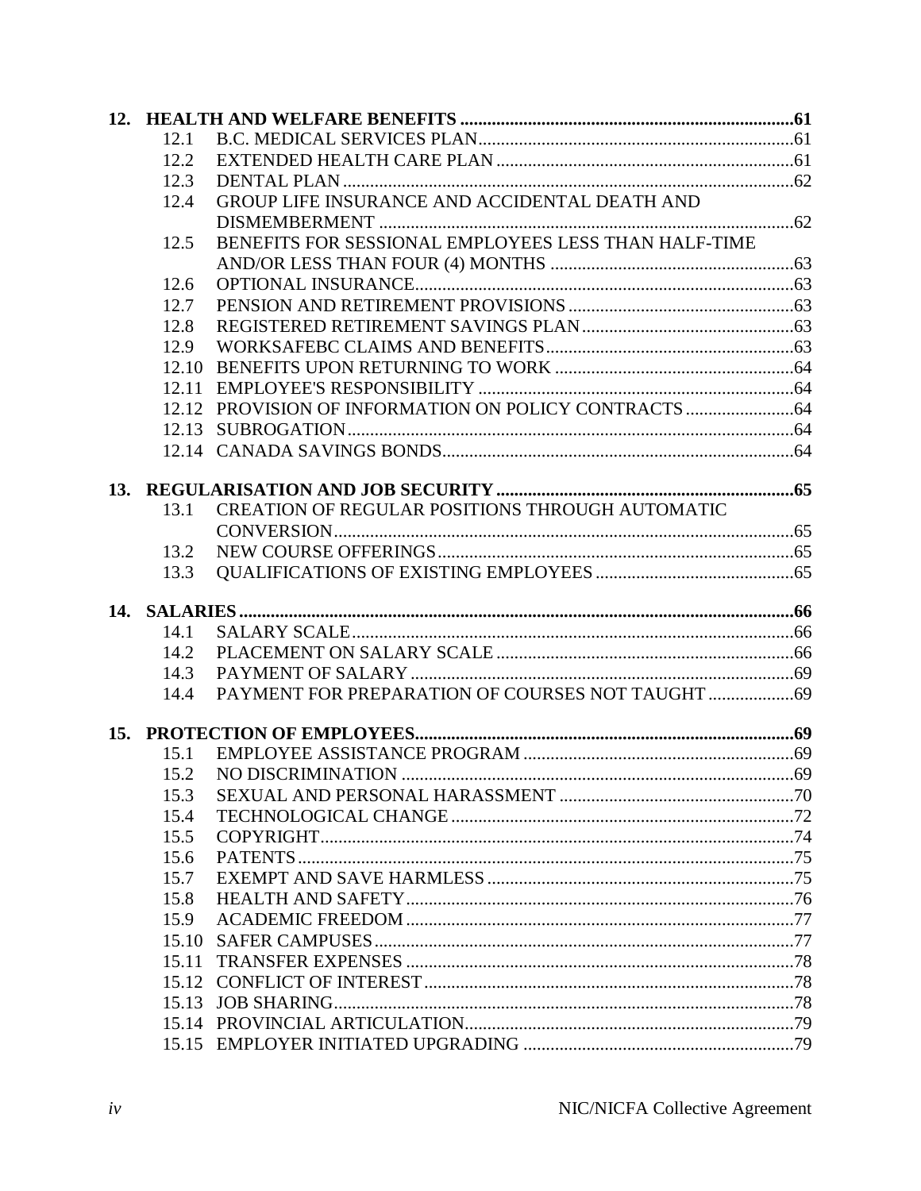**12. HEALTH AND WELFARE BENEFITS ......61**

- 12.1 B.C. MEDICAL SERVICES PLAN ......61
- 12.2 EXTENDED HEALTH CARE PLAN ......61
- 12.3 DENTAL PLAN ......62
- 12.4 GROUP LIFE INSURANCE AND ACCIDENTAL DEATH AND DISMEMBERMENT ......62
- 12.5 BENEFITS FOR SESSIONAL EMPLOYEES LESS THAN HALF-TIME AND/OR LESS THAN FOUR (4) MONTHS ......63
- 12.6 OPTIONAL INSURANCE ......63
- 12.7 PENSION AND RETIREMENT PROVISIONS ......63
- 12.8 REGISTERED RETIREMENT SAVINGS PLAN ......63
- 12.9 WORKSAFEBC CLAIMS AND BENEFITS ......63
- 12.10 BENEFITS UPON RETURNING TO WORK ......64
- 12.11 EMPLOYEE'S RESPONSIBILITY ......64
- 12.12 PROVISION OF INFORMATION ON POLICY CONTRACTS ......64
- 12.13 SUBROGATION ......64
- 12.14 CANADA SAVINGS BONDS ......64

**13. REGULARISATION AND JOB SECURITY ......65**

- 13.1 CREATION OF REGULAR POSITIONS THROUGH AUTOMATIC CONVERSION ......65
- 13.2 NEW COURSE OFFERINGS ......65
- 13.3 QUALIFICATIONS OF EXISTING EMPLOYEES ......65

**14. SALARIES ......66**

- 14.1 SALARY SCALE ......66
- 14.2 PLACEMENT ON SALARY SCALE ......66
- 14.3 PAYMENT OF SALARY ......69
- 14.4 PAYMENT FOR PREPARATION OF COURSES NOT TAUGHT ......69

**15. PROTECTION OF EMPLOYEES ......69**

- 15.1 EMPLOYEE ASSISTANCE PROGRAM ......69
- 15.2 NO DISCRIMINATION ......69
- 15.3 SEXUAL AND PERSONAL HARASSMENT ......70
- 15.4 TECHNOLOGICAL CHANGE ......72
- 15.5 COPYRIGHT ......74
- 15.6 PATENTS ......75
- 15.7 EXEMPT AND SAVE HARMLESS ......75
- 15.8 HEALTH AND SAFETY ......76
- 15.9 ACADEMIC FREEDOM ......77
- 15.10 SAFER CAMPUSES ......77
- 15.11 TRANSFER EXPENSES ......78
- 15.12 CONFLICT OF INTEREST ......78
- 15.13 JOB SHARING ......78
- 15.14 PROVINCIAL ARTICULATION ......79
- 15.15 EMPLOYER INITIATED UPGRADING ......79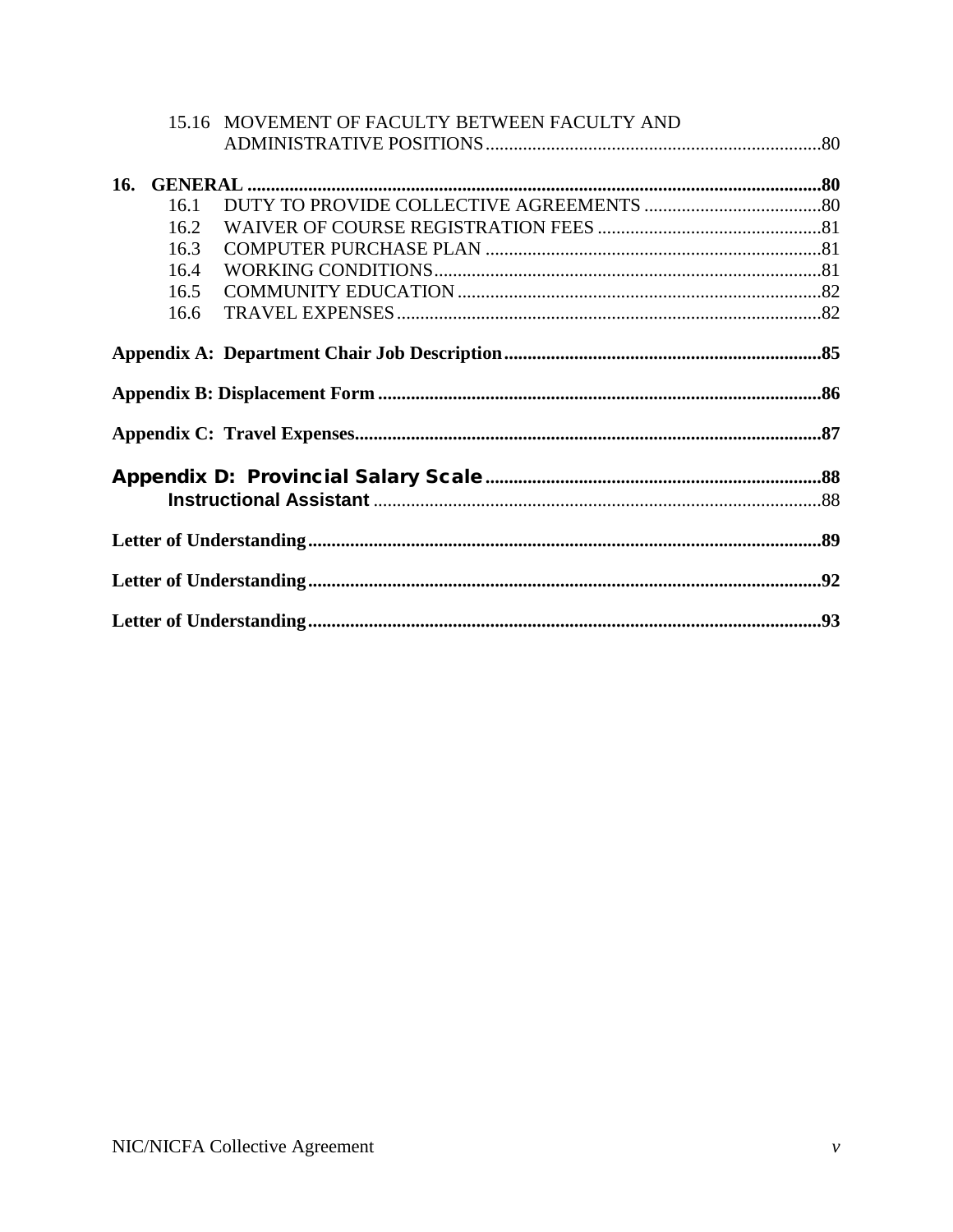15.16 MOVEMENT OF FACULTY BETWEEN FACULTY AND ADMINISTRATIVE POSITIONS........80

**16. GENERAL ........80**

16.1 DUTY TO PROVIDE COLLECTIVE AGREEMENTS ........80
16.2 WAIVER OF COURSE REGISTRATION FEES ........81
16.3 COMPUTER PURCHASE PLAN ........81
16.4 WORKING CONDITIONS........81
16.5 COMMUNITY EDUCATION ........82
16.6 TRAVEL EXPENSES........82

**Appendix A: Department Chair Job Description........85**

**Appendix B: Displacement Form ........86**

**Appendix C: Travel Expenses........87**

**Appendix D: Provincial Salary Scale........88**

**Instructional Assistant** ........88

**Letter of Understanding........89**

**Letter of Understanding........92**

**Letter of Understanding........93**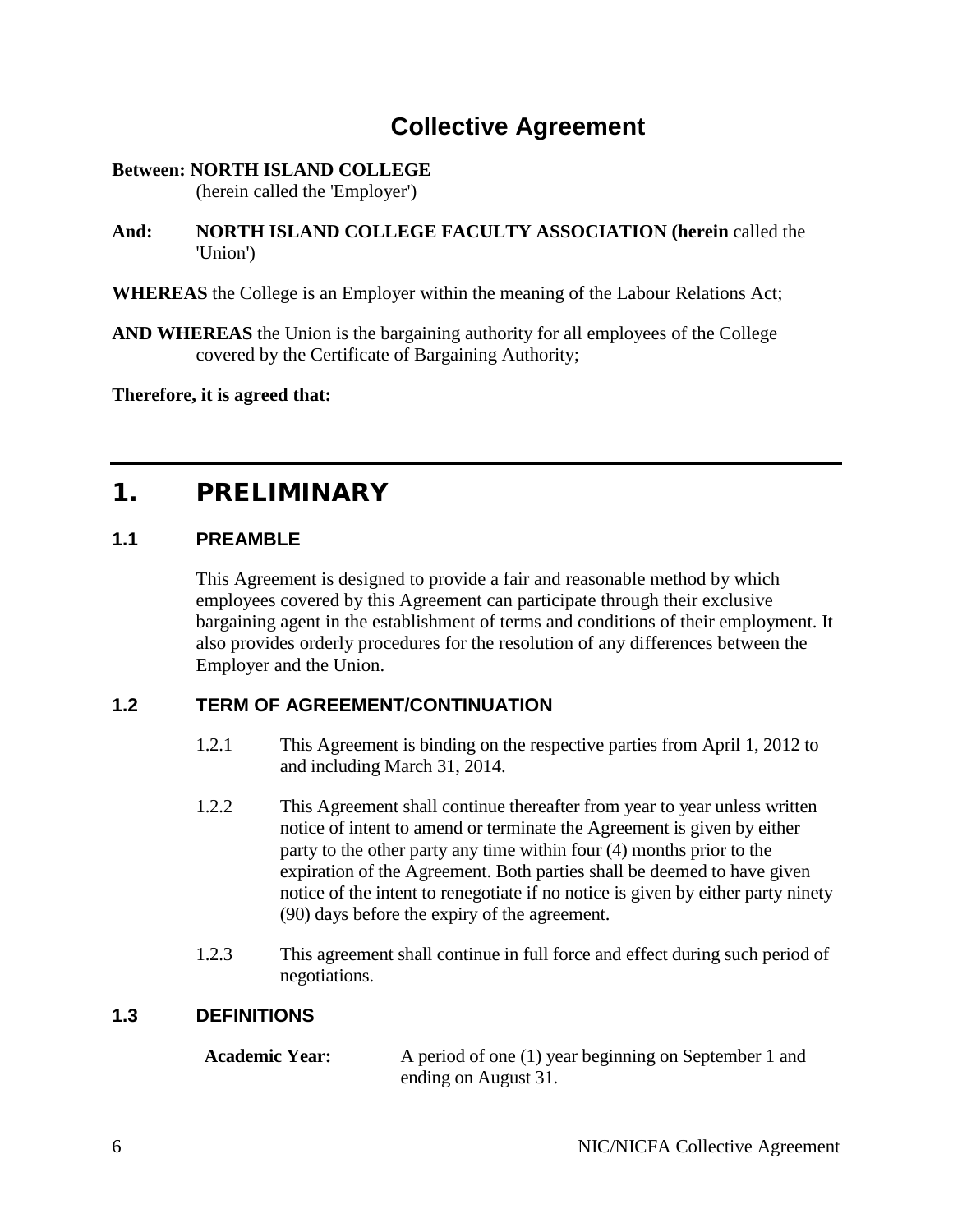# Collective Agreement

**Between: NORTH ISLAND COLLEGE**
(herein called the 'Employer')

**And: NORTH ISLAND COLLEGE FACULTY ASSOCIATION (herein** called the 'Union')

**WHEREAS** the College is an Employer within the meaning of the Labour Relations Act;

**AND WHEREAS** the Union is the bargaining authority for all employees of the College covered by the Certificate of Bargaining Authority;

**Therefore, it is agreed that:**

## 1. PRELIMINARY

### 1.1 PREAMBLE

This Agreement is designed to provide a fair and reasonable method by which employees covered by this Agreement can participate through their exclusive bargaining agent in the establishment of terms and conditions of their employment. It also provides orderly procedures for the resolution of any differences between the Employer and the Union.

### 1.2 TERM OF AGREEMENT/CONTINUATION

1.2.1 This Agreement is binding on the respective parties from April 1, 2012 to and including March 31, 2014.

1.2.2 This Agreement shall continue thereafter from year to year unless written notice of intent to amend or terminate the Agreement is given by either party to the other party any time within four (4) months prior to the expiration of the Agreement. Both parties shall be deemed to have given notice of the intent to renegotiate if no notice is given by either party ninety (90) days before the expiry of the agreement.

1.2.3 This agreement shall continue in full force and effect during such period of negotiations.

### 1.3 DEFINITIONS

**Academic Year:** A period of one (1) year beginning on September 1 and ending on August 31.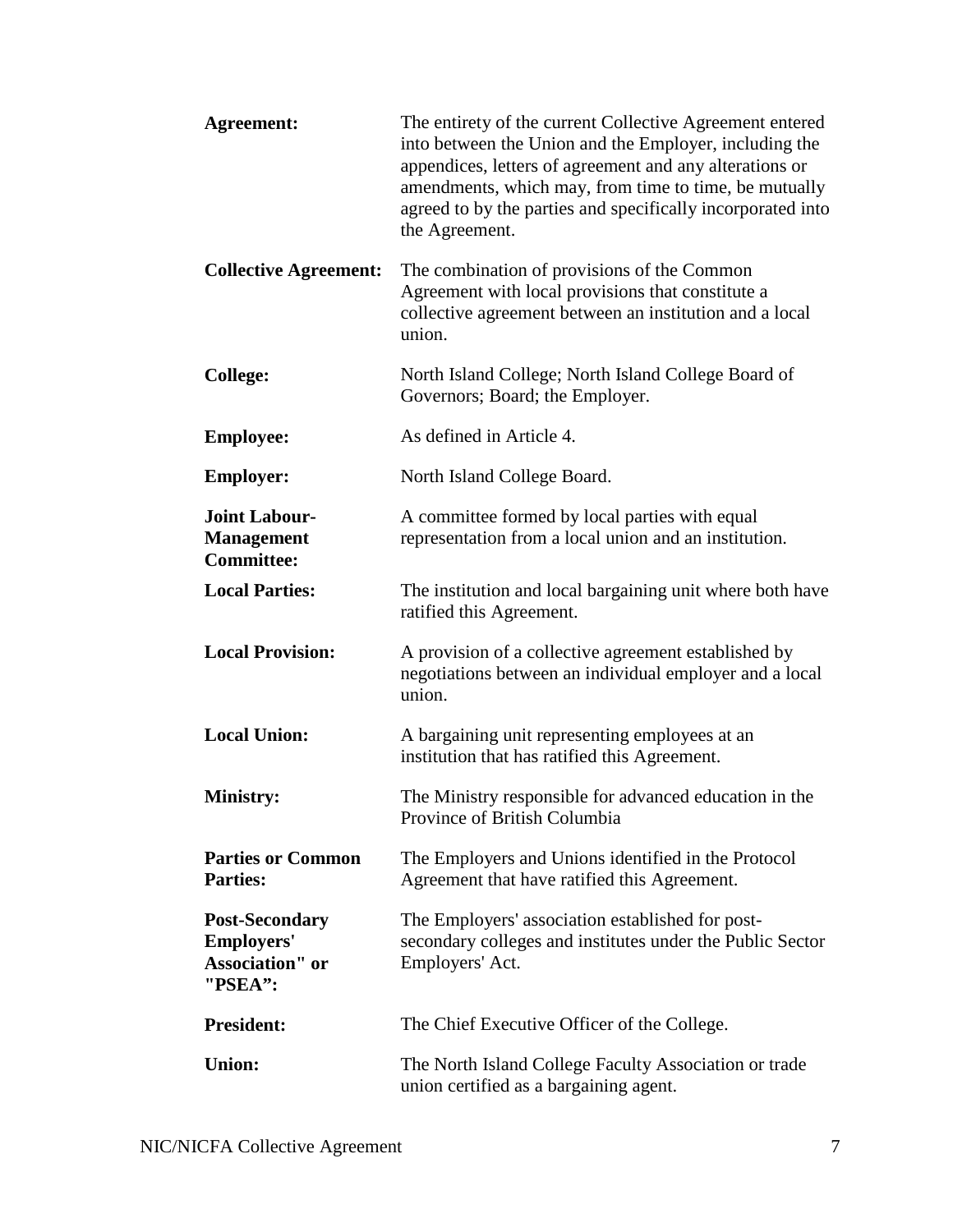| | |
|---|---|
| **Agreement:** | The entirety of the current Collective Agreement entered into between the Union and the Employer, including the appendices, letters of agreement and any alterations or amendments, which may, from time to time, be mutually agreed to by the parties and specifically incorporated into the Agreement. |
| **Collective Agreement:** | The combination of provisions of the Common Agreement with local provisions that constitute a collective agreement between an institution and a local union. |
| **College:** | North Island College; North Island College Board of Governors; Board; the Employer. |
| **Employee:** | As defined in Article 4. |
| **Employer:** | North Island College Board. |
| **Joint Labour-Management Committee:** | A committee formed by local parties with equal representation from a local union and an institution. |
| **Local Parties:** | The institution and local bargaining unit where both have ratified this Agreement. |
| **Local Provision:** | A provision of a collective agreement established by negotiations between an individual employer and a local union. |
| **Local Union:** | A bargaining unit representing employees at an institution that has ratified this Agreement. |
| **Ministry:** | The Ministry responsible for advanced education in the Province of British Columbia |
| **Parties or Common Parties:** | The Employers and Unions identified in the Protocol Agreement that have ratified this Agreement. |
| **Post-Secondary Employers' Association" or "PSEA":** | The Employers' association established for post-secondary colleges and institutes under the Public Sector Employers' Act. |
| **President:** | The Chief Executive Officer of the College. |
| **Union:** | The North Island College Faculty Association or trade union certified as a bargaining agent. |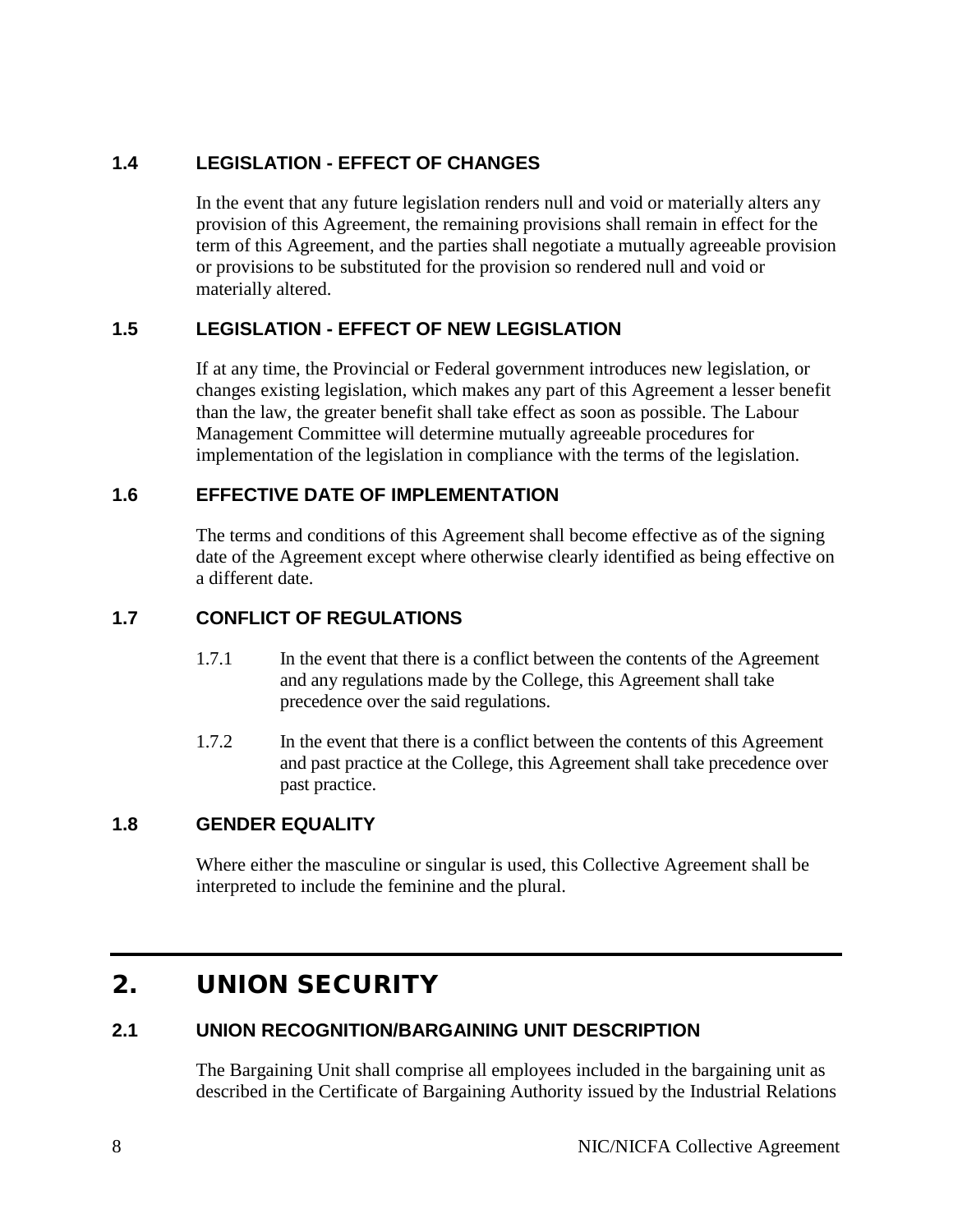### 1.4 LEGISLATION - EFFECT OF CHANGES

In the event that any future legislation renders null and void or materially alters any provision of this Agreement, the remaining provisions shall remain in effect for the term of this Agreement, and the parties shall negotiate a mutually agreeable provision or provisions to be substituted for the provision so rendered null and void or materially altered.

### 1.5 LEGISLATION - EFFECT OF NEW LEGISLATION

If at any time, the Provincial or Federal government introduces new legislation, or changes existing legislation, which makes any part of this Agreement a lesser benefit than the law, the greater benefit shall take effect as soon as possible. The Labour Management Committee will determine mutually agreeable procedures for implementation of the legislation in compliance with the terms of the legislation.

### 1.6 EFFECTIVE DATE OF IMPLEMENTATION

The terms and conditions of this Agreement shall become effective as of the signing date of the Agreement except where otherwise clearly identified as being effective on a different date.

### 1.7 CONFLICT OF REGULATIONS

1.7.1 In the event that there is a conflict between the contents of the Agreement and any regulations made by the College, this Agreement shall take precedence over the said regulations.

1.7.2 In the event that there is a conflict between the contents of this Agreement and past practice at the College, this Agreement shall take precedence over past practice.

### 1.8 GENDER EQUALITY

Where either the masculine or singular is used, this Collective Agreement shall be interpreted to include the feminine and the plural.

## 2. UNION SECURITY

### 2.1 UNION RECOGNITION/BARGAINING UNIT DESCRIPTION

The Bargaining Unit shall comprise all employees included in the bargaining unit as described in the Certificate of Bargaining Authority issued by the Industrial Relations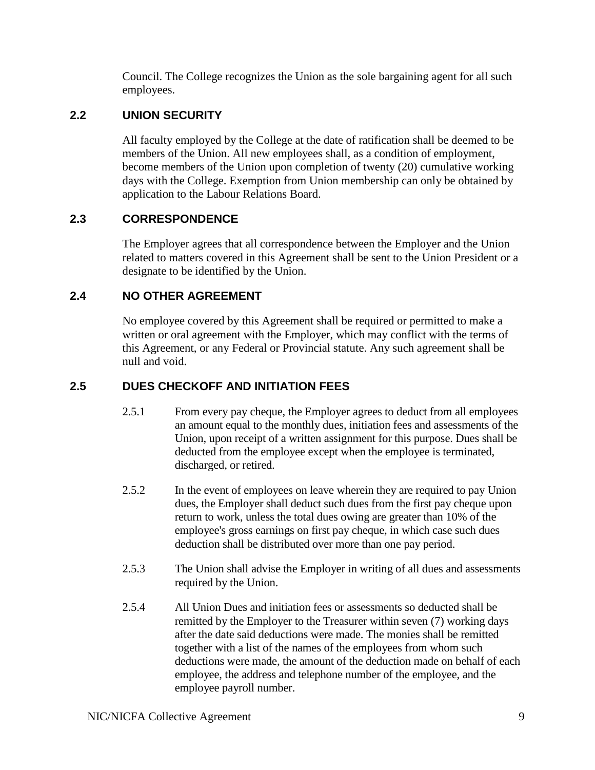Council. The College recognizes the Union as the sole bargaining agent for all such employees.

### 2.2 UNION SECURITY

All faculty employed by the College at the date of ratification shall be deemed to be members of the Union. All new employees shall, as a condition of employment, become members of the Union upon completion of twenty (20) cumulative working days with the College. Exemption from Union membership can only be obtained by application to the Labour Relations Board.

### 2.3 CORRESPONDENCE

The Employer agrees that all correspondence between the Employer and the Union related to matters covered in this Agreement shall be sent to the Union President or a designate to be identified by the Union.

### 2.4 NO OTHER AGREEMENT

No employee covered by this Agreement shall be required or permitted to make a written or oral agreement with the Employer, which may conflict with the terms of this Agreement, or any Federal or Provincial statute. Any such agreement shall be null and void.

### 2.5 DUES CHECKOFF AND INITIATION FEES

2.5.1 From every pay cheque, the Employer agrees to deduct from all employees an amount equal to the monthly dues, initiation fees and assessments of the Union, upon receipt of a written assignment for this purpose. Dues shall be deducted from the employee except when the employee is terminated, discharged, or retired.

2.5.2 In the event of employees on leave wherein they are required to pay Union dues, the Employer shall deduct such dues from the first pay cheque upon return to work, unless the total dues owing are greater than 10% of the employee's gross earnings on first pay cheque, in which case such dues deduction shall be distributed over more than one pay period.

2.5.3 The Union shall advise the Employer in writing of all dues and assessments required by the Union.

2.5.4 All Union Dues and initiation fees or assessments so deducted shall be remitted by the Employer to the Treasurer within seven (7) working days after the date said deductions were made. The monies shall be remitted together with a list of the names of the employees from whom such deductions were made, the amount of the deduction made on behalf of each employee, the address and telephone number of the employee, and the employee payroll number.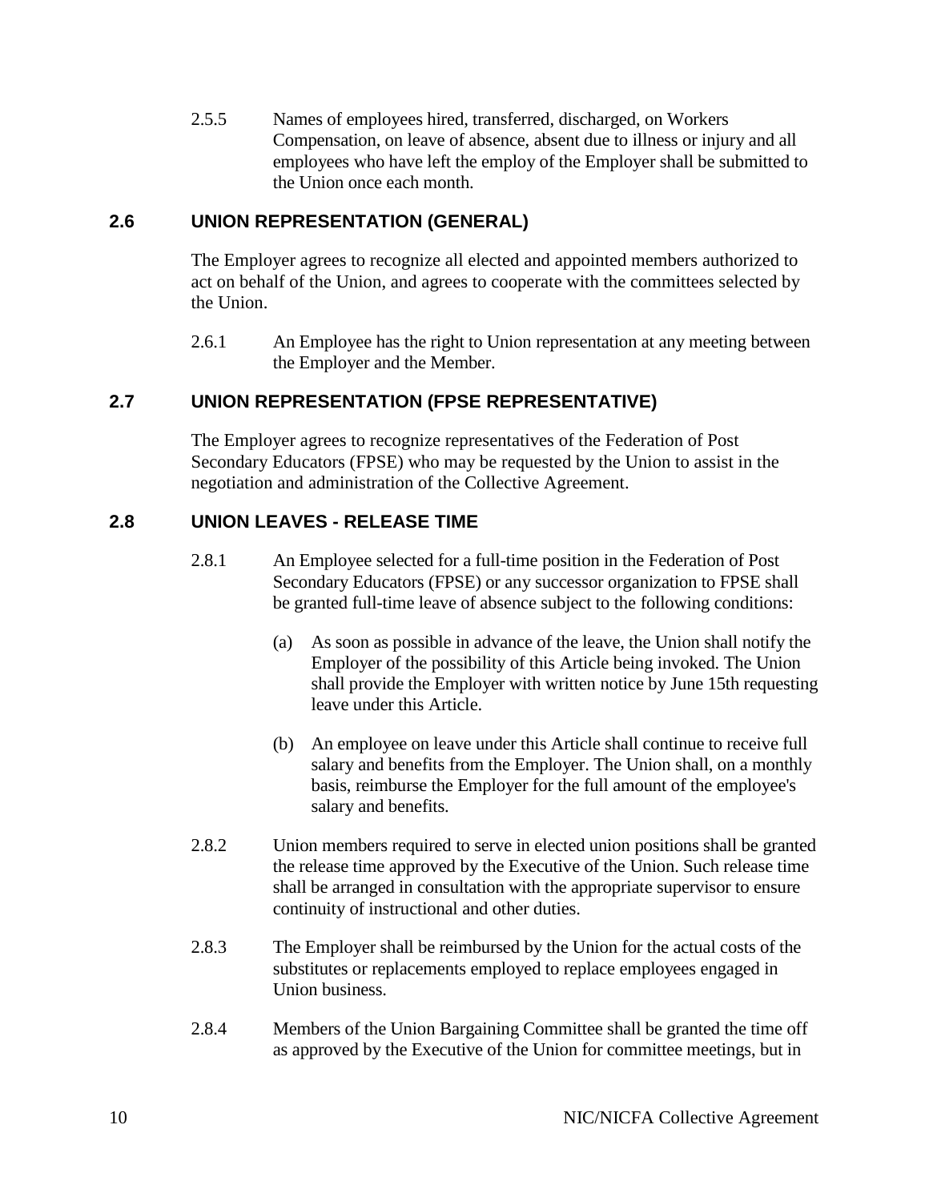2.5.5 Names of employees hired, transferred, discharged, on Workers Compensation, on leave of absence, absent due to illness or injury and all employees who have left the employ of the Employer shall be submitted to the Union once each month.

## 2.6 UNION REPRESENTATION (GENERAL)

The Employer agrees to recognize all elected and appointed members authorized to act on behalf of the Union, and agrees to cooperate with the committees selected by the Union.

2.6.1 An Employee has the right to Union representation at any meeting between the Employer and the Member.

## 2.7 UNION REPRESENTATION (FPSE REPRESENTATIVE)

The Employer agrees to recognize representatives of the Federation of Post Secondary Educators (FPSE) who may be requested by the Union to assist in the negotiation and administration of the Collective Agreement.

## 2.8 UNION LEAVES - RELEASE TIME

2.8.1 An Employee selected for a full-time position in the Federation of Post Secondary Educators (FPSE) or any successor organization to FPSE shall be granted full-time leave of absence subject to the following conditions:

(a) As soon as possible in advance of the leave, the Union shall notify the Employer of the possibility of this Article being invoked. The Union shall provide the Employer with written notice by June 15th requesting leave under this Article.

(b) An employee on leave under this Article shall continue to receive full salary and benefits from the Employer. The Union shall, on a monthly basis, reimburse the Employer for the full amount of the employee's salary and benefits.

2.8.2 Union members required to serve in elected union positions shall be granted the release time approved by the Executive of the Union. Such release time shall be arranged in consultation with the appropriate supervisor to ensure continuity of instructional and other duties.

2.8.3 The Employer shall be reimbursed by the Union for the actual costs of the substitutes or replacements employed to replace employees engaged in Union business.

2.8.4 Members of the Union Bargaining Committee shall be granted the time off as approved by the Executive of the Union for committee meetings, but in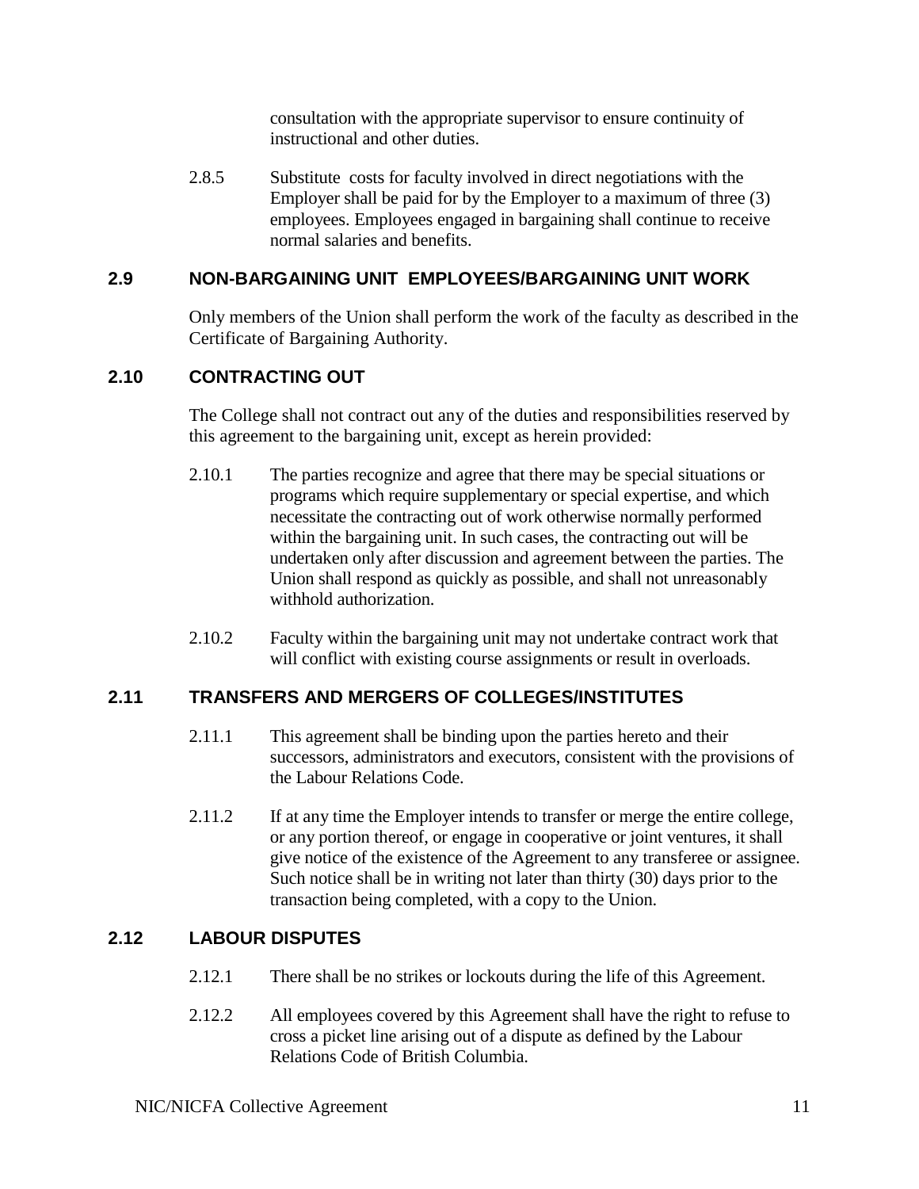consultation with the appropriate supervisor to ensure continuity of instructional and other duties.

2.8.5 Substitute costs for faculty involved in direct negotiations with the Employer shall be paid for by the Employer to a maximum of three (3) employees. Employees engaged in bargaining shall continue to receive normal salaries and benefits.

### 2.9 NON-BARGAINING UNIT EMPLOYEES/BARGAINING UNIT WORK

Only members of the Union shall perform the work of the faculty as described in the Certificate of Bargaining Authority.

### 2.10 CONTRACTING OUT

The College shall not contract out any of the duties and responsibilities reserved by this agreement to the bargaining unit, except as herein provided:

2.10.1 The parties recognize and agree that there may be special situations or programs which require supplementary or special expertise, and which necessitate the contracting out of work otherwise normally performed within the bargaining unit. In such cases, the contracting out will be undertaken only after discussion and agreement between the parties. The Union shall respond as quickly as possible, and shall not unreasonably withhold authorization.

2.10.2 Faculty within the bargaining unit may not undertake contract work that will conflict with existing course assignments or result in overloads.

### 2.11 TRANSFERS AND MERGERS OF COLLEGES/INSTITUTES

2.11.1 This agreement shall be binding upon the parties hereto and their successors, administrators and executors, consistent with the provisions of the Labour Relations Code.

2.11.2 If at any time the Employer intends to transfer or merge the entire college, or any portion thereof, or engage in cooperative or joint ventures, it shall give notice of the existence of the Agreement to any transferee or assignee. Such notice shall be in writing not later than thirty (30) days prior to the transaction being completed, with a copy to the Union.

### 2.12 LABOUR DISPUTES

2.12.1 There shall be no strikes or lockouts during the life of this Agreement.

2.12.2 All employees covered by this Agreement shall have the right to refuse to cross a picket line arising out of a dispute as defined by the Labour Relations Code of British Columbia.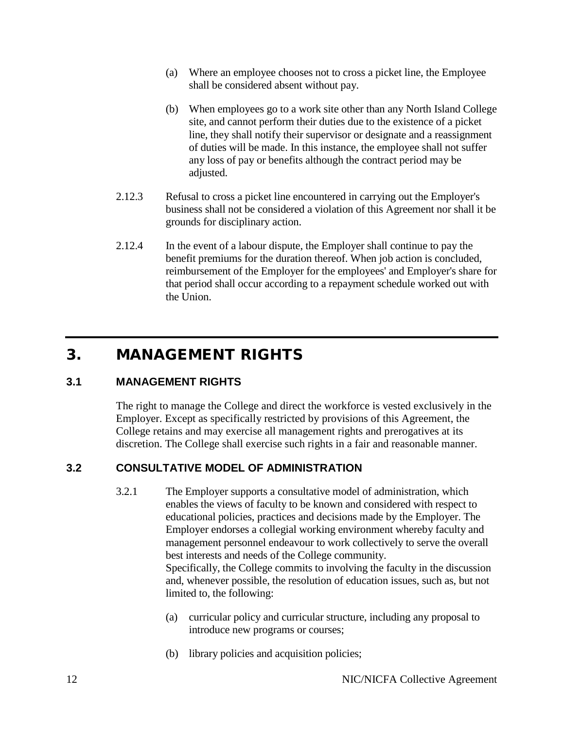(a) Where an employee chooses not to cross a picket line, the Employee shall be considered absent without pay.

(b) When employees go to a work site other than any North Island College site, and cannot perform their duties due to the existence of a picket line, they shall notify their supervisor or designate and a reassignment of duties will be made. In this instance, the employee shall not suffer any loss of pay or benefits although the contract period may be adjusted.

2.12.3 Refusal to cross a picket line encountered in carrying out the Employer's business shall not be considered a violation of this Agreement nor shall it be grounds for disciplinary action.

2.12.4 In the event of a labour dispute, the Employer shall continue to pay the benefit premiums for the duration thereof. When job action is concluded, reimbursement of the Employer for the employees' and Employer's share for that period shall occur according to a repayment schedule worked out with the Union.

# 3. MANAGEMENT RIGHTS

## 3.1 MANAGEMENT RIGHTS

The right to manage the College and direct the workforce is vested exclusively in the Employer. Except as specifically restricted by provisions of this Agreement, the College retains and may exercise all management rights and prerogatives at its discretion. The College shall exercise such rights in a fair and reasonable manner.

## 3.2 CONSULTATIVE MODEL OF ADMINISTRATION

3.2.1 The Employer supports a consultative model of administration, which enables the views of faculty to be known and considered with respect to educational policies, practices and decisions made by the Employer. The Employer endorses a collegial working environment whereby faculty and management personnel endeavour to work collectively to serve the overall best interests and needs of the College community.
Specifically, the College commits to involving the faculty in the discussion and, whenever possible, the resolution of education issues, such as, but not limited to, the following:

(a) curricular policy and curricular structure, including any proposal to introduce new programs or courses;

(b) library policies and acquisition policies;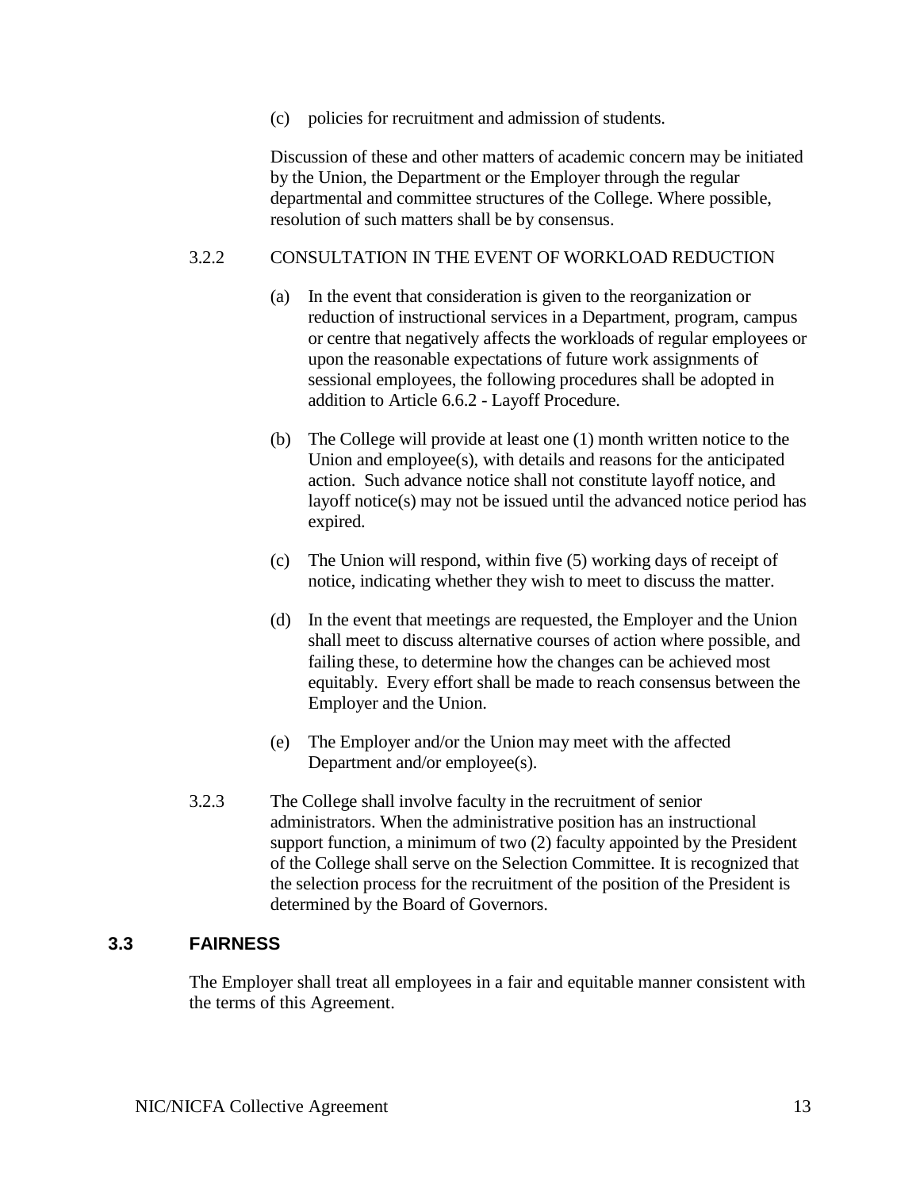(c) policies for recruitment and admission of students.

Discussion of these and other matters of academic concern may be initiated by the Union, the Department or the Employer through the regular departmental and committee structures of the College. Where possible, resolution of such matters shall be by consensus.

3.2.2 CONSULTATION IN THE EVENT OF WORKLOAD REDUCTION

(a) In the event that consideration is given to the reorganization or reduction of instructional services in a Department, program, campus or centre that negatively affects the workloads of regular employees or upon the reasonable expectations of future work assignments of sessional employees, the following procedures shall be adopted in addition to Article 6.6.2 - Layoff Procedure.

(b) The College will provide at least one (1) month written notice to the Union and employee(s), with details and reasons for the anticipated action. Such advance notice shall not constitute layoff notice, and layoff notice(s) may not be issued until the advanced notice period has expired.

(c) The Union will respond, within five (5) working days of receipt of notice, indicating whether they wish to meet to discuss the matter.

(d) In the event that meetings are requested, the Employer and the Union shall meet to discuss alternative courses of action where possible, and failing these, to determine how the changes can be achieved most equitably. Every effort shall be made to reach consensus between the Employer and the Union.

(e) The Employer and/or the Union may meet with the affected Department and/or employee(s).

3.2.3 The College shall involve faculty in the recruitment of senior administrators. When the administrative position has an instructional support function, a minimum of two (2) faculty appointed by the President of the College shall serve on the Selection Committee. It is recognized that the selection process for the recruitment of the position of the President is determined by the Board of Governors.

## 3.3 FAIRNESS

The Employer shall treat all employees in a fair and equitable manner consistent with the terms of this Agreement.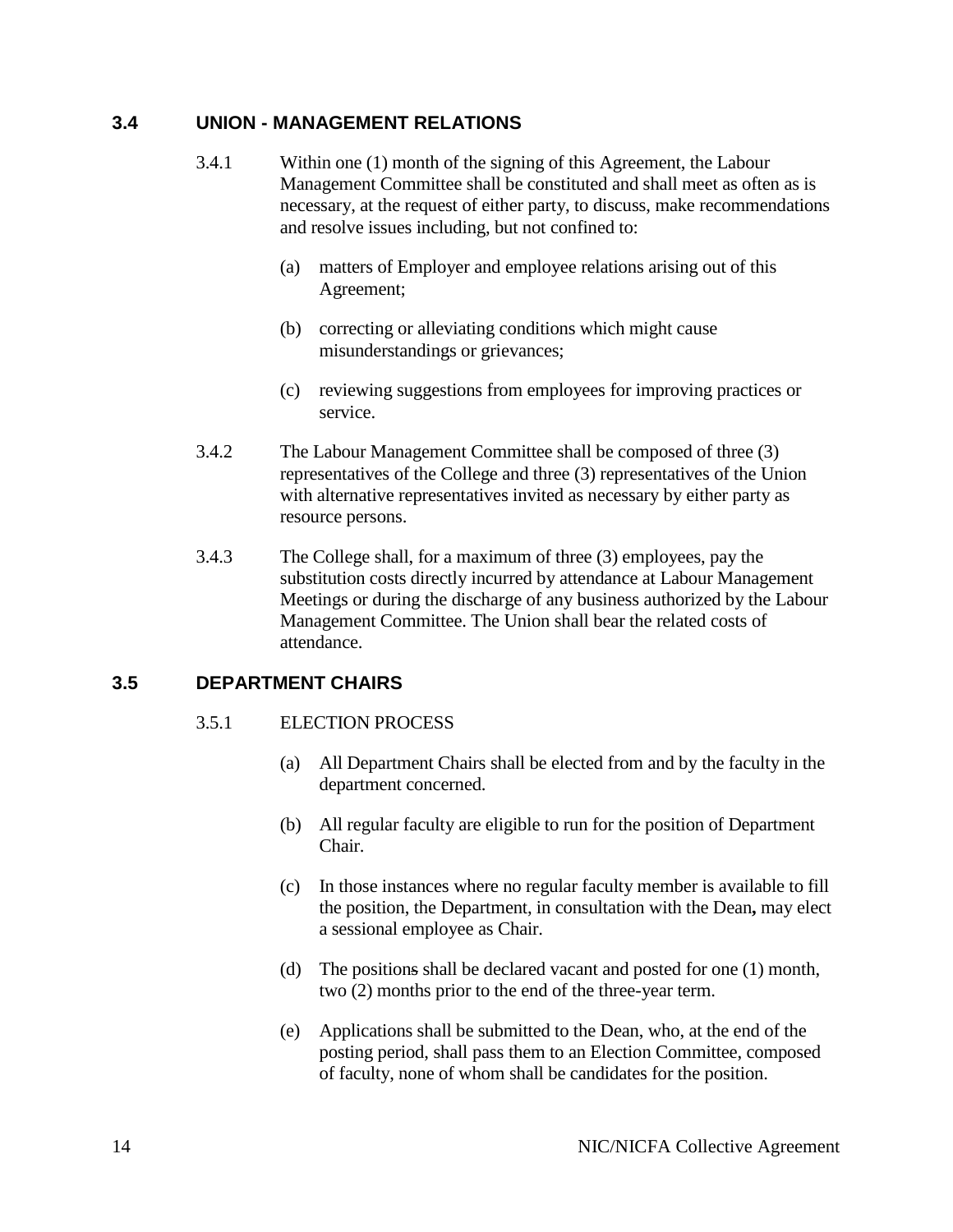## 3.4 UNION - MANAGEMENT RELATIONS

3.4.1 Within one (1) month of the signing of this Agreement, the Labour Management Committee shall be constituted and shall meet as often as is necessary, at the request of either party, to discuss, make recommendations and resolve issues including, but not confined to:

(a) matters of Employer and employee relations arising out of this Agreement;

(b) correcting or alleviating conditions which might cause misunderstandings or grievances;

(c) reviewing suggestions from employees for improving practices or service.

3.4.2 The Labour Management Committee shall be composed of three (3) representatives of the College and three (3) representatives of the Union with alternative representatives invited as necessary by either party as resource persons.

3.4.3 The College shall, for a maximum of three (3) employees, pay the substitution costs directly incurred by attendance at Labour Management Meetings or during the discharge of any business authorized by the Labour Management Committee. The Union shall bear the related costs of attendance.

## 3.5 DEPARTMENT CHAIRS

3.5.1 ELECTION PROCESS

(a) All Department Chairs shall be elected from and by the faculty in the department concerned.

(b) All regular faculty are eligible to run for the position of Department Chair.

(c) In those instances where no regular faculty member is available to fill the position, the Department, in consultation with the Dean**,** may elect a sessional employee as Chair.

(d) The positions shall be declared vacant and posted for one (1) month, two (2) months prior to the end of the three-year term.

(e) Applications shall be submitted to the Dean, who, at the end of the posting period, shall pass them to an Election Committee, composed of faculty, none of whom shall be candidates for the position.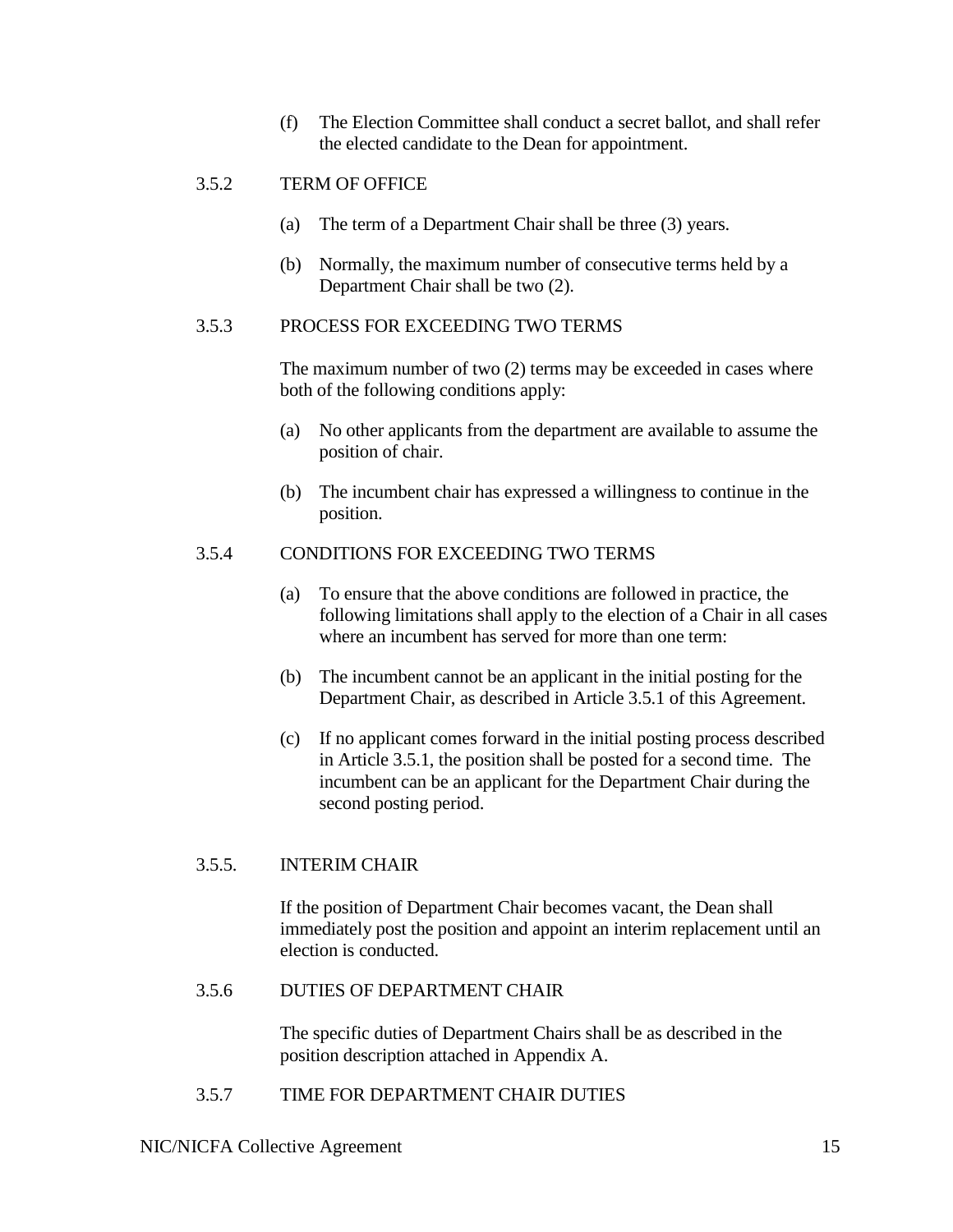(f) The Election Committee shall conduct a secret ballot, and shall refer the elected candidate to the Dean for appointment.

### 3.5.2 TERM OF OFFICE

(a) The term of a Department Chair shall be three (3) years.

(b) Normally, the maximum number of consecutive terms held by a Department Chair shall be two (2).

### 3.5.3 PROCESS FOR EXCEEDING TWO TERMS

The maximum number of two (2) terms may be exceeded in cases where both of the following conditions apply:

(a) No other applicants from the department are available to assume the position of chair.

(b) The incumbent chair has expressed a willingness to continue in the position.

### 3.5.4 CONDITIONS FOR EXCEEDING TWO TERMS

(a) To ensure that the above conditions are followed in practice, the following limitations shall apply to the election of a Chair in all cases where an incumbent has served for more than one term:

(b) The incumbent cannot be an applicant in the initial posting for the Department Chair, as described in Article 3.5.1 of this Agreement.

(c) If no applicant comes forward in the initial posting process described in Article 3.5.1, the position shall be posted for a second time. The incumbent can be an applicant for the Department Chair during the second posting period.

### 3.5.5. INTERIM CHAIR

If the position of Department Chair becomes vacant, the Dean shall immediately post the position and appoint an interim replacement until an election is conducted.

### 3.5.6 DUTIES OF DEPARTMENT CHAIR

The specific duties of Department Chairs shall be as described in the position description attached in Appendix A.

### 3.5.7 TIME FOR DEPARTMENT CHAIR DUTIES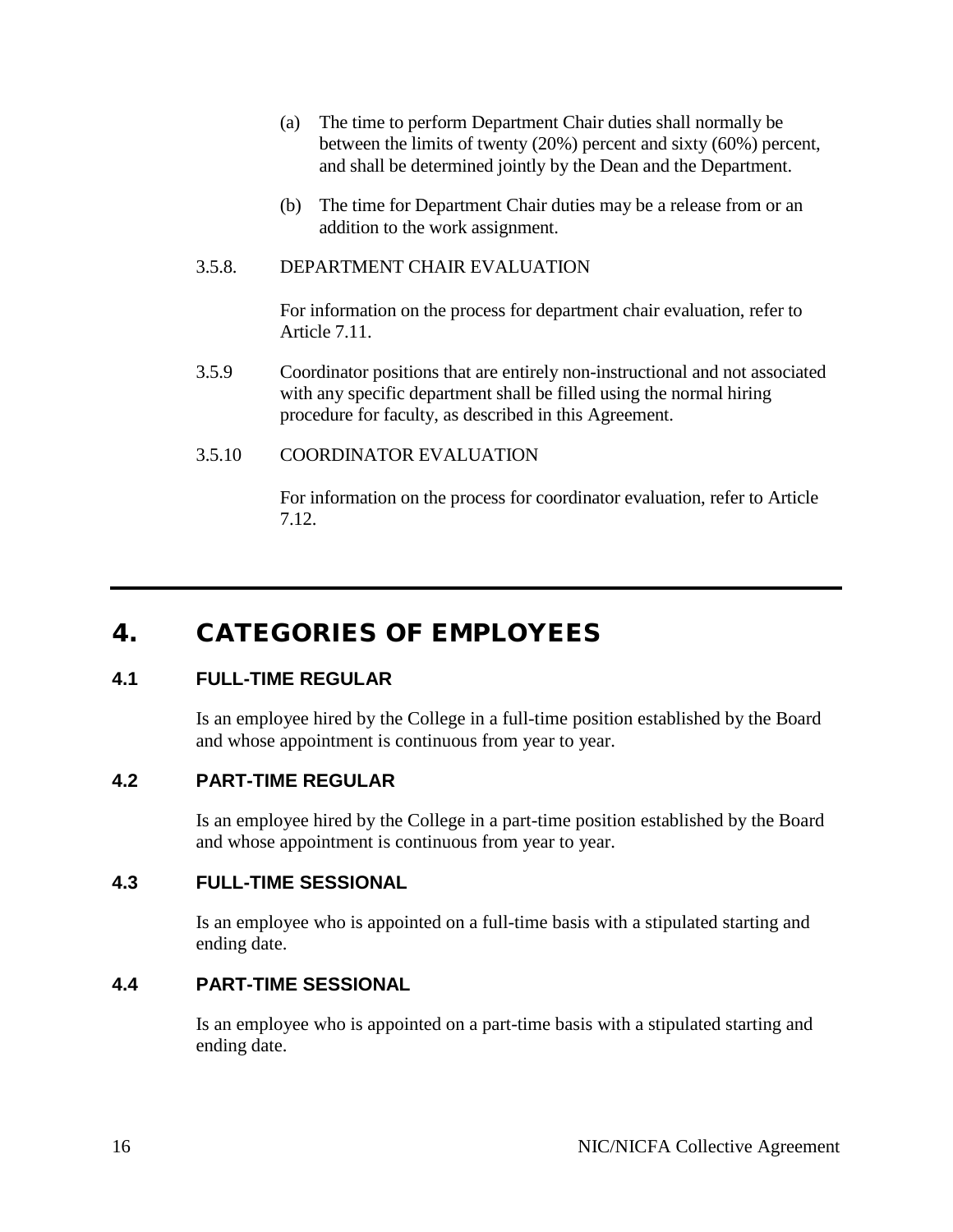(a) The time to perform Department Chair duties shall normally be between the limits of twenty (20%) percent and sixty (60%) percent, and shall be determined jointly by the Dean and the Department.

(b) The time for Department Chair duties may be a release from or an addition to the work assignment.

3.5.8. DEPARTMENT CHAIR EVALUATION

For information on the process for department chair evaluation, refer to Article 7.11.

3.5.9 Coordinator positions that are entirely non-instructional and not associated with any specific department shall be filled using the normal hiring procedure for faculty, as described in this Agreement.

3.5.10 COORDINATOR EVALUATION

For information on the process for coordinator evaluation, refer to Article 7.12.

# 4. CATEGORIES OF EMPLOYEES

## 4.1 FULL-TIME REGULAR

Is an employee hired by the College in a full-time position established by the Board and whose appointment is continuous from year to year.

## 4.2 PART-TIME REGULAR

Is an employee hired by the College in a part-time position established by the Board and whose appointment is continuous from year to year.

## 4.3 FULL-TIME SESSIONAL

Is an employee who is appointed on a full-time basis with a stipulated starting and ending date.

## 4.4 PART-TIME SESSIONAL

Is an employee who is appointed on a part-time basis with a stipulated starting and ending date.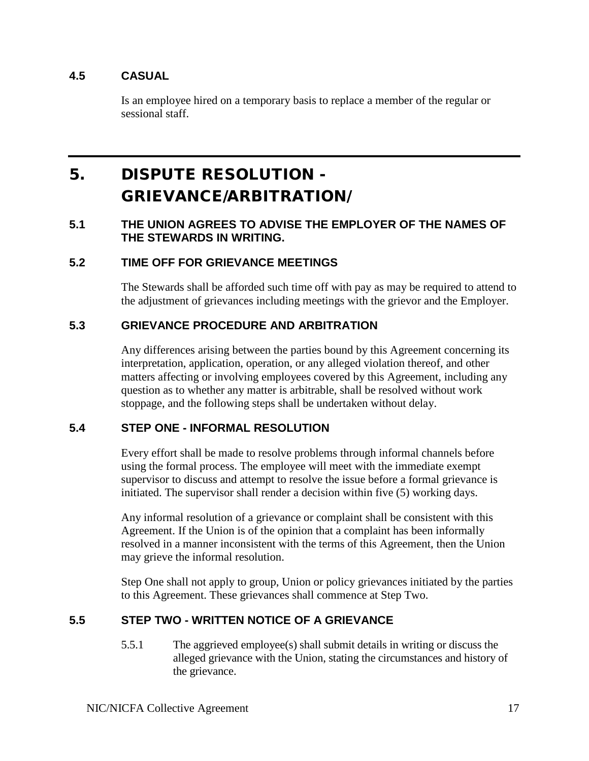### 4.5 CASUAL

Is an employee hired on a temporary basis to replace a member of the regular or sessional staff.

---

# 5. DISPUTE RESOLUTION - GRIEVANCE/ARBITRATION/

### 5.1 THE UNION AGREES TO ADVISE THE EMPLOYER OF THE NAMES OF THE STEWARDS IN WRITING.

### 5.2 TIME OFF FOR GRIEVANCE MEETINGS

The Stewards shall be afforded such time off with pay as may be required to attend to the adjustment of grievances including meetings with the grievor and the Employer.

### 5.3 GRIEVANCE PROCEDURE AND ARBITRATION

Any differences arising between the parties bound by this Agreement concerning its interpretation, application, operation, or any alleged violation thereof, and other matters affecting or involving employees covered by this Agreement, including any question as to whether any matter is arbitrable, shall be resolved without work stoppage, and the following steps shall be undertaken without delay.

### 5.4 STEP ONE - INFORMAL RESOLUTION

Every effort shall be made to resolve problems through informal channels before using the formal process. The employee will meet with the immediate exempt supervisor to discuss and attempt to resolve the issue before a formal grievance is initiated. The supervisor shall render a decision within five (5) working days.

Any informal resolution of a grievance or complaint shall be consistent with this Agreement. If the Union is of the opinion that a complaint has been informally resolved in a manner inconsistent with the terms of this Agreement, then the Union may grieve the informal resolution.

Step One shall not apply to group, Union or policy grievances initiated by the parties to this Agreement. These grievances shall commence at Step Two.

### 5.5 STEP TWO - WRITTEN NOTICE OF A GRIEVANCE

5.5.1 The aggrieved employee(s) shall submit details in writing or discuss the alleged grievance with the Union, stating the circumstances and history of the grievance.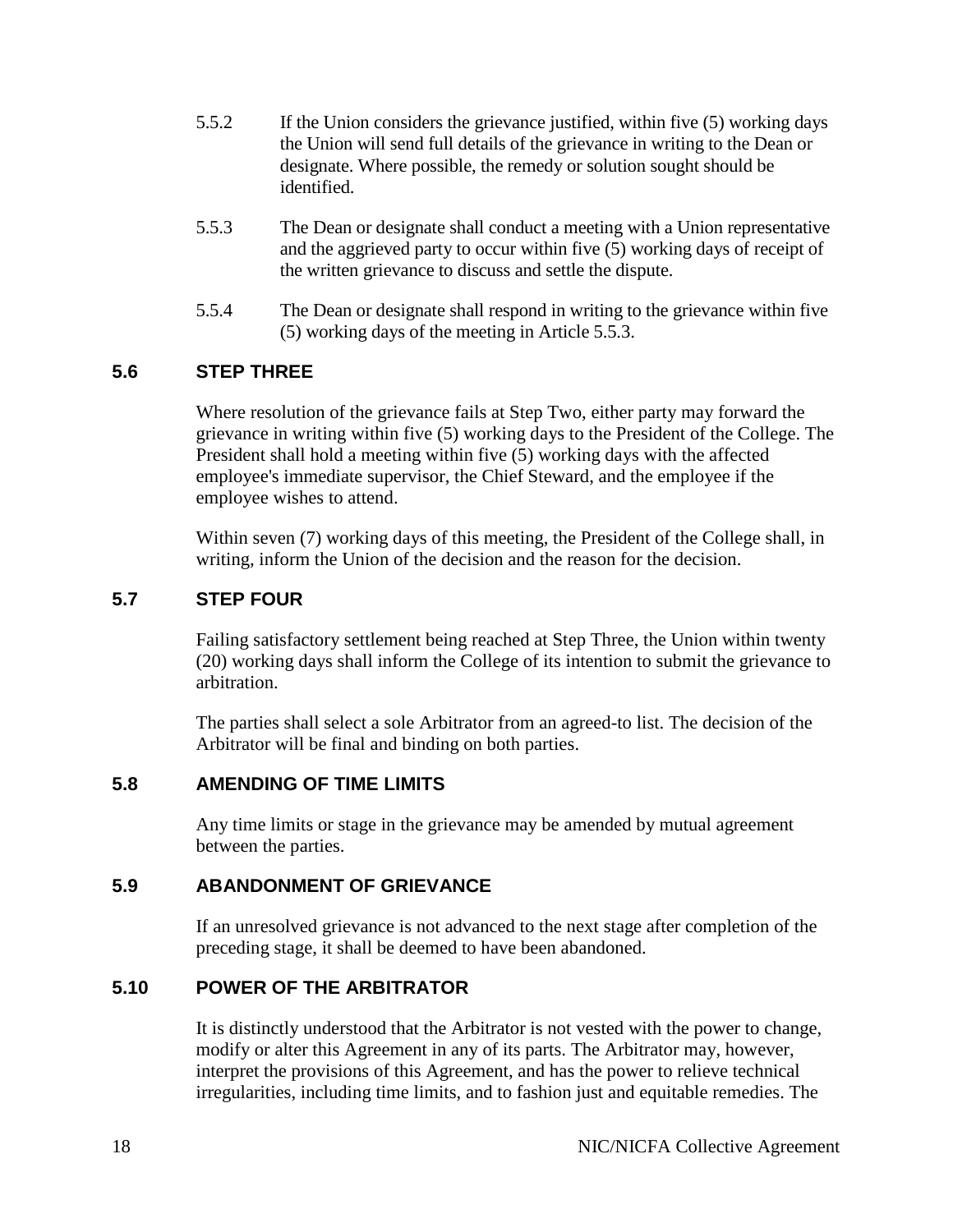5.5.2 If the Union considers the grievance justified, within five (5) working days the Union will send full details of the grievance in writing to the Dean or designate. Where possible, the remedy or solution sought should be identified.

5.5.3 The Dean or designate shall conduct a meeting with a Union representative and the aggrieved party to occur within five (5) working days of receipt of the written grievance to discuss and settle the dispute.

5.5.4 The Dean or designate shall respond in writing to the grievance within five (5) working days of the meeting in Article 5.5.3.

### 5.6 STEP THREE

Where resolution of the grievance fails at Step Two, either party may forward the grievance in writing within five (5) working days to the President of the College. The President shall hold a meeting within five (5) working days with the affected employee's immediate supervisor, the Chief Steward, and the employee if the employee wishes to attend.

Within seven (7) working days of this meeting, the President of the College shall, in writing, inform the Union of the decision and the reason for the decision.

### 5.7 STEP FOUR

Failing satisfactory settlement being reached at Step Three, the Union within twenty (20) working days shall inform the College of its intention to submit the grievance to arbitration.

The parties shall select a sole Arbitrator from an agreed-to list. The decision of the Arbitrator will be final and binding on both parties.

### 5.8 AMENDING OF TIME LIMITS

Any time limits or stage in the grievance may be amended by mutual agreement between the parties.

### 5.9 ABANDONMENT OF GRIEVANCE

If an unresolved grievance is not advanced to the next stage after completion of the preceding stage, it shall be deemed to have been abandoned.

### 5.10 POWER OF THE ARBITRATOR

It is distinctly understood that the Arbitrator is not vested with the power to change, modify or alter this Agreement in any of its parts. The Arbitrator may, however, interpret the provisions of this Agreement, and has the power to relieve technical irregularities, including time limits, and to fashion just and equitable remedies. The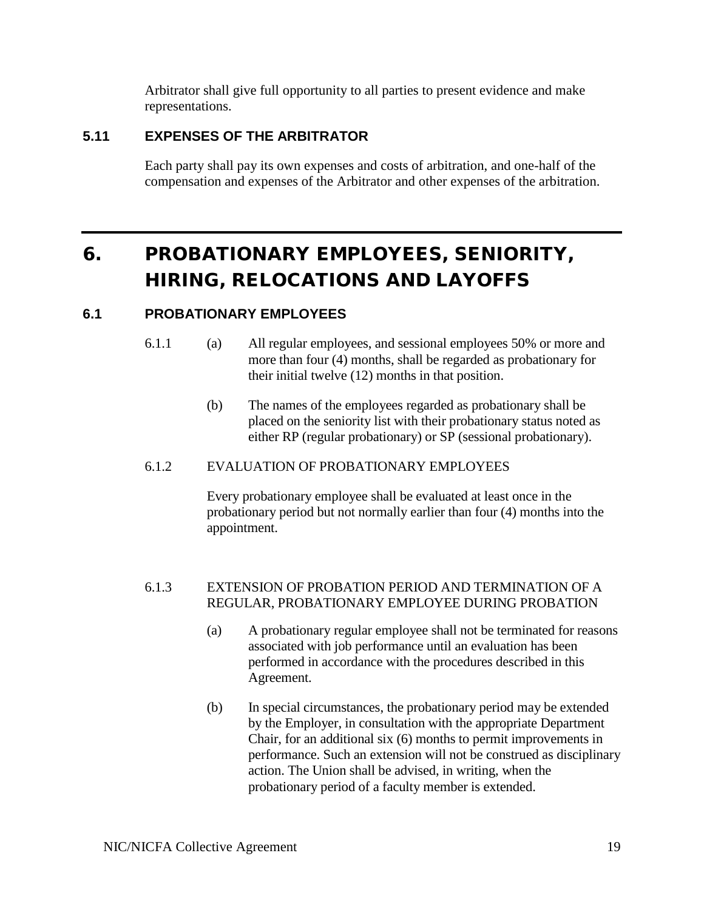Arbitrator shall give full opportunity to all parties to present evidence and make representations.

### 5.11 EXPENSES OF THE ARBITRATOR

Each party shall pay its own expenses and costs of arbitration, and one-half of the compensation and expenses of the Arbitrator and other expenses of the arbitration.

## 6. PROBATIONARY EMPLOYEES, SENIORITY, HIRING, RELOCATIONS AND LAYOFFS

### 6.1 PROBATIONARY EMPLOYEES

6.1.1 (a) All regular employees, and sessional employees 50% or more and more than four (4) months, shall be regarded as probationary for their initial twelve (12) months in that position.

(b) The names of the employees regarded as probationary shall be placed on the seniority list with their probationary status noted as either RP (regular probationary) or SP (sessional probationary).

6.1.2 EVALUATION OF PROBATIONARY EMPLOYEES

Every probationary employee shall be evaluated at least once in the probationary period but not normally earlier than four (4) months into the appointment.

6.1.3 EXTENSION OF PROBATION PERIOD AND TERMINATION OF A REGULAR, PROBATIONARY EMPLOYEE DURING PROBATION

(a) A probationary regular employee shall not be terminated for reasons associated with job performance until an evaluation has been performed in accordance with the procedures described in this Agreement.

(b) In special circumstances, the probationary period may be extended by the Employer, in consultation with the appropriate Department Chair, for an additional six (6) months to permit improvements in performance. Such an extension will not be construed as disciplinary action. The Union shall be advised, in writing, when the probationary period of a faculty member is extended.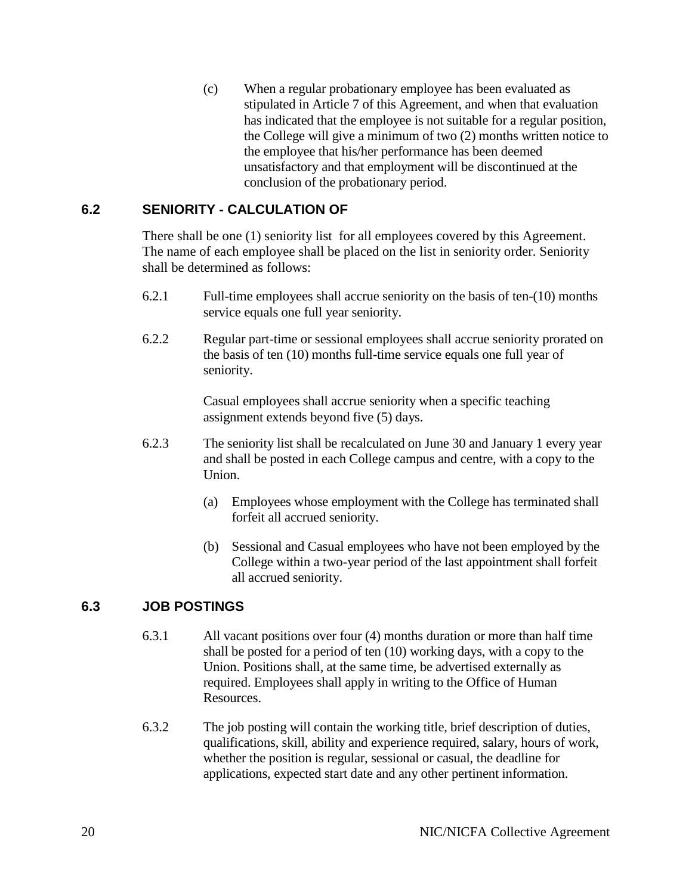(c) When a regular probationary employee has been evaluated as stipulated in Article 7 of this Agreement, and when that evaluation has indicated that the employee is not suitable for a regular position, the College will give a minimum of two (2) months written notice to the employee that his/her performance has been deemed unsatisfactory and that employment will be discontinued at the conclusion of the probationary period.

## 6.2 SENIORITY - CALCULATION OF

There shall be one (1) seniority list for all employees covered by this Agreement. The name of each employee shall be placed on the list in seniority order. Seniority shall be determined as follows:

6.2.1 Full-time employees shall accrue seniority on the basis of ten-(10) months service equals one full year seniority.

6.2.2 Regular part-time or sessional employees shall accrue seniority prorated on the basis of ten (10) months full-time service equals one full year of seniority.

Casual employees shall accrue seniority when a specific teaching assignment extends beyond five (5) days.

6.2.3 The seniority list shall be recalculated on June 30 and January 1 every year and shall be posted in each College campus and centre, with a copy to the Union.

(a) Employees whose employment with the College has terminated shall forfeit all accrued seniority.

(b) Sessional and Casual employees who have not been employed by the College within a two-year period of the last appointment shall forfeit all accrued seniority.

## 6.3 JOB POSTINGS

6.3.1 All vacant positions over four (4) months duration or more than half time shall be posted for a period of ten (10) working days, with a copy to the Union. Positions shall, at the same time, be advertised externally as required. Employees shall apply in writing to the Office of Human Resources.

6.3.2 The job posting will contain the working title, brief description of duties, qualifications, skill, ability and experience required, salary, hours of work, whether the position is regular, sessional or casual, the deadline for applications, expected start date and any other pertinent information.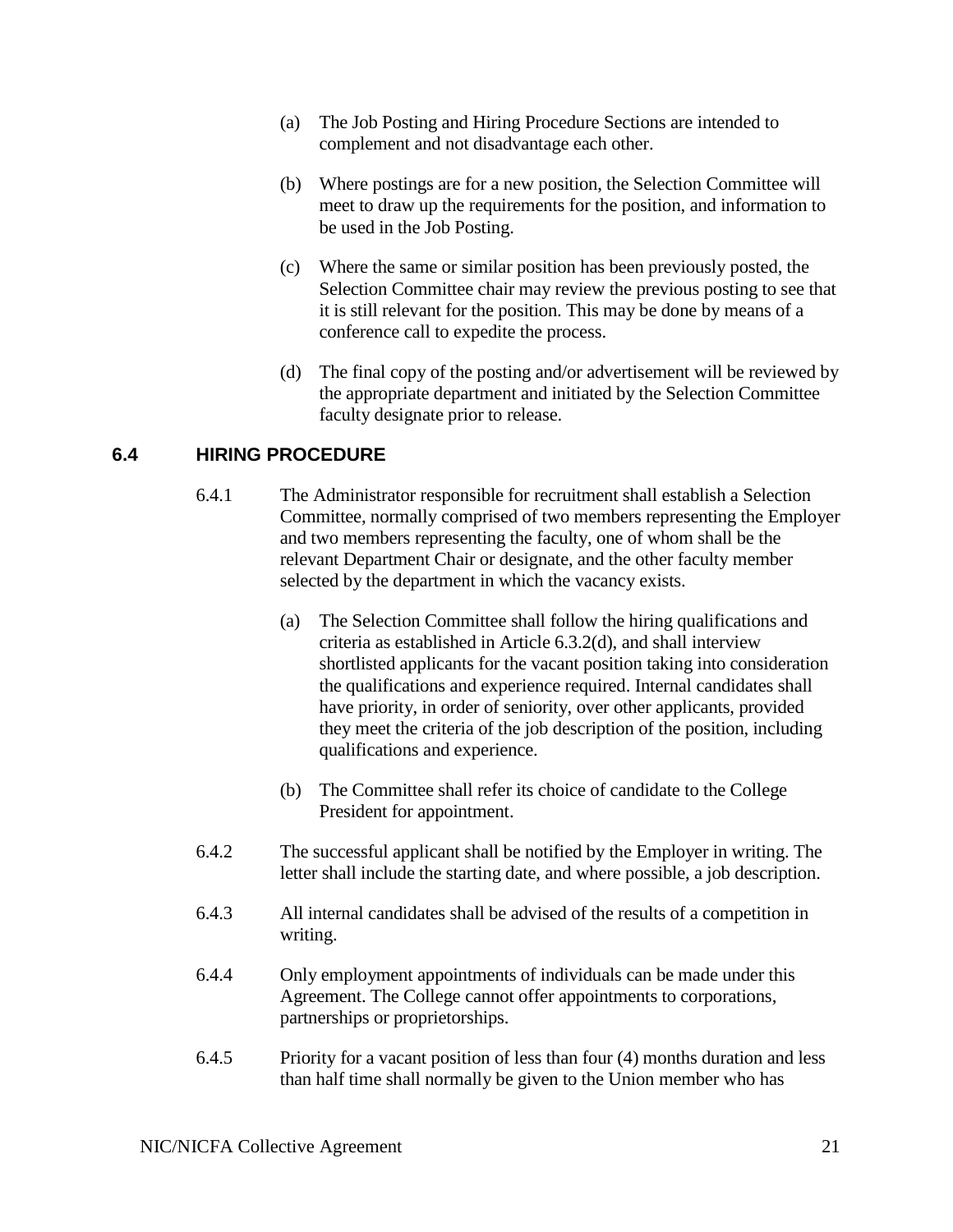(a) The Job Posting and Hiring Procedure Sections are intended to complement and not disadvantage each other.

(b) Where postings are for a new position, the Selection Committee will meet to draw up the requirements for the position, and information to be used in the Job Posting.

(c) Where the same or similar position has been previously posted, the Selection Committee chair may review the previous posting to see that it is still relevant for the position. This may be done by means of a conference call to expedite the process.

(d) The final copy of the posting and/or advertisement will be reviewed by the appropriate department and initiated by the Selection Committee faculty designate prior to release.

## 6.4 HIRING PROCEDURE

6.4.1 The Administrator responsible for recruitment shall establish a Selection Committee, normally comprised of two members representing the Employer and two members representing the faculty, one of whom shall be the relevant Department Chair or designate, and the other faculty member selected by the department in which the vacancy exists.

(a) The Selection Committee shall follow the hiring qualifications and criteria as established in Article 6.3.2(d), and shall interview shortlisted applicants for the vacant position taking into consideration the qualifications and experience required. Internal candidates shall have priority, in order of seniority, over other applicants, provided they meet the criteria of the job description of the position, including qualifications and experience.

(b) The Committee shall refer its choice of candidate to the College President for appointment.

6.4.2 The successful applicant shall be notified by the Employer in writing. The letter shall include the starting date, and where possible, a job description.

6.4.3 All internal candidates shall be advised of the results of a competition in writing.

6.4.4 Only employment appointments of individuals can be made under this Agreement. The College cannot offer appointments to corporations, partnerships or proprietorships.

6.4.5 Priority for a vacant position of less than four (4) months duration and less than half time shall normally be given to the Union member who has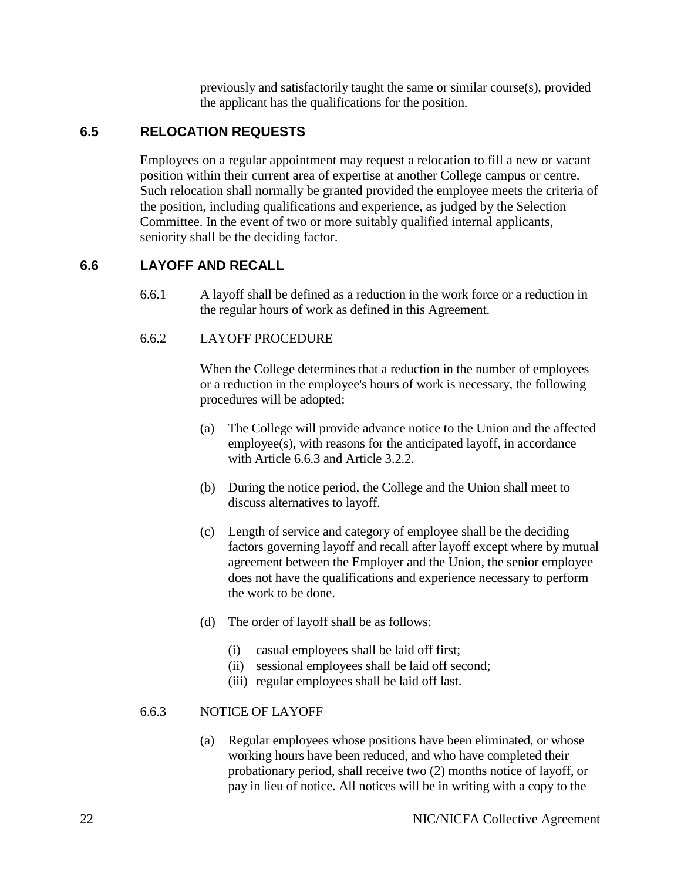previously and satisfactorily taught the same or similar course(s), provided the applicant has the qualifications for the position.

## 6.5 RELOCATION REQUESTS

Employees on a regular appointment may request a relocation to fill a new or vacant position within their current area of expertise at another College campus or centre. Such relocation shall normally be granted provided the employee meets the criteria of the position, including qualifications and experience, as judged by the Selection Committee. In the event of two or more suitably qualified internal applicants, seniority shall be the deciding factor.

## 6.6 LAYOFF AND RECALL

6.6.1 A layoff shall be defined as a reduction in the work force or a reduction in the regular hours of work as defined in this Agreement.

6.6.2 LAYOFF PROCEDURE

When the College determines that a reduction in the number of employees or a reduction in the employee's hours of work is necessary, the following procedures will be adopted:

(a) The College will provide advance notice to the Union and the affected employee(s), with reasons for the anticipated layoff, in accordance with Article 6.6.3 and Article 3.2.2.

(b) During the notice period, the College and the Union shall meet to discuss alternatives to layoff.

(c) Length of service and category of employee shall be the deciding factors governing layoff and recall after layoff except where by mutual agreement between the Employer and the Union, the senior employee does not have the qualifications and experience necessary to perform the work to be done.

(d) The order of layoff shall be as follows:

- (i) casual employees shall be laid off first;
- (ii) sessional employees shall be laid off second;
- (iii) regular employees shall be laid off last.

6.6.3 NOTICE OF LAYOFF

(a) Regular employees whose positions have been eliminated, or whose working hours have been reduced, and who have completed their probationary period, shall receive two (2) months notice of layoff, or pay in lieu of notice. All notices will be in writing with a copy to the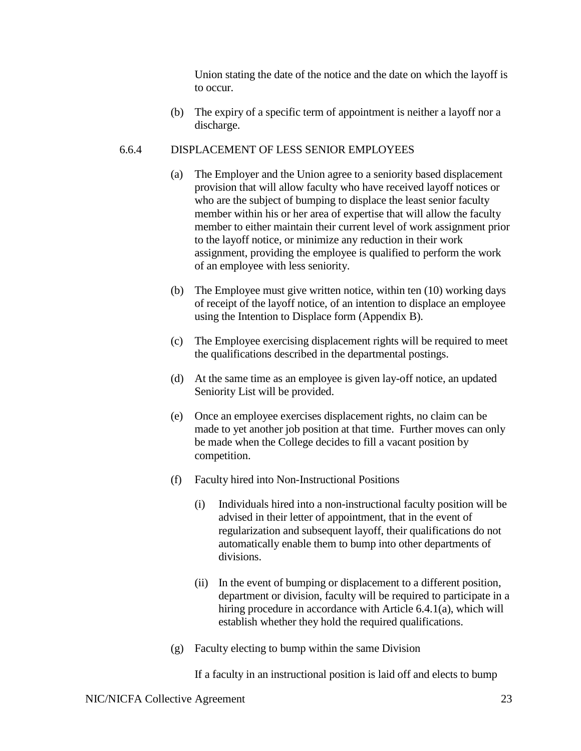Union stating the date of the notice and the date on which the layoff is to occur.

(b) The expiry of a specific term of appointment is neither a layoff nor a discharge.

### 6.6.4 DISPLACEMENT OF LESS SENIOR EMPLOYEES

(a) The Employer and the Union agree to a seniority based displacement provision that will allow faculty who have received layoff notices or who are the subject of bumping to displace the least senior faculty member within his or her area of expertise that will allow the faculty member to either maintain their current level of work assignment prior to the layoff notice, or minimize any reduction in their work assignment, providing the employee is qualified to perform the work of an employee with less seniority.

(b) The Employee must give written notice, within ten (10) working days of receipt of the layoff notice, of an intention to displace an employee using the Intention to Displace form (Appendix B).

(c) The Employee exercising displacement rights will be required to meet the qualifications described in the departmental postings.

(d) At the same time as an employee is given lay-off notice, an updated Seniority List will be provided.

(e) Once an employee exercises displacement rights, no claim can be made to yet another job position at that time. Further moves can only be made when the College decides to fill a vacant position by competition.

(f) Faculty hired into Non-Instructional Positions

(i) Individuals hired into a non-instructional faculty position will be advised in their letter of appointment, that in the event of regularization and subsequent layoff, their qualifications do not automatically enable them to bump into other departments of divisions.

(ii) In the event of bumping or displacement to a different position, department or division, faculty will be required to participate in a hiring procedure in accordance with Article 6.4.1(a), which will establish whether they hold the required qualifications.

(g) Faculty electing to bump within the same Division

If a faculty in an instructional position is laid off and elects to bump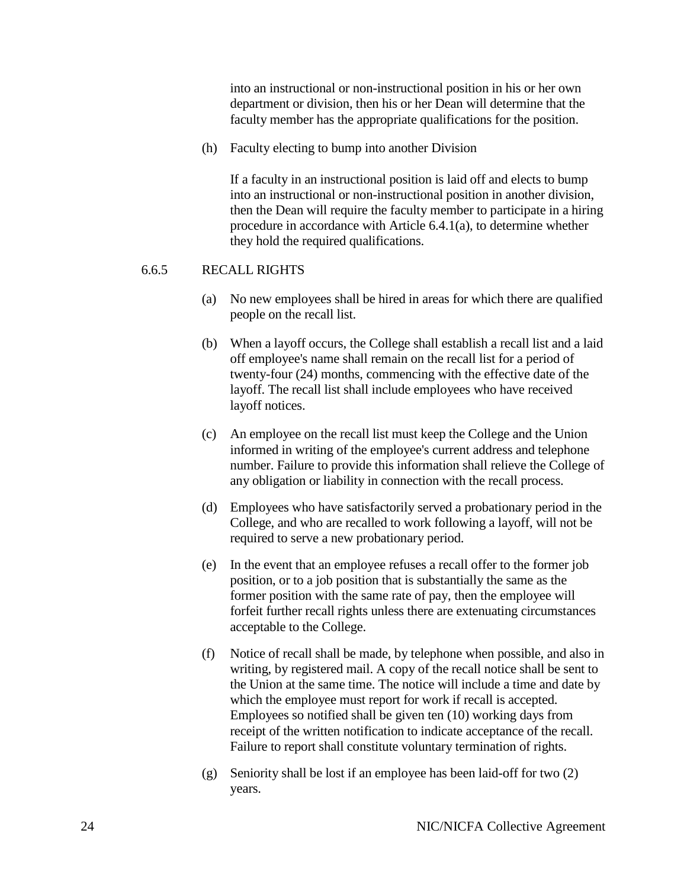into an instructional or non-instructional position in his or her own department or division, then his or her Dean will determine that the faculty member has the appropriate qualifications for the position.

(h) Faculty electing to bump into another Division

If a faculty in an instructional position is laid off and elects to bump into an instructional or non-instructional position in another division, then the Dean will require the faculty member to participate in a hiring procedure in accordance with Article 6.4.1(a), to determine whether they hold the required qualifications.

### 6.6.5 RECALL RIGHTS

(a) No new employees shall be hired in areas for which there are qualified people on the recall list.

(b) When a layoff occurs, the College shall establish a recall list and a laid off employee's name shall remain on the recall list for a period of twenty-four (24) months, commencing with the effective date of the layoff. The recall list shall include employees who have received layoff notices.

(c) An employee on the recall list must keep the College and the Union informed in writing of the employee's current address and telephone number. Failure to provide this information shall relieve the College of any obligation or liability in connection with the recall process.

(d) Employees who have satisfactorily served a probationary period in the College, and who are recalled to work following a layoff, will not be required to serve a new probationary period.

(e) In the event that an employee refuses a recall offer to the former job position, or to a job position that is substantially the same as the former position with the same rate of pay, then the employee will forfeit further recall rights unless there are extenuating circumstances acceptable to the College.

(f) Notice of recall shall be made, by telephone when possible, and also in writing, by registered mail. A copy of the recall notice shall be sent to the Union at the same time. The notice will include a time and date by which the employee must report for work if recall is accepted. Employees so notified shall be given ten (10) working days from receipt of the written notification to indicate acceptance of the recall. Failure to report shall constitute voluntary termination of rights.

(g) Seniority shall be lost if an employee has been laid-off for two (2) years.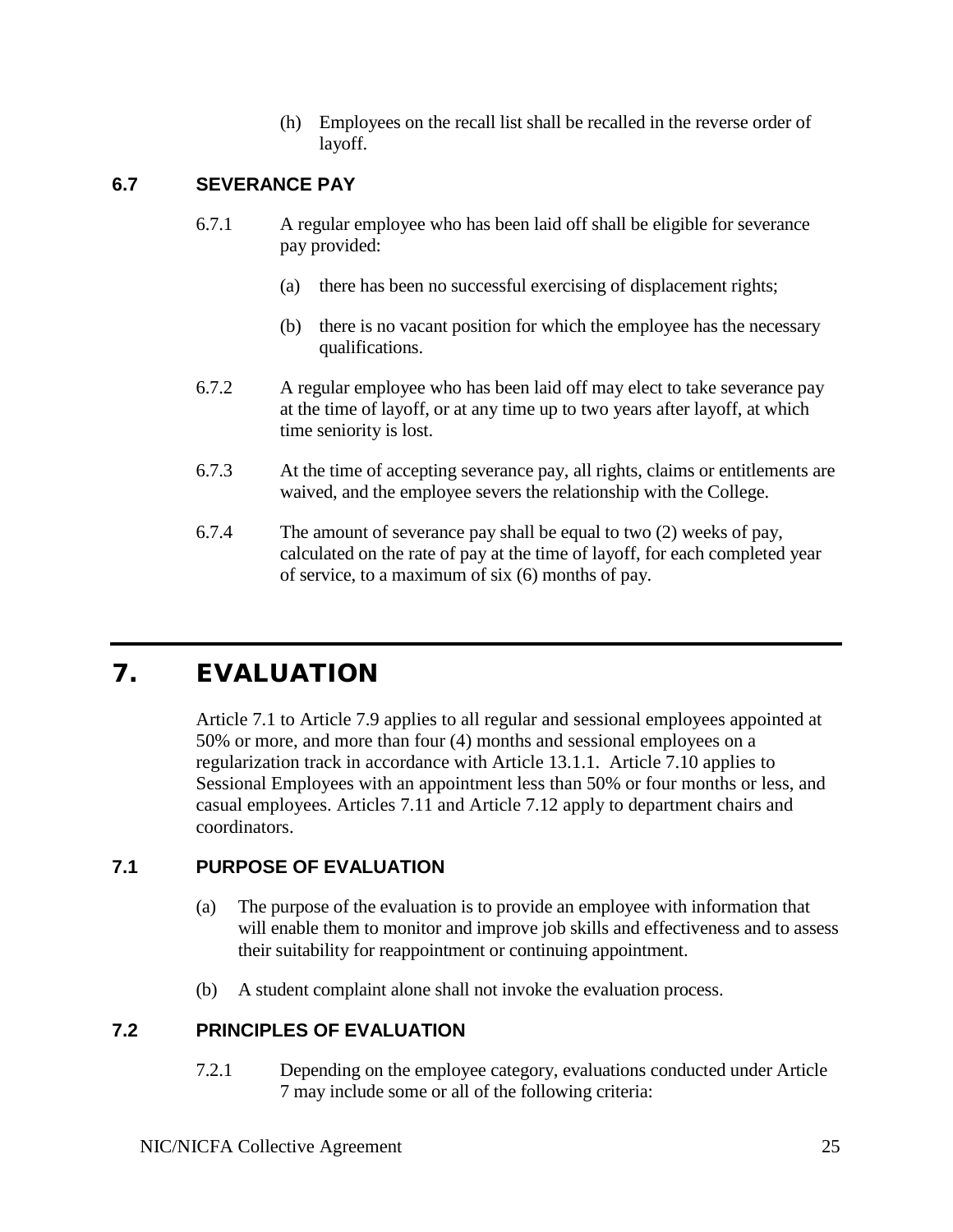(h) Employees on the recall list shall be recalled in the reverse order of layoff.

### 6.7 SEVERANCE PAY

6.7.1 A regular employee who has been laid off shall be eligible for severance pay provided:

(a) there has been no successful exercising of displacement rights;

(b) there is no vacant position for which the employee has the necessary qualifications.

6.7.2 A regular employee who has been laid off may elect to take severance pay at the time of layoff, or at any time up to two years after layoff, at which time seniority is lost.

6.7.3 At the time of accepting severance pay, all rights, claims or entitlements are waived, and the employee severs the relationship with the College.

6.7.4 The amount of severance pay shall be equal to two (2) weeks of pay, calculated on the rate of pay at the time of layoff, for each completed year of service, to a maximum of six (6) months of pay.

## 7. EVALUATION

Article 7.1 to Article 7.9 applies to all regular and sessional employees appointed at 50% or more, and more than four (4) months and sessional employees on a regularization track in accordance with Article 13.1.1. Article 7.10 applies to Sessional Employees with an appointment less than 50% or four months or less, and casual employees. Articles 7.11 and Article 7.12 apply to department chairs and coordinators.

### 7.1 PURPOSE OF EVALUATION

(a) The purpose of the evaluation is to provide an employee with information that will enable them to monitor and improve job skills and effectiveness and to assess their suitability for reappointment or continuing appointment.

(b) A student complaint alone shall not invoke the evaluation process.

### 7.2 PRINCIPLES OF EVALUATION

7.2.1 Depending on the employee category, evaluations conducted under Article 7 may include some or all of the following criteria: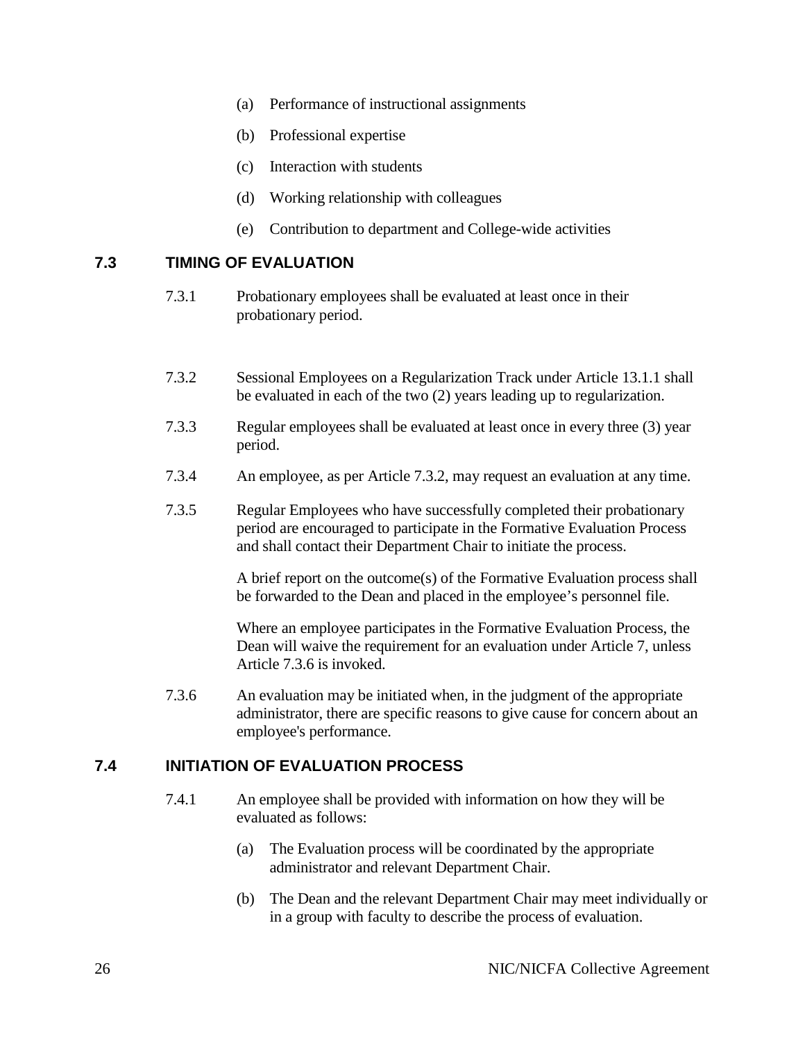(a) Performance of instructional assignments

(b) Professional expertise

(c) Interaction with students

(d) Working relationship with colleagues

(e) Contribution to department and College-wide activities

## 7.3 TIMING OF EVALUATION

7.3.1 Probationary employees shall be evaluated at least once in their probationary period.

7.3.2 Sessional Employees on a Regularization Track under Article 13.1.1 shall be evaluated in each of the two (2) years leading up to regularization.

7.3.3 Regular employees shall be evaluated at least once in every three (3) year period.

7.3.4 An employee, as per Article 7.3.2, may request an evaluation at any time.

7.3.5 Regular Employees who have successfully completed their probationary period are encouraged to participate in the Formative Evaluation Process and shall contact their Department Chair to initiate the process.

A brief report on the outcome(s) of the Formative Evaluation process shall be forwarded to the Dean and placed in the employee's personnel file.

Where an employee participates in the Formative Evaluation Process, the Dean will waive the requirement for an evaluation under Article 7, unless Article 7.3.6 is invoked.

7.3.6 An evaluation may be initiated when, in the judgment of the appropriate administrator, there are specific reasons to give cause for concern about an employee's performance.

## 7.4 INITIATION OF EVALUATION PROCESS

7.4.1 An employee shall be provided with information on how they will be evaluated as follows:

(a) The Evaluation process will be coordinated by the appropriate administrator and relevant Department Chair.

(b) The Dean and the relevant Department Chair may meet individually or in a group with faculty to describe the process of evaluation.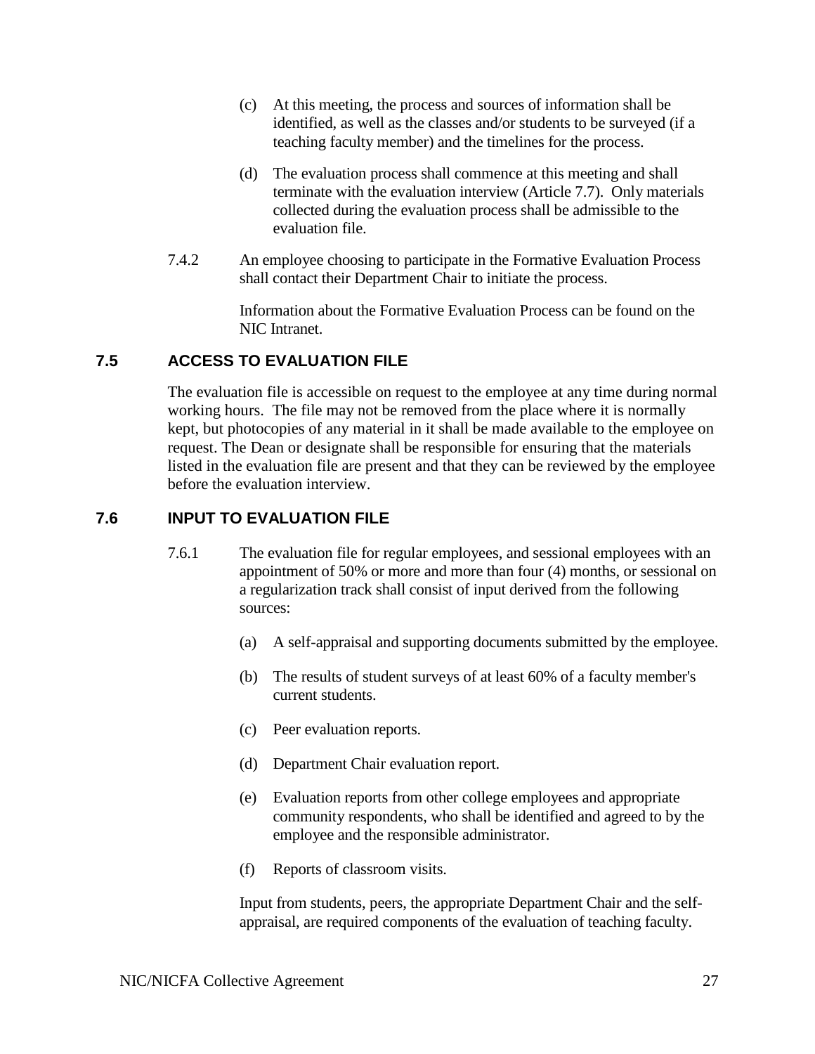(c) At this meeting, the process and sources of information shall be identified, as well as the classes and/or students to be surveyed (if a teaching faculty member) and the timelines for the process.

(d) The evaluation process shall commence at this meeting and shall terminate with the evaluation interview (Article 7.7). Only materials collected during the evaluation process shall be admissible to the evaluation file.

7.4.2 An employee choosing to participate in the Formative Evaluation Process shall contact their Department Chair to initiate the process.

Information about the Formative Evaluation Process can be found on the NIC Intranet.

## 7.5 ACCESS TO EVALUATION FILE

The evaluation file is accessible on request to the employee at any time during normal working hours. The file may not be removed from the place where it is normally kept, but photocopies of any material in it shall be made available to the employee on request. The Dean or designate shall be responsible for ensuring that the materials listed in the evaluation file are present and that they can be reviewed by the employee before the evaluation interview.

## 7.6 INPUT TO EVALUATION FILE

7.6.1 The evaluation file for regular employees, and sessional employees with an appointment of 50% or more and more than four (4) months, or sessional on a regularization track shall consist of input derived from the following sources:

(a) A self-appraisal and supporting documents submitted by the employee.

(b) The results of student surveys of at least 60% of a faculty member's current students.

(c) Peer evaluation reports.

(d) Department Chair evaluation report.

(e) Evaluation reports from other college employees and appropriate community respondents, who shall be identified and agreed to by the employee and the responsible administrator.

(f) Reports of classroom visits.

Input from students, peers, the appropriate Department Chair and the self-appraisal, are required components of the evaluation of teaching faculty.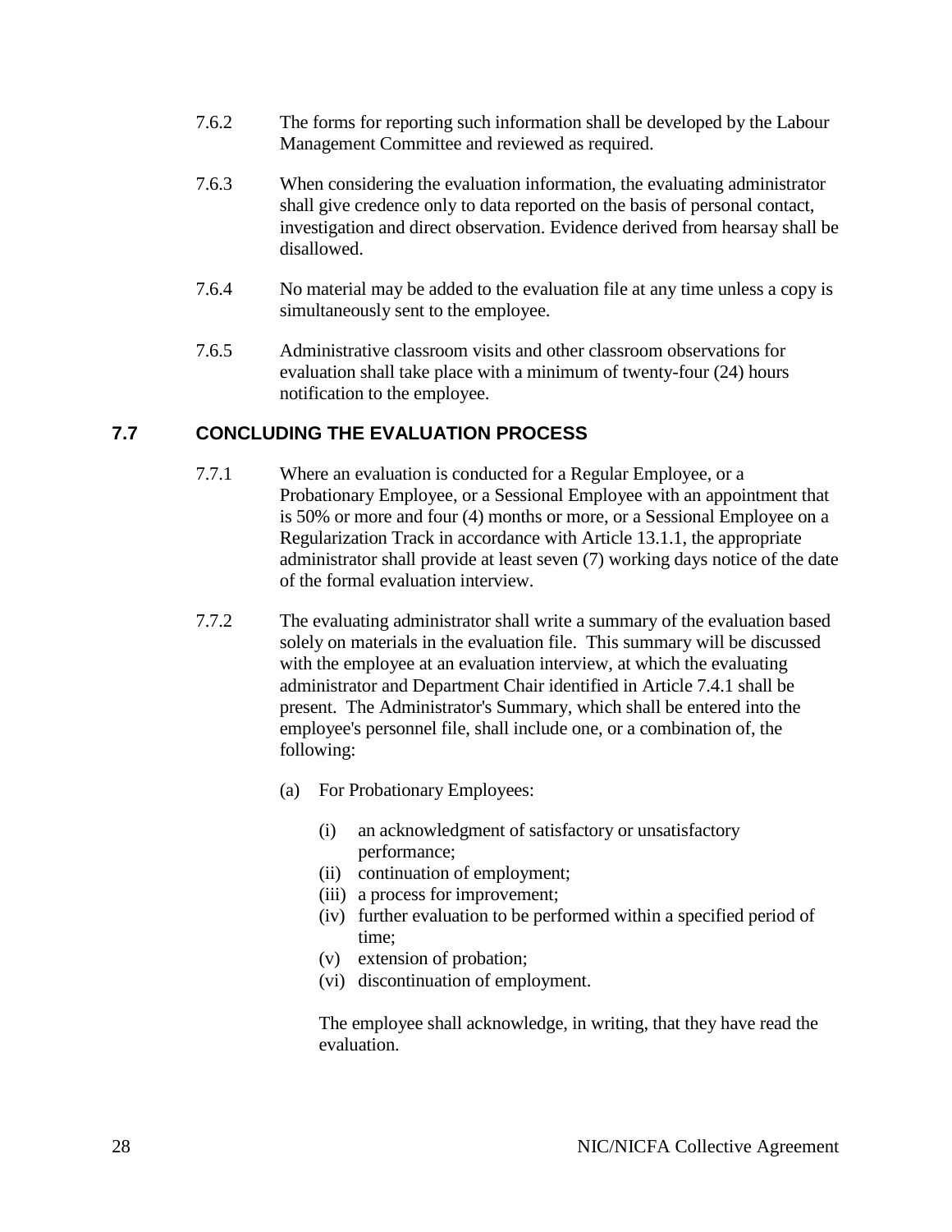7.6.2 The forms for reporting such information shall be developed by the Labour Management Committee and reviewed as required.

7.6.3 When considering the evaluation information, the evaluating administrator shall give credence only to data reported on the basis of personal contact, investigation and direct observation. Evidence derived from hearsay shall be disallowed.

7.6.4 No material may be added to the evaluation file at any time unless a copy is simultaneously sent to the employee.

7.6.5 Administrative classroom visits and other classroom observations for evaluation shall take place with a minimum of twenty-four (24) hours notification to the employee.

## 7.7 CONCLUDING THE EVALUATION PROCESS

7.7.1 Where an evaluation is conducted for a Regular Employee, or a Probationary Employee, or a Sessional Employee with an appointment that is 50% or more and four (4) months or more, or a Sessional Employee on a Regularization Track in accordance with Article 13.1.1, the appropriate administrator shall provide at least seven (7) working days notice of the date of the formal evaluation interview.

7.7.2 The evaluating administrator shall write a summary of the evaluation based solely on materials in the evaluation file. This summary will be discussed with the employee at an evaluation interview, at which the evaluating administrator and Department Chair identified in Article 7.4.1 shall be present. The Administrator's Summary, which shall be entered into the employee's personnel file, shall include one, or a combination of, the following:

(a) For Probationary Employees:

(i) an acknowledgment of satisfactory or unsatisfactory performance;
(ii) continuation of employment;
(iii) a process for improvement;
(iv) further evaluation to be performed within a specified period of time;
(v) extension of probation;
(vi) discontinuation of employment.

The employee shall acknowledge, in writing, that they have read the evaluation.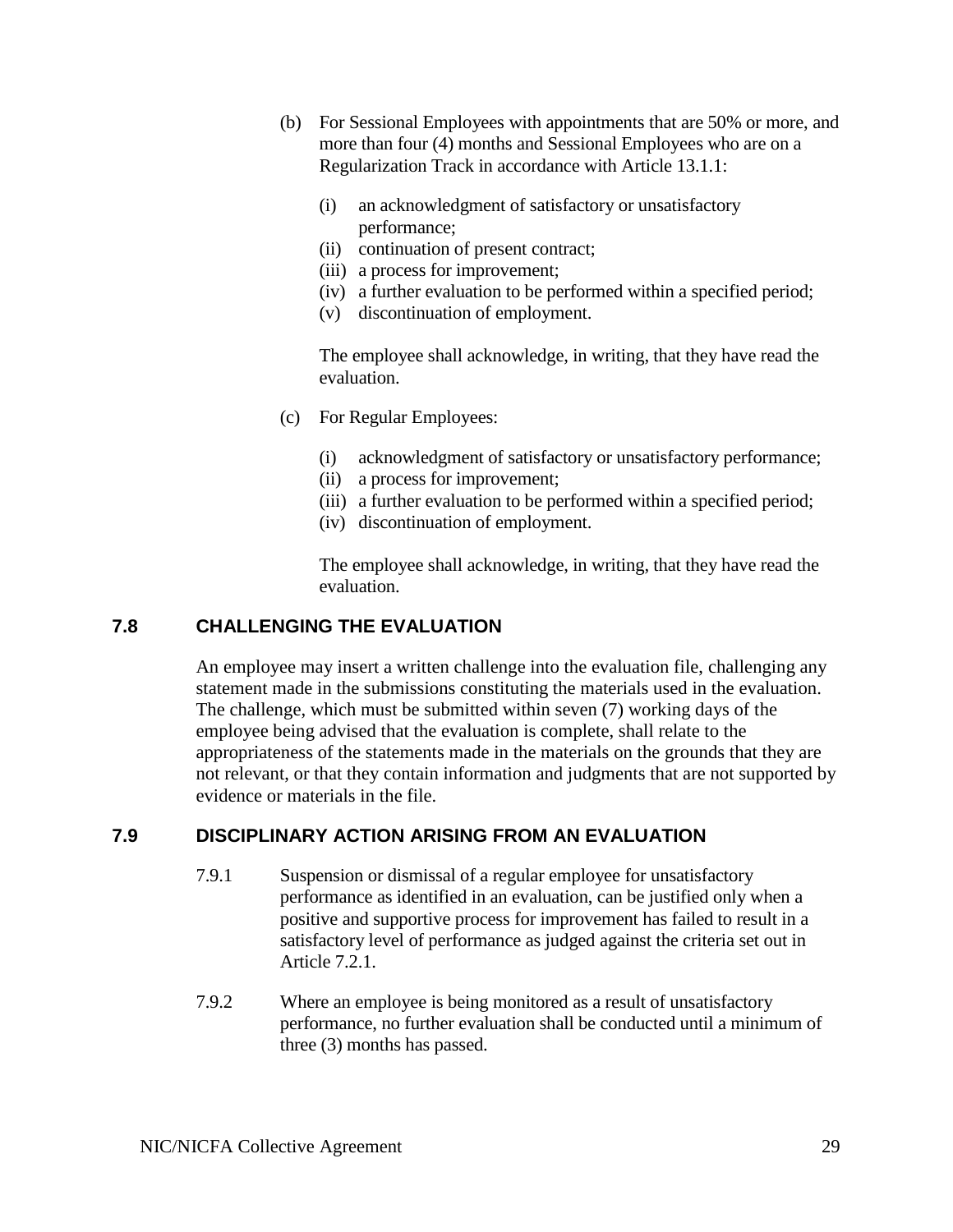(b) For Sessional Employees with appointments that are 50% or more, and more than four (4) months and Sessional Employees who are on a Regularization Track in accordance with Article 13.1.1:

   (i) an acknowledgment of satisfactory or unsatisfactory performance;
   (ii) continuation of present contract;
   (iii) a process for improvement;
   (iv) a further evaluation to be performed within a specified period;
   (v) discontinuation of employment.

   The employee shall acknowledge, in writing, that they have read the evaluation.

(c) For Regular Employees:

   (i) acknowledgment of satisfactory or unsatisfactory performance;
   (ii) a process for improvement;
   (iii) a further evaluation to be performed within a specified period;
   (iv) discontinuation of employment.

   The employee shall acknowledge, in writing, that they have read the evaluation.

## 7.8 CHALLENGING THE EVALUATION

An employee may insert a written challenge into the evaluation file, challenging any statement made in the submissions constituting the materials used in the evaluation. The challenge, which must be submitted within seven (7) working days of the employee being advised that the evaluation is complete, shall relate to the appropriateness of the statements made in the materials on the grounds that they are not relevant, or that they contain information and judgments that are not supported by evidence or materials in the file.

## 7.9 DISCIPLINARY ACTION ARISING FROM AN EVALUATION

7.9.1 Suspension or dismissal of a regular employee for unsatisfactory performance as identified in an evaluation, can be justified only when a positive and supportive process for improvement has failed to result in a satisfactory level of performance as judged against the criteria set out in Article 7.2.1.

7.9.2 Where an employee is being monitored as a result of unsatisfactory performance, no further evaluation shall be conducted until a minimum of three (3) months has passed.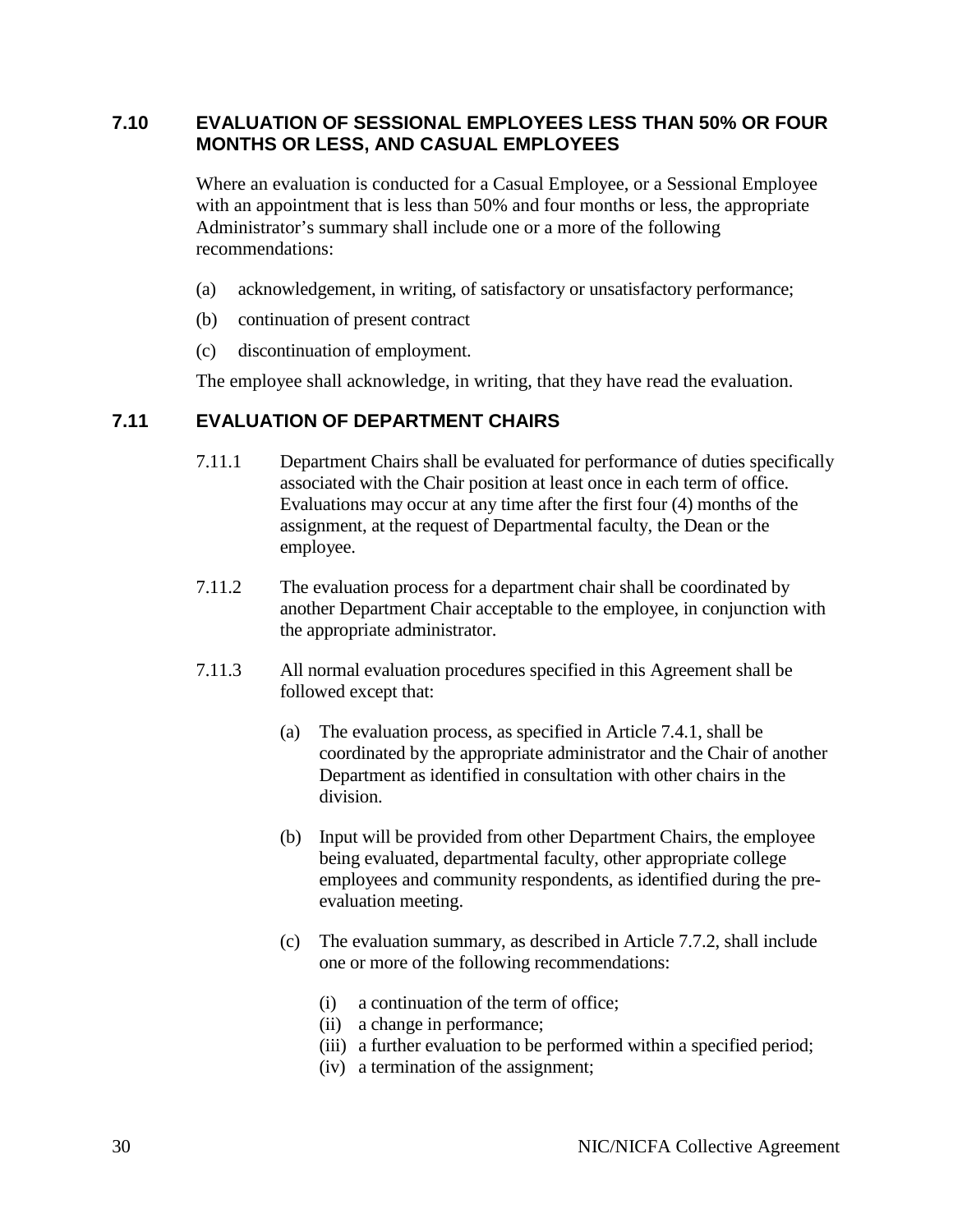## 7.10 EVALUATION OF SESSIONAL EMPLOYEES LESS THAN 50% OR FOUR MONTHS OR LESS, AND CASUAL EMPLOYEES

Where an evaluation is conducted for a Casual Employee, or a Sessional Employee with an appointment that is less than 50% and four months or less, the appropriate Administrator's summary shall include one or a more of the following recommendations:

(a) acknowledgement, in writing, of satisfactory or unsatisfactory performance;

(b) continuation of present contract

(c) discontinuation of employment.

The employee shall acknowledge, in writing, that they have read the evaluation.

## 7.11 EVALUATION OF DEPARTMENT CHAIRS

7.11.1 Department Chairs shall be evaluated for performance of duties specifically associated with the Chair position at least once in each term of office. Evaluations may occur at any time after the first four (4) months of the assignment, at the request of Departmental faculty, the Dean or the employee.

7.11.2 The evaluation process for a department chair shall be coordinated by another Department Chair acceptable to the employee, in conjunction with the appropriate administrator.

7.11.3 All normal evaluation procedures specified in this Agreement shall be followed except that:

(a) The evaluation process, as specified in Article 7.4.1, shall be coordinated by the appropriate administrator and the Chair of another Department as identified in consultation with other chairs in the division.

(b) Input will be provided from other Department Chairs, the employee being evaluated, departmental faculty, other appropriate college employees and community respondents, as identified during the pre-evaluation meeting.

(c) The evaluation summary, as described in Article 7.7.2, shall include one or more of the following recommendations:

(i) a continuation of the term of office;
(ii) a change in performance;
(iii) a further evaluation to be performed within a specified period;
(iv) a termination of the assignment;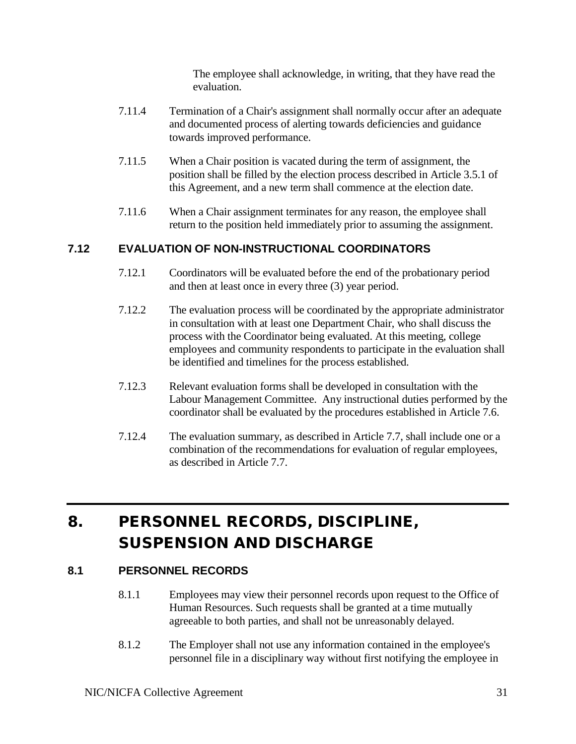The employee shall acknowledge, in writing, that they have read the evaluation.

7.11.4 Termination of a Chair's assignment shall normally occur after an adequate and documented process of alerting towards deficiencies and guidance towards improved performance.

7.11.5 When a Chair position is vacated during the term of assignment, the position shall be filled by the election process described in Article 3.5.1 of this Agreement, and a new term shall commence at the election date.

7.11.6 When a Chair assignment terminates for any reason, the employee shall return to the position held immediately prior to assuming the assignment.

### 7.12 EVALUATION OF NON-INSTRUCTIONAL COORDINATORS

7.12.1 Coordinators will be evaluated before the end of the probationary period and then at least once in every three (3) year period.

7.12.2 The evaluation process will be coordinated by the appropriate administrator in consultation with at least one Department Chair, who shall discuss the process with the Coordinator being evaluated. At this meeting, college employees and community respondents to participate in the evaluation shall be identified and timelines for the process established.

7.12.3 Relevant evaluation forms shall be developed in consultation with the Labour Management Committee. Any instructional duties performed by the coordinator shall be evaluated by the procedures established in Article 7.6.

7.12.4 The evaluation summary, as described in Article 7.7, shall include one or a combination of the recommendations for evaluation of regular employees, as described in Article 7.7.

## 8. PERSONNEL RECORDS, DISCIPLINE, SUSPENSION AND DISCHARGE

### 8.1 PERSONNEL RECORDS

8.1.1 Employees may view their personnel records upon request to the Office of Human Resources. Such requests shall be granted at a time mutually agreeable to both parties, and shall not be unreasonably delayed.

8.1.2 The Employer shall not use any information contained in the employee's personnel file in a disciplinary way without first notifying the employee in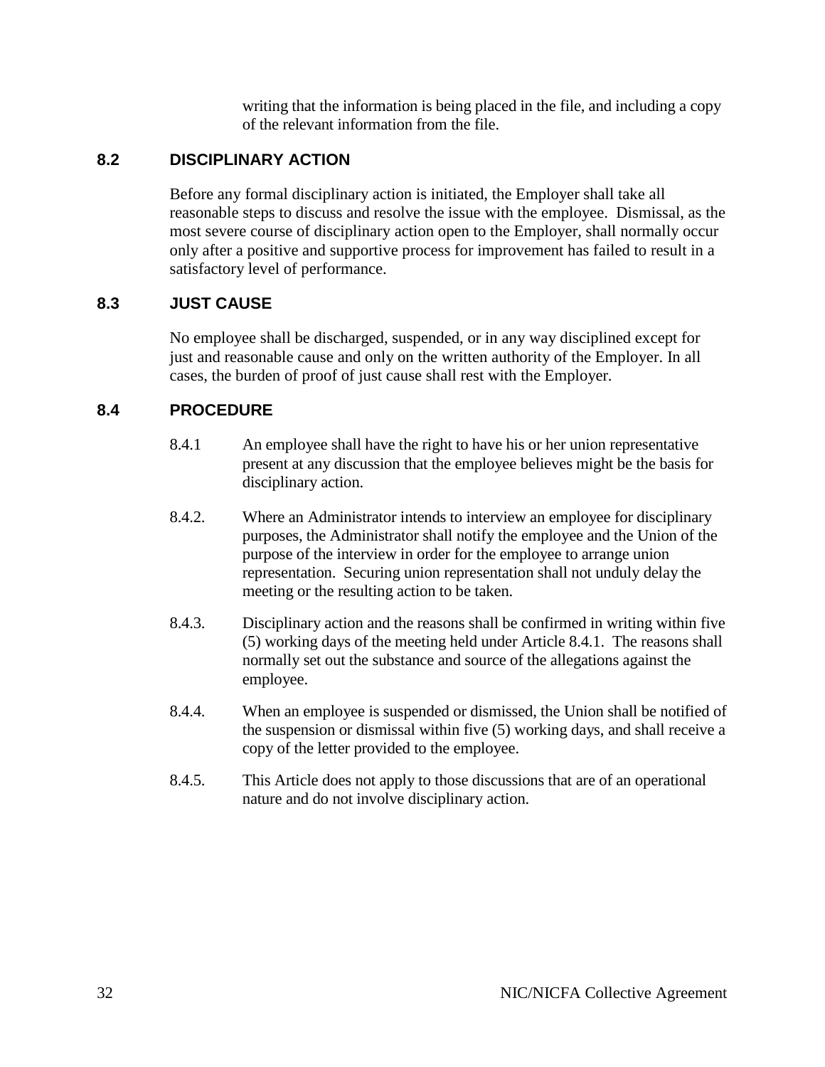writing that the information is being placed in the file, and including a copy of the relevant information from the file.

## 8.2 DISCIPLINARY ACTION

Before any formal disciplinary action is initiated, the Employer shall take all reasonable steps to discuss and resolve the issue with the employee. Dismissal, as the most severe course of disciplinary action open to the Employer, shall normally occur only after a positive and supportive process for improvement has failed to result in a satisfactory level of performance.

## 8.3 JUST CAUSE

No employee shall be discharged, suspended, or in any way disciplined except for just and reasonable cause and only on the written authority of the Employer. In all cases, the burden of proof of just cause shall rest with the Employer.

## 8.4 PROCEDURE

8.4.1 An employee shall have the right to have his or her union representative present at any discussion that the employee believes might be the basis for disciplinary action.

8.4.2. Where an Administrator intends to interview an employee for disciplinary purposes, the Administrator shall notify the employee and the Union of the purpose of the interview in order for the employee to arrange union representation. Securing union representation shall not unduly delay the meeting or the resulting action to be taken.

8.4.3. Disciplinary action and the reasons shall be confirmed in writing within five (5) working days of the meeting held under Article 8.4.1. The reasons shall normally set out the substance and source of the allegations against the employee.

8.4.4. When an employee is suspended or dismissed, the Union shall be notified of the suspension or dismissal within five (5) working days, and shall receive a copy of the letter provided to the employee.

8.4.5. This Article does not apply to those discussions that are of an operational nature and do not involve disciplinary action.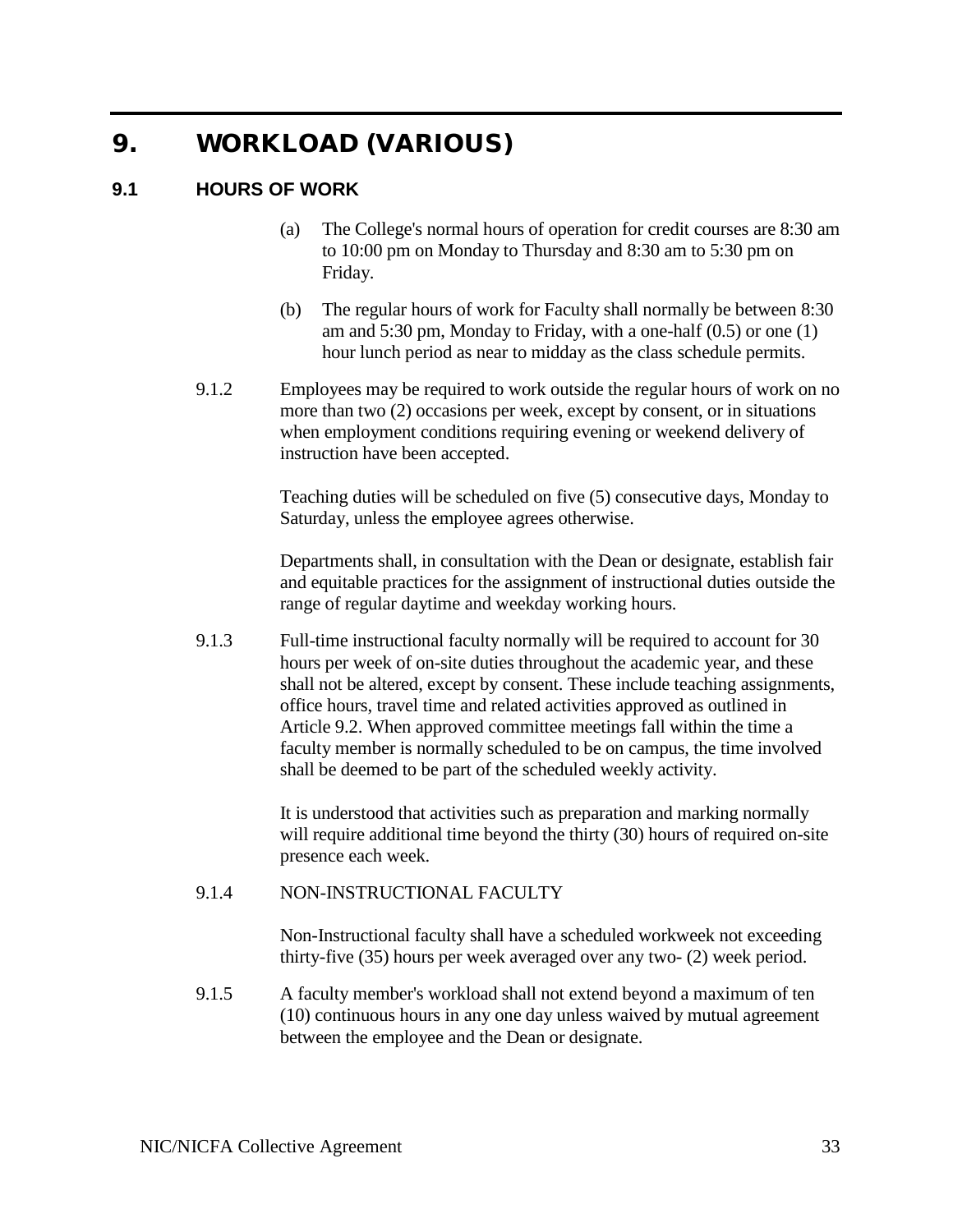# 9. WORKLOAD (VARIOUS)

## 9.1 HOURS OF WORK

(a) The College's normal hours of operation for credit courses are 8:30 am to 10:00 pm on Monday to Thursday and 8:30 am to 5:30 pm on Friday.

(b) The regular hours of work for Faculty shall normally be between 8:30 am and 5:30 pm, Monday to Friday, with a one-half (0.5) or one (1) hour lunch period as near to midday as the class schedule permits.

9.1.2 Employees may be required to work outside the regular hours of work on no more than two (2) occasions per week, except by consent, or in situations when employment conditions requiring evening or weekend delivery of instruction have been accepted.

Teaching duties will be scheduled on five (5) consecutive days, Monday to Saturday, unless the employee agrees otherwise.

Departments shall, in consultation with the Dean or designate, establish fair and equitable practices for the assignment of instructional duties outside the range of regular daytime and weekday working hours.

9.1.3 Full-time instructional faculty normally will be required to account for 30 hours per week of on-site duties throughout the academic year, and these shall not be altered, except by consent. These include teaching assignments, office hours, travel time and related activities approved as outlined in Article 9.2. When approved committee meetings fall within the time a faculty member is normally scheduled to be on campus, the time involved shall be deemed to be part of the scheduled weekly activity.

It is understood that activities such as preparation and marking normally will require additional time beyond the thirty (30) hours of required on-site presence each week.

9.1.4 NON-INSTRUCTIONAL FACULTY

Non-Instructional faculty shall have a scheduled workweek not exceeding thirty-five (35) hours per week averaged over any two- (2) week period.

9.1.5 A faculty member's workload shall not extend beyond a maximum of ten (10) continuous hours in any one day unless waived by mutual agreement between the employee and the Dean or designate.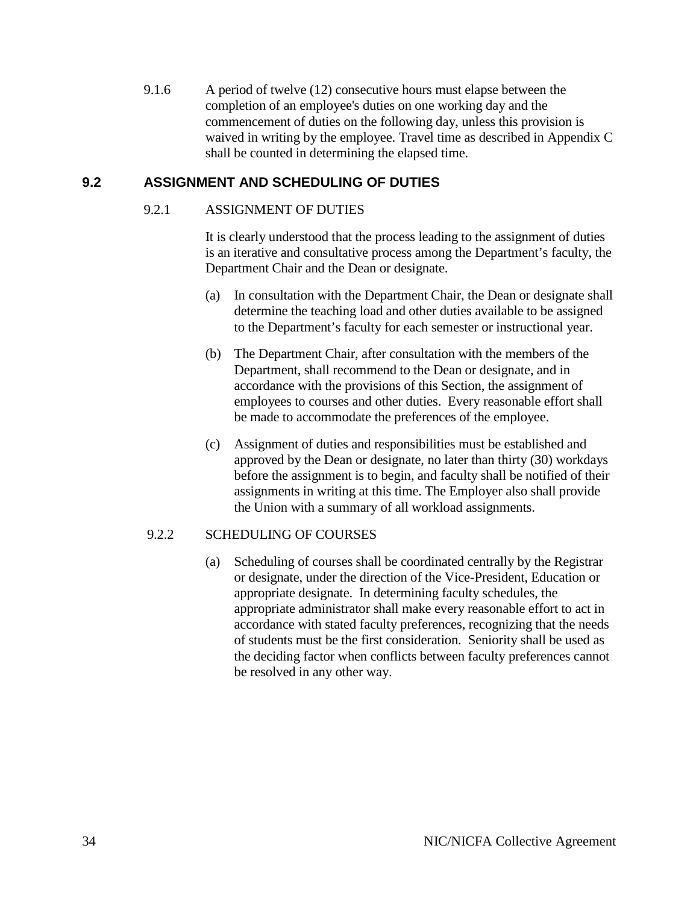9.1.6 A period of twelve (12) consecutive hours must elapse between the completion of an employee's duties on one working day and the commencement of duties on the following day, unless this provision is waived in writing by the employee. Travel time as described in Appendix C shall be counted in determining the elapsed time.

## 9.2 ASSIGNMENT AND SCHEDULING OF DUTIES

9.2.1 ASSIGNMENT OF DUTIES

It is clearly understood that the process leading to the assignment of duties is an iterative and consultative process among the Department's faculty, the Department Chair and the Dean or designate.

(a) In consultation with the Department Chair, the Dean or designate shall determine the teaching load and other duties available to be assigned to the Department's faculty for each semester or instructional year.

(b) The Department Chair, after consultation with the members of the Department, shall recommend to the Dean or designate, and in accordance with the provisions of this Section, the assignment of employees to courses and other duties. Every reasonable effort shall be made to accommodate the preferences of the employee.

(c) Assignment of duties and responsibilities must be established and approved by the Dean or designate, no later than thirty (30) workdays before the assignment is to begin, and faculty shall be notified of their assignments in writing at this time. The Employer also shall provide the Union with a summary of all workload assignments.

9.2.2 SCHEDULING OF COURSES

(a) Scheduling of courses shall be coordinated centrally by the Registrar or designate, under the direction of the Vice-President, Education or appropriate designate. In determining faculty schedules, the appropriate administrator shall make every reasonable effort to act in accordance with stated faculty preferences, recognizing that the needs of students must be the first consideration. Seniority shall be used as the deciding factor when conflicts between faculty preferences cannot be resolved in any other way.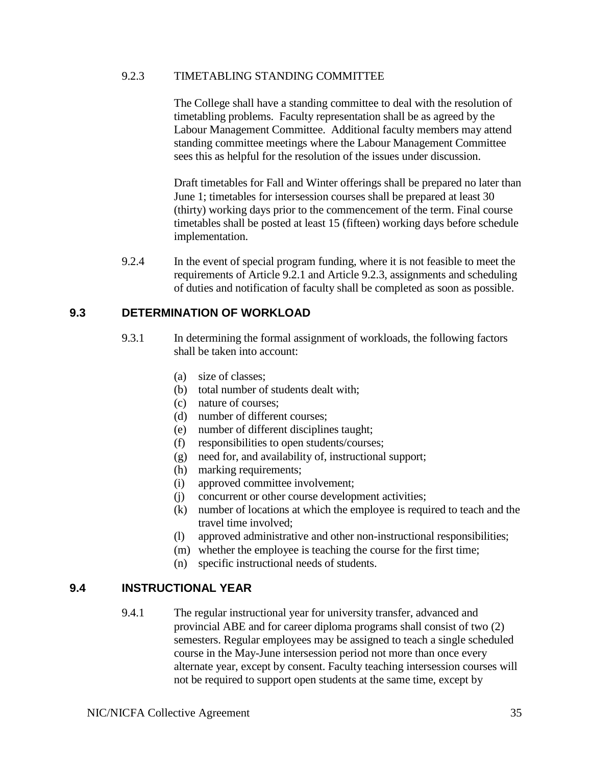9.2.3 TIMETABLING STANDING COMMITTEE

The College shall have a standing committee to deal with the resolution of timetabling problems. Faculty representation shall be as agreed by the Labour Management Committee. Additional faculty members may attend standing committee meetings where the Labour Management Committee sees this as helpful for the resolution of the issues under discussion.

Draft timetables for Fall and Winter offerings shall be prepared no later than June 1; timetables for intersession courses shall be prepared at least 30 (thirty) working days prior to the commencement of the term. Final course timetables shall be posted at least 15 (fifteen) working days before schedule implementation.

9.2.4 In the event of special program funding, where it is not feasible to meet the requirements of Article 9.2.1 and Article 9.2.3, assignments and scheduling of duties and notification of faculty shall be completed as soon as possible.

## 9.3 DETERMINATION OF WORKLOAD

9.3.1 In determining the formal assignment of workloads, the following factors shall be taken into account:

(a) size of classes;
(b) total number of students dealt with;
(c) nature of courses;
(d) number of different courses;
(e) number of different disciplines taught;
(f) responsibilities to open students/courses;
(g) need for, and availability of, instructional support;
(h) marking requirements;
(i) approved committee involvement;
(j) concurrent or other course development activities;
(k) number of locations at which the employee is required to teach and the travel time involved;
(l) approved administrative and other non-instructional responsibilities;
(m) whether the employee is teaching the course for the first time;
(n) specific instructional needs of students.

## 9.4 INSTRUCTIONAL YEAR

9.4.1 The regular instructional year for university transfer, advanced and provincial ABE and for career diploma programs shall consist of two (2) semesters. Regular employees may be assigned to teach a single scheduled course in the May-June intersession period not more than once every alternate year, except by consent. Faculty teaching intersession courses will not be required to support open students at the same time, except by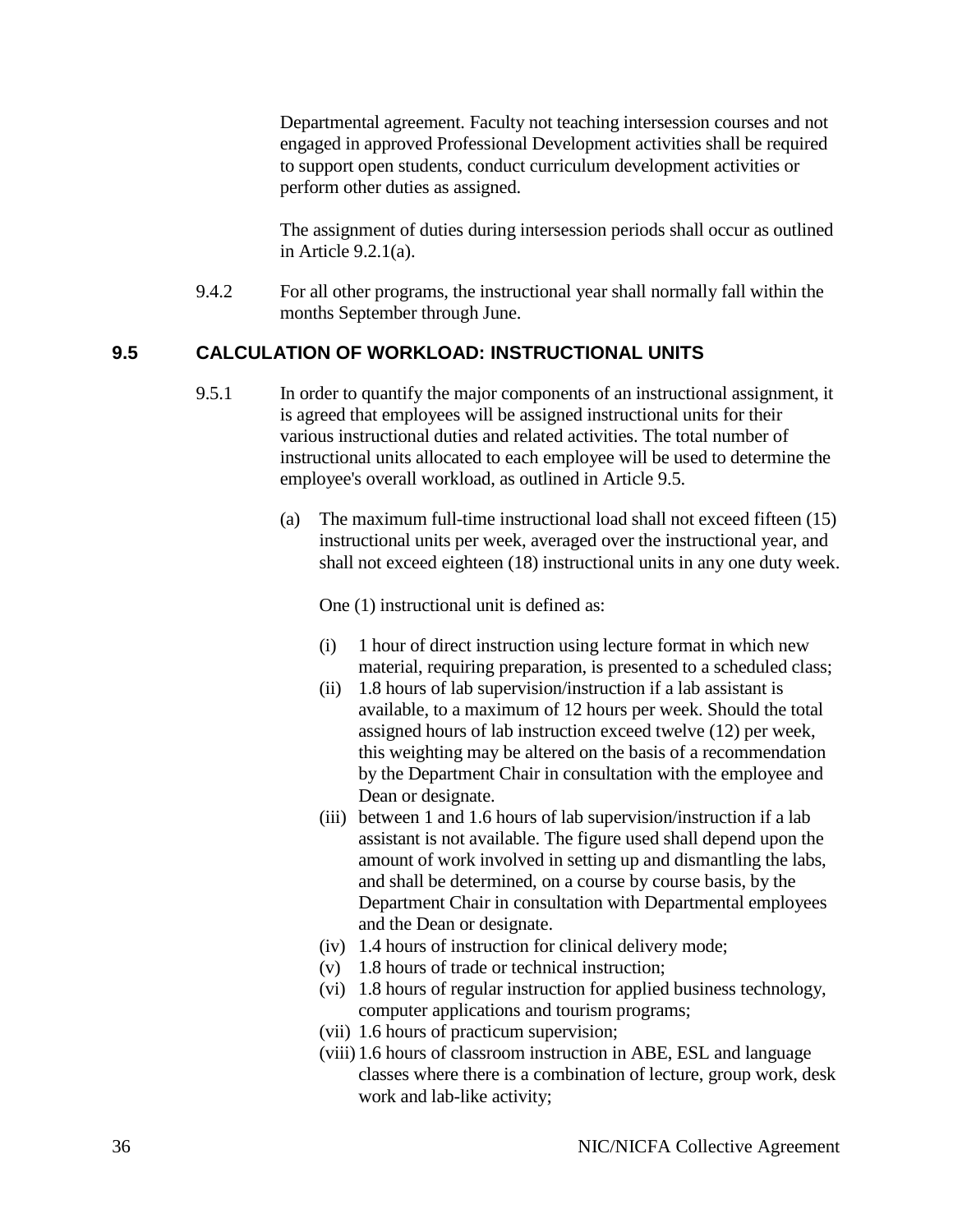Departmental agreement. Faculty not teaching intersession courses and not engaged in approved Professional Development activities shall be required to support open students, conduct curriculum development activities or perform other duties as assigned.

The assignment of duties during intersession periods shall occur as outlined in Article 9.2.1(a).

9.4.2 For all other programs, the instructional year shall normally fall within the months September through June.

## 9.5 CALCULATION OF WORKLOAD: INSTRUCTIONAL UNITS

9.5.1 In order to quantify the major components of an instructional assignment, it is agreed that employees will be assigned instructional units for their various instructional duties and related activities. The total number of instructional units allocated to each employee will be used to determine the employee's overall workload, as outlined in Article 9.5.

(a) The maximum full-time instructional load shall not exceed fifteen (15) instructional units per week, averaged over the instructional year, and shall not exceed eighteen (18) instructional units in any one duty week.

One (1) instructional unit is defined as:

(i) 1 hour of direct instruction using lecture format in which new material, requiring preparation, is presented to a scheduled class;
(ii) 1.8 hours of lab supervision/instruction if a lab assistant is available, to a maximum of 12 hours per week. Should the total assigned hours of lab instruction exceed twelve (12) per week, this weighting may be altered on the basis of a recommendation by the Department Chair in consultation with the employee and Dean or designate.
(iii) between 1 and 1.6 hours of lab supervision/instruction if a lab assistant is not available. The figure used shall depend upon the amount of work involved in setting up and dismantling the labs, and shall be determined, on a course by course basis, by the Department Chair in consultation with Departmental employees and the Dean or designate.
(iv) 1.4 hours of instruction for clinical delivery mode;
(v) 1.8 hours of trade or technical instruction;
(vi) 1.8 hours of regular instruction for applied business technology, computer applications and tourism programs;
(vii) 1.6 hours of practicum supervision;
(viii) 1.6 hours of classroom instruction in ABE, ESL and language classes where there is a combination of lecture, group work, desk work and lab-like activity;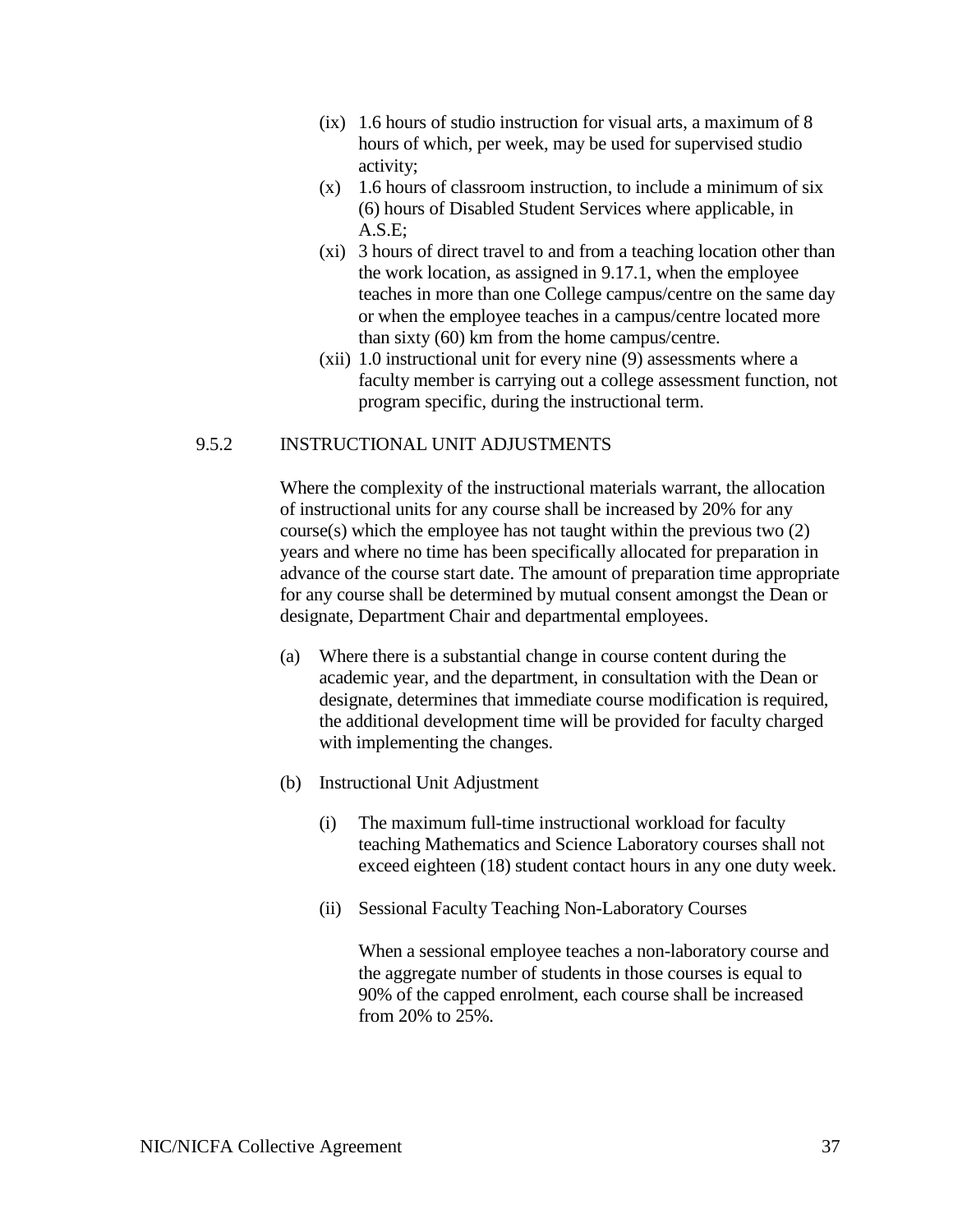(ix) 1.6 hours of studio instruction for visual arts, a maximum of 8 hours of which, per week, may be used for supervised studio activity;

(x) 1.6 hours of classroom instruction, to include a minimum of six (6) hours of Disabled Student Services where applicable, in A.S.E;

(xi) 3 hours of direct travel to and from a teaching location other than the work location, as assigned in 9.17.1, when the employee teaches in more than one College campus/centre on the same day or when the employee teaches in a campus/centre located more than sixty (60) km from the home campus/centre.

(xii) 1.0 instructional unit for every nine (9) assessments where a faculty member is carrying out a college assessment function, not program specific, during the instructional term.

### 9.5.2 INSTRUCTIONAL UNIT ADJUSTMENTS

Where the complexity of the instructional materials warrant, the allocation of instructional units for any course shall be increased by 20% for any course(s) which the employee has not taught within the previous two (2) years and where no time has been specifically allocated for preparation in advance of the course start date. The amount of preparation time appropriate for any course shall be determined by mutual consent amongst the Dean or designate, Department Chair and departmental employees.

(a) Where there is a substantial change in course content during the academic year, and the department, in consultation with the Dean or designate, determines that immediate course modification is required, the additional development time will be provided for faculty charged with implementing the changes.

(b) Instructional Unit Adjustment

(i) The maximum full-time instructional workload for faculty teaching Mathematics and Science Laboratory courses shall not exceed eighteen (18) student contact hours in any one duty week.

(ii) Sessional Faculty Teaching Non-Laboratory Courses

When a sessional employee teaches a non-laboratory course and the aggregate number of students in those courses is equal to 90% of the capped enrolment, each course shall be increased from 20% to 25%.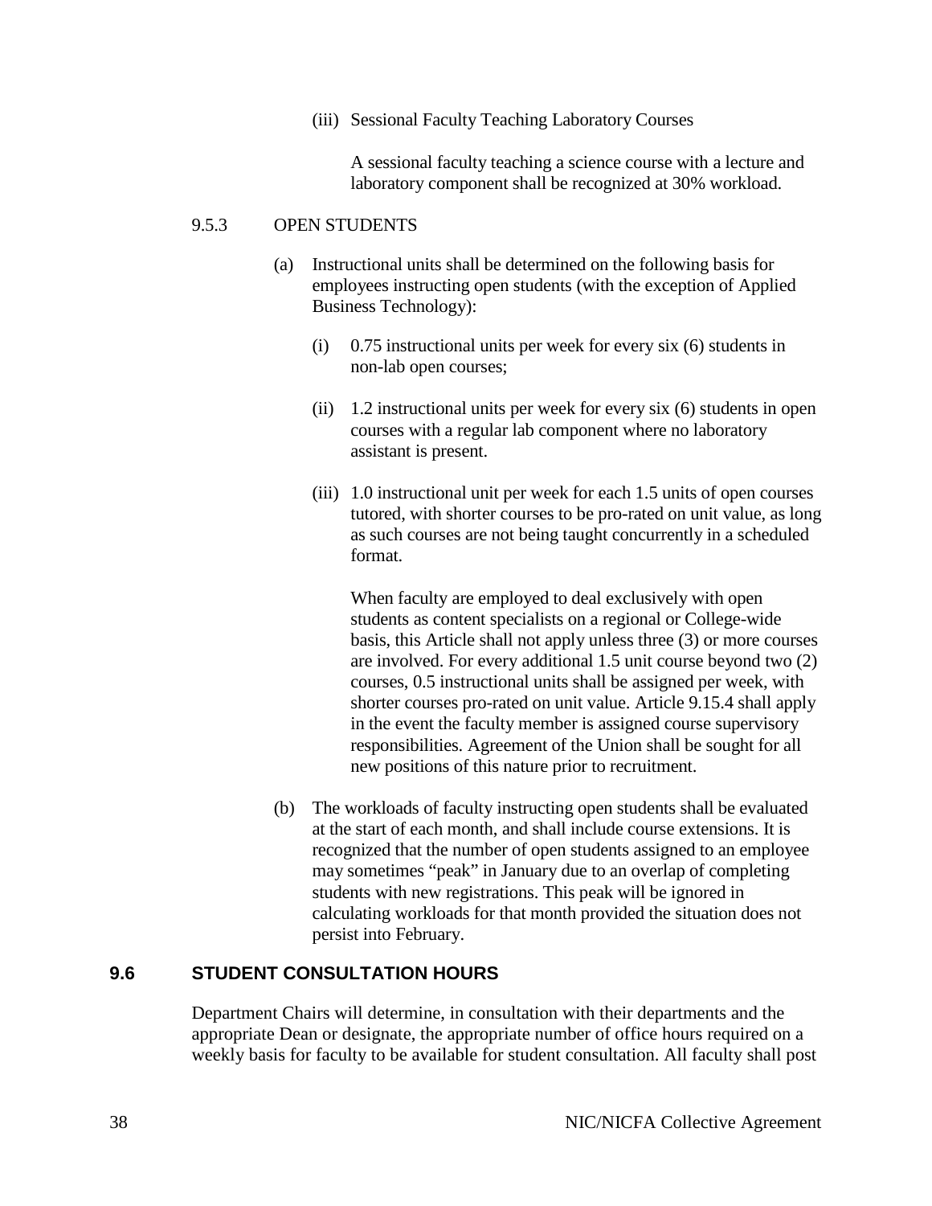(iii) Sessional Faculty Teaching Laboratory Courses

A sessional faculty teaching a science course with a lecture and laboratory component shall be recognized at 30% workload.

9.5.3 OPEN STUDENTS

(a) Instructional units shall be determined on the following basis for employees instructing open students (with the exception of Applied Business Technology):

(i) 0.75 instructional units per week for every six (6) students in non-lab open courses;

(ii) 1.2 instructional units per week for every six (6) students in open courses with a regular lab component where no laboratory assistant is present.

(iii) 1.0 instructional unit per week for each 1.5 units of open courses tutored, with shorter courses to be pro-rated on unit value, as long as such courses are not being taught concurrently in a scheduled format.

When faculty are employed to deal exclusively with open students as content specialists on a regional or College-wide basis, this Article shall not apply unless three (3) or more courses are involved. For every additional 1.5 unit course beyond two (2) courses, 0.5 instructional units shall be assigned per week, with shorter courses pro-rated on unit value. Article 9.15.4 shall apply in the event the faculty member is assigned course supervisory responsibilities. Agreement of the Union shall be sought for all new positions of this nature prior to recruitment.

(b) The workloads of faculty instructing open students shall be evaluated at the start of each month, and shall include course extensions. It is recognized that the number of open students assigned to an employee may sometimes "peak" in January due to an overlap of completing students with new registrations. This peak will be ignored in calculating workloads for that month provided the situation does not persist into February.

## 9.6 STUDENT CONSULTATION HOURS

Department Chairs will determine, in consultation with their departments and the appropriate Dean or designate, the appropriate number of office hours required on a weekly basis for faculty to be available for student consultation. All faculty shall post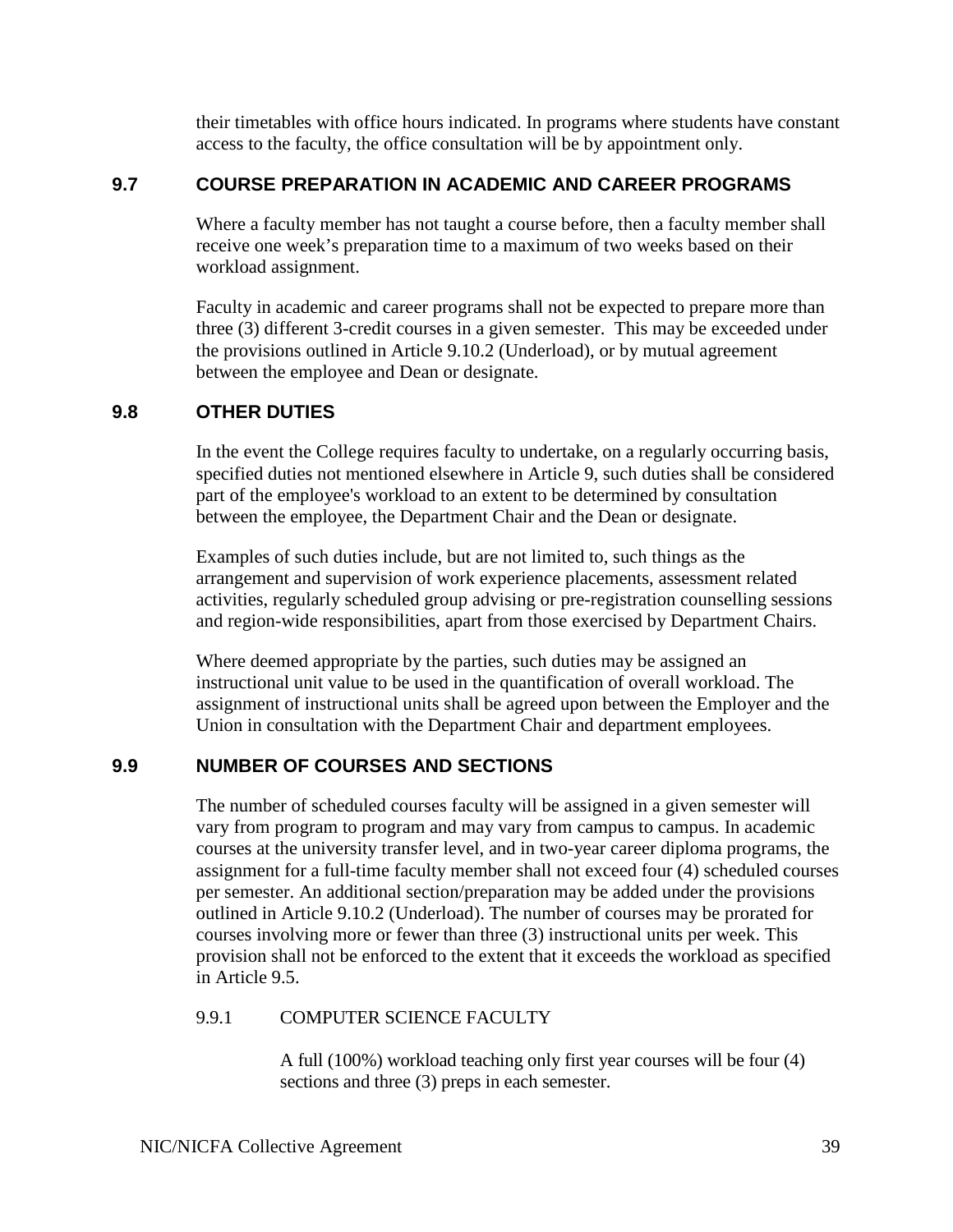their timetables with office hours indicated. In programs where students have constant access to the faculty, the office consultation will be by appointment only.

## 9.7 COURSE PREPARATION IN ACADEMIC AND CAREER PROGRAMS

Where a faculty member has not taught a course before, then a faculty member shall receive one week's preparation time to a maximum of two weeks based on their workload assignment.

Faculty in academic and career programs shall not be expected to prepare more than three (3) different 3-credit courses in a given semester. This may be exceeded under the provisions outlined in Article 9.10.2 (Underload), or by mutual agreement between the employee and Dean or designate.

## 9.8 OTHER DUTIES

In the event the College requires faculty to undertake, on a regularly occurring basis, specified duties not mentioned elsewhere in Article 9, such duties shall be considered part of the employee's workload to an extent to be determined by consultation between the employee, the Department Chair and the Dean or designate.

Examples of such duties include, but are not limited to, such things as the arrangement and supervision of work experience placements, assessment related activities, regularly scheduled group advising or pre-registration counselling sessions and region-wide responsibilities, apart from those exercised by Department Chairs.

Where deemed appropriate by the parties, such duties may be assigned an instructional unit value to be used in the quantification of overall workload. The assignment of instructional units shall be agreed upon between the Employer and the Union in consultation with the Department Chair and department employees.

## 9.9 NUMBER OF COURSES AND SECTIONS

The number of scheduled courses faculty will be assigned in a given semester will vary from program to program and may vary from campus to campus. In academic courses at the university transfer level, and in two-year career diploma programs, the assignment for a full-time faculty member shall not exceed four (4) scheduled courses per semester. An additional section/preparation may be added under the provisions outlined in Article 9.10.2 (Underload). The number of courses may be prorated for courses involving more or fewer than three (3) instructional units per week. This provision shall not be enforced to the extent that it exceeds the workload as specified in Article 9.5.

### 9.9.1 COMPUTER SCIENCE FACULTY

A full (100%) workload teaching only first year courses will be four (4) sections and three (3) preps in each semester.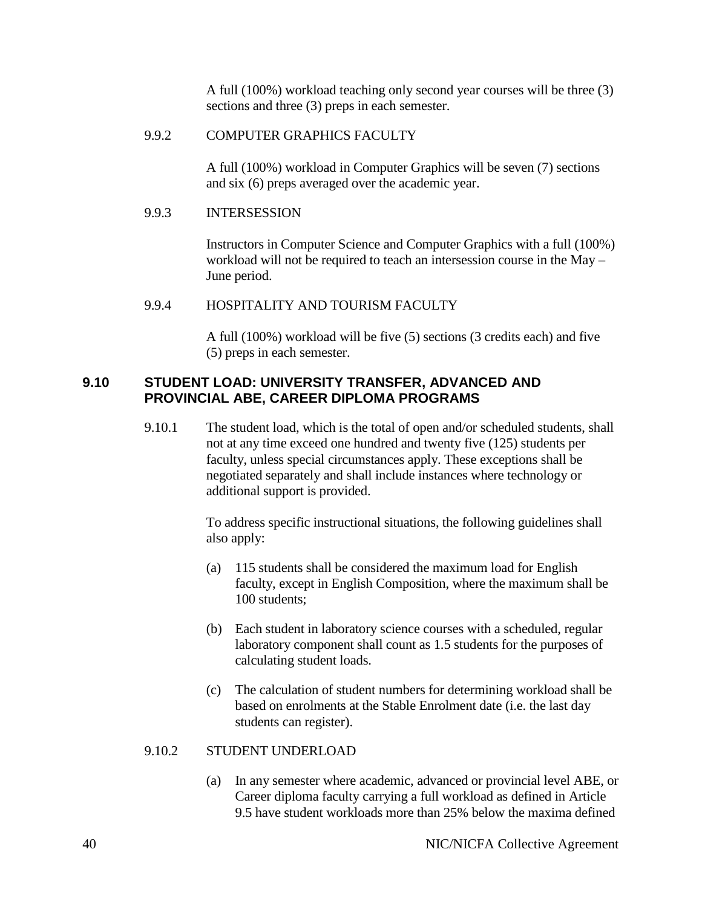A full (100%) workload teaching only second year courses will be three (3) sections and three (3) preps in each semester.

9.9.2 COMPUTER GRAPHICS FACULTY

A full (100%) workload in Computer Graphics will be seven (7) sections and six (6) preps averaged over the academic year.

9.9.3 INTERSESSION

Instructors in Computer Science and Computer Graphics with a full (100%) workload will not be required to teach an intersession course in the May – June period.

9.9.4 HOSPITALITY AND TOURISM FACULTY

A full (100%) workload will be five (5) sections (3 credits each) and five (5) preps in each semester.

## 9.10 STUDENT LOAD: UNIVERSITY TRANSFER, ADVANCED AND PROVINCIAL ABE, CAREER DIPLOMA PROGRAMS

9.10.1 The student load, which is the total of open and/or scheduled students, shall not at any time exceed one hundred and twenty five (125) students per faculty, unless special circumstances apply. These exceptions shall be negotiated separately and shall include instances where technology or additional support is provided.

To address specific instructional situations, the following guidelines shall also apply:

(a) 115 students shall be considered the maximum load for English faculty, except in English Composition, where the maximum shall be 100 students;

(b) Each student in laboratory science courses with a scheduled, regular laboratory component shall count as 1.5 students for the purposes of calculating student loads.

(c) The calculation of student numbers for determining workload shall be based on enrolments at the Stable Enrolment date (i.e. the last day students can register).

9.10.2 STUDENT UNDERLOAD

(a) In any semester where academic, advanced or provincial level ABE, or Career diploma faculty carrying a full workload as defined in Article 9.5 have student workloads more than 25% below the maxima defined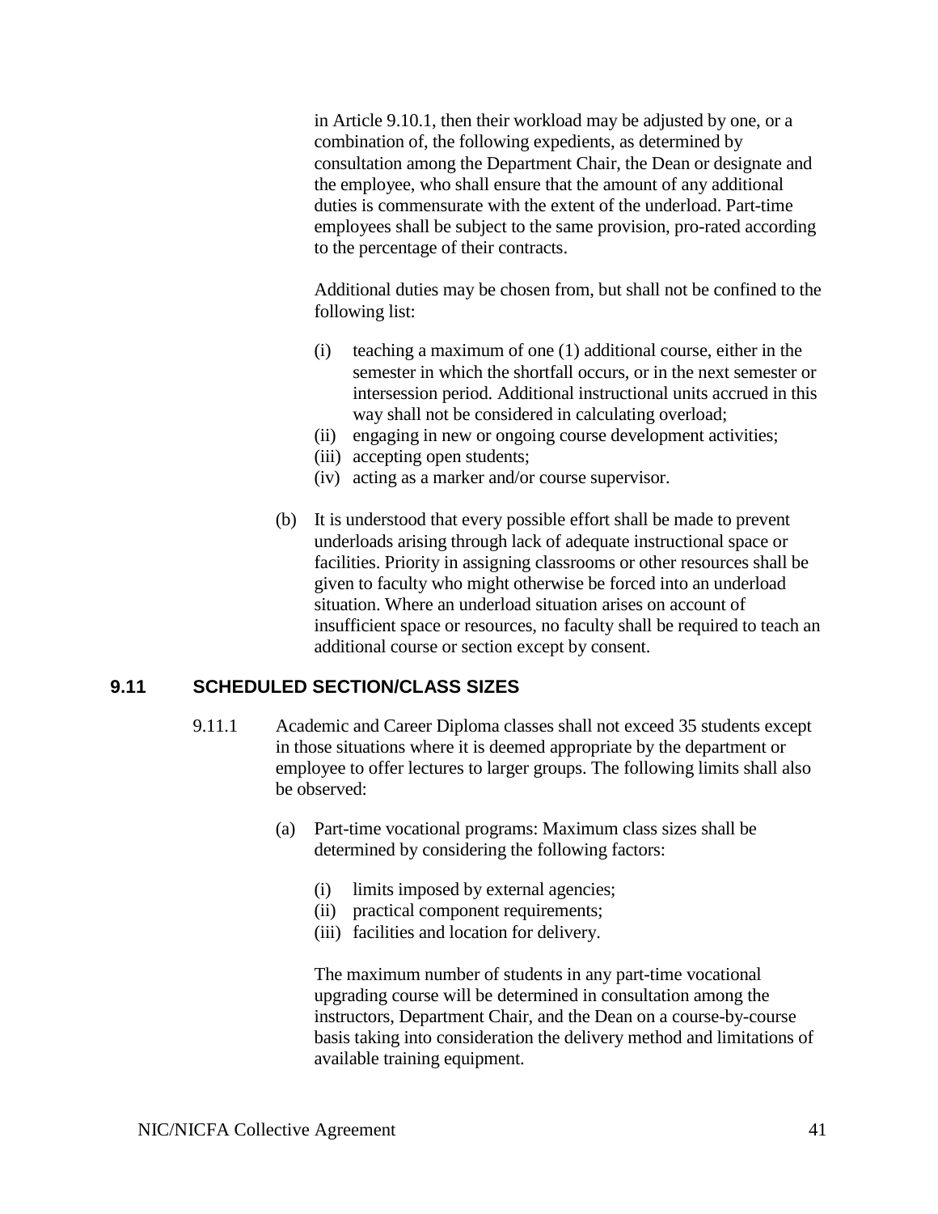in Article 9.10.1, then their workload may be adjusted by one, or a combination of, the following expedients, as determined by consultation among the Department Chair, the Dean or designate and the employee, who shall ensure that the amount of any additional duties is commensurate with the extent of the underload. Part-time employees shall be subject to the same provision, pro-rated according to the percentage of their contracts.

Additional duties may be chosen from, but shall not be confined to the following list:

- (i) teaching a maximum of one (1) additional course, either in the semester in which the shortfall occurs, or in the next semester or intersession period. Additional instructional units accrued in this way shall not be considered in calculating overload;
- (ii) engaging in new or ongoing course development activities;
- (iii) accepting open students;
- (iv) acting as a marker and/or course supervisor.

(b) It is understood that every possible effort shall be made to prevent underloads arising through lack of adequate instructional space or facilities. Priority in assigning classrooms or other resources shall be given to faculty who might otherwise be forced into an underload situation. Where an underload situation arises on account of insufficient space or resources, no faculty shall be required to teach an additional course or section except by consent.

## 9.11 SCHEDULED SECTION/CLASS SIZES

9.11.1 Academic and Career Diploma classes shall not exceed 35 students except in those situations where it is deemed appropriate by the department or employee to offer lectures to larger groups. The following limits shall also be observed:

(a) Part-time vocational programs: Maximum class sizes shall be determined by considering the following factors:

- (i) limits imposed by external agencies;
- (ii) practical component requirements;
- (iii) facilities and location for delivery.

The maximum number of students in any part-time vocational upgrading course will be determined in consultation among the instructors, Department Chair, and the Dean on a course-by-course basis taking into consideration the delivery method and limitations of available training equipment.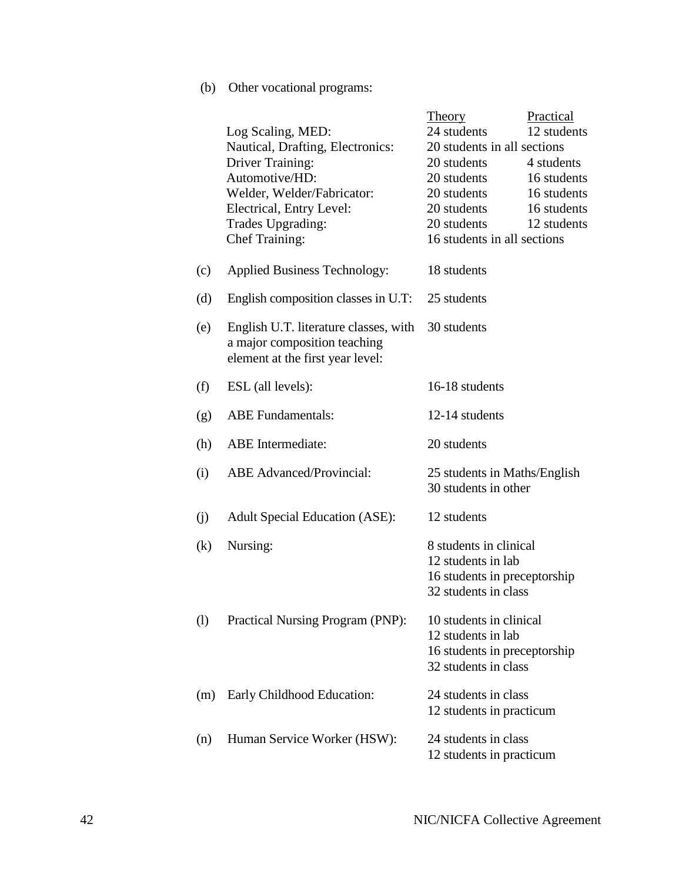(b) Other vocational programs:

| | Theory | Practical |
|---|---|---|
| Log Scaling, MED: | 24 students | 12 students |
| Nautical, Drafting, Electronics: | 20 students in all sections | |
| Driver Training: | 20 students | 4 students |
| Automotive/HD: | 20 students | 16 students |
| Welder, Welder/Fabricator: | 20 students | 16 students |
| Electrical, Entry Level: | 20 students | 16 students |
| Trades Upgrading: | 20 students | 12 students |
| Chef Training: | 16 students in all sections | |

(c) Applied Business Technology: 18 students

(d) English composition classes in U.T: 25 students

(e) English U.T. literature classes, with a major composition teaching element at the first year level: 30 students

(f) ESL (all levels): 16-18 students

(g) ABE Fundamentals: 12-14 students

(h) ABE Intermediate: 20 students

(i) ABE Advanced/Provincial: 25 students in Maths/English
30 students in other

(j) Adult Special Education (ASE): 12 students

(k) Nursing: 8 students in clinical
12 students in lab
16 students in preceptorship
32 students in class

(l) Practical Nursing Program (PNP): 10 students in clinical
12 students in lab
16 students in preceptorship
32 students in class

(m) Early Childhood Education: 24 students in class
12 students in practicum

(n) Human Service Worker (HSW): 24 students in class
12 students in practicum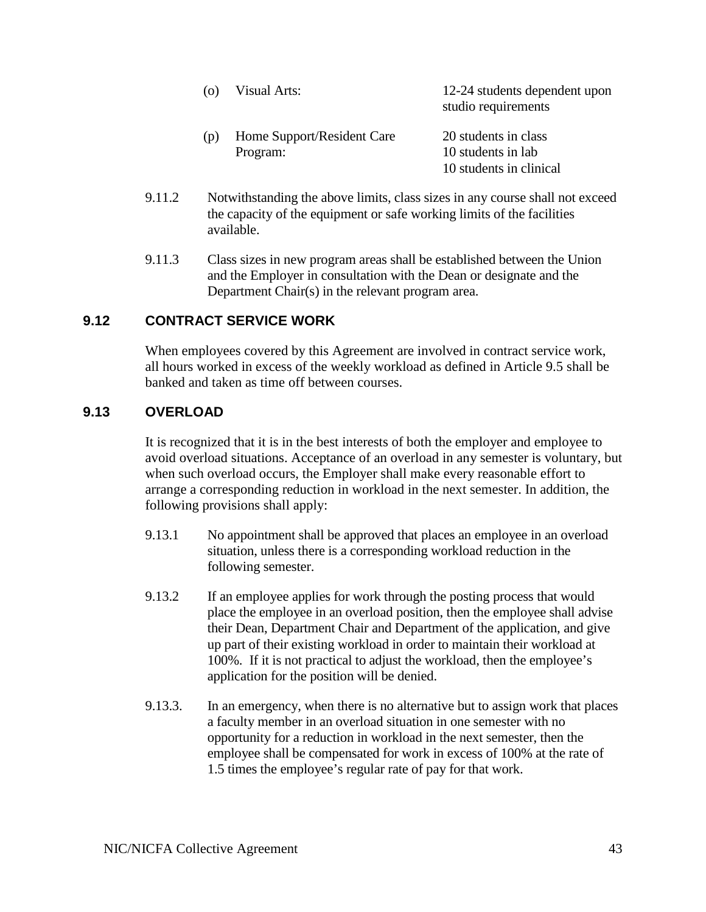(o) Visual Arts: 12-24 students dependent upon studio requirements

(p) Home Support/Resident Care Program: 20 students in class
10 students in lab
10 students in clinical

9.11.2 Notwithstanding the above limits, class sizes in any course shall not exceed the capacity of the equipment or safe working limits of the facilities available.

9.11.3 Class sizes in new program areas shall be established between the Union and the Employer in consultation with the Dean or designate and the Department Chair(s) in the relevant program area.

## 9.12 CONTRACT SERVICE WORK

When employees covered by this Agreement are involved in contract service work, all hours worked in excess of the weekly workload as defined in Article 9.5 shall be banked and taken as time off between courses.

## 9.13 OVERLOAD

It is recognized that it is in the best interests of both the employer and employee to avoid overload situations. Acceptance of an overload in any semester is voluntary, but when such overload occurs, the Employer shall make every reasonable effort to arrange a corresponding reduction in workload in the next semester. In addition, the following provisions shall apply:

9.13.1 No appointment shall be approved that places an employee in an overload situation, unless there is a corresponding workload reduction in the following semester.

9.13.2 If an employee applies for work through the posting process that would place the employee in an overload position, then the employee shall advise their Dean, Department Chair and Department of the application, and give up part of their existing workload in order to maintain their workload at 100%. If it is not practical to adjust the workload, then the employee's application for the position will be denied.

9.13.3. In an emergency, when there is no alternative but to assign work that places a faculty member in an overload situation in one semester with no opportunity for a reduction in workload in the next semester, then the employee shall be compensated for work in excess of 100% at the rate of 1.5 times the employee's regular rate of pay for that work.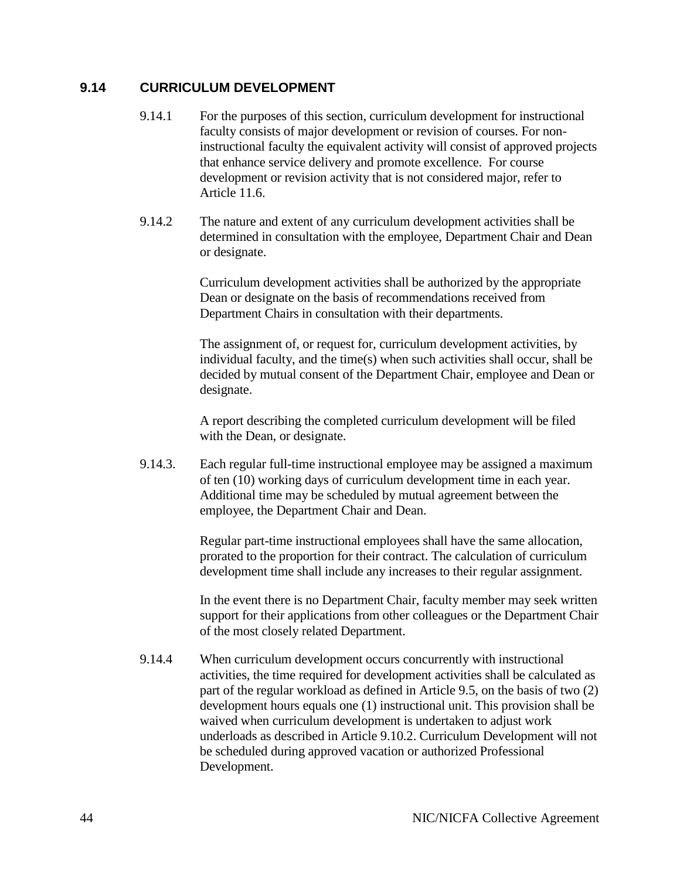## 9.14 CURRICULUM DEVELOPMENT

9.14.1 For the purposes of this section, curriculum development for instructional faculty consists of major development or revision of courses. For non-instructional faculty the equivalent activity will consist of approved projects that enhance service delivery and promote excellence. For course development or revision activity that is not considered major, refer to Article 11.6.

9.14.2 The nature and extent of any curriculum development activities shall be determined in consultation with the employee, Department Chair and Dean or designate.

Curriculum development activities shall be authorized by the appropriate Dean or designate on the basis of recommendations received from Department Chairs in consultation with their departments.

The assignment of, or request for, curriculum development activities, by individual faculty, and the time(s) when such activities shall occur, shall be decided by mutual consent of the Department Chair, employee and Dean or designate.

A report describing the completed curriculum development will be filed with the Dean, or designate.

9.14.3. Each regular full-time instructional employee may be assigned a maximum of ten (10) working days of curriculum development time in each year. Additional time may be scheduled by mutual agreement between the employee, the Department Chair and Dean.

Regular part-time instructional employees shall have the same allocation, prorated to the proportion for their contract. The calculation of curriculum development time shall include any increases to their regular assignment.

In the event there is no Department Chair, faculty member may seek written support for their applications from other colleagues or the Department Chair of the most closely related Department.

9.14.4 When curriculum development occurs concurrently with instructional activities, the time required for development activities shall be calculated as part of the regular workload as defined in Article 9.5, on the basis of two (2) development hours equals one (1) instructional unit. This provision shall be waived when curriculum development is undertaken to adjust work underloads as described in Article 9.10.2. Curriculum Development will not be scheduled during approved vacation or authorized Professional Development.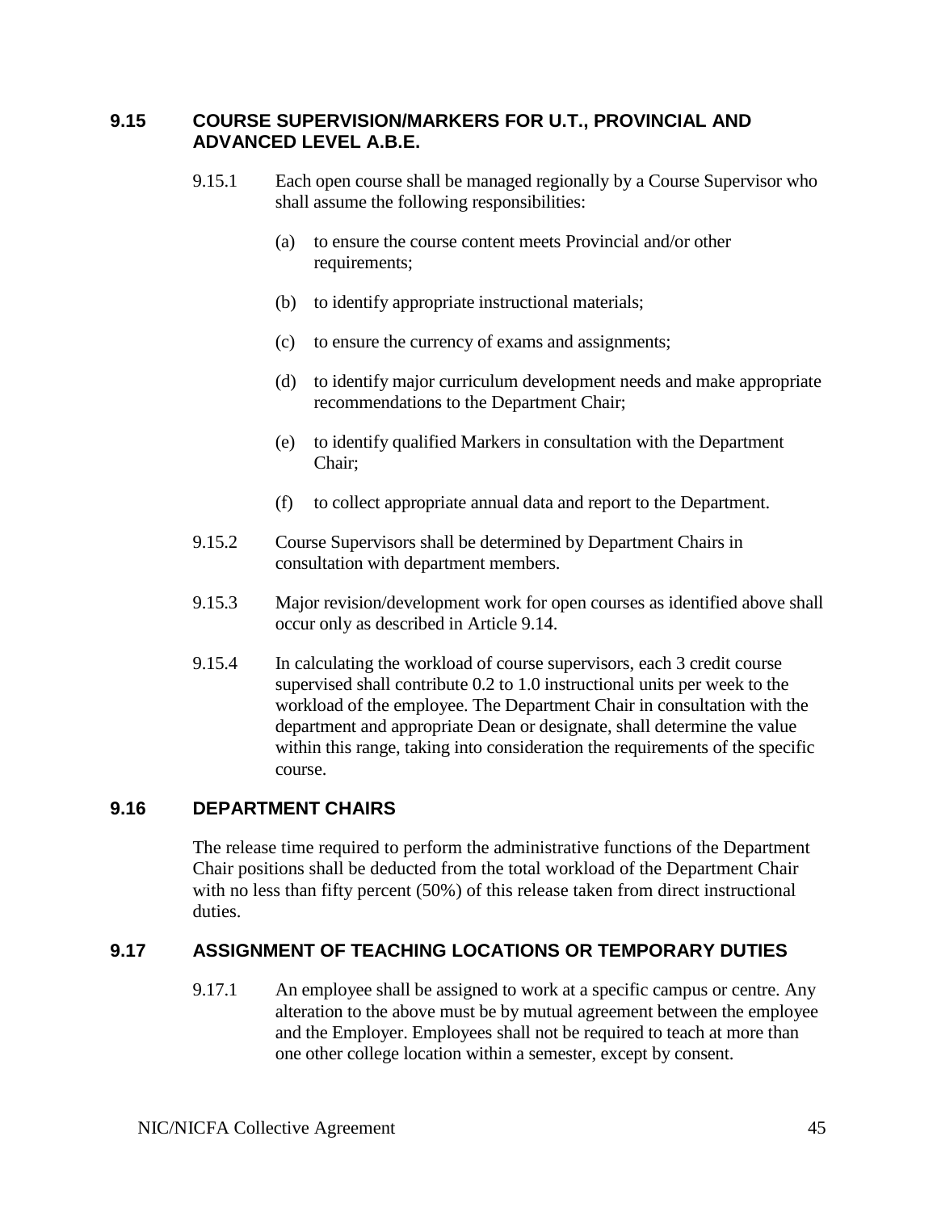## 9.15 COURSE SUPERVISION/MARKERS FOR U.T., PROVINCIAL AND ADVANCED LEVEL A.B.E.

9.15.1 Each open course shall be managed regionally by a Course Supervisor who shall assume the following responsibilities:

(a) to ensure the course content meets Provincial and/or other requirements;

(b) to identify appropriate instructional materials;

(c) to ensure the currency of exams and assignments;

(d) to identify major curriculum development needs and make appropriate recommendations to the Department Chair;

(e) to identify qualified Markers in consultation with the Department Chair;

(f) to collect appropriate annual data and report to the Department.

9.15.2 Course Supervisors shall be determined by Department Chairs in consultation with department members.

9.15.3 Major revision/development work for open courses as identified above shall occur only as described in Article 9.14.

9.15.4 In calculating the workload of course supervisors, each 3 credit course supervised shall contribute 0.2 to 1.0 instructional units per week to the workload of the employee. The Department Chair in consultation with the department and appropriate Dean or designate, shall determine the value within this range, taking into consideration the requirements of the specific course.

## 9.16 DEPARTMENT CHAIRS

The release time required to perform the administrative functions of the Department Chair positions shall be deducted from the total workload of the Department Chair with no less than fifty percent (50%) of this release taken from direct instructional duties.

## 9.17 ASSIGNMENT OF TEACHING LOCATIONS OR TEMPORARY DUTIES

9.17.1 An employee shall be assigned to work at a specific campus or centre. Any alteration to the above must be by mutual agreement between the employee and the Employer. Employees shall not be required to teach at more than one other college location within a semester, except by consent.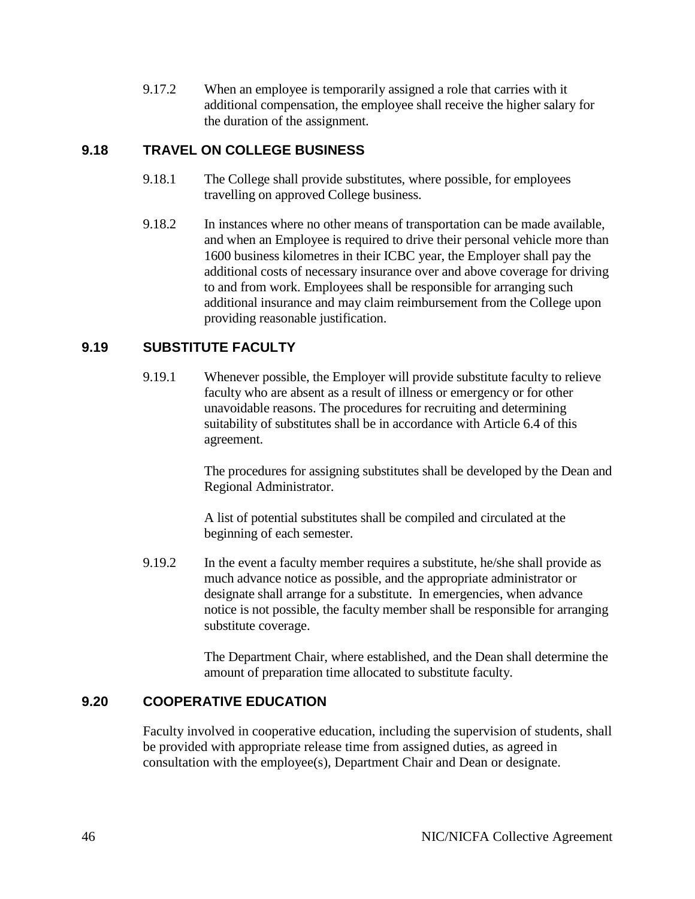9.17.2 When an employee is temporarily assigned a role that carries with it additional compensation, the employee shall receive the higher salary for the duration of the assignment.

## 9.18 TRAVEL ON COLLEGE BUSINESS

9.18.1 The College shall provide substitutes, where possible, for employees travelling on approved College business.

9.18.2 In instances where no other means of transportation can be made available, and when an Employee is required to drive their personal vehicle more than 1600 business kilometres in their ICBC year, the Employer shall pay the additional costs of necessary insurance over and above coverage for driving to and from work. Employees shall be responsible for arranging such additional insurance and may claim reimbursement from the College upon providing reasonable justification.

## 9.19 SUBSTITUTE FACULTY

9.19.1 Whenever possible, the Employer will provide substitute faculty to relieve faculty who are absent as a result of illness or emergency or for other unavoidable reasons. The procedures for recruiting and determining suitability of substitutes shall be in accordance with Article 6.4 of this agreement.

The procedures for assigning substitutes shall be developed by the Dean and Regional Administrator.

A list of potential substitutes shall be compiled and circulated at the beginning of each semester.

9.19.2 In the event a faculty member requires a substitute, he/she shall provide as much advance notice as possible, and the appropriate administrator or designate shall arrange for a substitute. In emergencies, when advance notice is not possible, the faculty member shall be responsible for arranging substitute coverage.

The Department Chair, where established, and the Dean shall determine the amount of preparation time allocated to substitute faculty.

## 9.20 COOPERATIVE EDUCATION

Faculty involved in cooperative education, including the supervision of students, shall be provided with appropriate release time from assigned duties, as agreed in consultation with the employee(s), Department Chair and Dean or designate.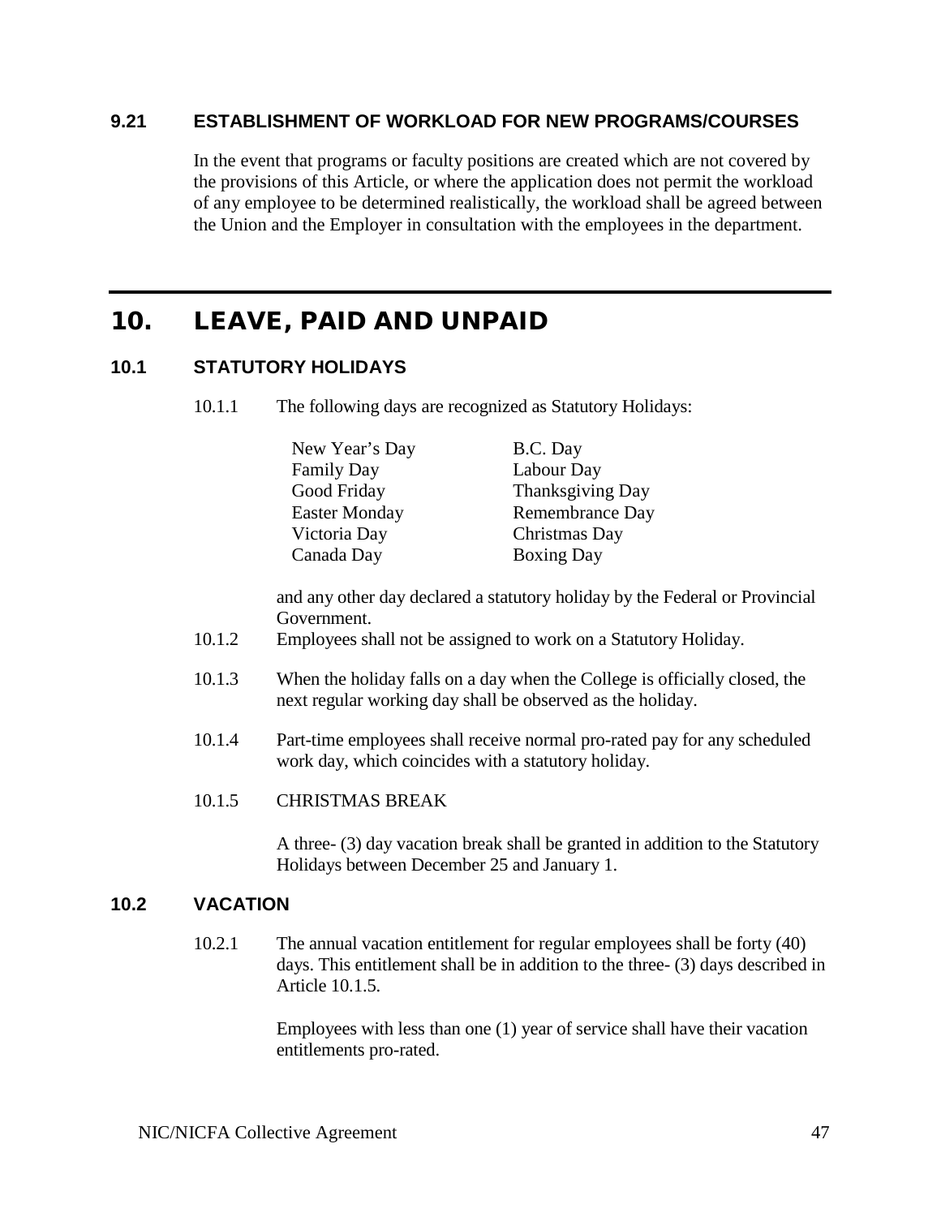### 9.21 ESTABLISHMENT OF WORKLOAD FOR NEW PROGRAMS/COURSES

In the event that programs or faculty positions are created which are not covered by the provisions of this Article, or where the application does not permit the workload of any employee to be determined realistically, the workload shall be agreed between the Union and the Employer in consultation with the employees in the department.

# 10. LEAVE, PAID AND UNPAID

### 10.1 STATUTORY HOLIDAYS

10.1.1 The following days are recognized as Statutory Holidays:

| | |
|---|---|
| New Year's Day | B.C. Day |
| Family Day | Labour Day |
| Good Friday | Thanksgiving Day |
| Easter Monday | Remembrance Day |
| Victoria Day | Christmas Day |
| Canada Day | Boxing Day |

and any other day declared a statutory holiday by the Federal or Provincial Government.

10.1.2 Employees shall not be assigned to work on a Statutory Holiday.

10.1.3 When the holiday falls on a day when the College is officially closed, the next regular working day shall be observed as the holiday.

10.1.4 Part-time employees shall receive normal pro-rated pay for any scheduled work day, which coincides with a statutory holiday.

10.1.5 CHRISTMAS BREAK

A three- (3) day vacation break shall be granted in addition to the Statutory Holidays between December 25 and January 1.

### 10.2 VACATION

10.2.1 The annual vacation entitlement for regular employees shall be forty (40) days. This entitlement shall be in addition to the three- (3) days described in Article 10.1.5.

Employees with less than one (1) year of service shall have their vacation entitlements pro-rated.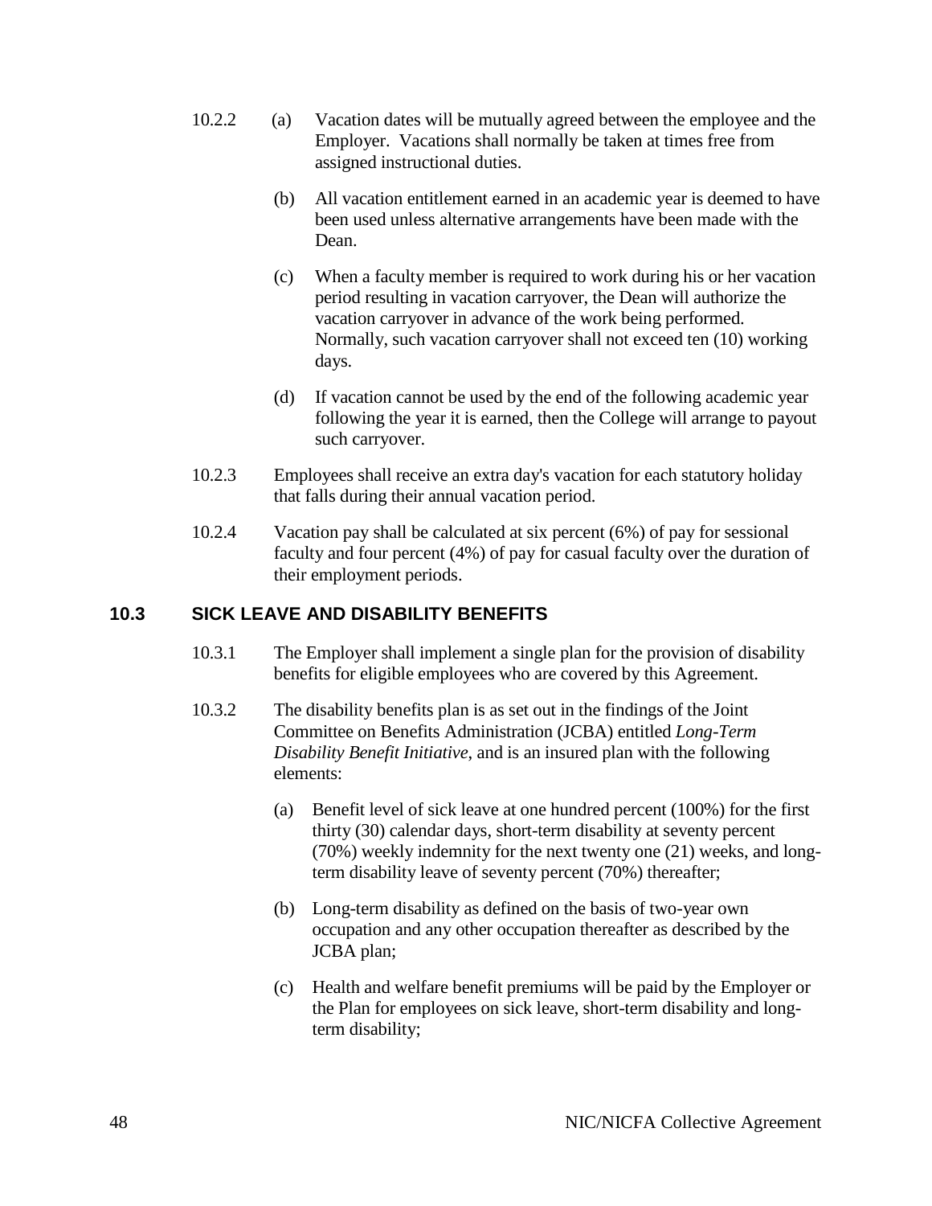10.2.2 (a) Vacation dates will be mutually agreed between the employee and the Employer. Vacations shall normally be taken at times free from assigned instructional duties.

(b) All vacation entitlement earned in an academic year is deemed to have been used unless alternative arrangements have been made with the Dean.

(c) When a faculty member is required to work during his or her vacation period resulting in vacation carryover, the Dean will authorize the vacation carryover in advance of the work being performed. Normally, such vacation carryover shall not exceed ten (10) working days.

(d) If vacation cannot be used by the end of the following academic year following the year it is earned, then the College will arrange to payout such carryover.

10.2.3 Employees shall receive an extra day's vacation for each statutory holiday that falls during their annual vacation period.

10.2.4 Vacation pay shall be calculated at six percent (6%) of pay for sessional faculty and four percent (4%) of pay for casual faculty over the duration of their employment periods.

## 10.3 SICK LEAVE AND DISABILITY BENEFITS

10.3.1 The Employer shall implement a single plan for the provision of disability benefits for eligible employees who are covered by this Agreement.

10.3.2 The disability benefits plan is as set out in the findings of the Joint Committee on Benefits Administration (JCBA) entitled *Long-Term Disability Benefit Initiative*, and is an insured plan with the following elements:

(a) Benefit level of sick leave at one hundred percent (100%) for the first thirty (30) calendar days, short-term disability at seventy percent (70%) weekly indemnity for the next twenty one (21) weeks, and long-term disability leave of seventy percent (70%) thereafter;

(b) Long-term disability as defined on the basis of two-year own occupation and any other occupation thereafter as described by the JCBA plan;

(c) Health and welfare benefit premiums will be paid by the Employer or the Plan for employees on sick leave, short-term disability and long-term disability;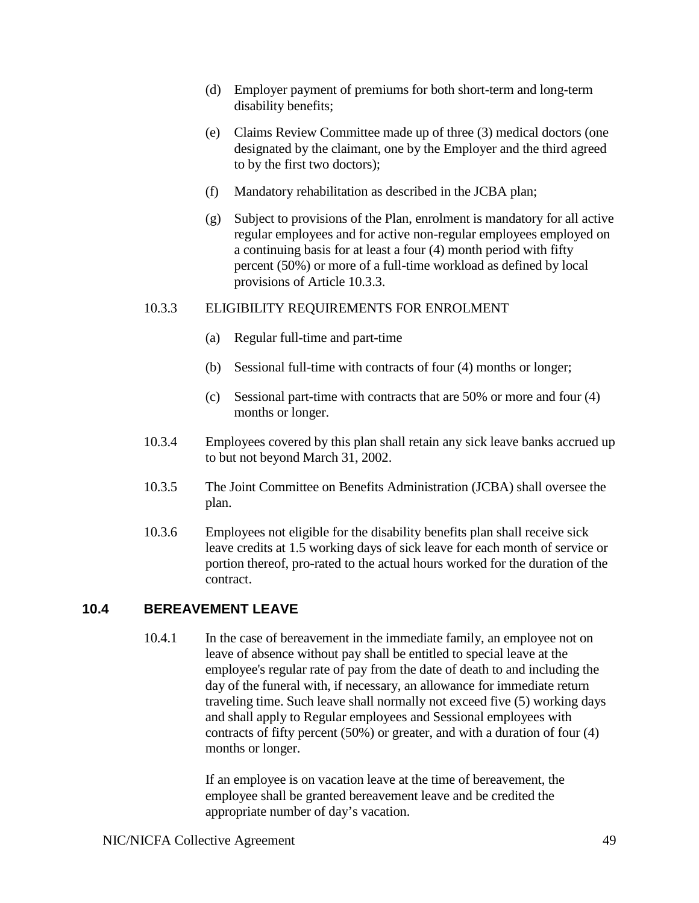(d) Employer payment of premiums for both short-term and long-term disability benefits;

(e) Claims Review Committee made up of three (3) medical doctors (one designated by the claimant, one by the Employer and the third agreed to by the first two doctors);

(f) Mandatory rehabilitation as described in the JCBA plan;

(g) Subject to provisions of the Plan, enrolment is mandatory for all active regular employees and for active non-regular employees employed on a continuing basis for at least a four (4) month period with fifty percent (50%) or more of a full-time workload as defined by local provisions of Article 10.3.3.

10.3.3 ELIGIBILITY REQUIREMENTS FOR ENROLMENT

(a) Regular full-time and part-time

(b) Sessional full-time with contracts of four (4) months or longer;

(c) Sessional part-time with contracts that are 50% or more and four (4) months or longer.

10.3.4 Employees covered by this plan shall retain any sick leave banks accrued up to but not beyond March 31, 2002.

10.3.5 The Joint Committee on Benefits Administration (JCBA) shall oversee the plan.

10.3.6 Employees not eligible for the disability benefits plan shall receive sick leave credits at 1.5 working days of sick leave for each month of service or portion thereof, pro-rated to the actual hours worked for the duration of the contract.

## 10.4 BEREAVEMENT LEAVE

10.4.1 In the case of bereavement in the immediate family, an employee not on leave of absence without pay shall be entitled to special leave at the employee's regular rate of pay from the date of death to and including the day of the funeral with, if necessary, an allowance for immediate return traveling time. Such leave shall normally not exceed five (5) working days and shall apply to Regular employees and Sessional employees with contracts of fifty percent (50%) or greater, and with a duration of four (4) months or longer.

If an employee is on vacation leave at the time of bereavement, the employee shall be granted bereavement leave and be credited the appropriate number of day's vacation.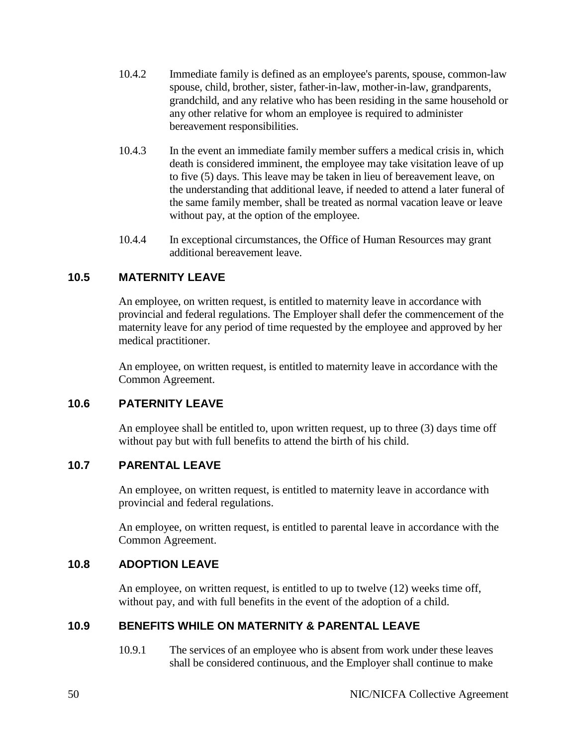10.4.2 Immediate family is defined as an employee's parents, spouse, common-law spouse, child, brother, sister, father-in-law, mother-in-law, grandparents, grandchild, and any relative who has been residing in the same household or any other relative for whom an employee is required to administer bereavement responsibilities.

10.4.3 In the event an immediate family member suffers a medical crisis in, which death is considered imminent, the employee may take visitation leave of up to five (5) days. This leave may be taken in lieu of bereavement leave, on the understanding that additional leave, if needed to attend a later funeral of the same family member, shall be treated as normal vacation leave or leave without pay, at the option of the employee.

10.4.4 In exceptional circumstances, the Office of Human Resources may grant additional bereavement leave.

## 10.5 MATERNITY LEAVE

An employee, on written request, is entitled to maternity leave in accordance with provincial and federal regulations. The Employer shall defer the commencement of the maternity leave for any period of time requested by the employee and approved by her medical practitioner.

An employee, on written request, is entitled to maternity leave in accordance with the Common Agreement.

## 10.6 PATERNITY LEAVE

An employee shall be entitled to, upon written request, up to three (3) days time off without pay but with full benefits to attend the birth of his child.

## 10.7 PARENTAL LEAVE

An employee, on written request, is entitled to maternity leave in accordance with provincial and federal regulations.

An employee, on written request, is entitled to parental leave in accordance with the Common Agreement.

## 10.8 ADOPTION LEAVE

An employee, on written request, is entitled to up to twelve (12) weeks time off, without pay, and with full benefits in the event of the adoption of a child.

## 10.9 BENEFITS WHILE ON MATERNITY & PARENTAL LEAVE

10.9.1 The services of an employee who is absent from work under these leaves shall be considered continuous, and the Employer shall continue to make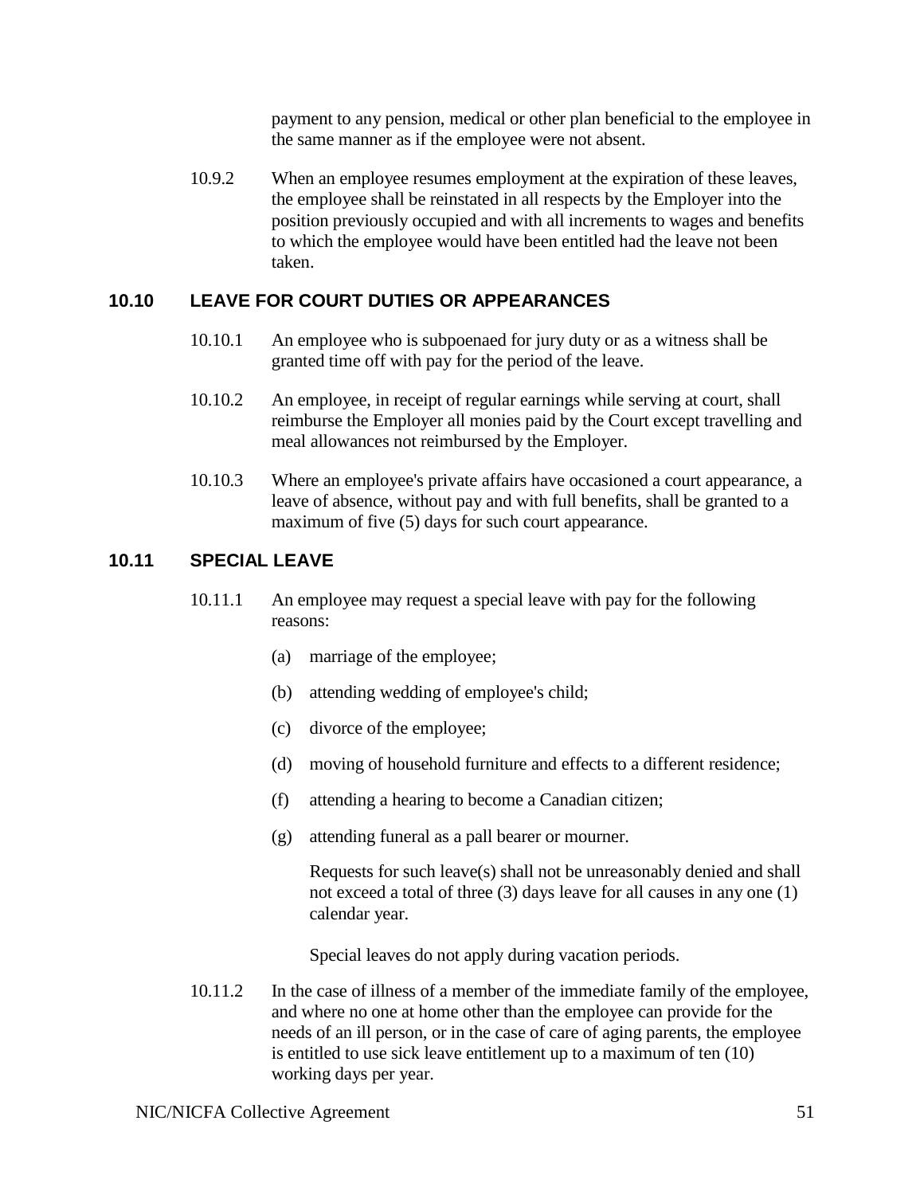payment to any pension, medical or other plan beneficial to the employee in the same manner as if the employee were not absent.

10.9.2 When an employee resumes employment at the expiration of these leaves, the employee shall be reinstated in all respects by the Employer into the position previously occupied and with all increments to wages and benefits to which the employee would have been entitled had the leave not been taken.

## 10.10 LEAVE FOR COURT DUTIES OR APPEARANCES

10.10.1 An employee who is subpoenaed for jury duty or as a witness shall be granted time off with pay for the period of the leave.

10.10.2 An employee, in receipt of regular earnings while serving at court, shall reimburse the Employer all monies paid by the Court except travelling and meal allowances not reimbursed by the Employer.

10.10.3 Where an employee's private affairs have occasioned a court appearance, a leave of absence, without pay and with full benefits, shall be granted to a maximum of five (5) days for such court appearance.

## 10.11 SPECIAL LEAVE

10.11.1 An employee may request a special leave with pay for the following reasons:

(a) marriage of the employee;

(b) attending wedding of employee's child;

(c) divorce of the employee;

(d) moving of household furniture and effects to a different residence;

(f) attending a hearing to become a Canadian citizen;

(g) attending funeral as a pall bearer or mourner.

Requests for such leave(s) shall not be unreasonably denied and shall not exceed a total of three (3) days leave for all causes in any one (1) calendar year.

Special leaves do not apply during vacation periods.

10.11.2 In the case of illness of a member of the immediate family of the employee, and where no one at home other than the employee can provide for the needs of an ill person, or in the case of care of aging parents, the employee is entitled to use sick leave entitlement up to a maximum of ten (10) working days per year.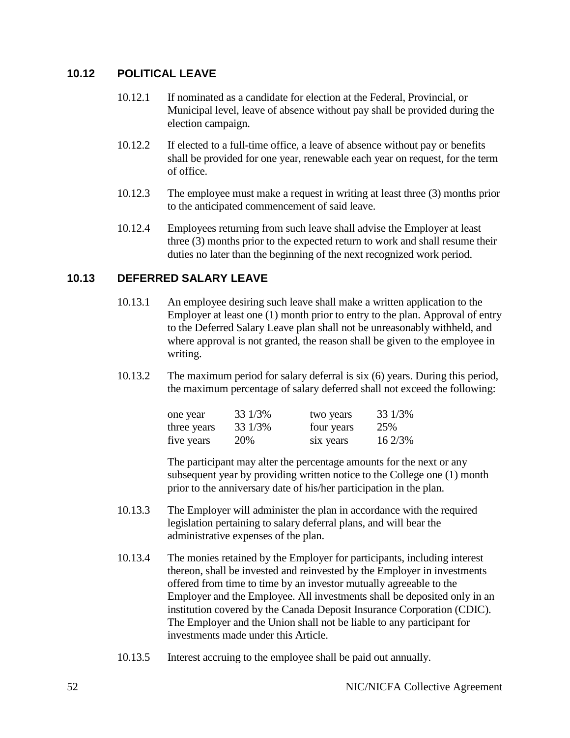## 10.12 POLITICAL LEAVE

10.12.1 If nominated as a candidate for election at the Federal, Provincial, or Municipal level, leave of absence without pay shall be provided during the election campaign.

10.12.2 If elected to a full-time office, a leave of absence without pay or benefits shall be provided for one year, renewable each year on request, for the term of office.

10.12.3 The employee must make a request in writing at least three (3) months prior to the anticipated commencement of said leave.

10.12.4 Employees returning from such leave shall advise the Employer at least three (3) months prior to the expected return to work and shall resume their duties no later than the beginning of the next recognized work period.

## 10.13 DEFERRED SALARY LEAVE

10.13.1 An employee desiring such leave shall make a written application to the Employer at least one (1) month prior to entry to the plan. Approval of entry to the Deferred Salary Leave plan shall not be unreasonably withheld, and where approval is not granted, the reason shall be given to the employee in writing.

10.13.2 The maximum period for salary deferral is six (6) years. During this period, the maximum percentage of salary deferred shall not exceed the following:

| | | | |
|---|---|---|---|
| one year | 33 1/3% | two years | 33 1/3% |
| three years | 33 1/3% | four years | 25% |
| five years | 20% | six years | 16 2/3% |

The participant may alter the percentage amounts for the next or any subsequent year by providing written notice to the College one (1) month prior to the anniversary date of his/her participation in the plan.

10.13.3 The Employer will administer the plan in accordance with the required legislation pertaining to salary deferral plans, and will bear the administrative expenses of the plan.

10.13.4 The monies retained by the Employer for participants, including interest thereon, shall be invested and reinvested by the Employer in investments offered from time to time by an investor mutually agreeable to the Employer and the Employee. All investments shall be deposited only in an institution covered by the Canada Deposit Insurance Corporation (CDIC). The Employer and the Union shall not be liable to any participant for investments made under this Article.

10.13.5 Interest accruing to the employee shall be paid out annually.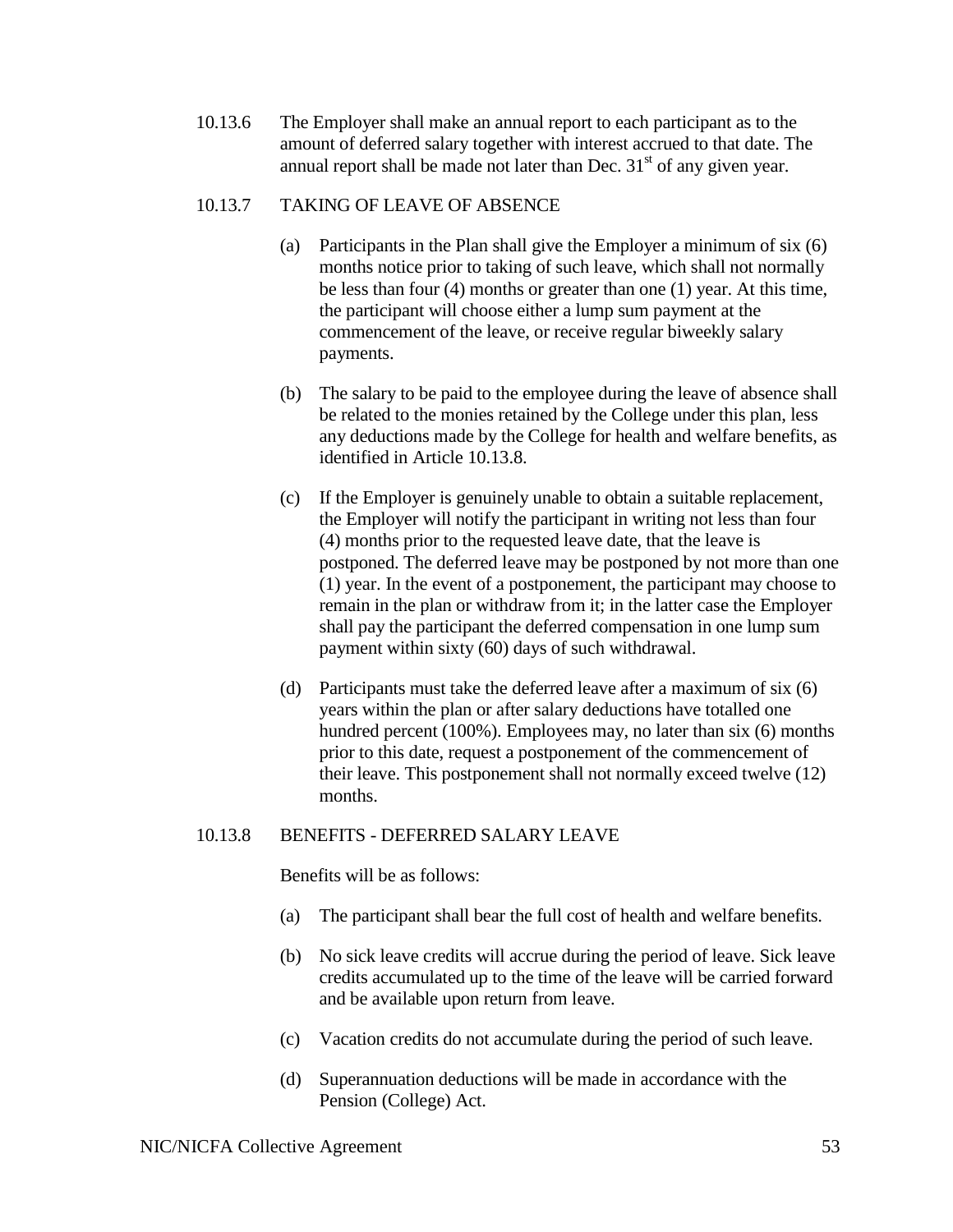10.13.6 The Employer shall make an annual report to each participant as to the amount of deferred salary together with interest accrued to that date. The annual report shall be made not later than Dec. 31st of any given year.

10.13.7 TAKING OF LEAVE OF ABSENCE

(a) Participants in the Plan shall give the Employer a minimum of six (6) months notice prior to taking of such leave, which shall not normally be less than four (4) months or greater than one (1) year. At this time, the participant will choose either a lump sum payment at the commencement of the leave, or receive regular biweekly salary payments.

(b) The salary to be paid to the employee during the leave of absence shall be related to the monies retained by the College under this plan, less any deductions made by the College for health and welfare benefits, as identified in Article 10.13.8.

(c) If the Employer is genuinely unable to obtain a suitable replacement, the Employer will notify the participant in writing not less than four (4) months prior to the requested leave date, that the leave is postponed. The deferred leave may be postponed by not more than one (1) year. In the event of a postponement, the participant may choose to remain in the plan or withdraw from it; in the latter case the Employer shall pay the participant the deferred compensation in one lump sum payment within sixty (60) days of such withdrawal.

(d) Participants must take the deferred leave after a maximum of six (6) years within the plan or after salary deductions have totalled one hundred percent (100%). Employees may, no later than six (6) months prior to this date, request a postponement of the commencement of their leave. This postponement shall not normally exceed twelve (12) months.

10.13.8 BENEFITS - DEFERRED SALARY LEAVE

Benefits will be as follows:

(a) The participant shall bear the full cost of health and welfare benefits.

(b) No sick leave credits will accrue during the period of leave. Sick leave credits accumulated up to the time of the leave will be carried forward and be available upon return from leave.

(c) Vacation credits do not accumulate during the period of such leave.

(d) Superannuation deductions will be made in accordance with the Pension (College) Act.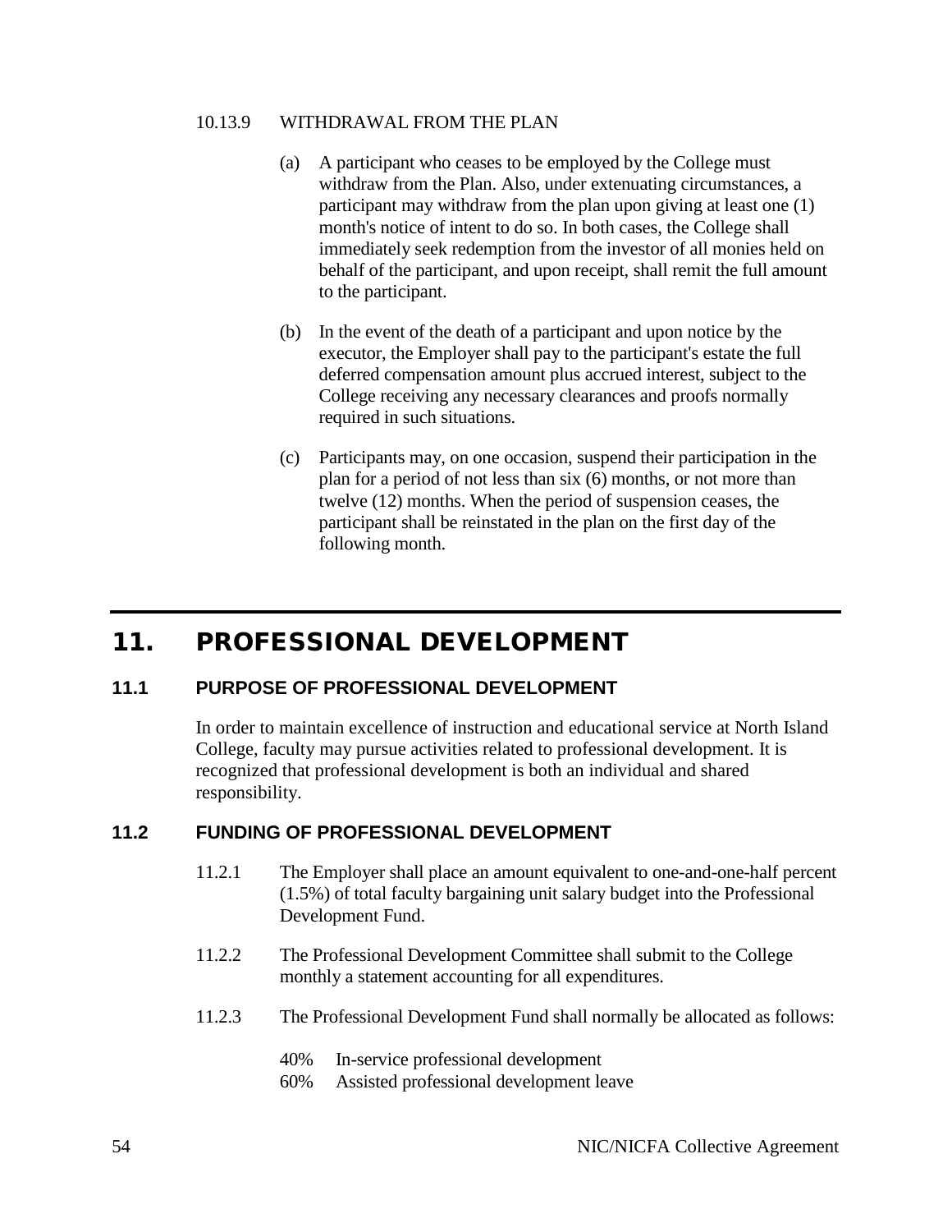10.13.9 WITHDRAWAL FROM THE PLAN

(a) A participant who ceases to be employed by the College must withdraw from the Plan. Also, under extenuating circumstances, a participant may withdraw from the plan upon giving at least one (1) month's notice of intent to do so. In both cases, the College shall immediately seek redemption from the investor of all monies held on behalf of the participant, and upon receipt, shall remit the full amount to the participant.

(b) In the event of the death of a participant and upon notice by the executor, the Employer shall pay to the participant's estate the full deferred compensation amount plus accrued interest, subject to the College receiving any necessary clearances and proofs normally required in such situations.

(c) Participants may, on one occasion, suspend their participation in the plan for a period of not less than six (6) months, or not more than twelve (12) months. When the period of suspension ceases, the participant shall be reinstated in the plan on the first day of the following month.

# 11. PROFESSIONAL DEVELOPMENT

## 11.1 PURPOSE OF PROFESSIONAL DEVELOPMENT

In order to maintain excellence of instruction and educational service at North Island College, faculty may pursue activities related to professional development. It is recognized that professional development is both an individual and shared responsibility.

## 11.2 FUNDING OF PROFESSIONAL DEVELOPMENT

11.2.1 The Employer shall place an amount equivalent to one-and-one-half percent (1.5%) of total faculty bargaining unit salary budget into the Professional Development Fund.

11.2.2 The Professional Development Committee shall submit to the College monthly a statement accounting for all expenditures.

11.2.3 The Professional Development Fund shall normally be allocated as follows:

40% In-service professional development
60% Assisted professional development leave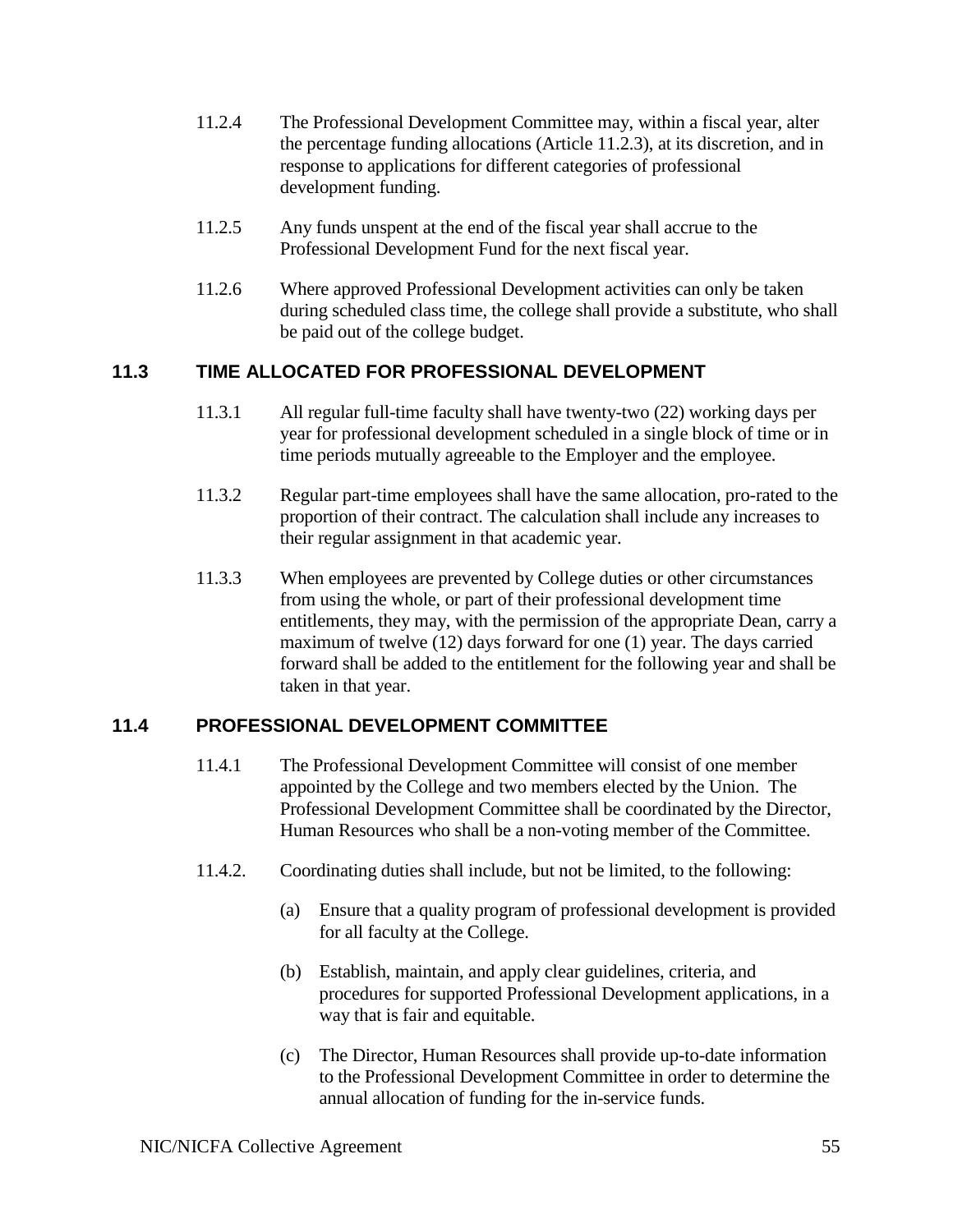11.2.4 The Professional Development Committee may, within a fiscal year, alter the percentage funding allocations (Article 11.2.3), at its discretion, and in response to applications for different categories of professional development funding.

11.2.5 Any funds unspent at the end of the fiscal year shall accrue to the Professional Development Fund for the next fiscal year.

11.2.6 Where approved Professional Development activities can only be taken during scheduled class time, the college shall provide a substitute, who shall be paid out of the college budget.

## 11.3 TIME ALLOCATED FOR PROFESSIONAL DEVELOPMENT

11.3.1 All regular full-time faculty shall have twenty-two (22) working days per year for professional development scheduled in a single block of time or in time periods mutually agreeable to the Employer and the employee.

11.3.2 Regular part-time employees shall have the same allocation, pro-rated to the proportion of their contract. The calculation shall include any increases to their regular assignment in that academic year.

11.3.3 When employees are prevented by College duties or other circumstances from using the whole, or part of their professional development time entitlements, they may, with the permission of the appropriate Dean, carry a maximum of twelve (12) days forward for one (1) year. The days carried forward shall be added to the entitlement for the following year and shall be taken in that year.

## 11.4 PROFESSIONAL DEVELOPMENT COMMITTEE

11.4.1 The Professional Development Committee will consist of one member appointed by the College and two members elected by the Union. The Professional Development Committee shall be coordinated by the Director, Human Resources who shall be a non-voting member of the Committee.

11.4.2. Coordinating duties shall include, but not be limited, to the following:

(a) Ensure that a quality program of professional development is provided for all faculty at the College.

(b) Establish, maintain, and apply clear guidelines, criteria, and procedures for supported Professional Development applications, in a way that is fair and equitable.

(c) The Director, Human Resources shall provide up-to-date information to the Professional Development Committee in order to determine the annual allocation of funding for the in-service funds.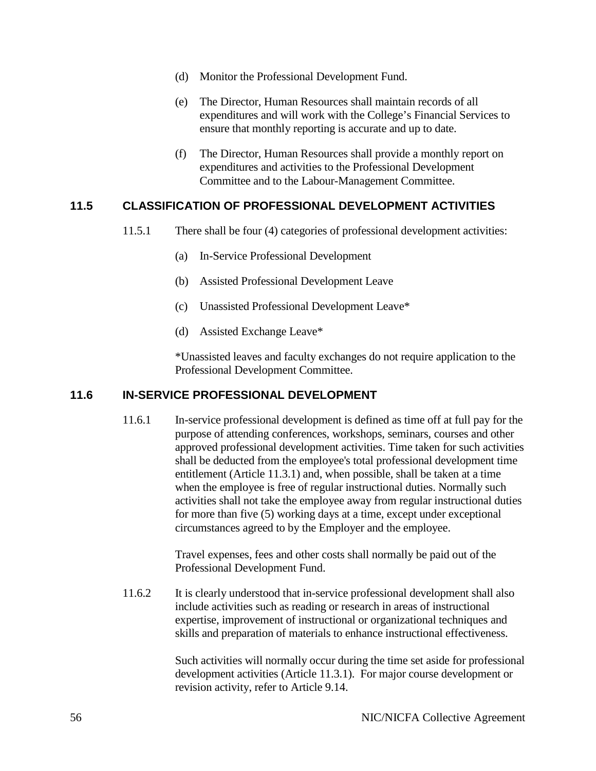(d) Monitor the Professional Development Fund.

(e) The Director, Human Resources shall maintain records of all expenditures and will work with the College's Financial Services to ensure that monthly reporting is accurate and up to date.

(f) The Director, Human Resources shall provide a monthly report on expenditures and activities to the Professional Development Committee and to the Labour-Management Committee.

## 11.5 CLASSIFICATION OF PROFESSIONAL DEVELOPMENT ACTIVITIES

11.5.1 There shall be four (4) categories of professional development activities:

(a) In-Service Professional Development

(b) Assisted Professional Development Leave

(c) Unassisted Professional Development Leave*

(d) Assisted Exchange Leave*

*Unassisted leaves and faculty exchanges do not require application to the Professional Development Committee.

## 11.6 IN-SERVICE PROFESSIONAL DEVELOPMENT

11.6.1 In-service professional development is defined as time off at full pay for the purpose of attending conferences, workshops, seminars, courses and other approved professional development activities. Time taken for such activities shall be deducted from the employee's total professional development time entitlement (Article 11.3.1) and, when possible, shall be taken at a time when the employee is free of regular instructional duties. Normally such activities shall not take the employee away from regular instructional duties for more than five (5) working days at a time, except under exceptional circumstances agreed to by the Employer and the employee.

Travel expenses, fees and other costs shall normally be paid out of the Professional Development Fund.

11.6.2 It is clearly understood that in-service professional development shall also include activities such as reading or research in areas of instructional expertise, improvement of instructional or organizational techniques and skills and preparation of materials to enhance instructional effectiveness.

Such activities will normally occur during the time set aside for professional development activities (Article 11.3.1). For major course development or revision activity, refer to Article 9.14.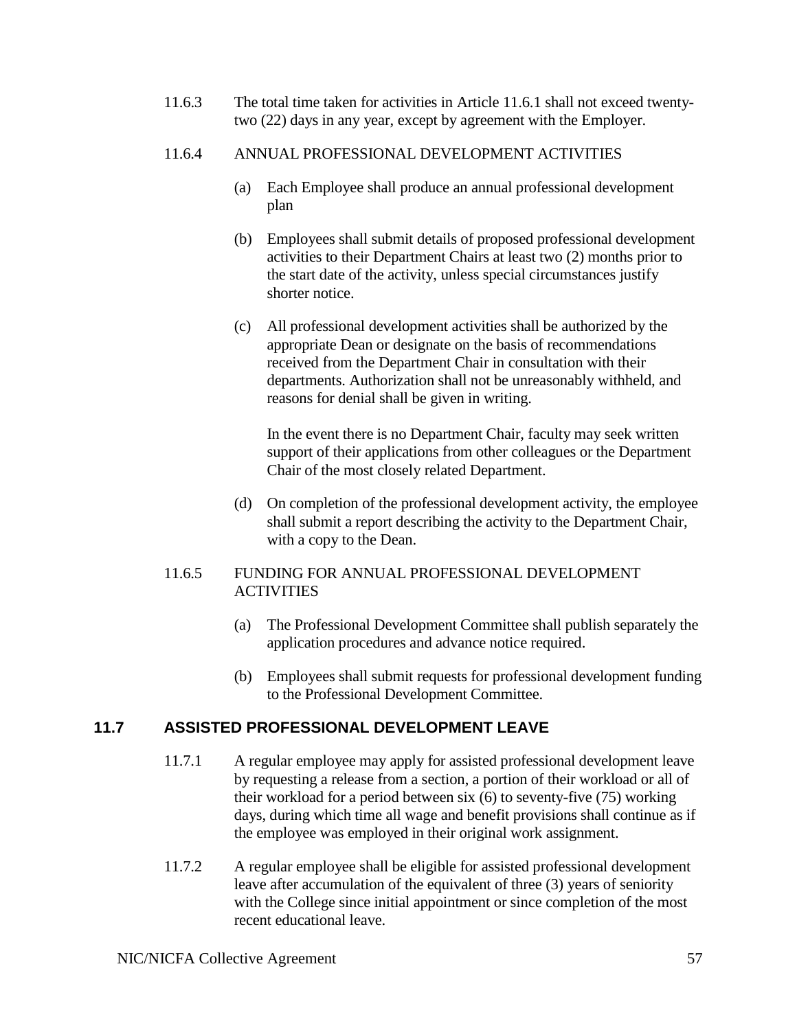11.6.3 The total time taken for activities in Article 11.6.1 shall not exceed twenty-two (22) days in any year, except by agreement with the Employer.

11.6.4 ANNUAL PROFESSIONAL DEVELOPMENT ACTIVITIES

(a) Each Employee shall produce an annual professional development plan

(b) Employees shall submit details of proposed professional development activities to their Department Chairs at least two (2) months prior to the start date of the activity, unless special circumstances justify shorter notice.

(c) All professional development activities shall be authorized by the appropriate Dean or designate on the basis of recommendations received from the Department Chair in consultation with their departments. Authorization shall not be unreasonably withheld, and reasons for denial shall be given in writing.

In the event there is no Department Chair, faculty may seek written support of their applications from other colleagues or the Department Chair of the most closely related Department.

(d) On completion of the professional development activity, the employee shall submit a report describing the activity to the Department Chair, with a copy to the Dean.

11.6.5 FUNDING FOR ANNUAL PROFESSIONAL DEVELOPMENT ACTIVITIES

(a) The Professional Development Committee shall publish separately the application procedures and advance notice required.

(b) Employees shall submit requests for professional development funding to the Professional Development Committee.

## 11.7 ASSISTED PROFESSIONAL DEVELOPMENT LEAVE

11.7.1 A regular employee may apply for assisted professional development leave by requesting a release from a section, a portion of their workload or all of their workload for a period between six (6) to seventy-five (75) working days, during which time all wage and benefit provisions shall continue as if the employee was employed in their original work assignment.

11.7.2 A regular employee shall be eligible for assisted professional development leave after accumulation of the equivalent of three (3) years of seniority with the College since initial appointment or since completion of the most recent educational leave.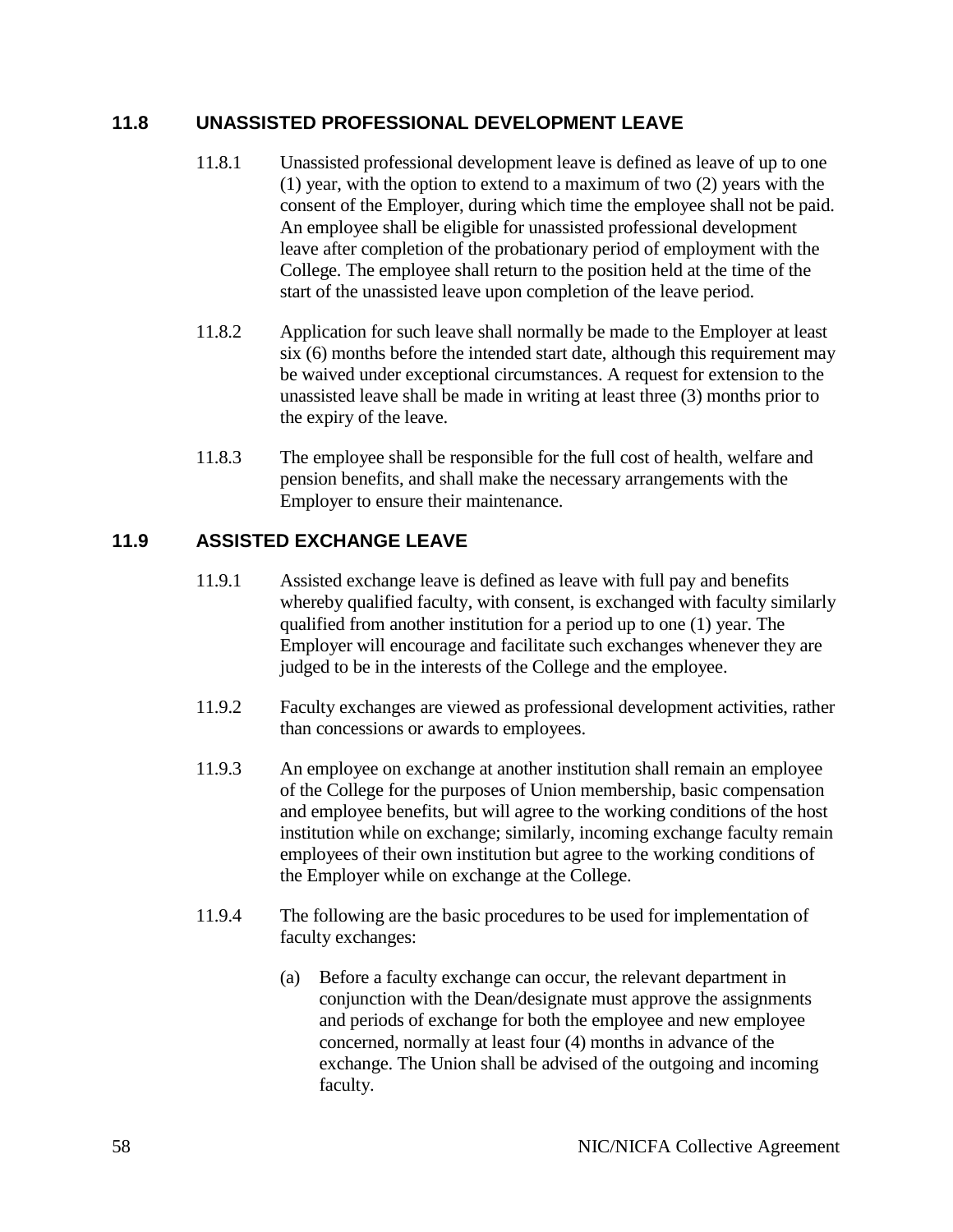## 11.8 UNASSISTED PROFESSIONAL DEVELOPMENT LEAVE

11.8.1 Unassisted professional development leave is defined as leave of up to one (1) year, with the option to extend to a maximum of two (2) years with the consent of the Employer, during which time the employee shall not be paid. An employee shall be eligible for unassisted professional development leave after completion of the probationary period of employment with the College. The employee shall return to the position held at the time of the start of the unassisted leave upon completion of the leave period.

11.8.2 Application for such leave shall normally be made to the Employer at least six (6) months before the intended start date, although this requirement may be waived under exceptional circumstances. A request for extension to the unassisted leave shall be made in writing at least three (3) months prior to the expiry of the leave.

11.8.3 The employee shall be responsible for the full cost of health, welfare and pension benefits, and shall make the necessary arrangements with the Employer to ensure their maintenance.

## 11.9 ASSISTED EXCHANGE LEAVE

11.9.1 Assisted exchange leave is defined as leave with full pay and benefits whereby qualified faculty, with consent, is exchanged with faculty similarly qualified from another institution for a period up to one (1) year. The Employer will encourage and facilitate such exchanges whenever they are judged to be in the interests of the College and the employee.

11.9.2 Faculty exchanges are viewed as professional development activities, rather than concessions or awards to employees.

11.9.3 An employee on exchange at another institution shall remain an employee of the College for the purposes of Union membership, basic compensation and employee benefits, but will agree to the working conditions of the host institution while on exchange; similarly, incoming exchange faculty remain employees of their own institution but agree to the working conditions of the Employer while on exchange at the College.

11.9.4 The following are the basic procedures to be used for implementation of faculty exchanges:

(a) Before a faculty exchange can occur, the relevant department in conjunction with the Dean/designate must approve the assignments and periods of exchange for both the employee and new employee concerned, normally at least four (4) months in advance of the exchange. The Union shall be advised of the outgoing and incoming faculty.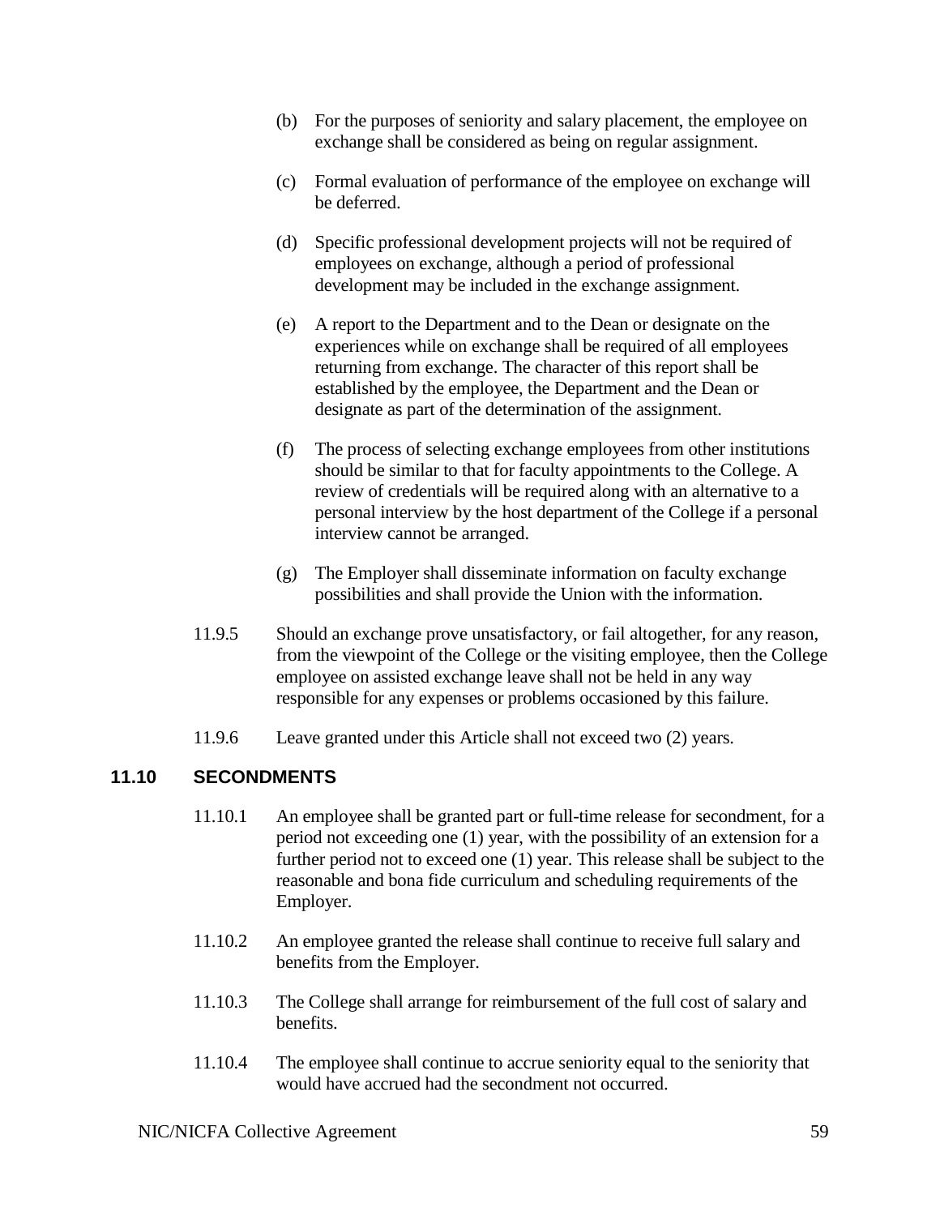(b) For the purposes of seniority and salary placement, the employee on exchange shall be considered as being on regular assignment.

(c) Formal evaluation of performance of the employee on exchange will be deferred.

(d) Specific professional development projects will not be required of employees on exchange, although a period of professional development may be included in the exchange assignment.

(e) A report to the Department and to the Dean or designate on the experiences while on exchange shall be required of all employees returning from exchange. The character of this report shall be established by the employee, the Department and the Dean or designate as part of the determination of the assignment.

(f) The process of selecting exchange employees from other institutions should be similar to that for faculty appointments to the College. A review of credentials will be required along with an alternative to a personal interview by the host department of the College if a personal interview cannot be arranged.

(g) The Employer shall disseminate information on faculty exchange possibilities and shall provide the Union with the information.

11.9.5 Should an exchange prove unsatisfactory, or fail altogether, for any reason, from the viewpoint of the College or the visiting employee, then the College employee on assisted exchange leave shall not be held in any way responsible for any expenses or problems occasioned by this failure.

11.9.6 Leave granted under this Article shall not exceed two (2) years.

## 11.10 SECONDMENTS

11.10.1 An employee shall be granted part or full-time release for secondment, for a period not exceeding one (1) year, with the possibility of an extension for a further period not to exceed one (1) year. This release shall be subject to the reasonable and bona fide curriculum and scheduling requirements of the Employer.

11.10.2 An employee granted the release shall continue to receive full salary and benefits from the Employer.

11.10.3 The College shall arrange for reimbursement of the full cost of salary and benefits.

11.10.4 The employee shall continue to accrue seniority equal to the seniority that would have accrued had the secondment not occurred.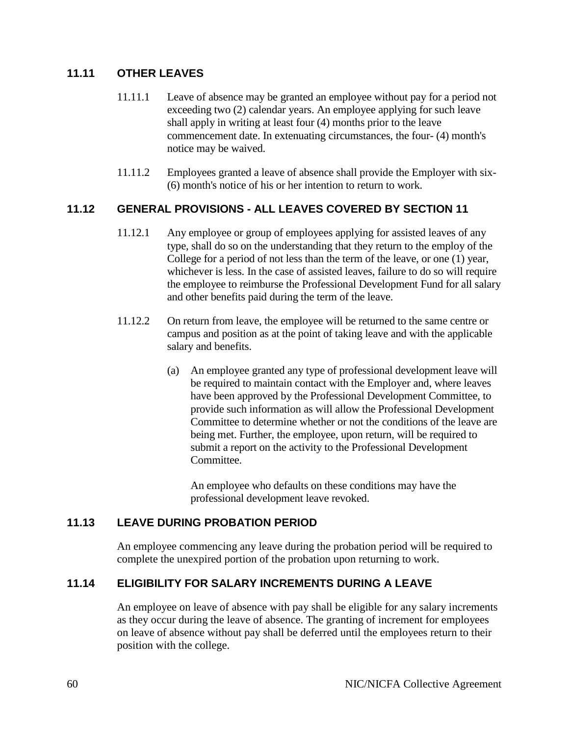## 11.11 OTHER LEAVES

11.11.1 Leave of absence may be granted an employee without pay for a period not exceeding two (2) calendar years. An employee applying for such leave shall apply in writing at least four (4) months prior to the leave commencement date. In extenuating circumstances, the four- (4) month's notice may be waived.

11.11.2 Employees granted a leave of absence shall provide the Employer with six- (6) month's notice of his or her intention to return to work.

## 11.12 GENERAL PROVISIONS - ALL LEAVES COVERED BY SECTION 11

11.12.1 Any employee or group of employees applying for assisted leaves of any type, shall do so on the understanding that they return to the employ of the College for a period of not less than the term of the leave, or one (1) year, whichever is less. In the case of assisted leaves, failure to do so will require the employee to reimburse the Professional Development Fund for all salary and other benefits paid during the term of the leave.

11.12.2 On return from leave, the employee will be returned to the same centre or campus and position as at the point of taking leave and with the applicable salary and benefits.

(a) An employee granted any type of professional development leave will be required to maintain contact with the Employer and, where leaves have been approved by the Professional Development Committee, to provide such information as will allow the Professional Development Committee to determine whether or not the conditions of the leave are being met. Further, the employee, upon return, will be required to submit a report on the activity to the Professional Development Committee.

An employee who defaults on these conditions may have the professional development leave revoked.

## 11.13 LEAVE DURING PROBATION PERIOD

An employee commencing any leave during the probation period will be required to complete the unexpired portion of the probation upon returning to work.

## 11.14 ELIGIBILITY FOR SALARY INCREMENTS DURING A LEAVE

An employee on leave of absence with pay shall be eligible for any salary increments as they occur during the leave of absence. The granting of increment for employees on leave of absence without pay shall be deferred until the employees return to their position with the college.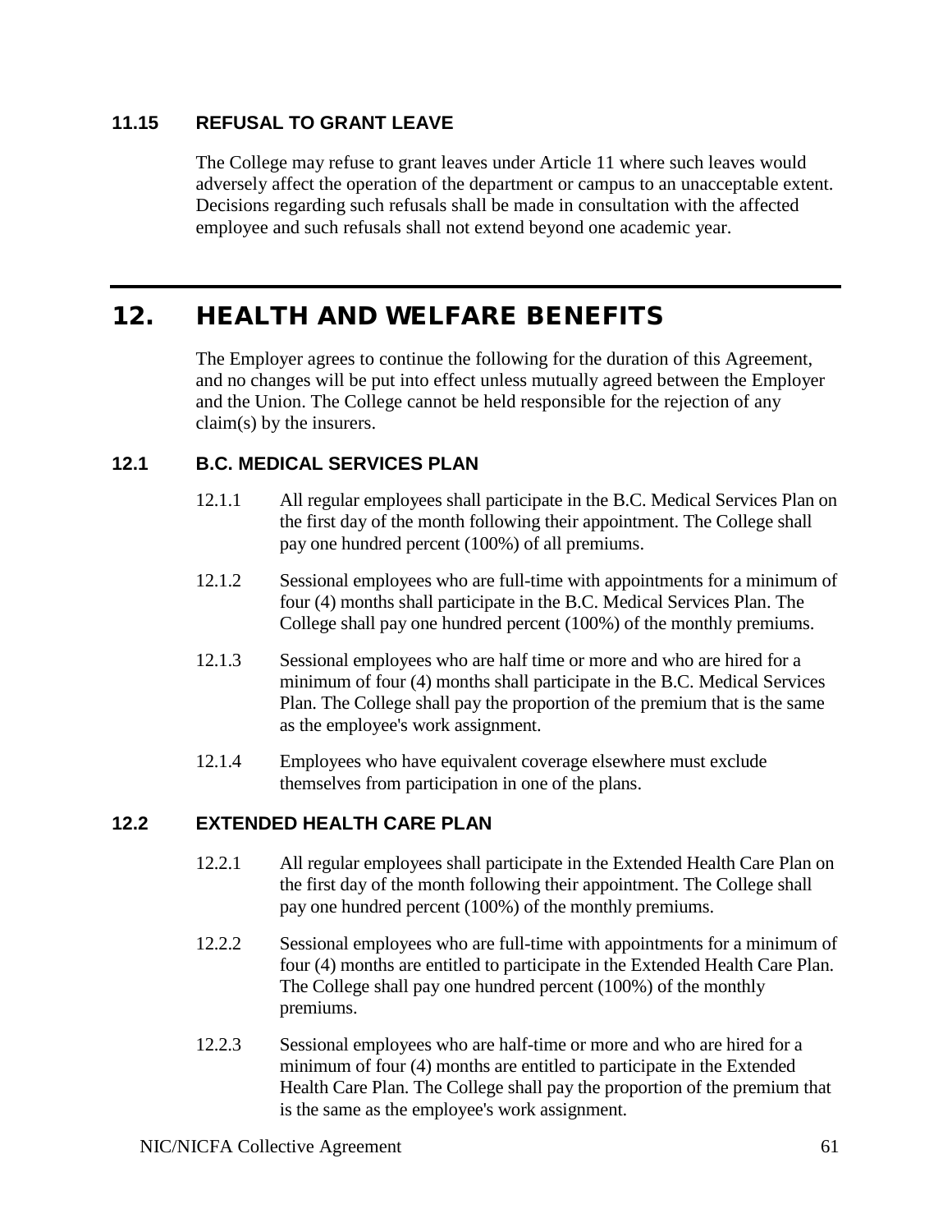### 11.15 REFUSAL TO GRANT LEAVE

The College may refuse to grant leaves under Article 11 where such leaves would adversely affect the operation of the department or campus to an unacceptable extent. Decisions regarding such refusals shall be made in consultation with the affected employee and such refusals shall not extend beyond one academic year.

## 12. HEALTH AND WELFARE BENEFITS

The Employer agrees to continue the following for the duration of this Agreement, and no changes will be put into effect unless mutually agreed between the Employer and the Union. The College cannot be held responsible for the rejection of any claim(s) by the insurers.

### 12.1 B.C. MEDICAL SERVICES PLAN

12.1.1 All regular employees shall participate in the B.C. Medical Services Plan on the first day of the month following their appointment. The College shall pay one hundred percent (100%) of all premiums.

12.1.2 Sessional employees who are full-time with appointments for a minimum of four (4) months shall participate in the B.C. Medical Services Plan. The College shall pay one hundred percent (100%) of the monthly premiums.

12.1.3 Sessional employees who are half time or more and who are hired for a minimum of four (4) months shall participate in the B.C. Medical Services Plan. The College shall pay the proportion of the premium that is the same as the employee's work assignment.

12.1.4 Employees who have equivalent coverage elsewhere must exclude themselves from participation in one of the plans.

### 12.2 EXTENDED HEALTH CARE PLAN

12.2.1 All regular employees shall participate in the Extended Health Care Plan on the first day of the month following their appointment. The College shall pay one hundred percent (100%) of the monthly premiums.

12.2.2 Sessional employees who are full-time with appointments for a minimum of four (4) months are entitled to participate in the Extended Health Care Plan. The College shall pay one hundred percent (100%) of the monthly premiums.

12.2.3 Sessional employees who are half-time or more and who are hired for a minimum of four (4) months are entitled to participate in the Extended Health Care Plan. The College shall pay the proportion of the premium that is the same as the employee's work assignment.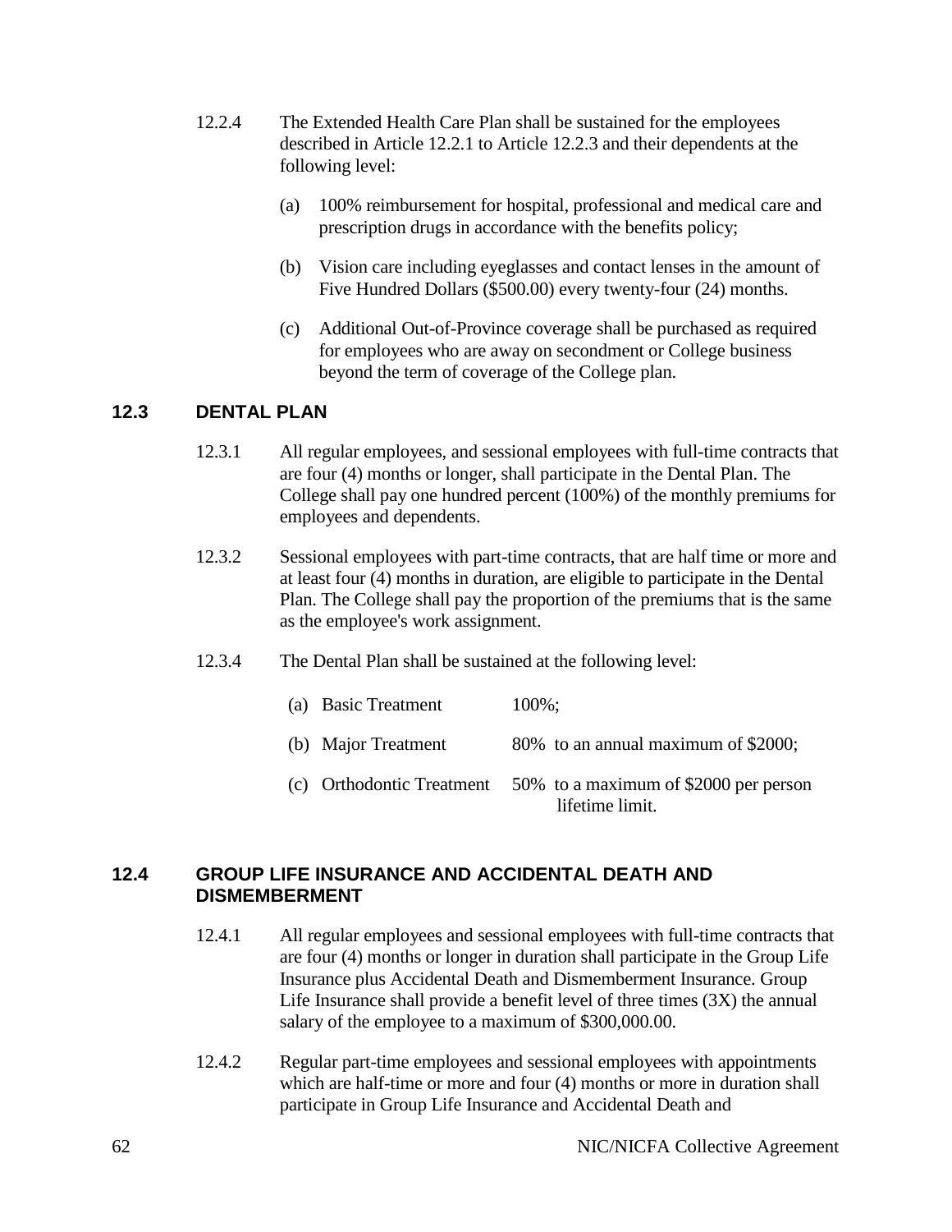12.2.4 The Extended Health Care Plan shall be sustained for the employees described in Article 12.2.1 to Article 12.2.3 and their dependents at the following level:

(a) 100% reimbursement for hospital, professional and medical care and prescription drugs in accordance with the benefits policy;

(b) Vision care including eyeglasses and contact lenses in the amount of Five Hundred Dollars ($500.00) every twenty-four (24) months.

(c) Additional Out-of-Province coverage shall be purchased as required for employees who are away on secondment or College business beyond the term of coverage of the College plan.

## 12.3 DENTAL PLAN

12.3.1 All regular employees, and sessional employees with full-time contracts that are four (4) months or longer, shall participate in the Dental Plan. The College shall pay one hundred percent (100%) of the monthly premiums for employees and dependents.

12.3.2 Sessional employees with part-time contracts, that are half time or more and at least four (4) months in duration, are eligible to participate in the Dental Plan. The College shall pay the proportion of the premiums that is the same as the employee's work assignment.

12.3.4 The Dental Plan shall be sustained at the following level:

| | |
|---|---|
| (a) Basic Treatment | 100%; |
| (b) Major Treatment | 80% to an annual maximum of $2000; |
| (c) Orthodontic Treatment | 50% to a maximum of $2000 per person lifetime limit. |

## 12.4 GROUP LIFE INSURANCE AND ACCIDENTAL DEATH AND DISMEMBERMENT

12.4.1 All regular employees and sessional employees with full-time contracts that are four (4) months or longer in duration shall participate in the Group Life Insurance plus Accidental Death and Dismemberment Insurance. Group Life Insurance shall provide a benefit level of three times (3X) the annual salary of the employee to a maximum of $300,000.00.

12.4.2 Regular part-time employees and sessional employees with appointments which are half-time or more and four (4) months or more in duration shall participate in Group Life Insurance and Accidental Death and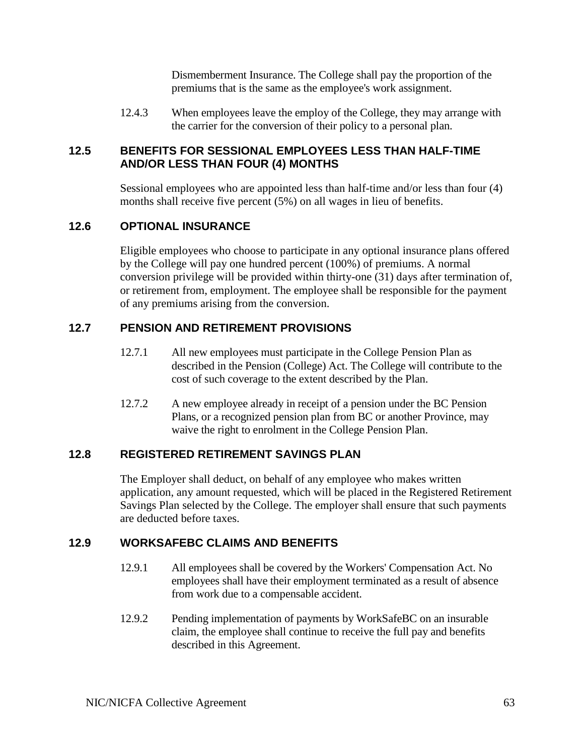Dismemberment Insurance. The College shall pay the proportion of the premiums that is the same as the employee's work assignment.

12.4.3 When employees leave the employ of the College, they may arrange with the carrier for the conversion of their policy to a personal plan.

## 12.5 BENEFITS FOR SESSIONAL EMPLOYEES LESS THAN HALF-TIME AND/OR LESS THAN FOUR (4) MONTHS

Sessional employees who are appointed less than half-time and/or less than four (4) months shall receive five percent (5%) on all wages in lieu of benefits.

## 12.6 OPTIONAL INSURANCE

Eligible employees who choose to participate in any optional insurance plans offered by the College will pay one hundred percent (100%) of premiums. A normal conversion privilege will be provided within thirty-one (31) days after termination of, or retirement from, employment. The employee shall be responsible for the payment of any premiums arising from the conversion.

## 12.7 PENSION AND RETIREMENT PROVISIONS

12.7.1 All new employees must participate in the College Pension Plan as described in the Pension (College) Act. The College will contribute to the cost of such coverage to the extent described by the Plan.

12.7.2 A new employee already in receipt of a pension under the BC Pension Plans, or a recognized pension plan from BC or another Province, may waive the right to enrolment in the College Pension Plan.

## 12.8 REGISTERED RETIREMENT SAVINGS PLAN

The Employer shall deduct, on behalf of any employee who makes written application, any amount requested, which will be placed in the Registered Retirement Savings Plan selected by the College. The employer shall ensure that such payments are deducted before taxes.

## 12.9 WORKSAFEBC CLAIMS AND BENEFITS

12.9.1 All employees shall be covered by the Workers' Compensation Act. No employees shall have their employment terminated as a result of absence from work due to a compensable accident.

12.9.2 Pending implementation of payments by WorkSafeBC on an insurable claim, the employee shall continue to receive the full pay and benefits described in this Agreement.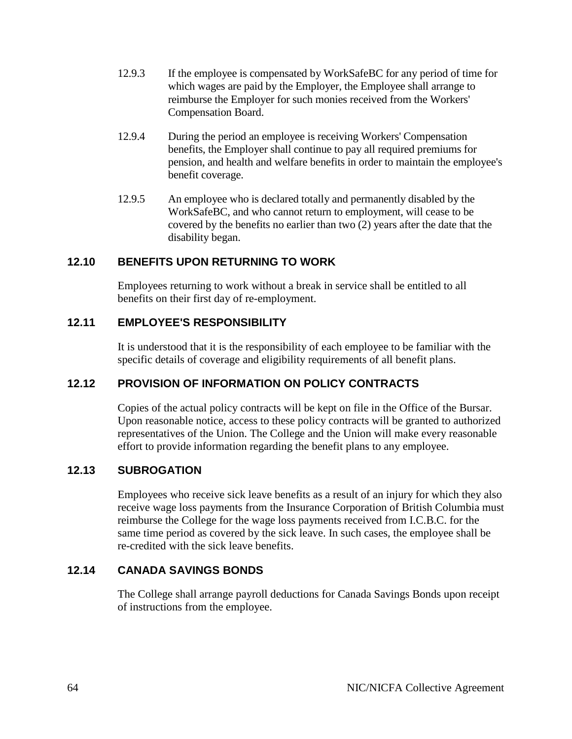12.9.3 If the employee is compensated by WorkSafeBC for any period of time for which wages are paid by the Employer, the Employee shall arrange to reimburse the Employer for such monies received from the Workers' Compensation Board.

12.9.4 During the period an employee is receiving Workers' Compensation benefits, the Employer shall continue to pay all required premiums for pension, and health and welfare benefits in order to maintain the employee's benefit coverage.

12.9.5 An employee who is declared totally and permanently disabled by the WorkSafeBC, and who cannot return to employment, will cease to be covered by the benefits no earlier than two (2) years after the date that the disability began.

### 12.10 BENEFITS UPON RETURNING TO WORK

Employees returning to work without a break in service shall be entitled to all benefits on their first day of re-employment.

### 12.11 EMPLOYEE'S RESPONSIBILITY

It is understood that it is the responsibility of each employee to be familiar with the specific details of coverage and eligibility requirements of all benefit plans.

### 12.12 PROVISION OF INFORMATION ON POLICY CONTRACTS

Copies of the actual policy contracts will be kept on file in the Office of the Bursar. Upon reasonable notice, access to these policy contracts will be granted to authorized representatives of the Union. The College and the Union will make every reasonable effort to provide information regarding the benefit plans to any employee.

### 12.13 SUBROGATION

Employees who receive sick leave benefits as a result of an injury for which they also receive wage loss payments from the Insurance Corporation of British Columbia must reimburse the College for the wage loss payments received from I.C.B.C. for the same time period as covered by the sick leave. In such cases, the employee shall be re-credited with the sick leave benefits.

### 12.14 CANADA SAVINGS BONDS

The College shall arrange payroll deductions for Canada Savings Bonds upon receipt of instructions from the employee.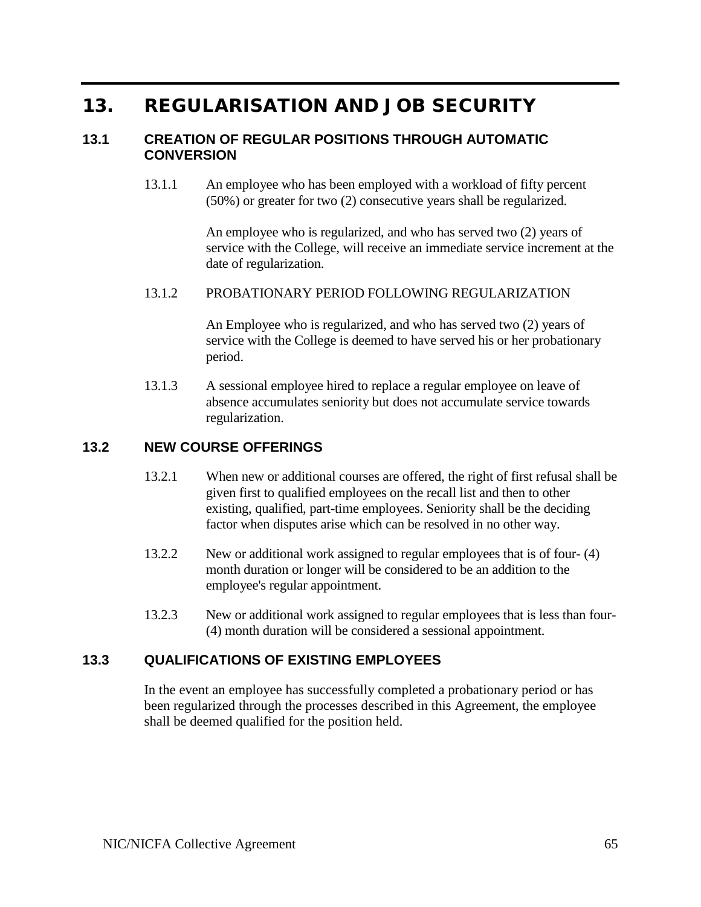# 13. REGULARISATION AND JOB SECURITY

## 13.1 CREATION OF REGULAR POSITIONS THROUGH AUTOMATIC CONVERSION

13.1.1 An employee who has been employed with a workload of fifty percent (50%) or greater for two (2) consecutive years shall be regularized.

An employee who is regularized, and who has served two (2) years of service with the College, will receive an immediate service increment at the date of regularization.

13.1.2 PROBATIONARY PERIOD FOLLOWING REGULARIZATION

An Employee who is regularized, and who has served two (2) years of service with the College is deemed to have served his or her probationary period.

13.1.3 A sessional employee hired to replace a regular employee on leave of absence accumulates seniority but does not accumulate service towards regularization.

## 13.2 NEW COURSE OFFERINGS

13.2.1 When new or additional courses are offered, the right of first refusal shall be given first to qualified employees on the recall list and then to other existing, qualified, part-time employees. Seniority shall be the deciding factor when disputes arise which can be resolved in no other way.

13.2.2 New or additional work assigned to regular employees that is of four- (4) month duration or longer will be considered to be an addition to the employee's regular appointment.

13.2.3 New or additional work assigned to regular employees that is less than four- (4) month duration will be considered a sessional appointment.

## 13.3 QUALIFICATIONS OF EXISTING EMPLOYEES

In the event an employee has successfully completed a probationary period or has been regularized through the processes described in this Agreement, the employee shall be deemed qualified for the position held.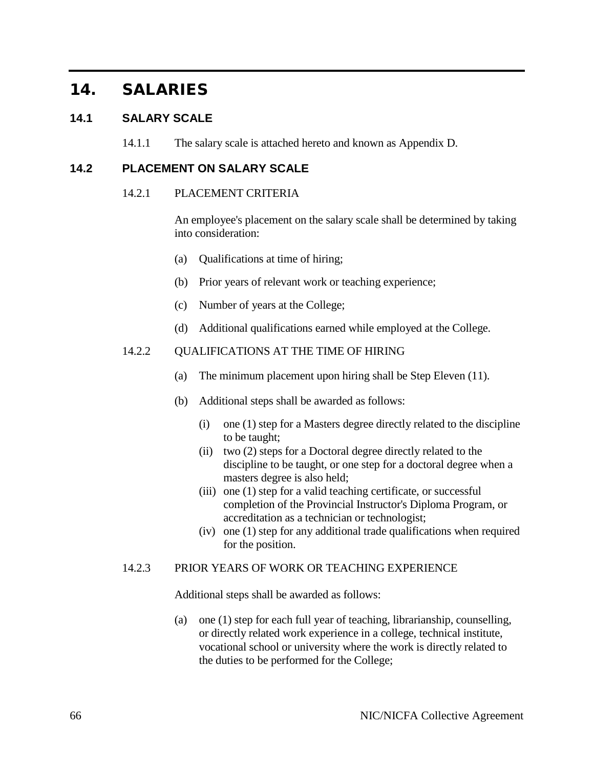# 14. SALARIES

## 14.1 SALARY SCALE

14.1.1 The salary scale is attached hereto and known as Appendix D.

## 14.2 PLACEMENT ON SALARY SCALE

### 14.2.1 PLACEMENT CRITERIA

An employee's placement on the salary scale shall be determined by taking into consideration:

(a) Qualifications at time of hiring;

(b) Prior years of relevant work or teaching experience;

(c) Number of years at the College;

(d) Additional qualifications earned while employed at the College.

### 14.2.2 QUALIFICATIONS AT THE TIME OF HIRING

(a) The minimum placement upon hiring shall be Step Eleven (11).

(b) Additional steps shall be awarded as follows:

(i) one (1) step for a Masters degree directly related to the discipline to be taught;

(ii) two (2) steps for a Doctoral degree directly related to the discipline to be taught, or one step for a doctoral degree when a masters degree is also held;

(iii) one (1) step for a valid teaching certificate, or successful completion of the Provincial Instructor's Diploma Program, or accreditation as a technician or technologist;

(iv) one (1) step for any additional trade qualifications when required for the position.

### 14.2.3 PRIOR YEARS OF WORK OR TEACHING EXPERIENCE

Additional steps shall be awarded as follows:

(a) one (1) step for each full year of teaching, librarianship, counselling, or directly related work experience in a college, technical institute, vocational school or university where the work is directly related to the duties to be performed for the College;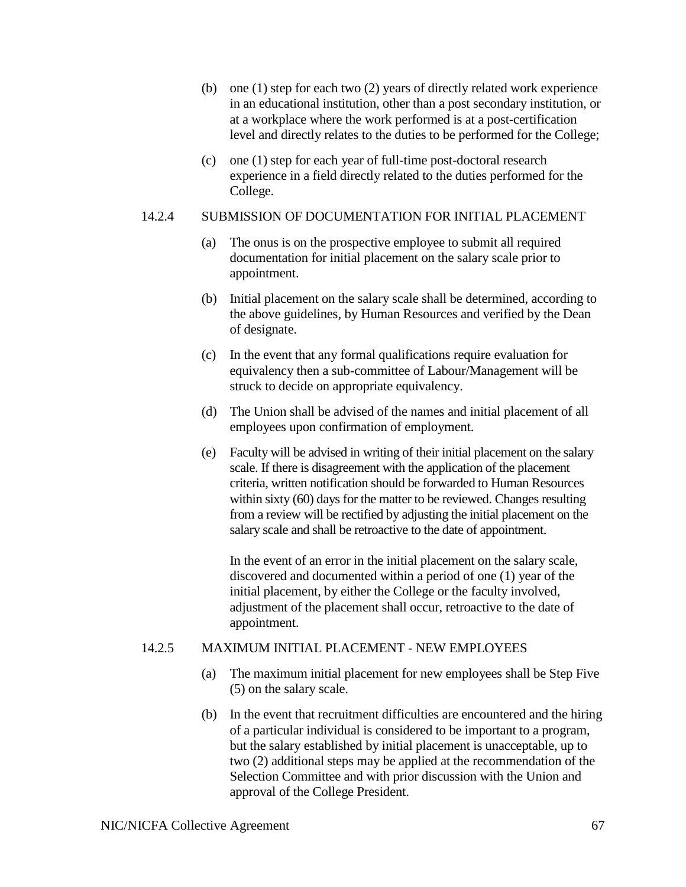(b) one (1) step for each two (2) years of directly related work experience in an educational institution, other than a post secondary institution, or at a workplace where the work performed is at a post-certification level and directly relates to the duties to be performed for the College;

(c) one (1) step for each year of full-time post-doctoral research experience in a field directly related to the duties performed for the College.

14.2.4 SUBMISSION OF DOCUMENTATION FOR INITIAL PLACEMENT

(a) The onus is on the prospective employee to submit all required documentation for initial placement on the salary scale prior to appointment.

(b) Initial placement on the salary scale shall be determined, according to the above guidelines, by Human Resources and verified by the Dean of designate.

(c) In the event that any formal qualifications require evaluation for equivalency then a sub-committee of Labour/Management will be struck to decide on appropriate equivalency.

(d) The Union shall be advised of the names and initial placement of all employees upon confirmation of employment.

(e) Faculty will be advised in writing of their initial placement on the salary scale. If there is disagreement with the application of the placement criteria, written notification should be forwarded to Human Resources within sixty (60) days for the matter to be reviewed. Changes resulting from a review will be rectified by adjusting the initial placement on the salary scale and shall be retroactive to the date of appointment.

In the event of an error in the initial placement on the salary scale, discovered and documented within a period of one (1) year of the initial placement, by either the College or the faculty involved, adjustment of the placement shall occur, retroactive to the date of appointment.

14.2.5 MAXIMUM INITIAL PLACEMENT - NEW EMPLOYEES

(a) The maximum initial placement for new employees shall be Step Five (5) on the salary scale.

(b) In the event that recruitment difficulties are encountered and the hiring of a particular individual is considered to be important to a program, but the salary established by initial placement is unacceptable, up to two (2) additional steps may be applied at the recommendation of the Selection Committee and with prior discussion with the Union and approval of the College President.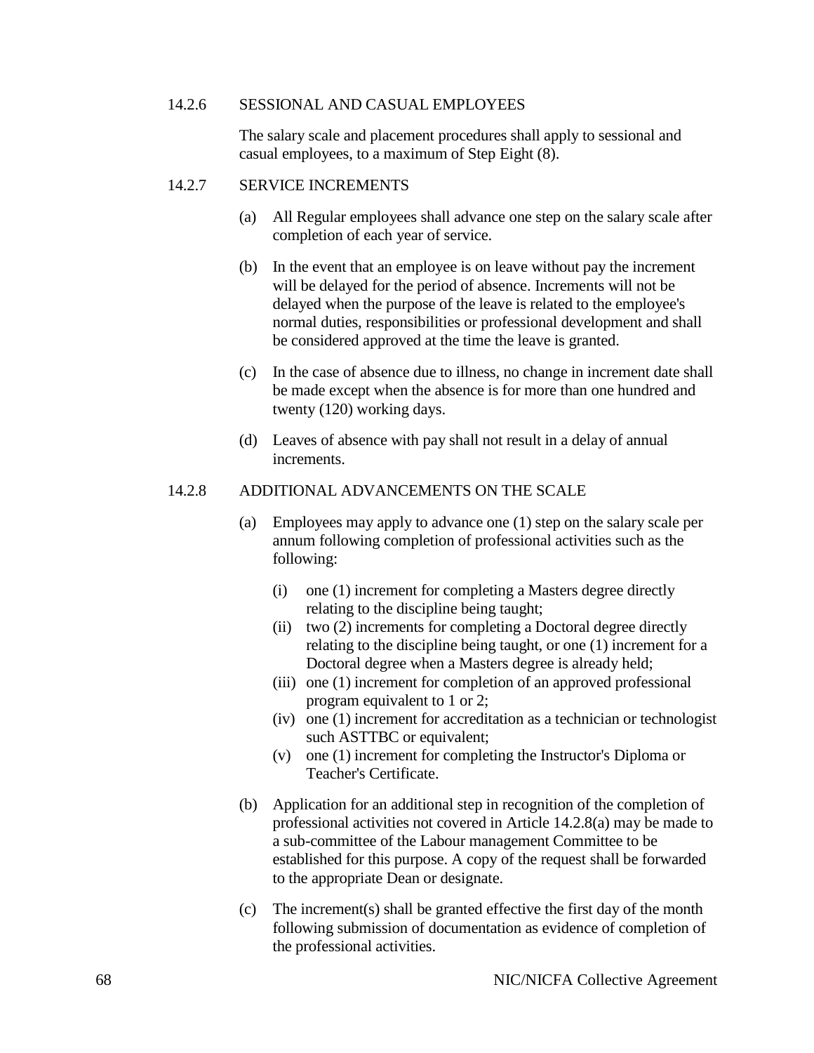#### 14.2.6 SESSIONAL AND CASUAL EMPLOYEES

The salary scale and placement procedures shall apply to sessional and casual employees, to a maximum of Step Eight (8).

#### 14.2.7 SERVICE INCREMENTS

(a) All Regular employees shall advance one step on the salary scale after completion of each year of service.

(b) In the event that an employee is on leave without pay the increment will be delayed for the period of absence. Increments will not be delayed when the purpose of the leave is related to the employee's normal duties, responsibilities or professional development and shall be considered approved at the time the leave is granted.

(c) In the case of absence due to illness, no change in increment date shall be made except when the absence is for more than one hundred and twenty (120) working days.

(d) Leaves of absence with pay shall not result in a delay of annual increments.

#### 14.2.8 ADDITIONAL ADVANCEMENTS ON THE SCALE

(a) Employees may apply to advance one (1) step on the salary scale per annum following completion of professional activities such as the following:

   (i) one (1) increment for completing a Masters degree directly relating to the discipline being taught;
   (ii) two (2) increments for completing a Doctoral degree directly relating to the discipline being taught, or one (1) increment for a Doctoral degree when a Masters degree is already held;
   (iii) one (1) increment for completion of an approved professional program equivalent to 1 or 2;
   (iv) one (1) increment for accreditation as a technician or technologist such ASTTBC or equivalent;
   (v) one (1) increment for completing the Instructor's Diploma or Teacher's Certificate.

(b) Application for an additional step in recognition of the completion of professional activities not covered in Article 14.2.8(a) may be made to a sub-committee of the Labour management Committee to be established for this purpose. A copy of the request shall be forwarded to the appropriate Dean or designate.

(c) The increment(s) shall be granted effective the first day of the month following submission of documentation as evidence of completion of the professional activities.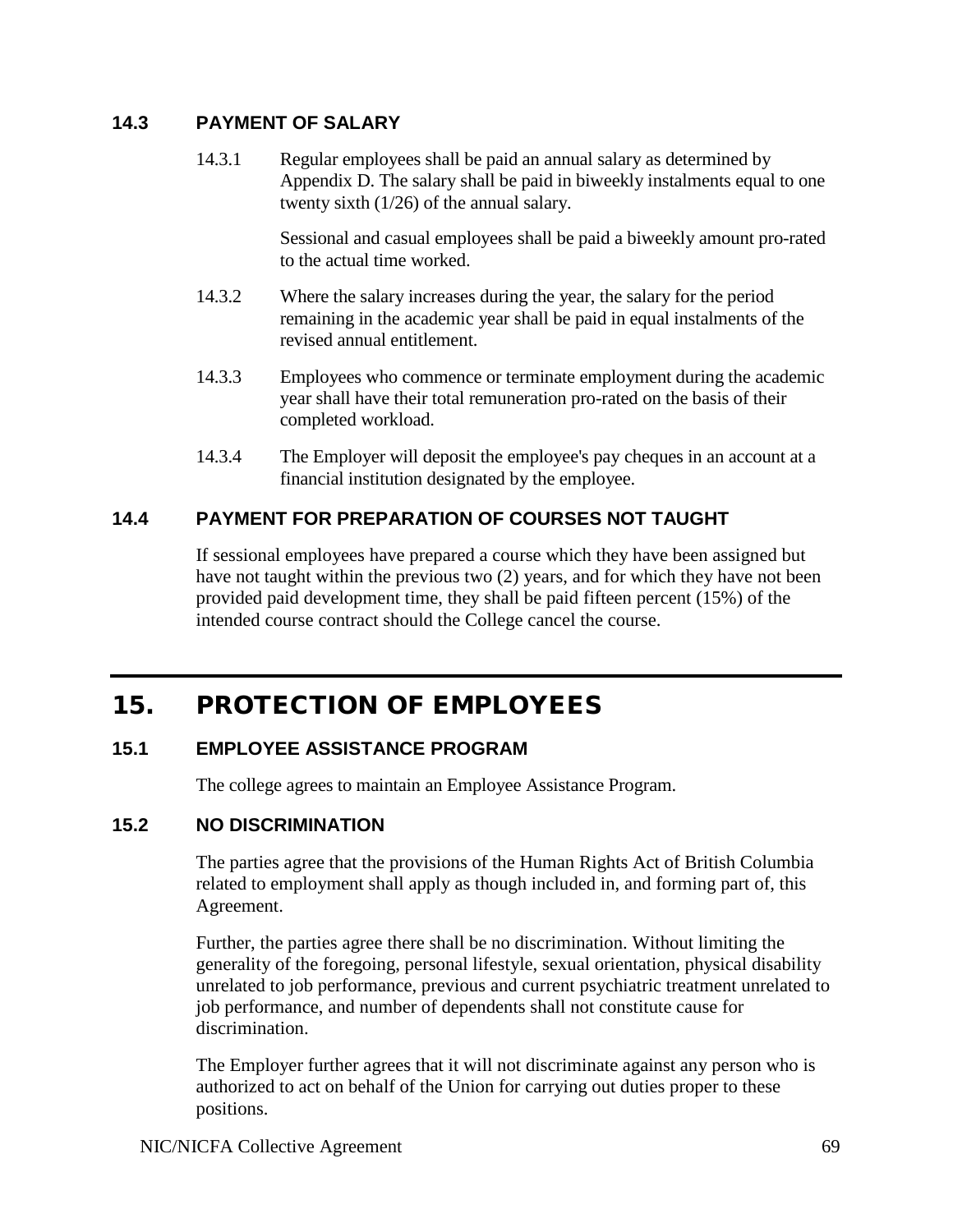### 14.3 PAYMENT OF SALARY

14.3.1 Regular employees shall be paid an annual salary as determined by Appendix D. The salary shall be paid in biweekly instalments equal to one twenty sixth (1/26) of the annual salary.

Sessional and casual employees shall be paid a biweekly amount pro-rated to the actual time worked.

14.3.2 Where the salary increases during the year, the salary for the period remaining in the academic year shall be paid in equal instalments of the revised annual entitlement.

14.3.3 Employees who commence or terminate employment during the academic year shall have their total remuneration pro-rated on the basis of their completed workload.

14.3.4 The Employer will deposit the employee's pay cheques in an account at a financial institution designated by the employee.

### 14.4 PAYMENT FOR PREPARATION OF COURSES NOT TAUGHT

If sessional employees have prepared a course which they have been assigned but have not taught within the previous two (2) years, and for which they have not been provided paid development time, they shall be paid fifteen percent (15%) of the intended course contract should the College cancel the course.

## 15. PROTECTION OF EMPLOYEES

### 15.1 EMPLOYEE ASSISTANCE PROGRAM

The college agrees to maintain an Employee Assistance Program.

### 15.2 NO DISCRIMINATION

The parties agree that the provisions of the Human Rights Act of British Columbia related to employment shall apply as though included in, and forming part of, this Agreement.

Further, the parties agree there shall be no discrimination. Without limiting the generality of the foregoing, personal lifestyle, sexual orientation, physical disability unrelated to job performance, previous and current psychiatric treatment unrelated to job performance, and number of dependents shall not constitute cause for discrimination.

The Employer further agrees that it will not discriminate against any person who is authorized to act on behalf of the Union for carrying out duties proper to these positions.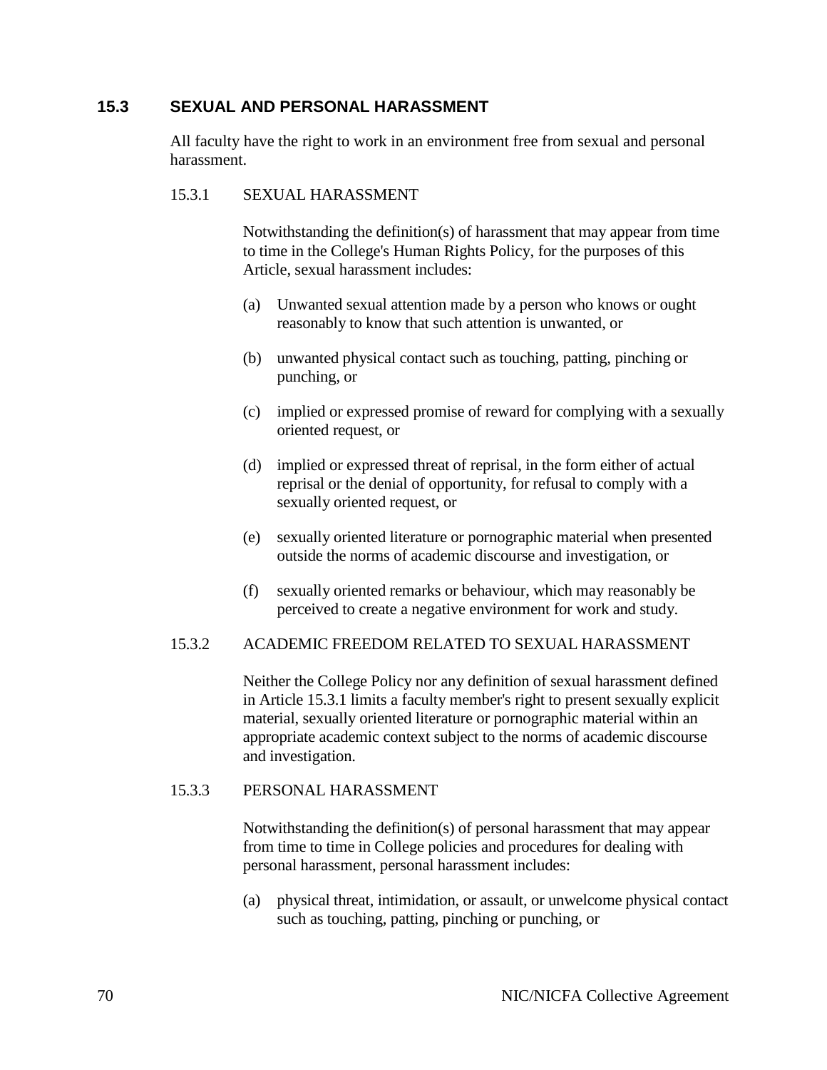## 15.3 SEXUAL AND PERSONAL HARASSMENT

All faculty have the right to work in an environment free from sexual and personal harassment.

### 15.3.1 SEXUAL HARASSMENT

Notwithstanding the definition(s) of harassment that may appear from time to time in the College's Human Rights Policy, for the purposes of this Article, sexual harassment includes:

(a) Unwanted sexual attention made by a person who knows or ought reasonably to know that such attention is unwanted, or

(b) unwanted physical contact such as touching, patting, pinching or punching, or

(c) implied or expressed promise of reward for complying with a sexually oriented request, or

(d) implied or expressed threat of reprisal, in the form either of actual reprisal or the denial of opportunity, for refusal to comply with a sexually oriented request, or

(e) sexually oriented literature or pornographic material when presented outside the norms of academic discourse and investigation, or

(f) sexually oriented remarks or behaviour, which may reasonably be perceived to create a negative environment for work and study.

### 15.3.2 ACADEMIC FREEDOM RELATED TO SEXUAL HARASSMENT

Neither the College Policy nor any definition of sexual harassment defined in Article 15.3.1 limits a faculty member's right to present sexually explicit material, sexually oriented literature or pornographic material within an appropriate academic context subject to the norms of academic discourse and investigation.

### 15.3.3 PERSONAL HARASSMENT

Notwithstanding the definition(s) of personal harassment that may appear from time to time in College policies and procedures for dealing with personal harassment, personal harassment includes:

(a) physical threat, intimidation, or assault, or unwelcome physical contact such as touching, patting, pinching or punching, or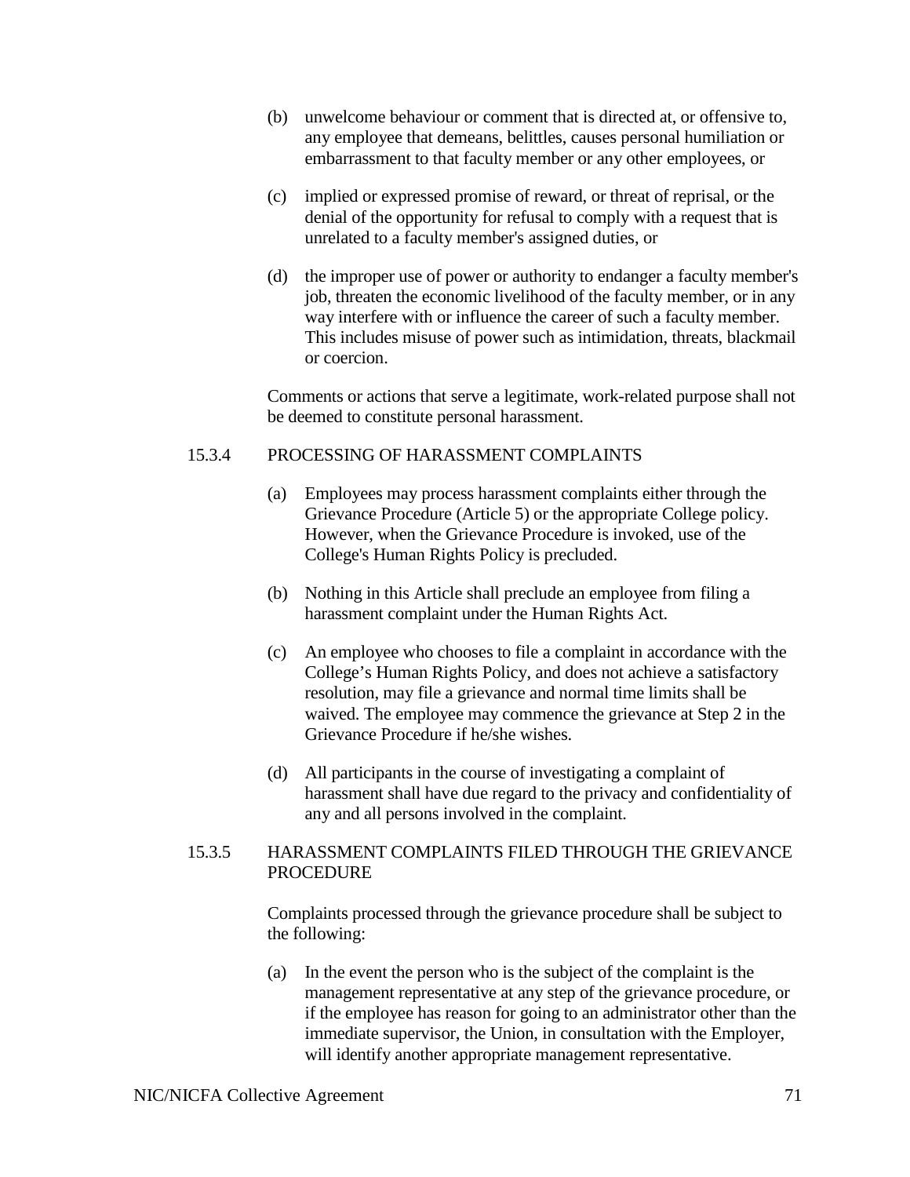(b) unwelcome behaviour or comment that is directed at, or offensive to, any employee that demeans, belittles, causes personal humiliation or embarrassment to that faculty member or any other employees, or

(c) implied or expressed promise of reward, or threat of reprisal, or the denial of the opportunity for refusal to comply with a request that is unrelated to a faculty member's assigned duties, or

(d) the improper use of power or authority to endanger a faculty member's job, threaten the economic livelihood of the faculty member, or in any way interfere with or influence the career of such a faculty member. This includes misuse of power such as intimidation, threats, blackmail or coercion.

Comments or actions that serve a legitimate, work-related purpose shall not be deemed to constitute personal harassment.

### 15.3.4 PROCESSING OF HARASSMENT COMPLAINTS

(a) Employees may process harassment complaints either through the Grievance Procedure (Article 5) or the appropriate College policy. However, when the Grievance Procedure is invoked, use of the College's Human Rights Policy is precluded.

(b) Nothing in this Article shall preclude an employee from filing a harassment complaint under the Human Rights Act.

(c) An employee who chooses to file a complaint in accordance with the College's Human Rights Policy, and does not achieve a satisfactory resolution, may file a grievance and normal time limits shall be waived. The employee may commence the grievance at Step 2 in the Grievance Procedure if he/she wishes.

(d) All participants in the course of investigating a complaint of harassment shall have due regard to the privacy and confidentiality of any and all persons involved in the complaint.

### 15.3.5 HARASSMENT COMPLAINTS FILED THROUGH THE GRIEVANCE PROCEDURE

Complaints processed through the grievance procedure shall be subject to the following:

(a) In the event the person who is the subject of the complaint is the management representative at any step of the grievance procedure, or if the employee has reason for going to an administrator other than the immediate supervisor, the Union, in consultation with the Employer, will identify another appropriate management representative.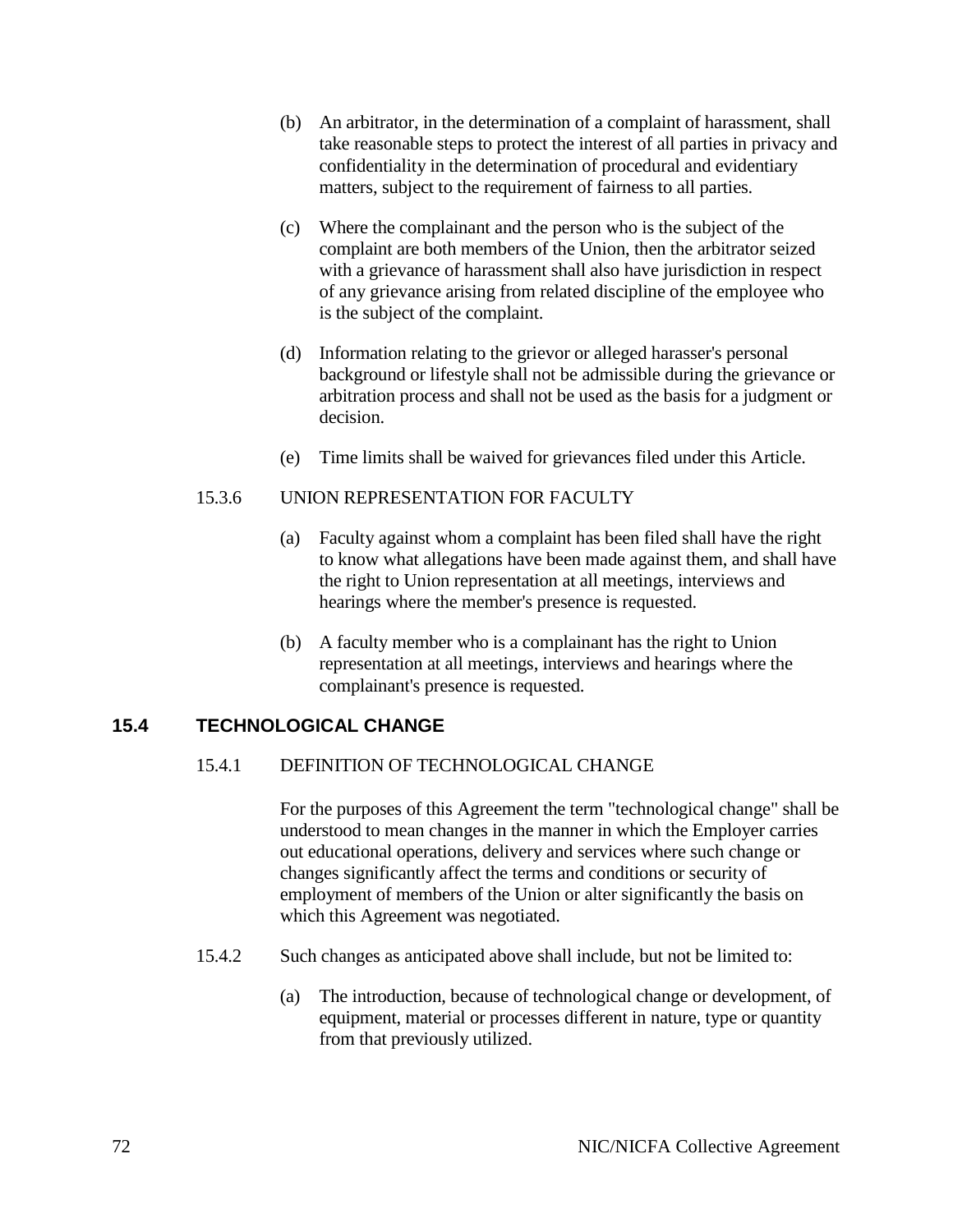(b) An arbitrator, in the determination of a complaint of harassment, shall take reasonable steps to protect the interest of all parties in privacy and confidentiality in the determination of procedural and evidentiary matters, subject to the requirement of fairness to all parties.

(c) Where the complainant and the person who is the subject of the complaint are both members of the Union, then the arbitrator seized with a grievance of harassment shall also have jurisdiction in respect of any grievance arising from related discipline of the employee who is the subject of the complaint.

(d) Information relating to the grievor or alleged harasser's personal background or lifestyle shall not be admissible during the grievance or arbitration process and shall not be used as the basis for a judgment or decision.

(e) Time limits shall be waived for grievances filed under this Article.

15.3.6 UNION REPRESENTATION FOR FACULTY

(a) Faculty against whom a complaint has been filed shall have the right to know what allegations have been made against them, and shall have the right to Union representation at all meetings, interviews and hearings where the member's presence is requested.

(b) A faculty member who is a complainant has the right to Union representation at all meetings, interviews and hearings where the complainant's presence is requested.

## 15.4 TECHNOLOGICAL CHANGE

15.4.1 DEFINITION OF TECHNOLOGICAL CHANGE

For the purposes of this Agreement the term "technological change" shall be understood to mean changes in the manner in which the Employer carries out educational operations, delivery and services where such change or changes significantly affect the terms and conditions or security of employment of members of the Union or alter significantly the basis on which this Agreement was negotiated.

15.4.2 Such changes as anticipated above shall include, but not be limited to:

(a) The introduction, because of technological change or development, of equipment, material or processes different in nature, type or quantity from that previously utilized.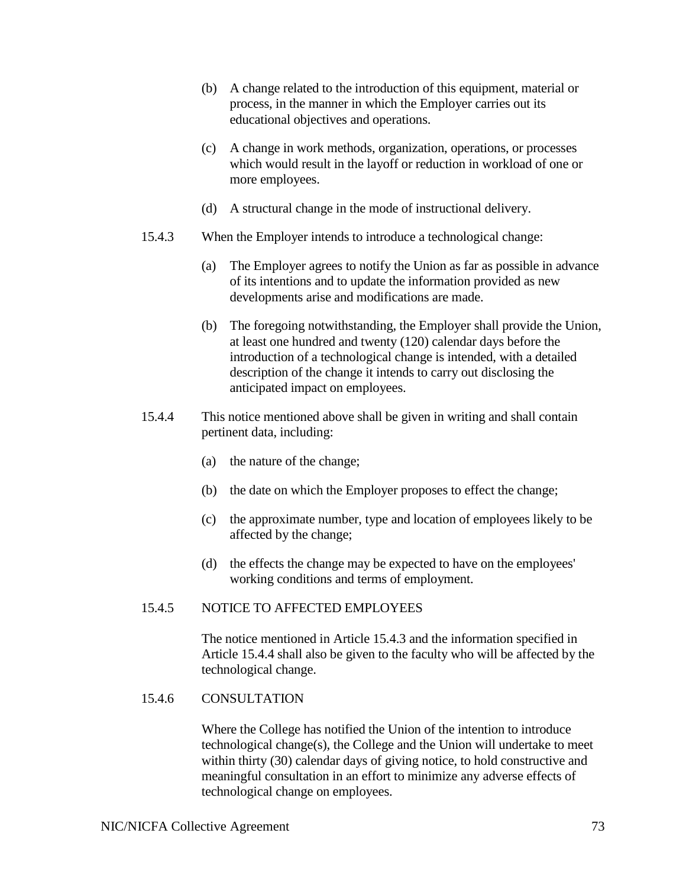(b) A change related to the introduction of this equipment, material or process, in the manner in which the Employer carries out its educational objectives and operations.

(c) A change in work methods, organization, operations, or processes which would result in the layoff or reduction in workload of one or more employees.

(d) A structural change in the mode of instructional delivery.

15.4.3 When the Employer intends to introduce a technological change:

(a) The Employer agrees to notify the Union as far as possible in advance of its intentions and to update the information provided as new developments arise and modifications are made.

(b) The foregoing notwithstanding, the Employer shall provide the Union, at least one hundred and twenty (120) calendar days before the introduction of a technological change is intended, with a detailed description of the change it intends to carry out disclosing the anticipated impact on employees.

15.4.4 This notice mentioned above shall be given in writing and shall contain pertinent data, including:

(a) the nature of the change;

(b) the date on which the Employer proposes to effect the change;

(c) the approximate number, type and location of employees likely to be affected by the change;

(d) the effects the change may be expected to have on the employees' working conditions and terms of employment.

15.4.5 NOTICE TO AFFECTED EMPLOYEES

The notice mentioned in Article 15.4.3 and the information specified in Article 15.4.4 shall also be given to the faculty who will be affected by the technological change.

15.4.6 CONSULTATION

Where the College has notified the Union of the intention to introduce technological change(s), the College and the Union will undertake to meet within thirty (30) calendar days of giving notice, to hold constructive and meaningful consultation in an effort to minimize any adverse effects of technological change on employees.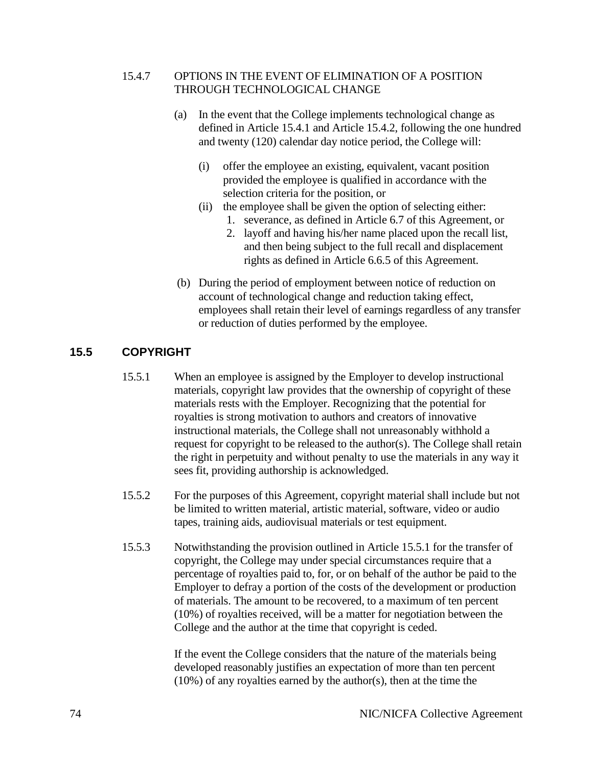15.4.7 OPTIONS IN THE EVENT OF ELIMINATION OF A POSITION THROUGH TECHNOLOGICAL CHANGE

(a) In the event that the College implements technological change as defined in Article 15.4.1 and Article 15.4.2, following the one hundred and twenty (120) calendar day notice period, the College will:

   (i) offer the employee an existing, equivalent, vacant position provided the employee is qualified in accordance with the selection criteria for the position, or

   (ii) the employee shall be given the option of selecting either:
      1. severance, as defined in Article 6.7 of this Agreement, or
      2. layoff and having his/her name placed upon the recall list, and then being subject to the full recall and displacement rights as defined in Article 6.6.5 of this Agreement.

(b) During the period of employment between notice of reduction on account of technological change and reduction taking effect, employees shall retain their level of earnings regardless of any transfer or reduction of duties performed by the employee.

## 15.5 COPYRIGHT

15.5.1 When an employee is assigned by the Employer to develop instructional materials, copyright law provides that the ownership of copyright of these materials rests with the Employer. Recognizing that the potential for royalties is strong motivation to authors and creators of innovative instructional materials, the College shall not unreasonably withhold a request for copyright to be released to the author(s). The College shall retain the right in perpetuity and without penalty to use the materials in any way it sees fit, providing authorship is acknowledged.

15.5.2 For the purposes of this Agreement, copyright material shall include but not be limited to written material, artistic material, software, video or audio tapes, training aids, audiovisual materials or test equipment.

15.5.3 Notwithstanding the provision outlined in Article 15.5.1 for the transfer of copyright, the College may under special circumstances require that a percentage of royalties paid to, for, or on behalf of the author be paid to the Employer to defray a portion of the costs of the development or production of materials. The amount to be recovered, to a maximum of ten percent (10%) of royalties received, will be a matter for negotiation between the College and the author at the time that copyright is ceded.

If the event the College considers that the nature of the materials being developed reasonably justifies an expectation of more than ten percent (10%) of any royalties earned by the author(s), then at the time the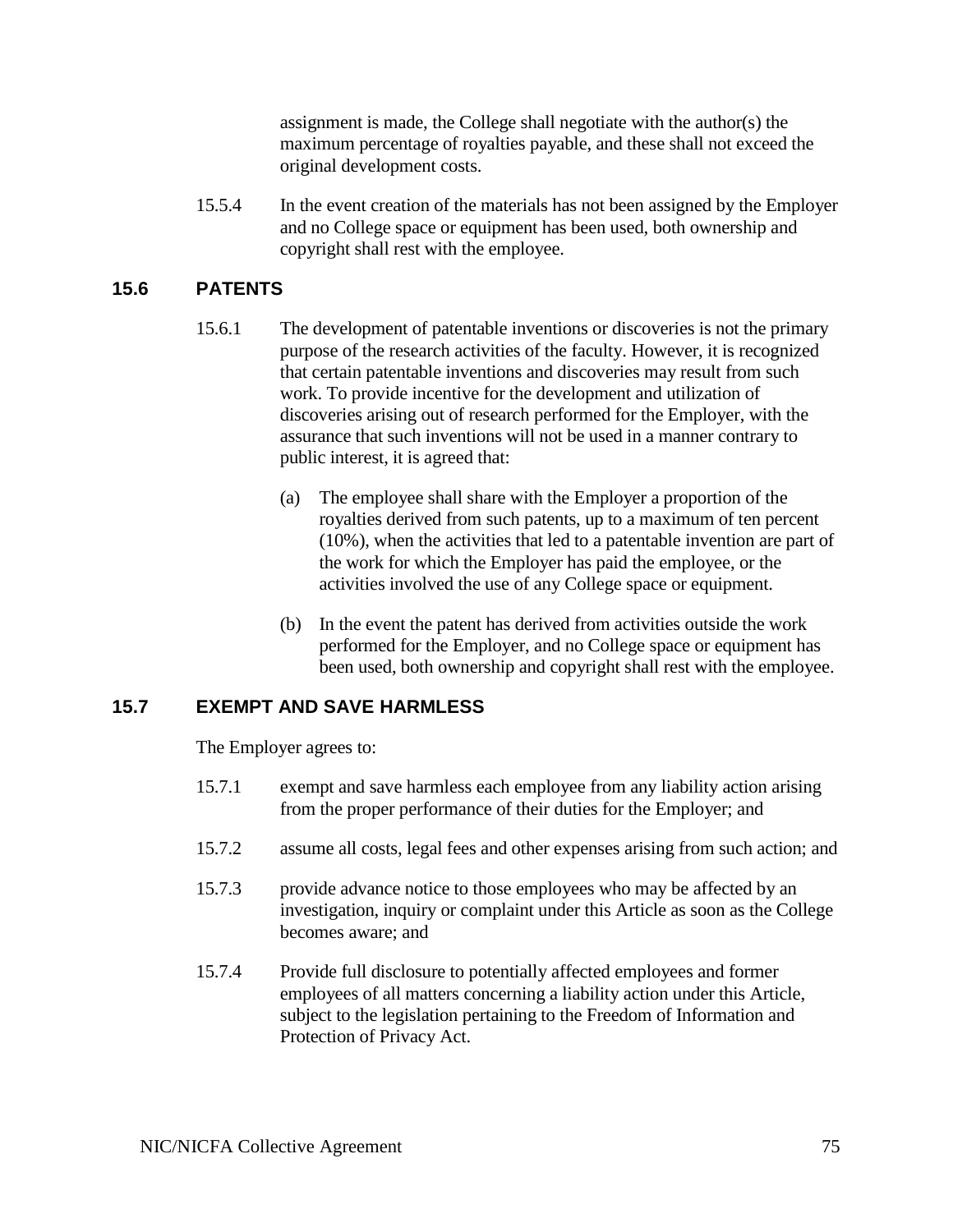assignment is made, the College shall negotiate with the author(s) the maximum percentage of royalties payable, and these shall not exceed the original development costs.

15.5.4 In the event creation of the materials has not been assigned by the Employer and no College space or equipment has been used, both ownership and copyright shall rest with the employee.

## 15.6 PATENTS

15.6.1 The development of patentable inventions or discoveries is not the primary purpose of the research activities of the faculty. However, it is recognized that certain patentable inventions and discoveries may result from such work. To provide incentive for the development and utilization of discoveries arising out of research performed for the Employer, with the assurance that such inventions will not be used in a manner contrary to public interest, it is agreed that:

(a) The employee shall share with the Employer a proportion of the royalties derived from such patents, up to a maximum of ten percent (10%), when the activities that led to a patentable invention are part of the work for which the Employer has paid the employee, or the activities involved the use of any College space or equipment.

(b) In the event the patent has derived from activities outside the work performed for the Employer, and no College space or equipment has been used, both ownership and copyright shall rest with the employee.

## 15.7 EXEMPT AND SAVE HARMLESS

The Employer agrees to:

15.7.1 exempt and save harmless each employee from any liability action arising from the proper performance of their duties for the Employer; and

15.7.2 assume all costs, legal fees and other expenses arising from such action; and

15.7.3 provide advance notice to those employees who may be affected by an investigation, inquiry or complaint under this Article as soon as the College becomes aware; and

15.7.4 Provide full disclosure to potentially affected employees and former employees of all matters concerning a liability action under this Article, subject to the legislation pertaining to the Freedom of Information and Protection of Privacy Act.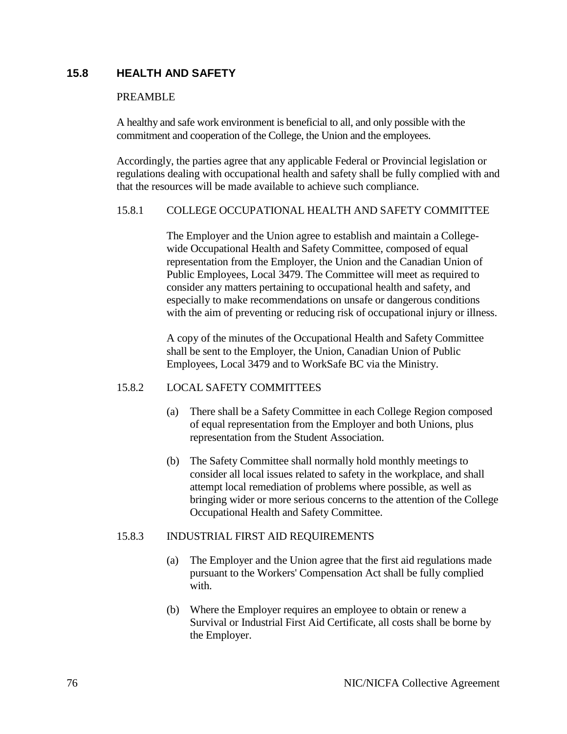## 15.8 HEALTH AND SAFETY

PREAMBLE

A healthy and safe work environment is beneficial to all, and only possible with the commitment and cooperation of the College, the Union and the employees.

Accordingly, the parties agree that any applicable Federal or Provincial legislation or regulations dealing with occupational health and safety shall be fully complied with and that the resources will be made available to achieve such compliance.

### 15.8.1 COLLEGE OCCUPATIONAL HEALTH AND SAFETY COMMITTEE

The Employer and the Union agree to establish and maintain a College-wide Occupational Health and Safety Committee, composed of equal representation from the Employer, the Union and the Canadian Union of Public Employees, Local 3479. The Committee will meet as required to consider any matters pertaining to occupational health and safety, and especially to make recommendations on unsafe or dangerous conditions with the aim of preventing or reducing risk of occupational injury or illness.

A copy of the minutes of the Occupational Health and Safety Committee shall be sent to the Employer, the Union, Canadian Union of Public Employees, Local 3479 and to WorkSafe BC via the Ministry.

### 15.8.2 LOCAL SAFETY COMMITTEES

(a) There shall be a Safety Committee in each College Region composed of equal representation from the Employer and both Unions, plus representation from the Student Association.

(b) The Safety Committee shall normally hold monthly meetings to consider all local issues related to safety in the workplace, and shall attempt local remediation of problems where possible, as well as bringing wider or more serious concerns to the attention of the College Occupational Health and Safety Committee.

### 15.8.3 INDUSTRIAL FIRST AID REQUIREMENTS

(a) The Employer and the Union agree that the first aid regulations made pursuant to the Workers' Compensation Act shall be fully complied with.

(b) Where the Employer requires an employee to obtain or renew a Survival or Industrial First Aid Certificate, all costs shall be borne by the Employer.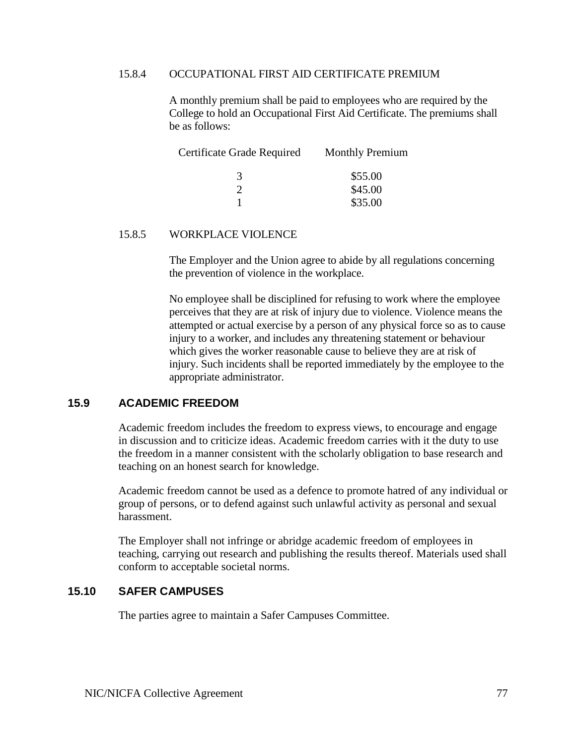#### 15.8.4 OCCUPATIONAL FIRST AID CERTIFICATE PREMIUM

A monthly premium shall be paid to employees who are required by the College to hold an Occupational First Aid Certificate. The premiums shall be as follows:

| Certificate Grade Required | Monthly Premium |
|---|---|
| 3 | $55.00 |
| 2 | $45.00 |
| 1 | $35.00 |

#### 15.8.5 WORKPLACE VIOLENCE

The Employer and the Union agree to abide by all regulations concerning the prevention of violence in the workplace.

No employee shall be disciplined for refusing to work where the employee perceives that they are at risk of injury due to violence. Violence means the attempted or actual exercise by a person of any physical force so as to cause injury to a worker, and includes any threatening statement or behaviour which gives the worker reasonable cause to believe they are at risk of injury. Such incidents shall be reported immediately by the employee to the appropriate administrator.

### 15.9 ACADEMIC FREEDOM

Academic freedom includes the freedom to express views, to encourage and engage in discussion and to criticize ideas. Academic freedom carries with it the duty to use the freedom in a manner consistent with the scholarly obligation to base research and teaching on an honest search for knowledge.

Academic freedom cannot be used as a defence to promote hatred of any individual or group of persons, or to defend against such unlawful activity as personal and sexual harassment.

The Employer shall not infringe or abridge academic freedom of employees in teaching, carrying out research and publishing the results thereof. Materials used shall conform to acceptable societal norms.

### 15.10 SAFER CAMPUSES

The parties agree to maintain a Safer Campuses Committee.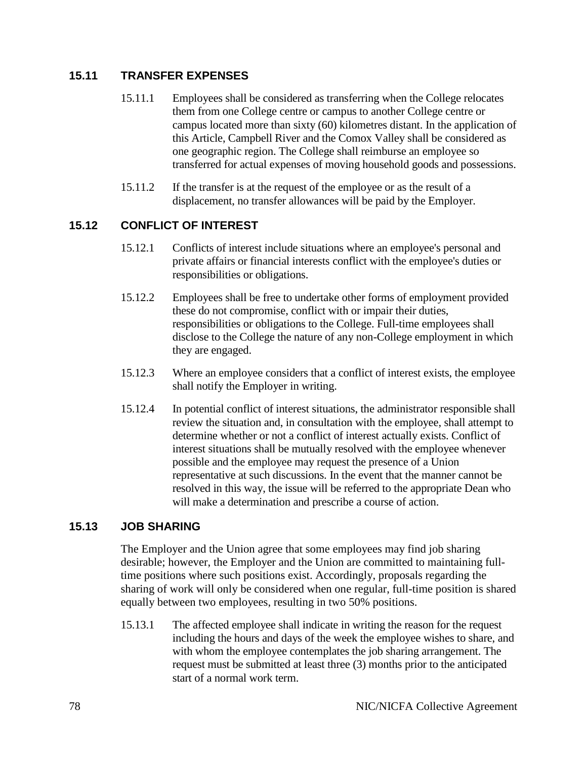## 15.11 TRANSFER EXPENSES

15.11.1 Employees shall be considered as transferring when the College relocates them from one College centre or campus to another College centre or campus located more than sixty (60) kilometres distant. In the application of this Article, Campbell River and the Comox Valley shall be considered as one geographic region. The College shall reimburse an employee so transferred for actual expenses of moving household goods and possessions.

15.11.2 If the transfer is at the request of the employee or as the result of a displacement, no transfer allowances will be paid by the Employer.

## 15.12 CONFLICT OF INTEREST

15.12.1 Conflicts of interest include situations where an employee's personal and private affairs or financial interests conflict with the employee's duties or responsibilities or obligations.

15.12.2 Employees shall be free to undertake other forms of employment provided these do not compromise, conflict with or impair their duties, responsibilities or obligations to the College. Full-time employees shall disclose to the College the nature of any non-College employment in which they are engaged.

15.12.3 Where an employee considers that a conflict of interest exists, the employee shall notify the Employer in writing.

15.12.4 In potential conflict of interest situations, the administrator responsible shall review the situation and, in consultation with the employee, shall attempt to determine whether or not a conflict of interest actually exists. Conflict of interest situations shall be mutually resolved with the employee whenever possible and the employee may request the presence of a Union representative at such discussions. In the event that the manner cannot be resolved in this way, the issue will be referred to the appropriate Dean who will make a determination and prescribe a course of action.

## 15.13 JOB SHARING

The Employer and the Union agree that some employees may find job sharing desirable; however, the Employer and the Union are committed to maintaining full-time positions where such positions exist. Accordingly, proposals regarding the sharing of work will only be considered when one regular, full-time position is shared equally between two employees, resulting in two 50% positions.

15.13.1 The affected employee shall indicate in writing the reason for the request including the hours and days of the week the employee wishes to share, and with whom the employee contemplates the job sharing arrangement. The request must be submitted at least three (3) months prior to the anticipated start of a normal work term.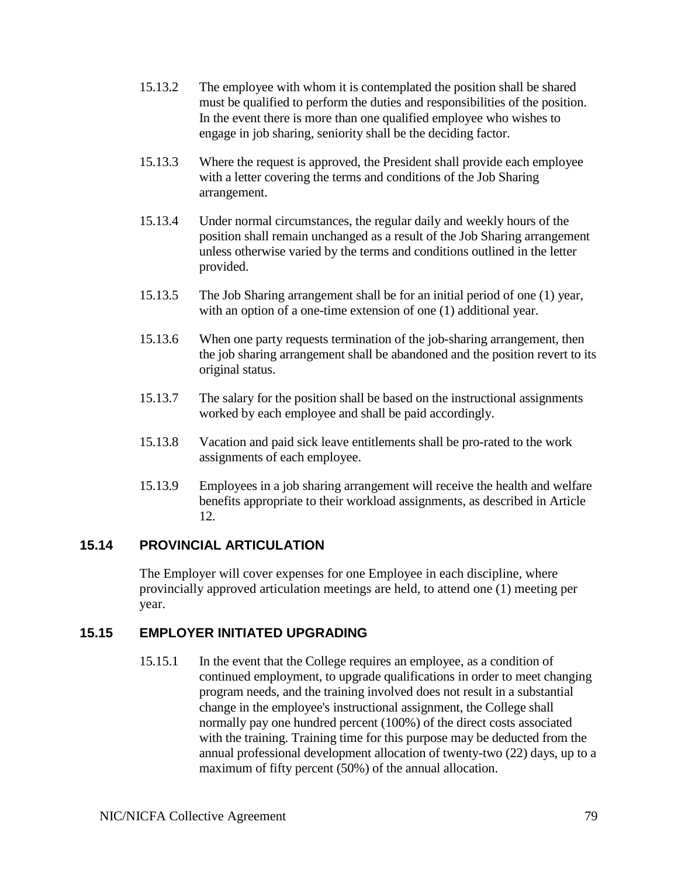15.13.2 The employee with whom it is contemplated the position shall be shared must be qualified to perform the duties and responsibilities of the position. In the event there is more than one qualified employee who wishes to engage in job sharing, seniority shall be the deciding factor.

15.13.3 Where the request is approved, the President shall provide each employee with a letter covering the terms and conditions of the Job Sharing arrangement.

15.13.4 Under normal circumstances, the regular daily and weekly hours of the position shall remain unchanged as a result of the Job Sharing arrangement unless otherwise varied by the terms and conditions outlined in the letter provided.

15.13.5 The Job Sharing arrangement shall be for an initial period of one (1) year, with an option of a one-time extension of one (1) additional year.

15.13.6 When one party requests termination of the job-sharing arrangement, then the job sharing arrangement shall be abandoned and the position revert to its original status.

15.13.7 The salary for the position shall be based on the instructional assignments worked by each employee and shall be paid accordingly.

15.13.8 Vacation and paid sick leave entitlements shall be pro-rated to the work assignments of each employee.

15.13.9 Employees in a job sharing arrangement will receive the health and welfare benefits appropriate to their workload assignments, as described in Article 12.

## 15.14 PROVINCIAL ARTICULATION

The Employer will cover expenses for one Employee in each discipline, where provincially approved articulation meetings are held, to attend one (1) meeting per year.

## 15.15 EMPLOYER INITIATED UPGRADING

15.15.1 In the event that the College requires an employee, as a condition of continued employment, to upgrade qualifications in order to meet changing program needs, and the training involved does not result in a substantial change in the employee's instructional assignment, the College shall normally pay one hundred percent (100%) of the direct costs associated with the training. Training time for this purpose may be deducted from the annual professional development allocation of twenty-two (22) days, up to a maximum of fifty percent (50%) of the annual allocation.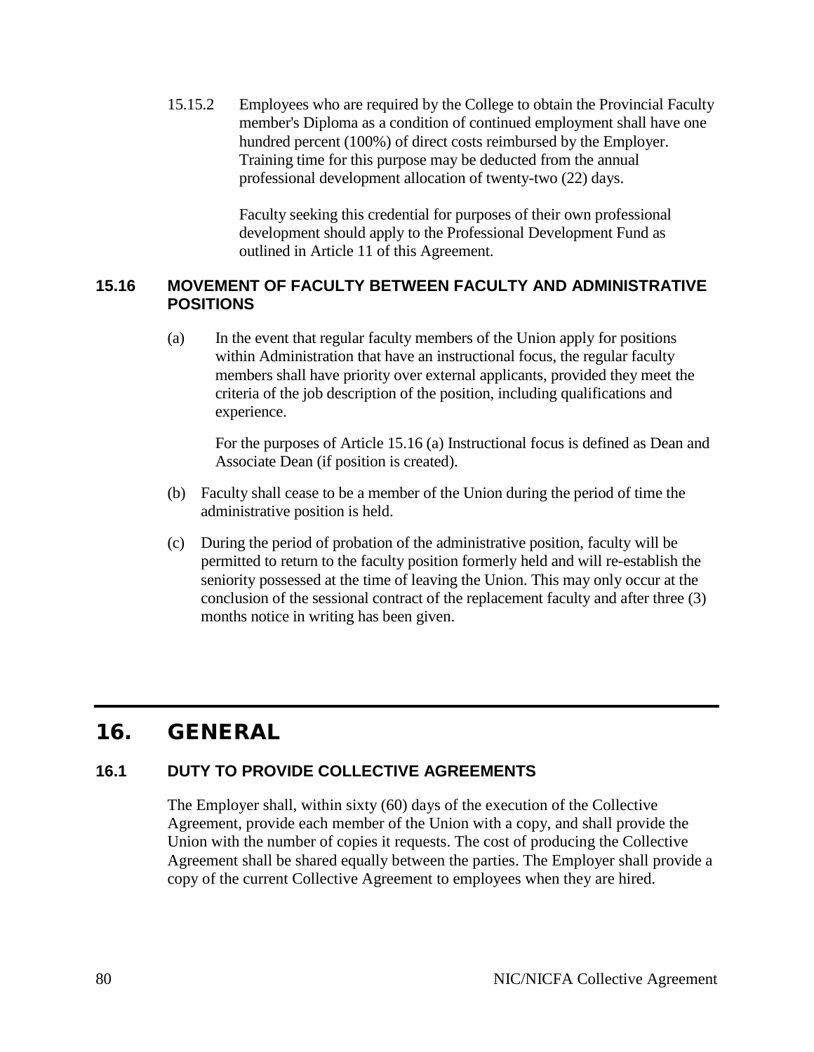15.15.2 Employees who are required by the College to obtain the Provincial Faculty member's Diploma as a condition of continued employment shall have one hundred percent (100%) of direct costs reimbursed by the Employer. Training time for this purpose may be deducted from the annual professional development allocation of twenty-two (22) days.

Faculty seeking this credential for purposes of their own professional development should apply to the Professional Development Fund as outlined in Article 11 of this Agreement.

### 15.16 MOVEMENT OF FACULTY BETWEEN FACULTY AND ADMINISTRATIVE POSITIONS

(a) In the event that regular faculty members of the Union apply for positions within Administration that have an instructional focus, the regular faculty members shall have priority over external applicants, provided they meet the criteria of the job description of the position, including qualifications and experience.

For the purposes of Article 15.16 (a) Instructional focus is defined as Dean and Associate Dean (if position is created).

(b) Faculty shall cease to be a member of the Union during the period of time the administrative position is held.

(c) During the period of probation of the administrative position, faculty will be permitted to return to the faculty position formerly held and will re-establish the seniority possessed at the time of leaving the Union. This may only occur at the conclusion of the sessional contract of the replacement faculty and after three (3) months notice in writing has been given.

## 16. GENERAL

### 16.1 DUTY TO PROVIDE COLLECTIVE AGREEMENTS

The Employer shall, within sixty (60) days of the execution of the Collective Agreement, provide each member of the Union with a copy, and shall provide the Union with the number of copies it requests. The cost of producing the Collective Agreement shall be shared equally between the parties. The Employer shall provide a copy of the current Collective Agreement to employees when they are hired.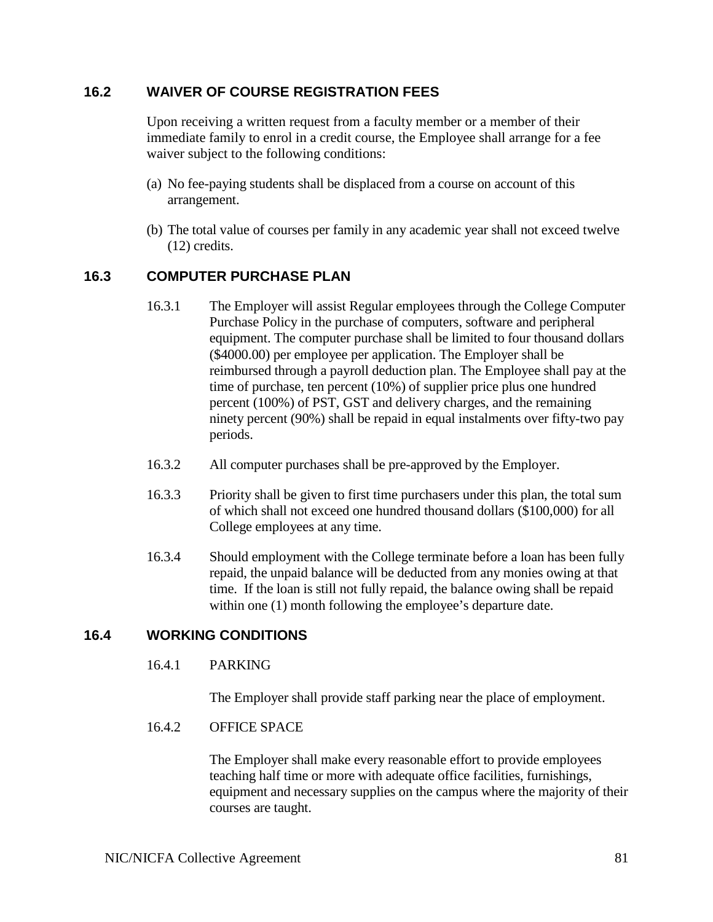## 16.2 WAIVER OF COURSE REGISTRATION FEES

Upon receiving a written request from a faculty member or a member of their immediate family to enrol in a credit course, the Employee shall arrange for a fee waiver subject to the following conditions:

(a) No fee-paying students shall be displaced from a course on account of this arrangement.

(b) The total value of courses per family in any academic year shall not exceed twelve (12) credits.

## 16.3 COMPUTER PURCHASE PLAN

16.3.1 The Employer will assist Regular employees through the College Computer Purchase Policy in the purchase of computers, software and peripheral equipment. The computer purchase shall be limited to four thousand dollars ($4000.00) per employee per application. The Employer shall be reimbursed through a payroll deduction plan. The Employee shall pay at the time of purchase, ten percent (10%) of supplier price plus one hundred percent (100%) of PST, GST and delivery charges, and the remaining ninety percent (90%) shall be repaid in equal instalments over fifty-two pay periods.

16.3.2 All computer purchases shall be pre-approved by the Employer.

16.3.3 Priority shall be given to first time purchasers under this plan, the total sum of which shall not exceed one hundred thousand dollars ($100,000) for all College employees at any time.

16.3.4 Should employment with the College terminate before a loan has been fully repaid, the unpaid balance will be deducted from any monies owing at that time. If the loan is still not fully repaid, the balance owing shall be repaid within one (1) month following the employee's departure date.

## 16.4 WORKING CONDITIONS

16.4.1 PARKING

The Employer shall provide staff parking near the place of employment.

16.4.2 OFFICE SPACE

The Employer shall make every reasonable effort to provide employees teaching half time or more with adequate office facilities, furnishings, equipment and necessary supplies on the campus where the majority of their courses are taught.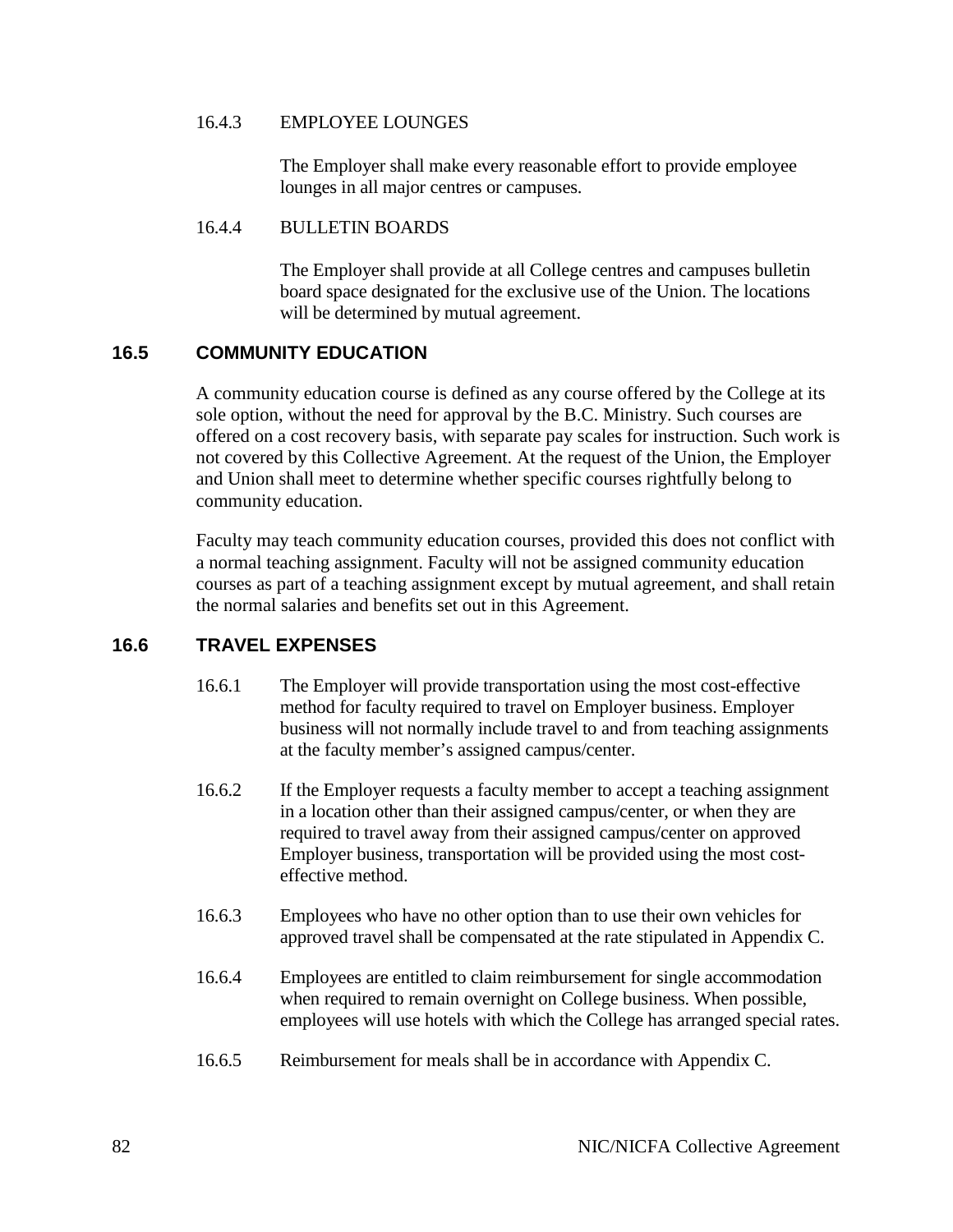16.4.3 EMPLOYEE LOUNGES

The Employer shall make every reasonable effort to provide employee lounges in all major centres or campuses.

16.4.4 BULLETIN BOARDS

The Employer shall provide at all College centres and campuses bulletin board space designated for the exclusive use of the Union. The locations will be determined by mutual agreement.

## 16.5 COMMUNITY EDUCATION

A community education course is defined as any course offered by the College at its sole option, without the need for approval by the B.C. Ministry. Such courses are offered on a cost recovery basis, with separate pay scales for instruction. Such work is not covered by this Collective Agreement. At the request of the Union, the Employer and Union shall meet to determine whether specific courses rightfully belong to community education.

Faculty may teach community education courses, provided this does not conflict with a normal teaching assignment. Faculty will not be assigned community education courses as part of a teaching assignment except by mutual agreement, and shall retain the normal salaries and benefits set out in this Agreement.

## 16.6 TRAVEL EXPENSES

16.6.1 The Employer will provide transportation using the most cost-effective method for faculty required to travel on Employer business. Employer business will not normally include travel to and from teaching assignments at the faculty member's assigned campus/center.

16.6.2 If the Employer requests a faculty member to accept a teaching assignment in a location other than their assigned campus/center, or when they are required to travel away from their assigned campus/center on approved Employer business, transportation will be provided using the most cost-effective method.

16.6.3 Employees who have no other option than to use their own vehicles for approved travel shall be compensated at the rate stipulated in Appendix C.

16.6.4 Employees are entitled to claim reimbursement for single accommodation when required to remain overnight on College business. When possible, employees will use hotels with which the College has arranged special rates.

16.6.5 Reimbursement for meals shall be in accordance with Appendix C.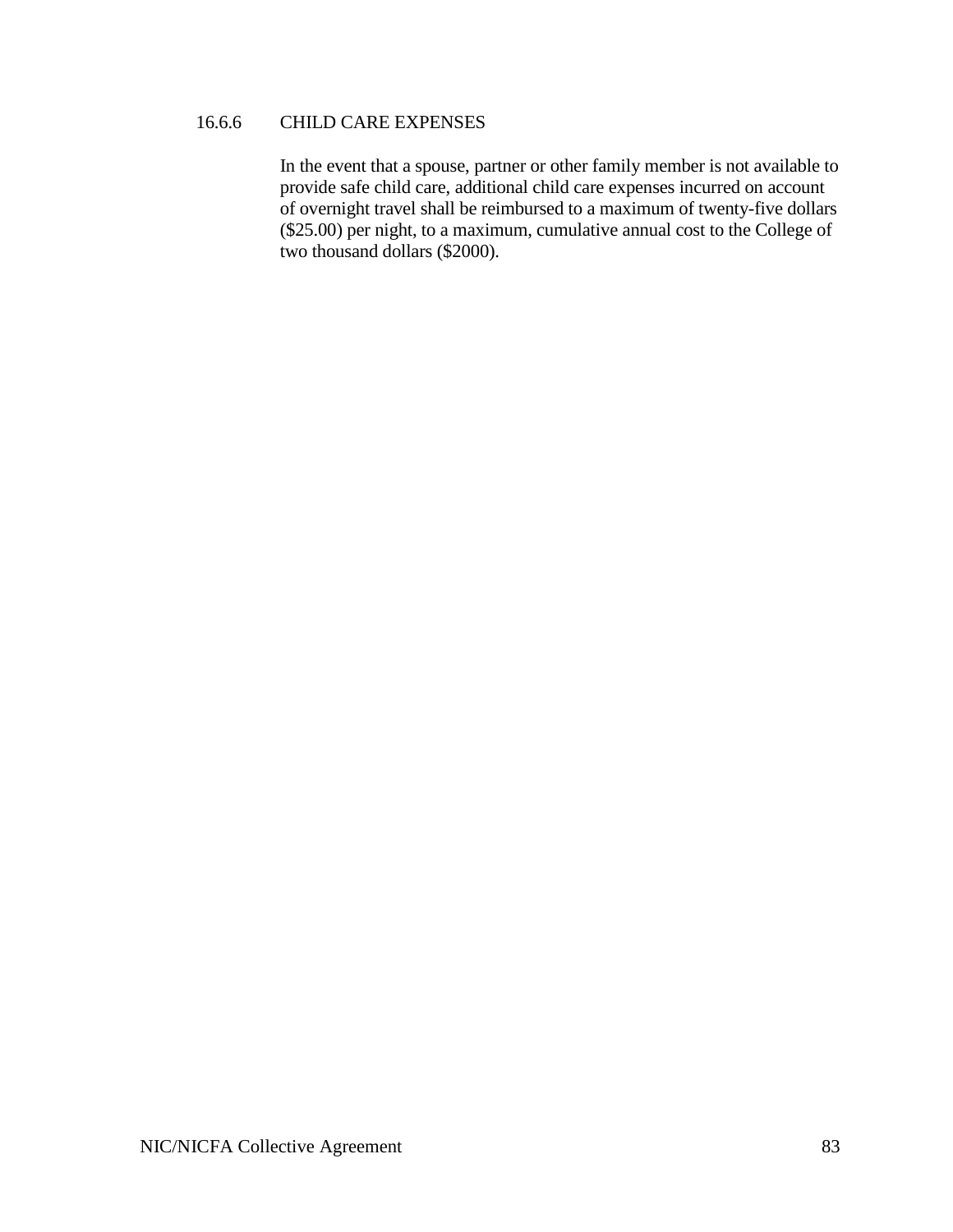#### 16.6.6 CHILD CARE EXPENSES

In the event that a spouse, partner or other family member is not available to provide safe child care, additional child care expenses incurred on account of overnight travel shall be reimbursed to a maximum of twenty-five dollars ($25.00) per night, to a maximum, cumulative annual cost to the College of two thousand dollars ($2000).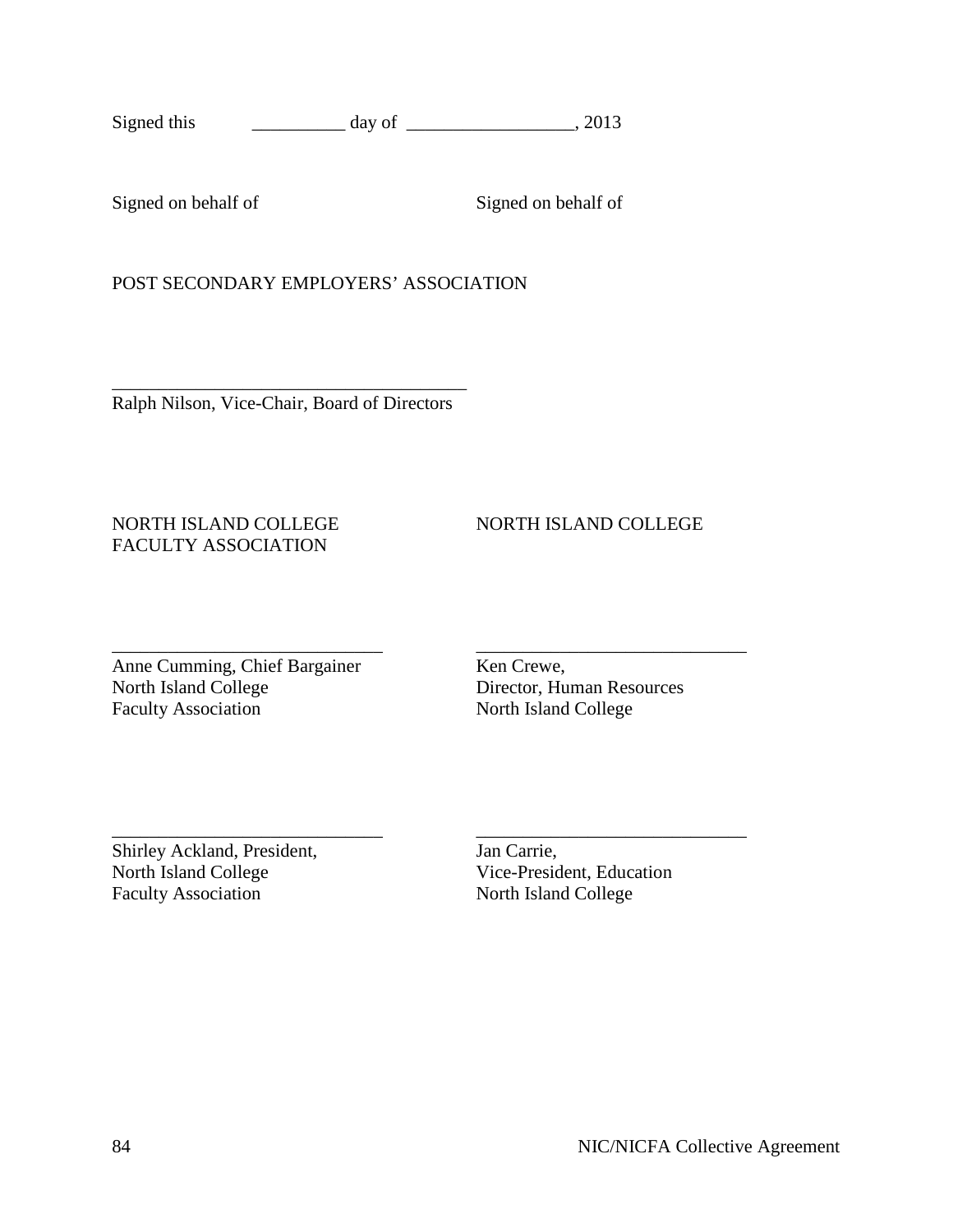Signed this __________ day of __________________, 2013

Signed on behalf of

POST SECONDARY EMPLOYERS' ASSOCIATION

_____________________________________
Ralph Nilson, Vice-Chair, Board of Directors

Signed on behalf of

NORTH ISLAND COLLEGE FACULTY ASSOCIATION

_____________________________
Anne Cumming, Chief Bargainer
North Island College
Faculty Association

_____________________________
Shirley Ackland, President,
North Island College
Faculty Association

NORTH ISLAND COLLEGE

_____________________________
Ken Crewe,
Director, Human Resources
North Island College

_____________________________
Jan Carrie,
Vice-President, Education
North Island College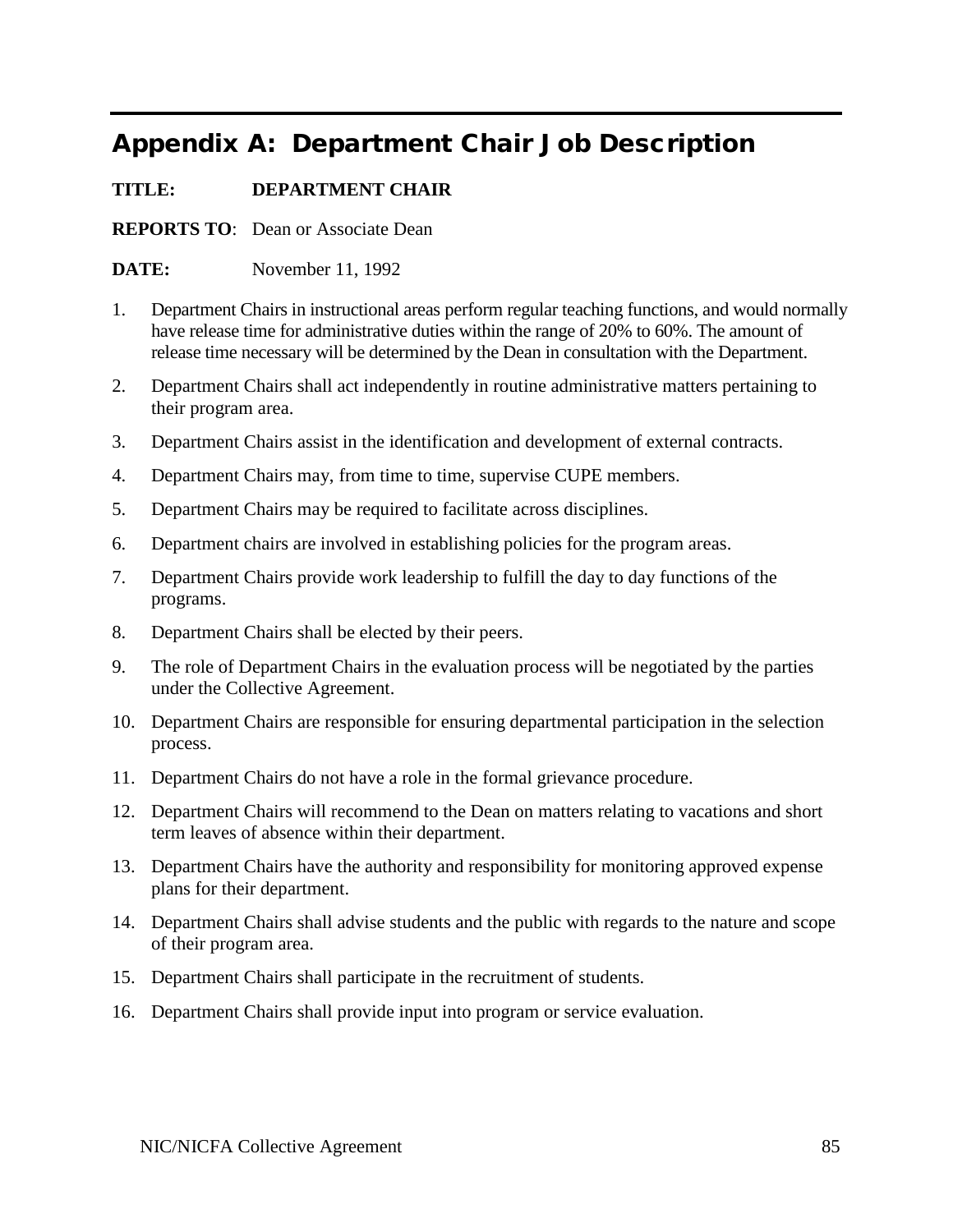# Appendix A: Department Chair Job Description

**TITLE:** **DEPARTMENT CHAIR**

**REPORTS TO**: Dean or Associate Dean

**DATE:** November 11, 1992

1. Department Chairs in instructional areas perform regular teaching functions, and would normally have release time for administrative duties within the range of 20% to 60%. The amount of release time necessary will be determined by the Dean in consultation with the Department.
2. Department Chairs shall act independently in routine administrative matters pertaining to their program area.
3. Department Chairs assist in the identification and development of external contracts.
4. Department Chairs may, from time to time, supervise CUPE members.
5. Department Chairs may be required to facilitate across disciplines.
6. Department chairs are involved in establishing policies for the program areas.
7. Department Chairs provide work leadership to fulfill the day to day functions of the programs.
8. Department Chairs shall be elected by their peers.
9. The role of Department Chairs in the evaluation process will be negotiated by the parties under the Collective Agreement.
10. Department Chairs are responsible for ensuring departmental participation in the selection process.
11. Department Chairs do not have a role in the formal grievance procedure.
12. Department Chairs will recommend to the Dean on matters relating to vacations and short term leaves of absence within their department.
13. Department Chairs have the authority and responsibility for monitoring approved expense plans for their department.
14. Department Chairs shall advise students and the public with regards to the nature and scope of their program area.
15. Department Chairs shall participate in the recruitment of students.
16. Department Chairs shall provide input into program or service evaluation.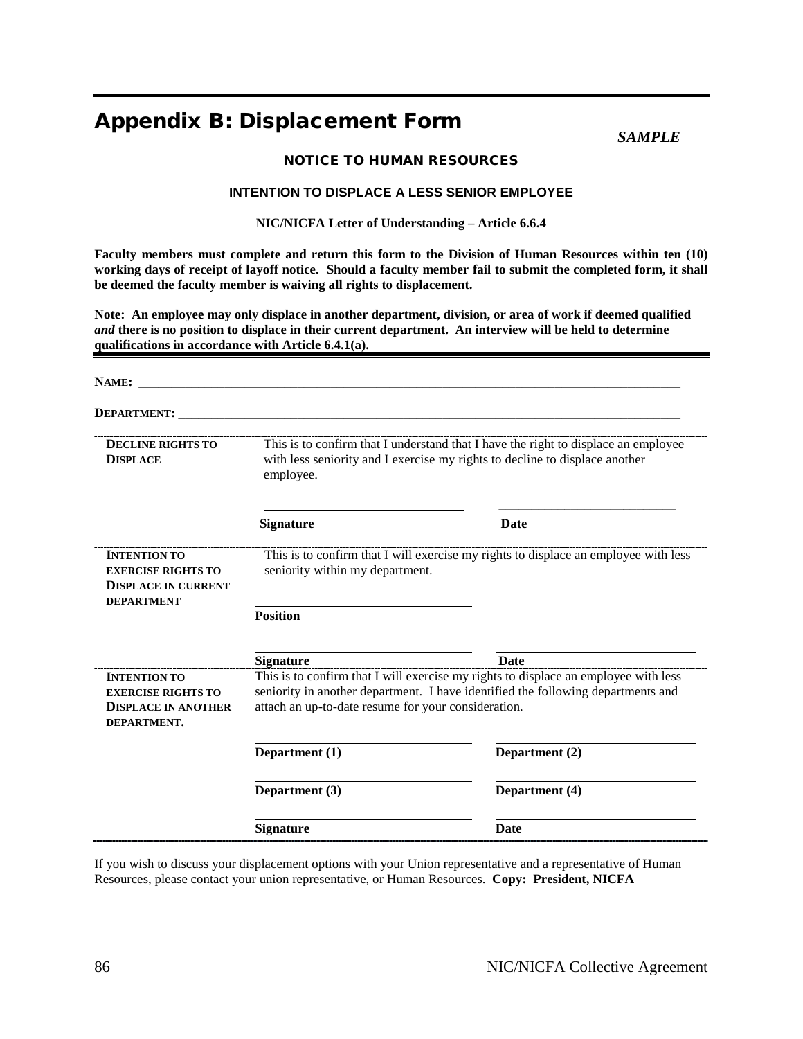# Appendix B: Displacement Form

***SAMPLE***

**NOTICE TO HUMAN RESOURCES**

**INTENTION TO DISPLACE A LESS SENIOR EMPLOYEE**

**NIC/NICFA Letter of Understanding – Article 6.6.4**

**Faculty members must complete and return this form to the Division of Human Resources within ten (10) working days of receipt of layoff notice. Should a faculty member fail to submit the completed form, it shall be deemed the faculty member is waiving all rights to displacement.**

**Note: An employee may only displace in another department, division, or area of work if deemed qualified *and* there is no position to displace in their current department. An interview will be held to determine qualifications in accordance with Article 6.4.1(a).**

**NAME:** ___________________________________________________________________________

**DEPARTMENT:** _____________________________________________________________________

| | | |
|---|---|---|
| **DECLINE RIGHTS TO DISPLACE** | This is to confirm that I understand that I have the right to displace an employee with less seniority and I exercise my rights to decline to displace another employee. | |
| | ______________________ **Signature** | ______________________ **Date** |
| **INTENTION TO EXERCISE RIGHTS TO DISPLACE IN CURRENT DEPARTMENT** | This is to confirm that I will exercise my rights to displace an employee with less seniority within my department. | |
| | ______________________ **Position** | |
| | ______________________ **Signature** | ______________________ **Date** |
| **INTENTION TO EXERCISE RIGHTS TO DISPLACE IN ANOTHER DEPARTMENT.** | This is to confirm that I will exercise my rights to displace an employee with less seniority in another department. I have identified the following departments and attach an up-to-date resume for your consideration. | |
| | ______________________ **Department (1)** | ______________________ **Department (2)** |
| | ______________________ **Department (3)** | ______________________ **Department (4)** |
| | ______________________ **Signature** | ______________________ **Date** |

If you wish to discuss your displacement options with your Union representative and a representative of Human Resources, please contact your union representative, or Human Resources. **Copy: President, NICFA**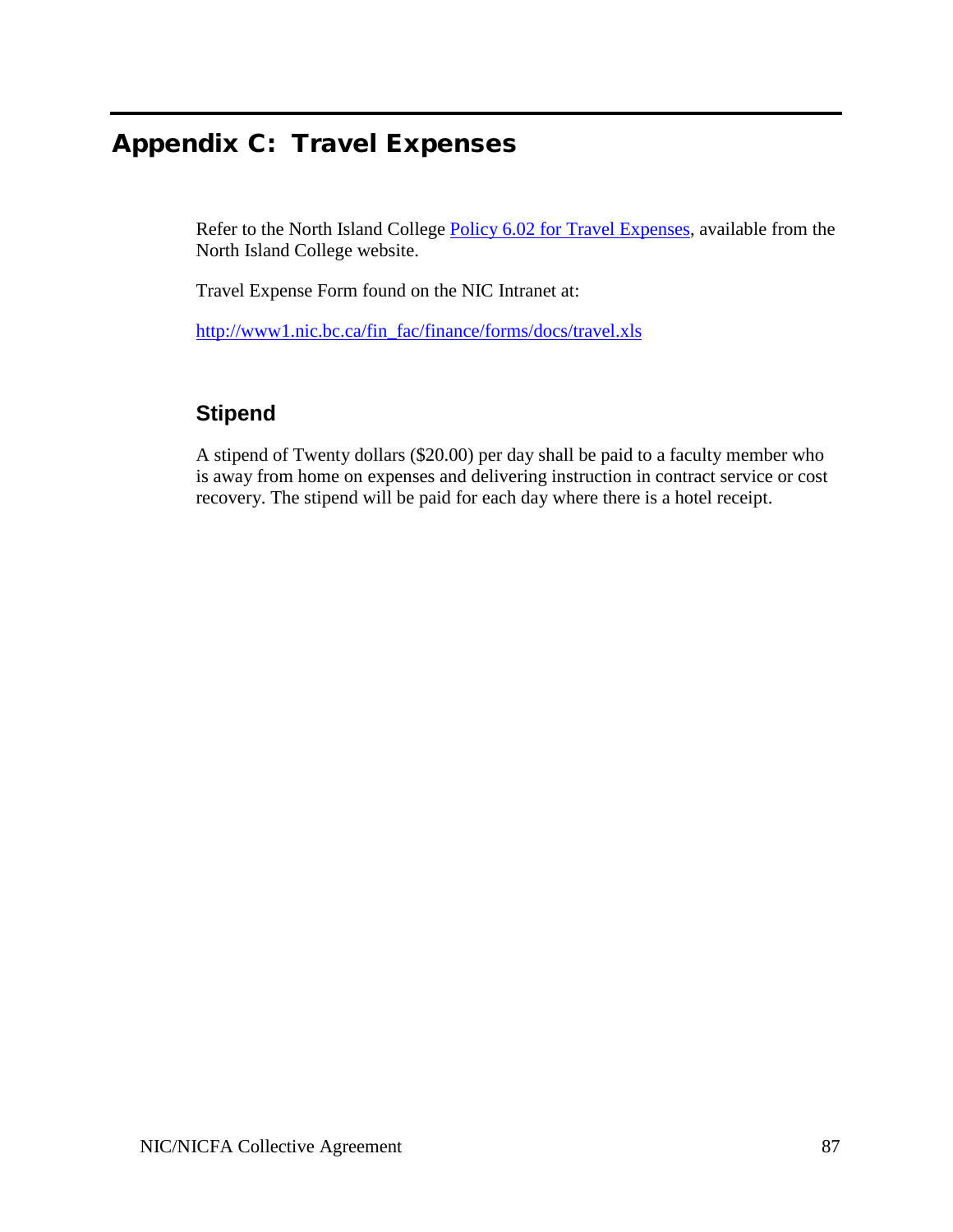# Appendix C: Travel Expenses

Refer to the North Island College Policy 6.02 for Travel Expenses, available from the North Island College website.

Travel Expense Form found on the NIC Intranet at:

http://www1.nic.bc.ca/fin_fac/finance/forms/docs/travel.xls

## Stipend

A stipend of Twenty dollars ($20.00) per day shall be paid to a faculty member who is away from home on expenses and delivering instruction in contract service or cost recovery. The stipend will be paid for each day where there is a hotel receipt.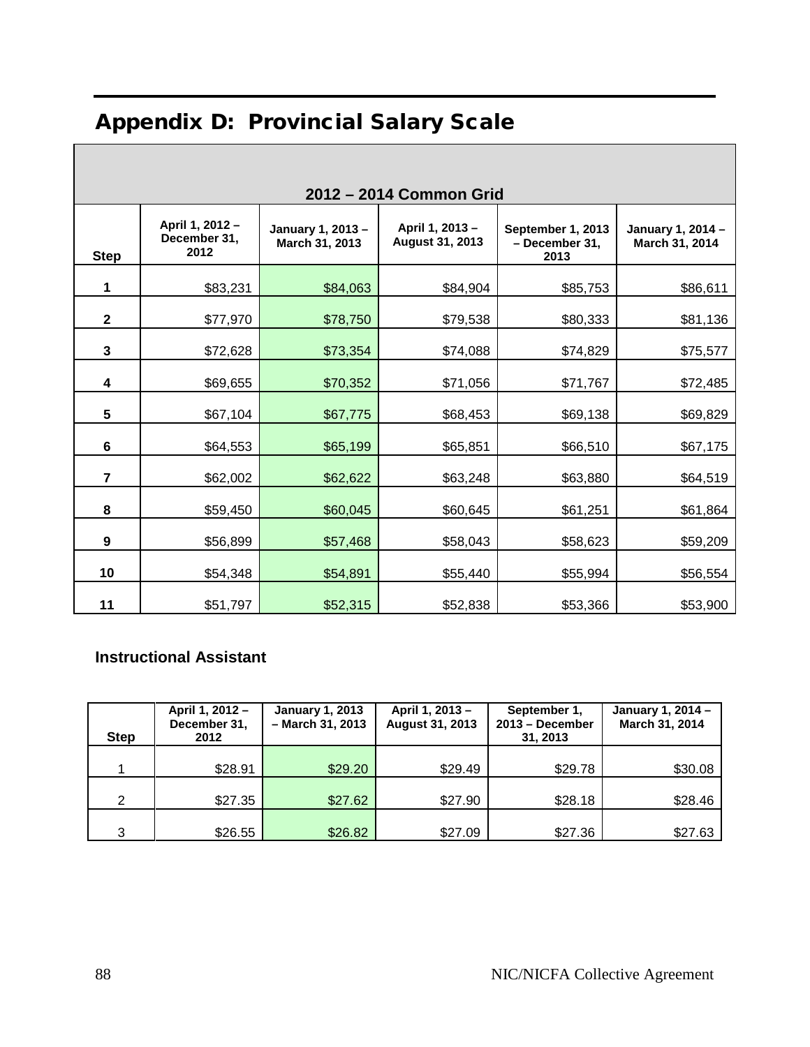# Appendix D: Provincial Salary Scale

| 2012 – 2014 Common Grid | | | | | |
|---|---|---|---|---|---|
| **Step** | **April 1, 2012 – December 31, 2012** | **January 1, 2013 – March 31, 2013** | **April 1, 2013 – August 31, 2013** | **September 1, 2013 – December 31, 2013** | **January 1, 2014 – March 31, 2014** |
| **1** | $83,231 | $84,063 | $84,904 | $85,753 | $86,611 |
| **2** | $77,970 | $78,750 | $79,538 | $80,333 | $81,136 |
| **3** | $72,628 | $73,354 | $74,088 | $74,829 | $75,577 |
| **4** | $69,655 | $70,352 | $71,056 | $71,767 | $72,485 |
| **5** | $67,104 | $67,775 | $68,453 | $69,138 | $69,829 |
| **6** | $64,553 | $65,199 | $65,851 | $66,510 | $67,175 |
| **7** | $62,002 | $62,622 | $63,248 | $63,880 | $64,519 |
| **8** | $59,450 | $60,045 | $60,645 | $61,251 | $61,864 |
| **9** | $56,899 | $57,468 | $58,043 | $58,623 | $59,209 |
| **10** | $54,348 | $54,891 | $55,440 | $55,994 | $56,554 |
| **11** | $51,797 | $52,315 | $52,838 | $53,366 | $53,900 |

### Instructional Assistant

| **Step** | **April 1, 2012 – December 31, 2012** | **January 1, 2013 – March 31, 2013** | **April 1, 2013 – August 31, 2013** | **September 1, 2013 – December 31, 2013** | **January 1, 2014 – March 31, 2014** |
|---|---|---|---|---|---|
| 1 | $28.91 | $29.20 | $29.49 | $29.78 | $30.08 |
| 2 | $27.35 | $27.62 | $27.90 | $28.18 | $28.46 |
| 3 | $26.55 | $26.82 | $27.09 | $27.36 | $27.63 |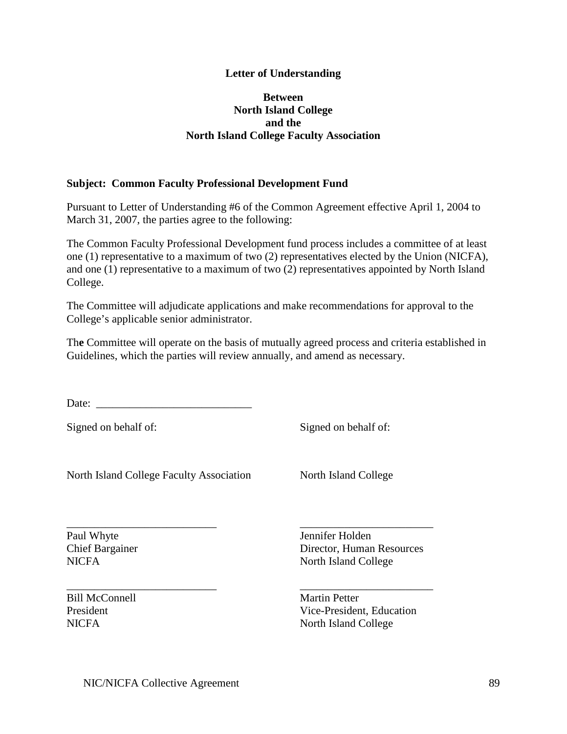**Letter of Understanding**

**Between**
**North Island College**
**and the**
**North Island College Faculty Association**

**Subject: Common Faculty Professional Development Fund**

Pursuant to Letter of Understanding #6 of the Common Agreement effective April 1, 2004 to March 31, 2007, the parties agree to the following:

The Common Faculty Professional Development fund process includes a committee of at least one (1) representative to a maximum of two (2) representatives elected by the Union (NICFA), and one (1) representative to a maximum of two (2) representatives appointed by North Island College.

The Committee will adjudicate applications and make recommendations for approval to the College's applicable senior administrator.

The Committee will operate on the basis of mutually agreed process and criteria established in Guidelines, which the parties will review annually, and amend as necessary.

Date: ____________________________

| Signed on behalf of: | Signed on behalf of: |
|---|---|
| North Island College Faculty Association | North Island College |
| ___________________________ | ________________________ |
| Paul Whyte<br>Chief Bargainer<br>NICFA | Jennifer Holden<br>Director, Human Resources<br>North Island College |
| ___________________________ | ________________________ |
| Bill McConnell<br>President<br>NICFA | Martin Petter<br>Vice-President, Education<br>North Island College |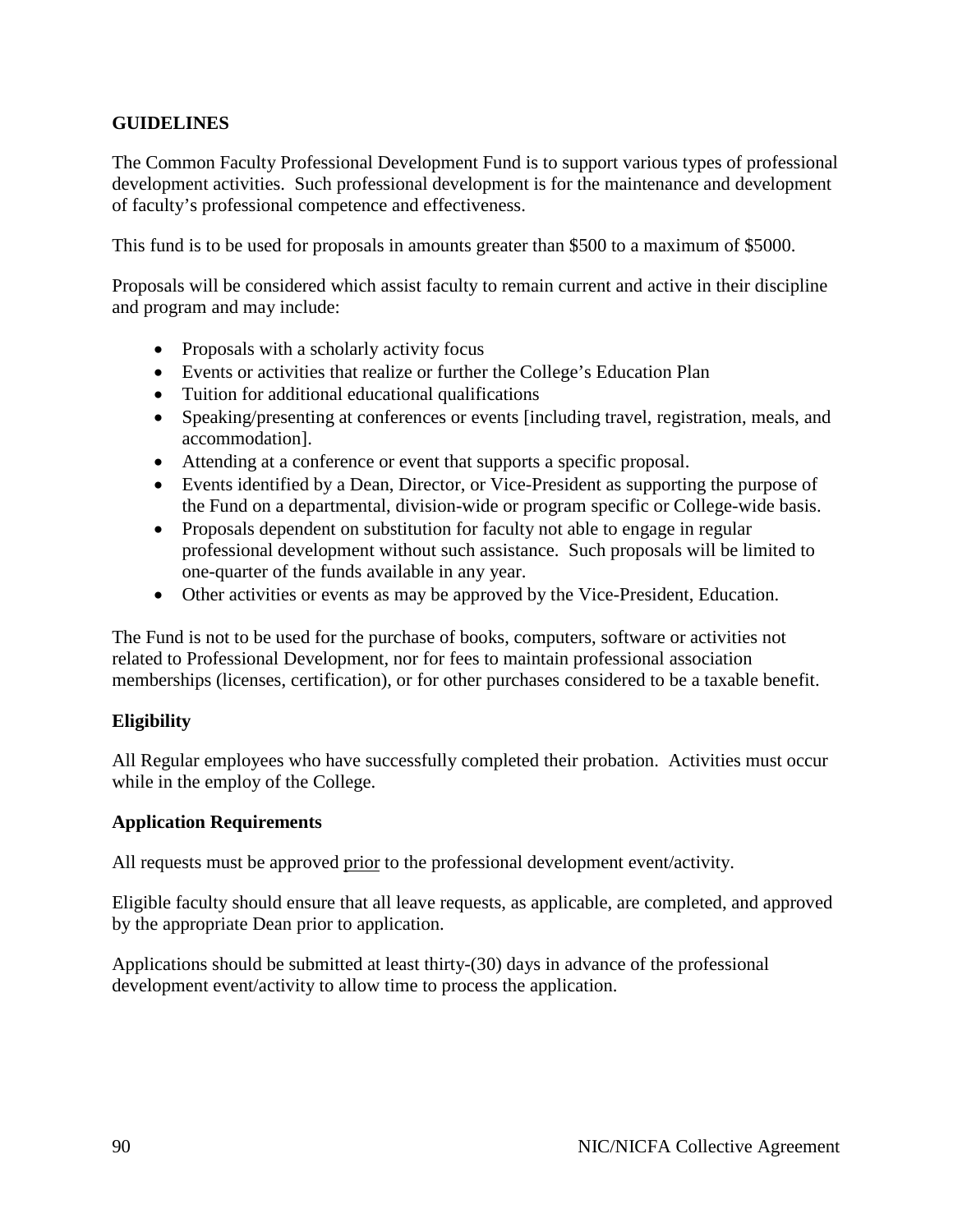## GUIDELINES

The Common Faculty Professional Development Fund is to support various types of professional development activities. Such professional development is for the maintenance and development of faculty's professional competence and effectiveness.

This fund is to be used for proposals in amounts greater than $500 to a maximum of $5000.

Proposals will be considered which assist faculty to remain current and active in their discipline and program and may include:

- Proposals with a scholarly activity focus
- Events or activities that realize or further the College's Education Plan
- Tuition for additional educational qualifications
- Speaking/presenting at conferences or events [including travel, registration, meals, and accommodation].
- Attending at a conference or event that supports a specific proposal.
- Events identified by a Dean, Director, or Vice-President as supporting the purpose of the Fund on a departmental, division-wide or program specific or College-wide basis.
- Proposals dependent on substitution for faculty not able to engage in regular professional development without such assistance. Such proposals will be limited to one-quarter of the funds available in any year.
- Other activities or events as may be approved by the Vice-President, Education.

The Fund is not to be used for the purchase of books, computers, software or activities not related to Professional Development, nor for fees to maintain professional association memberships (licenses, certification), or for other purchases considered to be a taxable benefit.

### Eligibility

All Regular employees who have successfully completed their probation. Activities must occur while in the employ of the College.

### Application Requirements

All requests must be approved <u>prior</u> to the professional development event/activity.

Eligible faculty should ensure that all leave requests, as applicable, are completed, and approved by the appropriate Dean prior to application.

Applications should be submitted at least thirty-(30) days in advance of the professional development event/activity to allow time to process the application.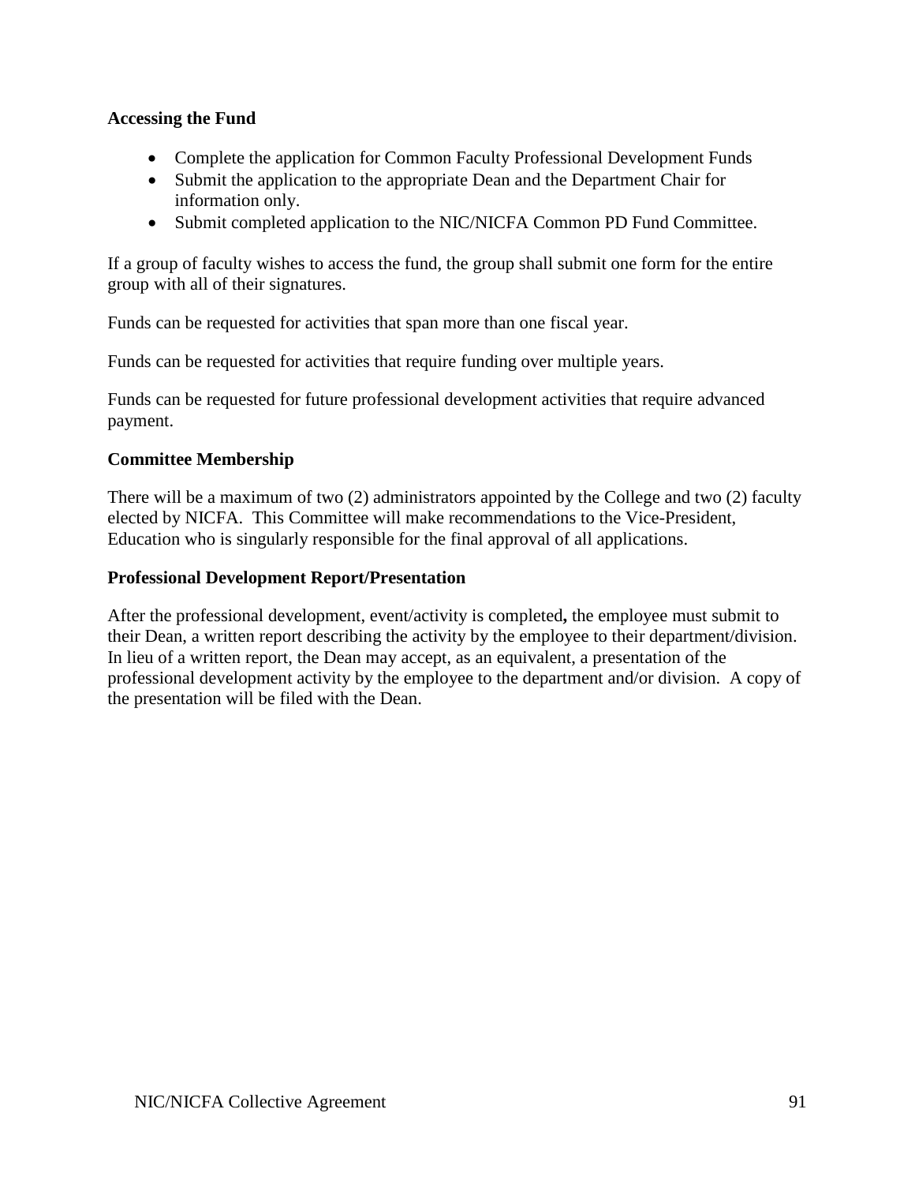**Accessing the Fund**

- Complete the application for Common Faculty Professional Development Funds
- Submit the application to the appropriate Dean and the Department Chair for information only.
- Submit completed application to the NIC/NICFA Common PD Fund Committee.

If a group of faculty wishes to access the fund, the group shall submit one form for the entire group with all of their signatures.

Funds can be requested for activities that span more than one fiscal year.

Funds can be requested for activities that require funding over multiple years.

Funds can be requested for future professional development activities that require advanced payment.

**Committee Membership**

There will be a maximum of two (2) administrators appointed by the College and two (2) faculty elected by NICFA. This Committee will make recommendations to the Vice-President, Education who is singularly responsible for the final approval of all applications.

**Professional Development Report/Presentation**

After the professional development, event/activity is completed**,** the employee must submit to their Dean, a written report describing the activity by the employee to their department/division. In lieu of a written report, the Dean may accept, as an equivalent, a presentation of the professional development activity by the employee to the department and/or division. A copy of the presentation will be filed with the Dean.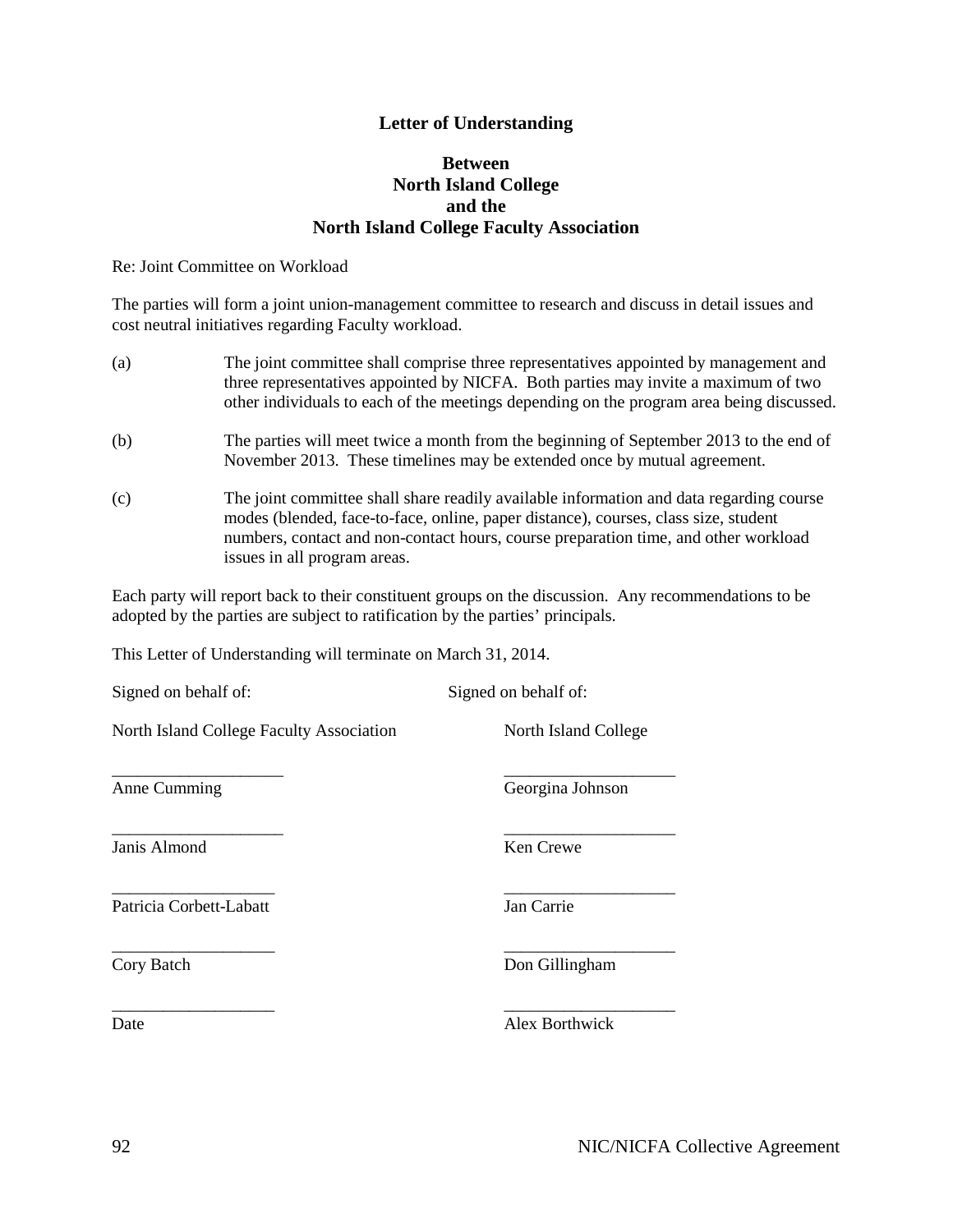## Letter of Understanding

### Between
### North Island College
### and the
### North Island College Faculty Association

Re: Joint Committee on Workload

The parties will form a joint union-management committee to research and discuss in detail issues and cost neutral initiatives regarding Faculty workload.

(a) The joint committee shall comprise three representatives appointed by management and three representatives appointed by NICFA. Both parties may invite a maximum of two other individuals to each of the meetings depending on the program area being discussed.

(b) The parties will meet twice a month from the beginning of September 2013 to the end of November 2013. These timelines may be extended once by mutual agreement.

(c) The joint committee shall share readily available information and data regarding course modes (blended, face-to-face, online, paper distance), courses, class size, student numbers, contact and non-contact hours, course preparation time, and other workload issues in all program areas.

Each party will report back to their constituent groups on the discussion. Any recommendations to be adopted by the parties are subject to ratification by the parties' principals.

This Letter of Understanding will terminate on March 31, 2014.

| Signed on behalf of: | Signed on behalf of: |
|---|---|
| North Island College Faculty Association | North Island College |
| ____________________ Anne Cumming | ____________________ Georgina Johnson |
| ____________________ Janis Almond | ____________________ Ken Crewe |
| ____________________ Patricia Corbett-Labatt | ____________________ Jan Carrie |
| ____________________ Cory Batch | ____________________ Don Gillingham |
| ____________________ Date | ____________________ Alex Borthwick |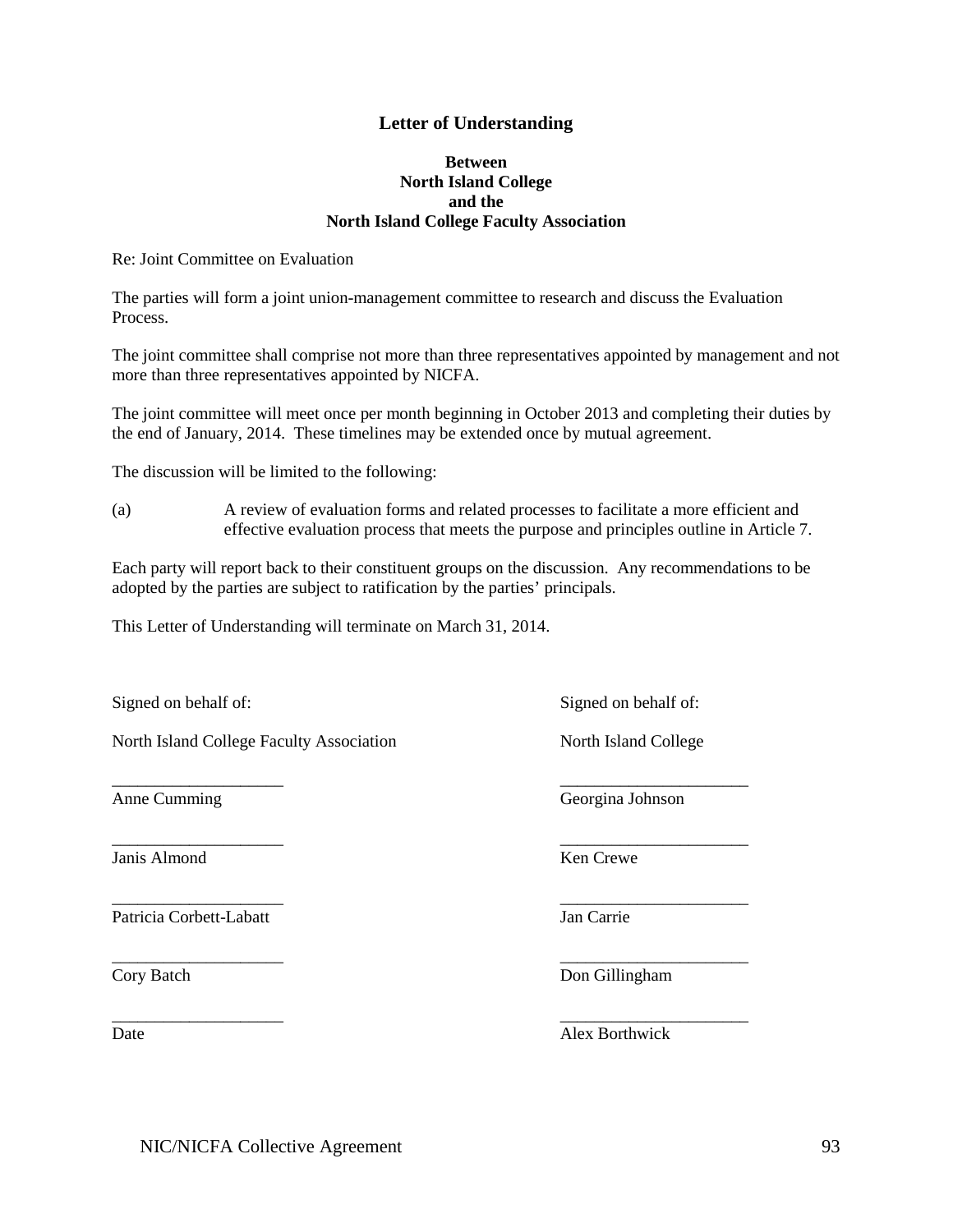## Letter of Understanding

**Between**
**North Island College**
**and the**
**North Island College Faculty Association**

Re: Joint Committee on Evaluation

The parties will form a joint union-management committee to research and discuss the Evaluation Process.

The joint committee shall comprise not more than three representatives appointed by management and not more than three representatives appointed by NICFA.

The joint committee will meet once per month beginning in October 2013 and completing their duties by the end of January, 2014. These timelines may be extended once by mutual agreement.

The discussion will be limited to the following:

(a) A review of evaluation forms and related processes to facilitate a more efficient and effective evaluation process that meets the purpose and principles outline in Article 7.

Each party will report back to their constituent groups on the discussion. Any recommendations to be adopted by the parties are subject to ratification by the parties' principals.

This Letter of Understanding will terminate on March 31, 2014.

| Signed on behalf of: | Signed on behalf of: |
|---|---|
| North Island College Faculty Association | North Island College |
| ____________________ Anne Cumming | ____________________ Georgina Johnson |
| ____________________ Janis Almond | ____________________ Ken Crewe |
| ____________________ Patricia Corbett-Labatt | ____________________ Jan Carrie |
| ____________________ Cory Batch | ____________________ Don Gillingham |
| ____________________ Date | ____________________ Alex Borthwick |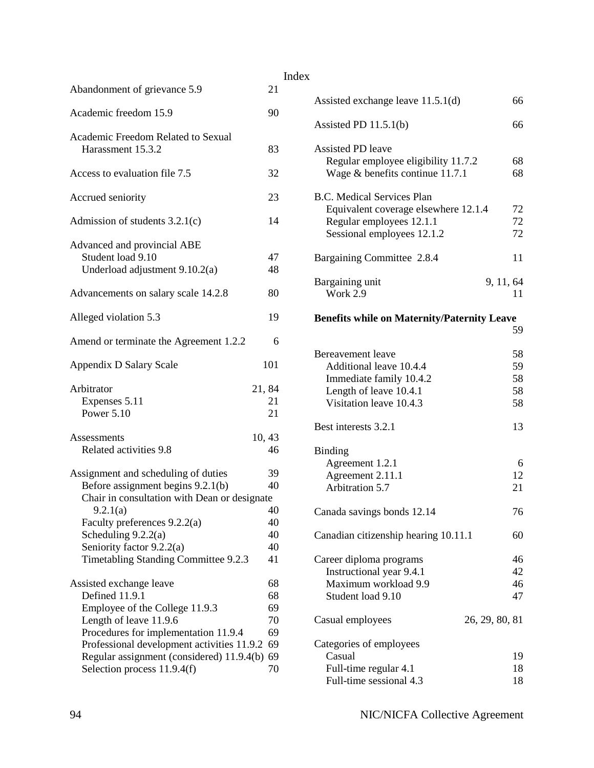# Index

Abandonment of grievance 5.9 21

Academic freedom 15.9 90

Academic Freedom Related to Sexual Harassment 15.3.2 83

Access to evaluation file 7.5 32

Accrued seniority 23

Admission of students 3.2.1(c) 14

Advanced and provincial ABE
- Student load 9.10 47
- Underload adjustment 9.10.2(a) 48

Advancements on salary scale 14.2.8 80

Alleged violation 5.3 19

Amend or terminate the Agreement 1.2.2 6

Appendix D Salary Scale 101

Arbitrator 21, 84
- Expenses 5.11 21
- Power 5.10 21

Assessments 10, 43
- Related activities 9.8 46

Assignment and scheduling of duties 39
- Before assignment begins 9.2.1(b) 40
- Chair in consultation with Dean or designate 9.2.1(a) 40
- Faculty preferences 9.2.2(a) 40
- Scheduling 9.2.2(a) 40
- Seniority factor 9.2.2(a) 40
- Timetabling Standing Committee 9.2.3 41

Assisted exchange leave 68
- Defined 11.9.1 68
- Employee of the College 11.9.3 69
- Length of leave 11.9.6 70
- Procedures for implementation 11.9.4 69
- Professional development activities 11.9.2 69
- Regular assignment (considered) 11.9.4(b) 69
- Selection process 11.9.4(f) 70

Assisted exchange leave 11.5.1(d) 66

Assisted PD 11.5.1(b) 66

Assisted PD leave
- Regular employee eligibility 11.7.2 68
- Wage & benefits continue 11.7.1 68

B.C. Medical Services Plan
- Equivalent coverage elsewhere 12.1.4 72
- Regular employees 12.1.1 72
- Sessional employees 12.1.2 72

Bargaining Committee 2.8.4 11

Bargaining unit 9, 11, 64
- Work 2.9 11

**Benefits while on Maternity/Paternity Leave** 59

Bereavement leave 58
- Additional leave 10.4.4 59
- Immediate family 10.4.2 58
- Length of leave 10.4.1 58
- Visitation leave 10.4.3 58

Best interests 3.2.1 13

Binding
- Agreement 1.2.1 6
- Agreement 2.11.1 12
- Arbitration 5.7 21

Canada savings bonds 12.14 76

Canadian citizenship hearing 10.11.1 60

Career diploma programs 46
- Instructional year 9.4.1 42
- Maximum workload 9.9 46
- Student load 9.10 47

Casual employees 26, 29, 80, 81

Categories of employees
- Casual 19
- Full-time regular 4.1 18
- Full-time sessional 4.3 18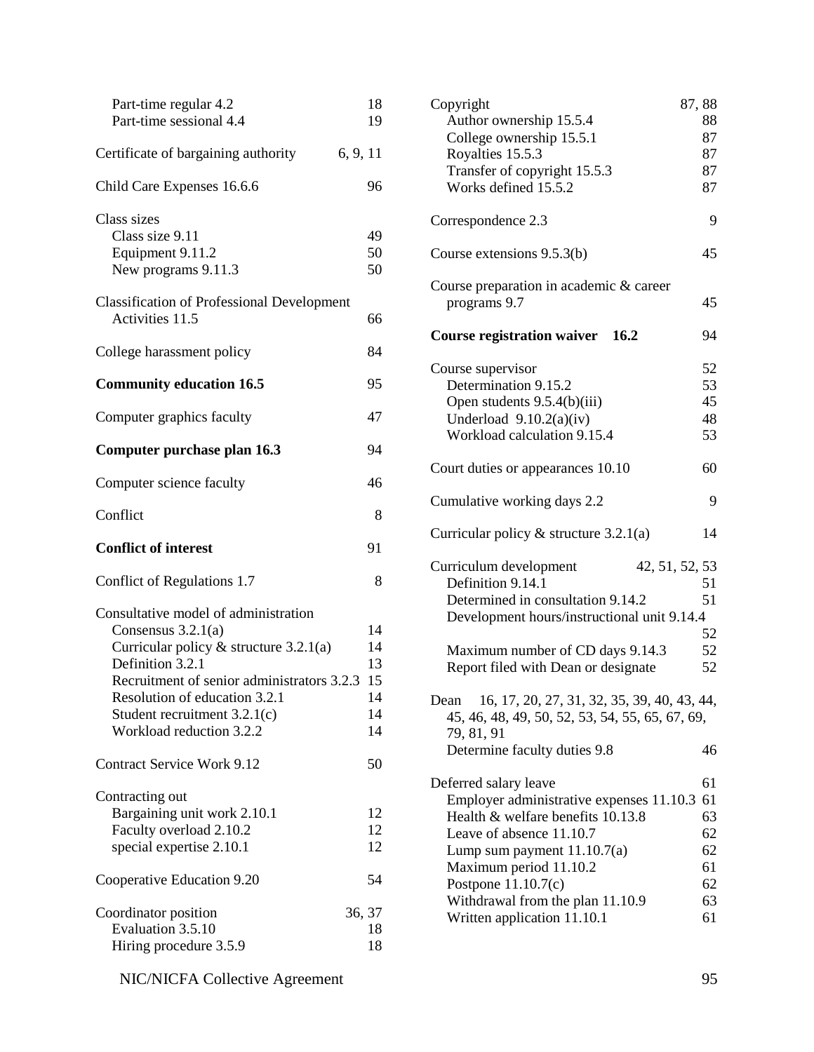Part-time regular 4.2 18
Part-time sessional 4.4 19

Certificate of bargaining authority 6, 9, 11

Child Care Expenses 16.6.6 96

Class sizes
Class size 9.11 49
Equipment 9.11.2 50
New programs 9.11.3 50

Classification of Professional Development Activities 11.5 66

College harassment policy 84

**Community education 16.5** 95

Computer graphics faculty 47

**Computer purchase plan 16.3** 94

Computer science faculty 46

Conflict 8

**Conflict of interest** 91

Conflict of Regulations 1.7 8

Consultative model of administration
Consensus 3.2.1(a) 14
Curricular policy & structure 3.2.1(a) 14
Definition 3.2.1 13
Recruitment of senior administrators 3.2.3 15
Resolution of education 3.2.1 14
Student recruitment 3.2.1(c) 14
Workload reduction 3.2.2 14

Contract Service Work 9.12 50

Contracting out
Bargaining unit work 2.10.1 12
Faculty overload 2.10.2 12
special expertise 2.10.1 12

Cooperative Education 9.20 54

Coordinator position 36, 37
Evaluation 3.5.10 18
Hiring procedure 3.5.9 18

Copyright 87, 88
Author ownership 15.5.4 88
College ownership 15.5.1 87
Royalties 15.5.3 87
Transfer of copyright 15.5.3 87
Works defined 15.5.2 87

Correspondence 2.3 9

Course extensions 9.5.3(b) 45

Course preparation in academic & career programs 9.7 45

**Course registration waiver 16.2** 94

Course supervisor 52
Determination 9.15.2 53
Open students 9.5.4(b)(iii) 45
Underload 9.10.2(a)(iv) 48
Workload calculation 9.15.4 53

Court duties or appearances 10.10 60

Cumulative working days 2.2 9

Curricular policy & structure 3.2.1(a) 14

Curriculum development 42, 51, 52, 53
Definition 9.14.1 51
Determined in consultation 9.14.2 51
Development hours/instructional unit 9.14.4 52
Maximum number of CD days 9.14.3 52
Report filed with Dean or designate 52

Dean 16, 17, 20, 27, 31, 32, 35, 39, 40, 43, 44, 45, 46, 48, 49, 50, 52, 53, 54, 55, 65, 67, 69, 79, 81, 91
Determine faculty duties 9.8 46

Deferred salary leave 61
Employer administrative expenses 11.10.3 61
Health & welfare benefits 10.13.8 63
Leave of absence 11.10.7 62
Lump sum payment 11.10.7(a) 62
Maximum period 11.10.2 61
Postpone 11.10.7(c) 62
Withdrawal from the plan 11.10.9 63
Written application 11.10.1 61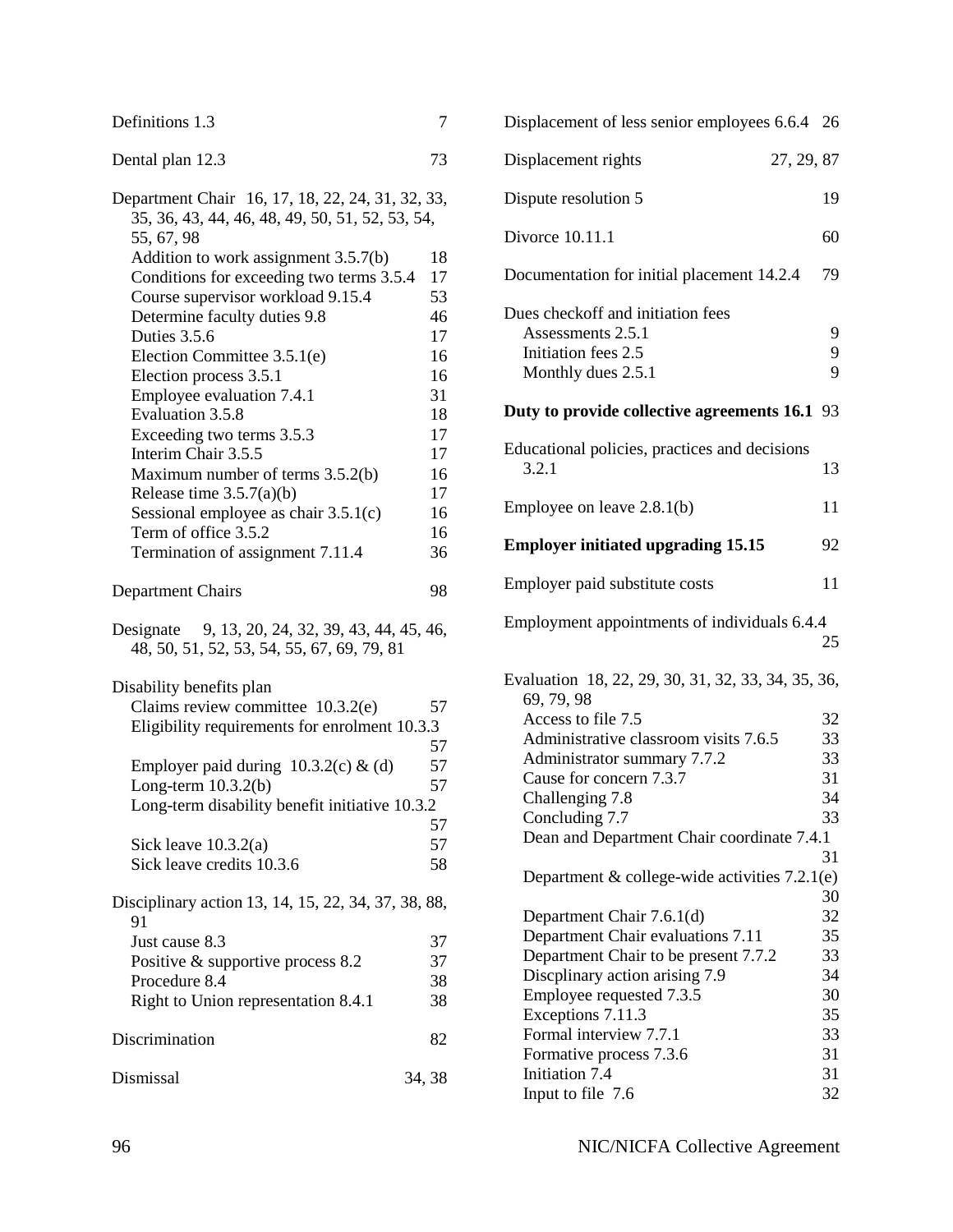Definitions 1.3 7

Dental plan 12.3 73

Department Chair 16, 17, 18, 22, 24, 31, 32, 33, 35, 36, 43, 44, 46, 48, 49, 50, 51, 52, 53, 54, 55, 67, 98

- Addition to work assignment 3.5.7(b) 18
- Conditions for exceeding two terms 3.5.4 17
- Course supervisor workload 9.15.4 53
- Determine faculty duties 9.8 46
- Duties 3.5.6 17
- Election Committee 3.5.1(e) 16
- Election process 3.5.1 16
- Employee evaluation 7.4.1 31
- Evaluation 3.5.8 18
- Exceeding two terms 3.5.3 17
- Interim Chair 3.5.5 17
- Maximum number of terms 3.5.2(b) 16
- Release time 3.5.7(a)(b) 17
- Sessional employee as chair 3.5.1(c) 16
- Term of office 3.5.2 16
- Termination of assignment 7.11.4 36

Department Chairs 98

Designate 9, 13, 20, 24, 32, 39, 43, 44, 45, 46, 48, 50, 51, 52, 53, 54, 55, 67, 69, 79, 81

Disability benefits plan

- Claims review committee 10.3.2(e) 57
- Eligibility requirements for enrolment 10.3.3 57
- Employer paid during 10.3.2(c) & (d) 57
- Long-term 10.3.2(b) 57
- Long-term disability benefit initiative 10.3.2 57
- Sick leave 10.3.2(a) 57
- Sick leave credits 10.3.6 58

Disciplinary action 13, 14, 15, 22, 34, 37, 38, 88, 91

- Just cause 8.3 37
- Positive & supportive process 8.2 37
- Procedure 8.4 38
- Right to Union representation 8.4.1 38

Discrimination 82

Dismissal 34, 38

Displacement of less senior employees 6.6.4 26

Displacement rights 27, 29, 87

Dispute resolution 5 19

Divorce 10.11.1 60

Documentation for initial placement 14.2.4 79

Dues checkoff and initiation fees

- Assessments 2.5.1 9
- Initiation fees 2.5 9
- Monthly dues 2.5.1 9

**Duty to provide collective agreements 16.1** 93

Educational policies, practices and decisions 3.2.1 13

Employee on leave 2.8.1(b) 11

**Employer initiated upgrading 15.15** 92

Employer paid substitute costs 11

Employment appointments of individuals 6.4.4 25

Evaluation 18, 22, 29, 30, 31, 32, 33, 34, 35, 36, 69, 79, 98

- Access to file 7.5 32
- Administrative classroom visits 7.6.5 33
- Administrator summary 7.7.2 33
- Cause for concern 7.3.7 31
- Challenging 7.8 34
- Concluding 7.7 33
- Dean and Department Chair coordinate 7.4.1 31
- Department & college-wide activities 7.2.1(e) 30
- Department Chair 7.6.1(d) 32
- Department Chair evaluations 7.11 35
- Department Chair to be present 7.7.2 33
- Discplinary action arising 7.9 34
- Employee requested 7.3.5 30
- Exceptions 7.11.3 35
- Formal interview 7.7.1 33
- Formative process 7.3.6 31
- Initiation 7.4 31
- Input to file 7.6 32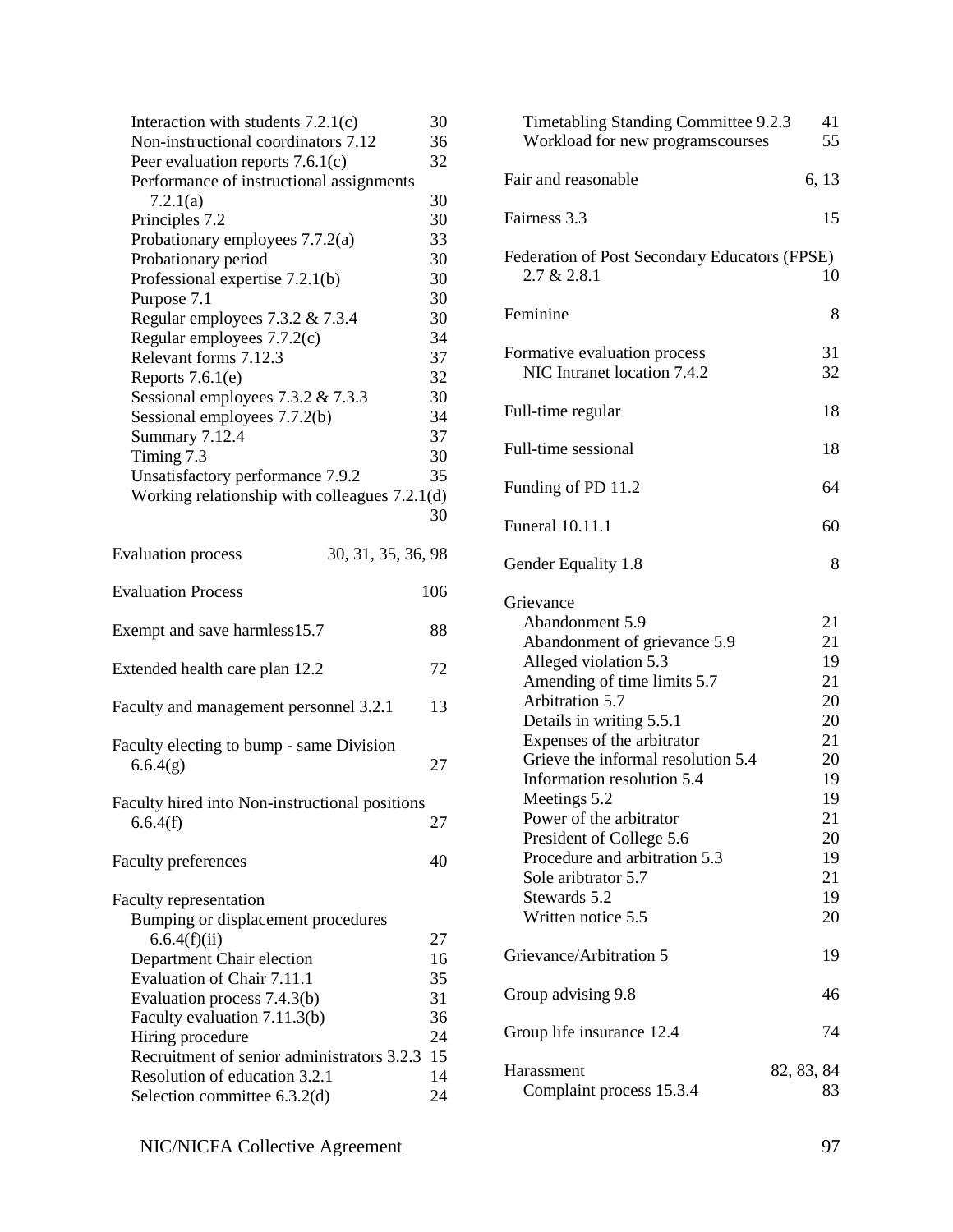Interaction with students 7.2.1(c) 30
Non-instructional coordinators 7.12 36
Peer evaluation reports 7.6.1(c) 32
Performance of instructional assignments 7.2.1(a) 30
Principles 7.2 30
Probationary employees 7.7.2(a) 33
Probationary period 30
Professional expertise 7.2.1(b) 30
Purpose 7.1 30
Regular employees 7.3.2 & 7.3.4 30
Regular employees 7.7.2(c) 34
Relevant forms 7.12.3 37
Reports 7.6.1(e) 32
Sessional employees 7.3.2 & 7.3.3 30
Sessional employees 7.7.2(b) 34
Summary 7.12.4 37
Timing 7.3 30
Unsatisfactory performance 7.9.2 35
Working relationship with colleagues 7.2.1(d) 30

Evaluation process 30, 31, 35, 36, 98

Evaluation Process 106

Exempt and save harmless15.7 88

Extended health care plan 12.2 72

Faculty and management personnel 3.2.1 13

Faculty electing to bump - same Division 6.6.4(g) 27

Faculty hired into Non-instructional positions 6.6.4(f) 27

Faculty preferences 40

Faculty representation
Bumping or displacement procedures 6.6.4(f)(ii) 27
Department Chair election 16
Evaluation of Chair 7.11.1 35
Evaluation process 7.4.3(b) 31
Faculty evaluation 7.11.3(b) 36
Hiring procedure 24
Recruitment of senior administrators 3.2.3 15
Resolution of education 3.2.1 14
Selection committee 6.3.2(d) 24
Timetabling Standing Committee 9.2.3 41
Workload for new programscourses 55

Fair and reasonable 6, 13

Fairness 3.3 15

Federation of Post Secondary Educators (FPSE) 2.7 & 2.8.1 10

Feminine 8

Formative evaluation process 31
NIC Intranet location 7.4.2 32

Full-time regular 18

Full-time sessional 18

Funding of PD 11.2 64

Funeral 10.11.1 60

Gender Equality 1.8 8

Grievance
Abandonment 5.9 21
Abandonment of grievance 5.9 21
Alleged violation 5.3 19
Amending of time limits 5.7 21
Arbitration 5.7 20
Details in writing 5.5.1 20
Expenses of the arbitrator 21
Grieve the informal resolution 5.4 20
Information resolution 5.4 19
Meetings 5.2 19
Power of the arbitrator 21
President of College 5.6 20
Procedure and arbitration 5.3 19
Sole aribtrator 5.7 21
Stewards 5.2 19
Written notice 5.5 20

Grievance/Arbitration 5 19

Group advising 9.8 46

Group life insurance 12.4 74

Harassment 82, 83, 84
Complaint process 15.3.4 83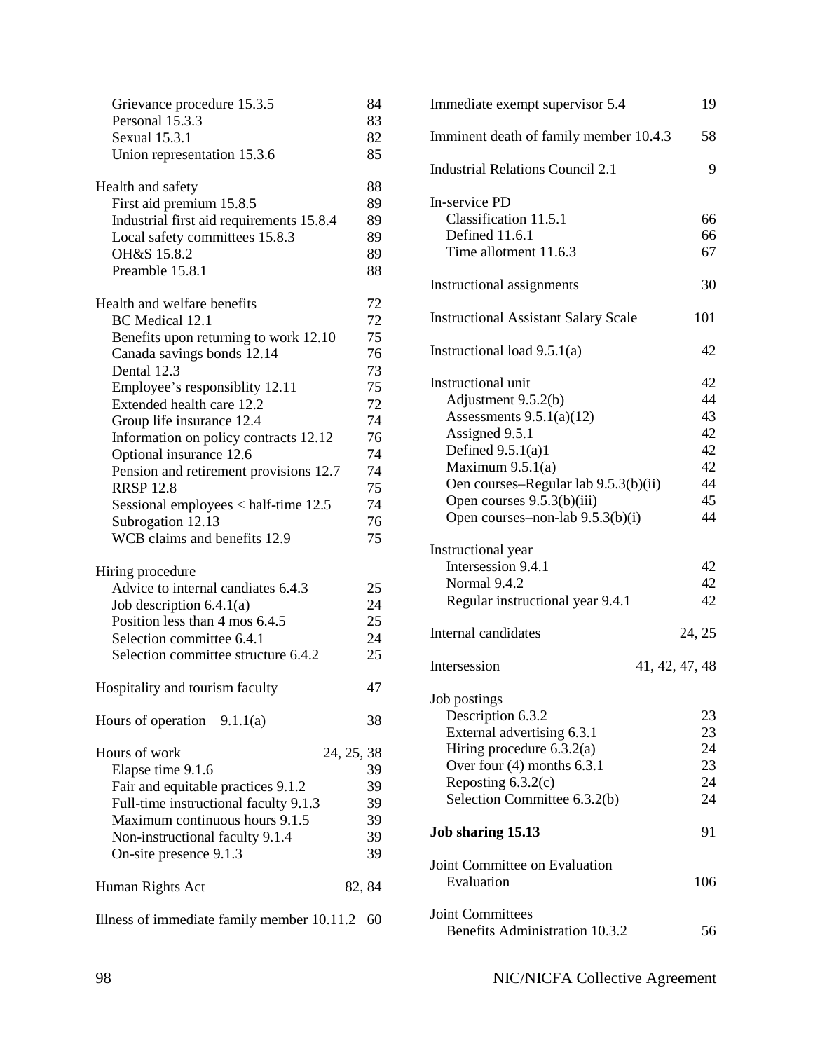Grievance procedure 15.3.5 84
Personal 15.3.3 83
Sexual 15.3.1 82
Union representation 15.3.6 85

Health and safety 88
First aid premium 15.8.5 89
Industrial first aid requirements 15.8.4 89
Local safety committees 15.8.3 89
OH&S 15.8.2 89
Preamble 15.8.1 88

Health and welfare benefits 72
BC Medical 12.1 72
Benefits upon returning to work 12.10 75
Canada savings bonds 12.14 76
Dental 12.3 73
Employee's responsiblity 12.11 75
Extended health care 12.2 72
Group life insurance 12.4 74
Information on policy contracts 12.12 76
Optional insurance 12.6 74
Pension and retirement provisions 12.7 74
RRSP 12.8 75
Sessional employees < half-time 12.5 74
Subrogation 12.13 76
WCB claims and benefits 12.9 75

Hiring procedure
Advice to internal candiates 6.4.3 25
Job description 6.4.1(a) 24
Position less than 4 mos 6.4.5 25
Selection committee 6.4.1 24
Selection committee structure 6.4.2 25

Hospitality and tourism faculty 47

Hours of operation 9.1.1(a) 38

Hours of work 24, 25, 38
Elapse time 9.1.6 39
Fair and equitable practices 9.1.2 39
Full-time instructional faculty 9.1.3 39
Maximum continuous hours 9.1.5 39
Non-instructional faculty 9.1.4 39
On-site presence 9.1.3 39

Human Rights Act 82, 84

Illness of immediate family member 10.11.2 60

Immediate exempt supervisor 5.4 19

Imminent death of family member 10.4.3 58

Industrial Relations Council 2.1 9

In-service PD
Classification 11.5.1 66
Defined 11.6.1 66
Time allotment 11.6.3 67

Instructional assignments 30

Instructional Assistant Salary Scale 101

Instructional load 9.5.1(a) 42

Instructional unit 42
Adjustment 9.5.2(b) 44
Assessments 9.5.1(a)(12) 43
Assigned 9.5.1 42
Defined 9.5.1(a)1 42
Maximum 9.5.1(a) 42
Oen courses–Regular lab 9.5.3(b)(ii) 44
Open courses 9.5.3(b)(iii) 45
Open courses–non-lab 9.5.3(b)(i) 44

Instructional year
Intersession 9.4.1 42
Normal 9.4.2 42
Regular instructional year 9.4.1 42

Internal candidates 24, 25

Intersession 41, 42, 47, 48

Job postings
Description 6.3.2 23
External advertising 6.3.1 23
Hiring procedure 6.3.2(a) 24
Over four (4) months 6.3.1 23
Reposting 6.3.2(c) 24
Selection Committee 6.3.2(b) 24

**Job sharing 15.13** 91

Joint Committee on Evaluation
Evaluation 106

Joint Committees
Benefits Administration 10.3.2 56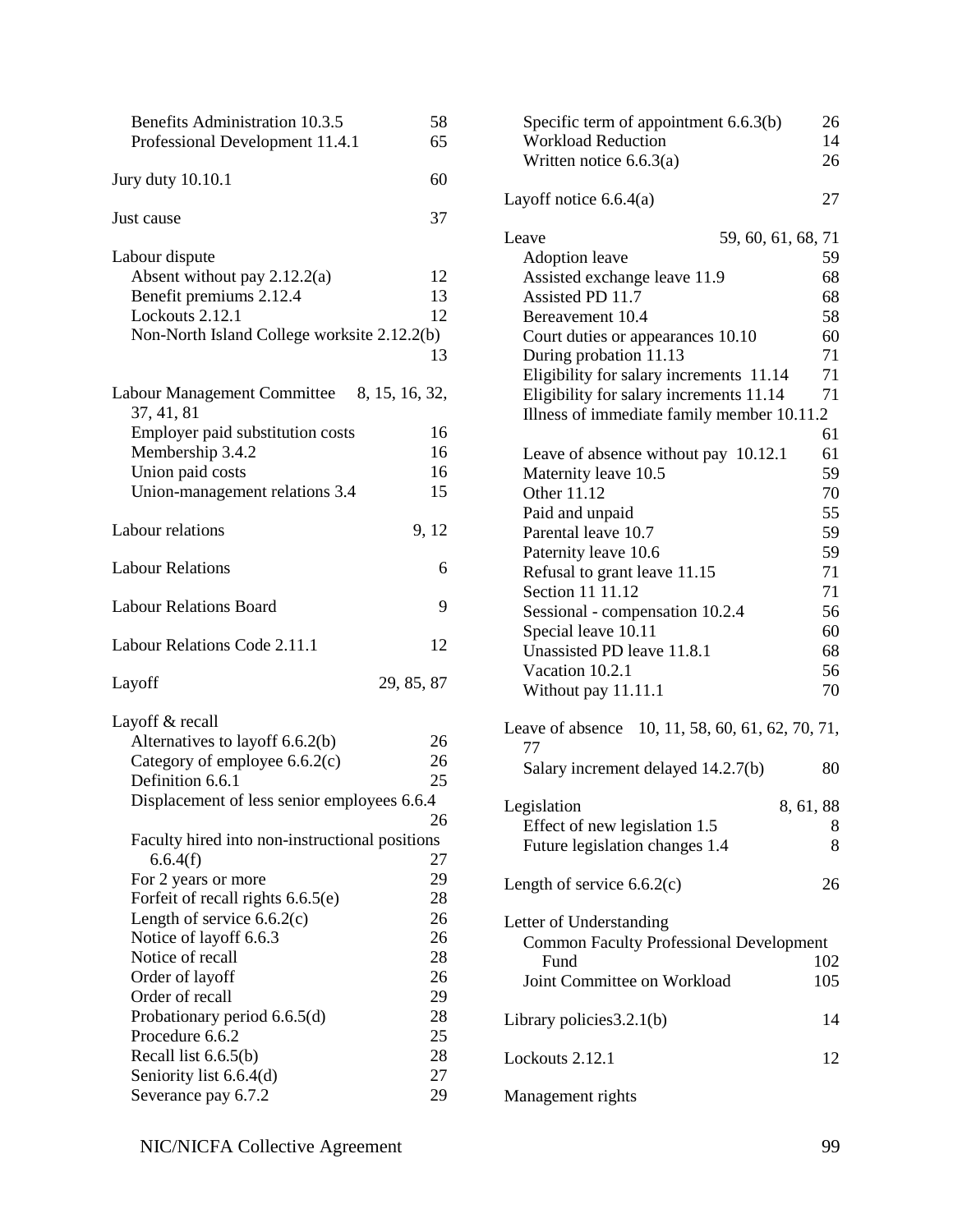Benefits Administration 10.3.5 58
Professional Development 11.4.1 65

Jury duty 10.10.1 60

Just cause 37

Labour dispute
- Absent without pay 2.12.2(a) 12
- Benefit premiums 2.12.4 13
- Lockouts 2.12.1 12
- Non-North Island College worksite 2.12.2(b) 13

Labour Management Committee 8, 15, 16, 32, 37, 41, 81
- Employer paid substitution costs 16
- Membership 3.4.2 16
- Union paid costs 16
- Union-management relations 3.4 15

Labour relations 9, 12

Labour Relations 6

Labour Relations Board 9

Labour Relations Code 2.11.1 12

Layoff 29, 85, 87

Layoff & recall
- Alternatives to layoff 6.6.2(b) 26
- Category of employee 6.6.2(c) 26
- Definition 6.6.1 25
- Displacement of less senior employees 6.6.4 26
- Faculty hired into non-instructional positions 6.6.4(f) 27
- For 2 years or more 29
- Forfeit of recall rights 6.6.5(e) 28
- Length of service 6.6.2(c) 26
- Notice of layoff 6.6.3 26
- Notice of recall 28
- Order of layoff 26
- Order of recall 29
- Probationary period 6.6.5(d) 28
- Procedure 6.6.2 25
- Recall list 6.6.5(b) 28
- Seniority list 6.6.4(d) 27
- Severance pay 6.7.2 29
- Specific term of appointment 6.6.3(b) 26
- Workload Reduction 14
- Written notice 6.6.3(a) 26

Layoff notice 6.6.4(a) 27

Leave 59, 60, 61, 68, 71
- Adoption leave 59
- Assisted exchange leave 11.9 68
- Assisted PD 11.7 68
- Bereavement 10.4 58
- Court duties or appearances 10.10 60
- During probation 11.13 71
- Eligibility for salary increments 11.14 71
- Eligibility for salary increments 11.14 71
- Illness of immediate family member 10.11.2 61
- Leave of absence without pay 10.12.1 61
- Maternity leave 10.5 59
- Other 11.12 70
- Paid and unpaid 55
- Parental leave 10.7 59
- Paternity leave 10.6 59
- Refusal to grant leave 11.15 71
- Section 11 11.12 71
- Sessional - compensation 10.2.4 56
- Special leave 10.11 60
- Unassisted PD leave 11.8.1 68
- Vacation 10.2.1 56
- Without pay 11.11.1 70

Leave of absence 10, 11, 58, 60, 61, 62, 70, 71, 77
- Salary increment delayed 14.2.7(b) 80

Legislation 8, 61, 88
- Effect of new legislation 1.5 8
- Future legislation changes 1.4 8

Length of service 6.6.2(c) 26

Letter of Understanding
- Common Faculty Professional Development Fund 102
- Joint Committee on Workload 105

Library policies3.2.1(b) 14

Lockouts 2.12.1 12

Management rights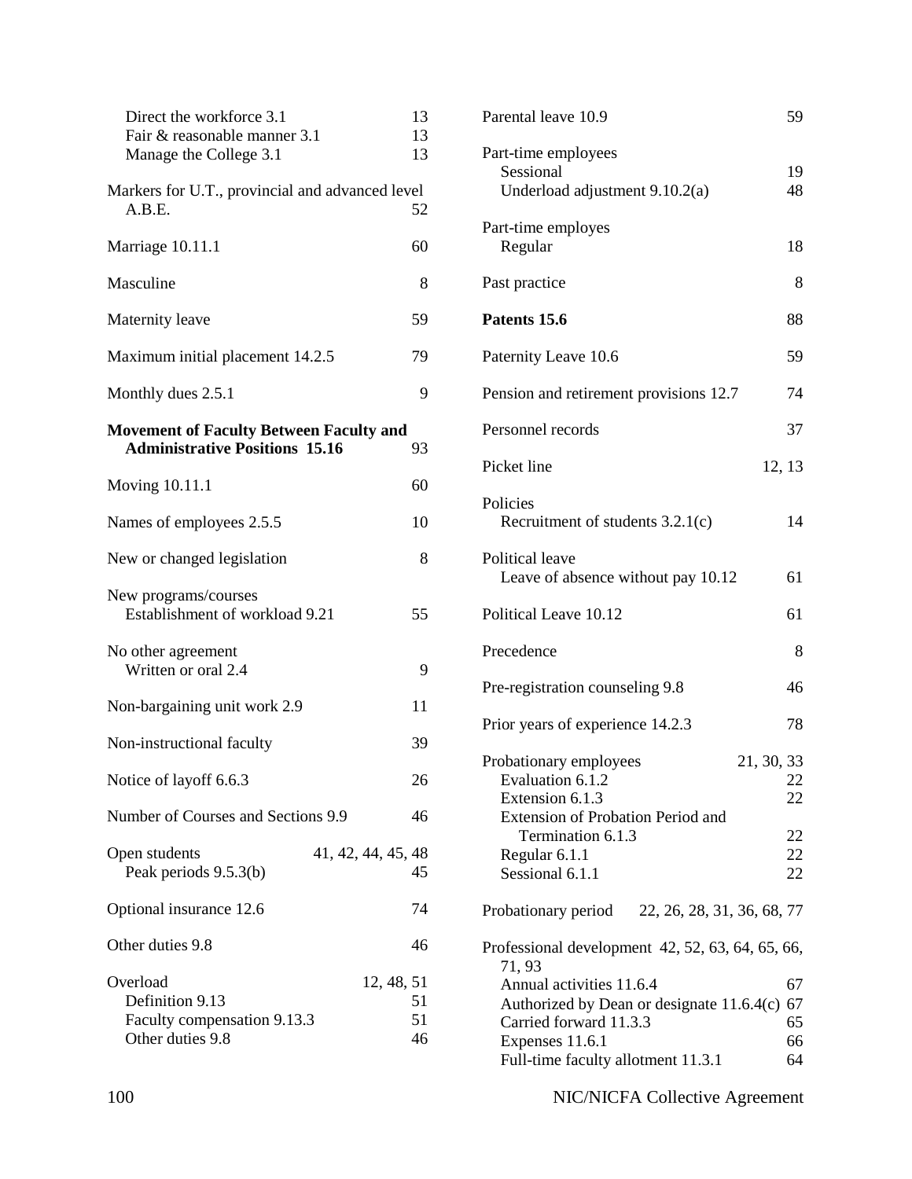Direct the workforce 3.1 13
Fair & reasonable manner 3.1 13
Manage the College 3.1 13

Markers for U.T., provincial and advanced level A.B.E. 52

Marriage 10.11.1 60

Masculine 8

Maternity leave 59

Maximum initial placement 14.2.5 79

Monthly dues 2.5.1 9

**Movement of Faculty Between Faculty and Administrative Positions 15.16** 93

Moving 10.11.1 60

Names of employees 2.5.5 10

New or changed legislation 8

New programs/courses
Establishment of workload 9.21 55

No other agreement
Written or oral 2.4 9

Non-bargaining unit work 2.9 11

Non-instructional faculty 39

Notice of layoff 6.6.3 26

Number of Courses and Sections 9.9 46

Open students 41, 42, 44, 45, 48
Peak periods 9.5.3(b) 45

Optional insurance 12.6 74

Other duties 9.8 46

Overload 12, 48, 51
Definition 9.13 51
Faculty compensation 9.13.3 51
Other duties 9.8 46

Parental leave 10.9 59

Part-time employees
Sessional 19
Underload adjustment 9.10.2(a) 48

Part-time employes
Regular 18

Past practice 8

**Patents 15.6** 88

Paternity Leave 10.6 59

Pension and retirement provisions 12.7 74

Personnel records 37

Picket line 12, 13

Policies
Recruitment of students 3.2.1(c) 14

Political leave
Leave of absence without pay 10.12 61

Political Leave 10.12 61

Precedence 8

Pre-registration counseling 9.8 46

Prior years of experience 14.2.3 78

Probationary employees 21, 30, 33
Evaluation 6.1.2 22
Extension 6.1.3 22
Extension of Probation Period and Termination 6.1.3 22
Regular 6.1.1 22
Sessional 6.1.1 22

Probationary period 22, 26, 28, 31, 36, 68, 77

Professional development 42, 52, 63, 64, 65, 66, 71, 93
Annual activities 11.6.4 67
Authorized by Dean or designate 11.6.4(c) 67
Carried forward 11.3.3 65
Expenses 11.6.1 66
Full-time faculty allotment 11.3.1 64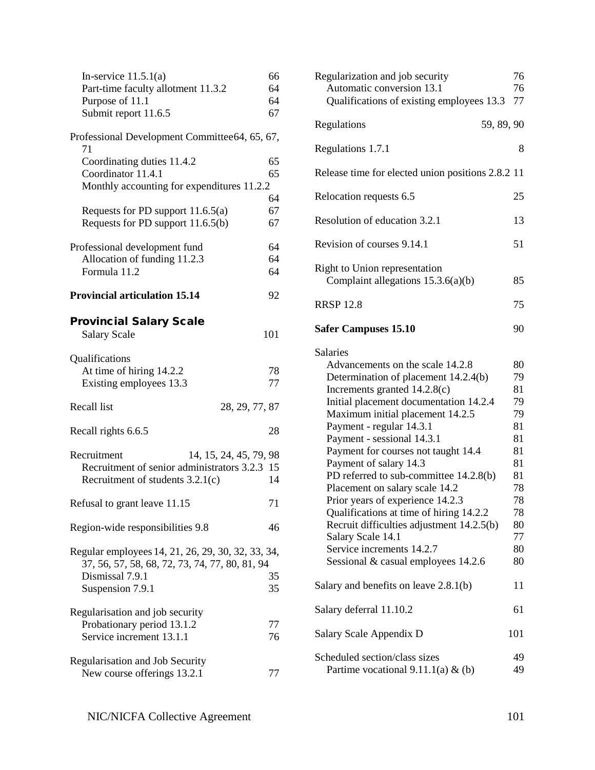In-service 11.5.1(a) 66
Part-time faculty allotment 11.3.2 64
Purpose of 11.1 64
Submit report 11.6.5 67

Professional Development Committee 64, 65, 67, 71
Coordinating duties 11.4.2 65
Coordinator 11.4.1 65
Monthly accounting for expenditures 11.2.2 64
Requests for PD support 11.6.5(a) 67
Requests for PD support 11.6.5(b) 67

Professional development fund 64
Allocation of funding 11.2.3 64
Formula 11.2 64

**Provincial articulation 15.14** 92

**Provincial Salary Scale**
Salary Scale 101

Qualifications
At time of hiring 14.2.2 78
Existing employees 13.3 77

Recall list 28, 29, 77, 87

Recall rights 6.6.5 28

Recruitment 14, 15, 24, 45, 79, 98
Recruitment of senior administrators 3.2.3 15
Recruitment of students 3.2.1(c) 14

Refusal to grant leave 11.15 71

Region-wide responsibilities 9.8 46

Regular employees 14, 21, 26, 29, 30, 32, 33, 34, 37, 56, 57, 58, 68, 72, 73, 74, 77, 80, 81, 94
Dismissal 7.9.1 35
Suspension 7.9.1 35

Regularisation and job security
Probationary period 13.1.2 77
Service increment 13.1.1 76

Regularisation and Job Security
New course offerings 13.2.1 77

Regularization and job security 76
Automatic conversion 13.1 76
Qualifications of existing employees 13.3 77

Regulations 59, 89, 90

Regulations 1.7.1 8

Release time for elected union positions 2.8.2 11

Relocation requests 6.5 25

Resolution of education 3.2.1 13

Revision of courses 9.14.1 51

Right to Union representation
Complaint allegations 15.3.6(a)(b) 85

RRSP 12.8 75

**Safer Campuses 15.10** 90

Salaries
Advancements on the scale 14.2.8 80
Determination of placement 14.2.4(b) 79
Increments granted 14.2.8(c) 81
Initial placement documentation 14.2.4 79
Maximum initial placement 14.2.5 79
Payment - regular 14.3.1 81
Payment - sessional 14.3.1 81
Payment for courses not taught 14.4 81
Payment of salary 14.3 81
PD referred to sub-committee 14.2.8(b) 81
Placement on salary scale 14.2 78
Prior years of experience 14.2.3 78
Qualifications at time of hiring 14.2.2 78
Recruit difficulties adjustment 14.2.5(b) 80
Salary Scale 14.1 77
Service increments 14.2.7 80
Sessional & casual employees 14.2.6 80

Salary and benefits on leave 2.8.1(b) 11

Salary deferral 11.10.2 61

Salary Scale Appendix D 101

Scheduled section/class sizes 49
Partime vocational 9.11.1(a) & (b) 49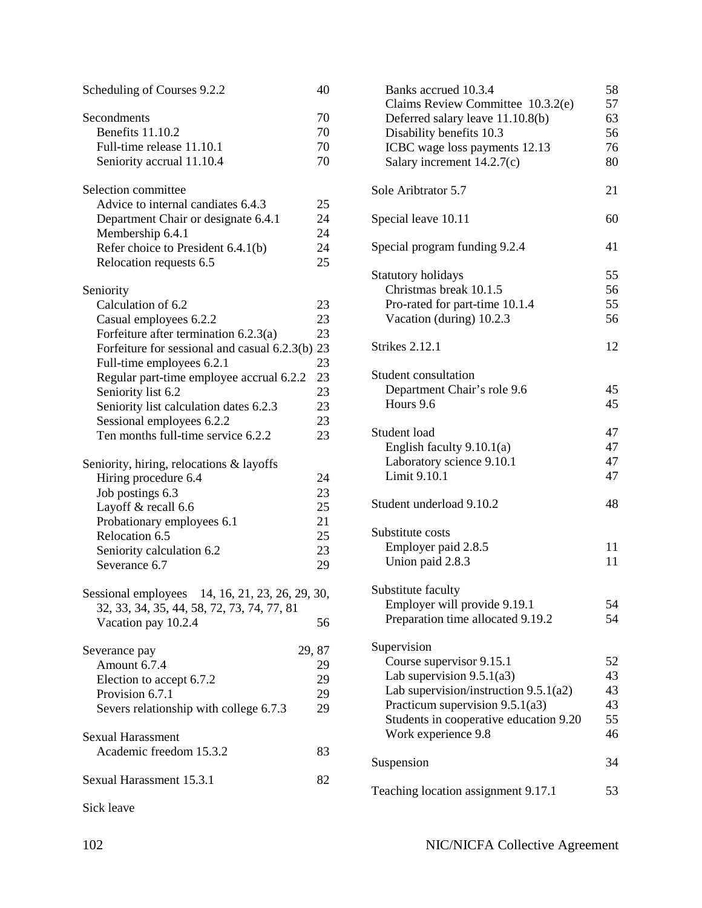Scheduling of Courses 9.2.2 40

Secondments 70
- Benefits 11.10.2 70
- Full-time release 11.10.1 70
- Seniority accrual 11.10.4 70

Selection committee
- Advice to internal candiates 6.4.3 25
- Department Chair or designate 6.4.1 24
- Membership 6.4.1 24
- Refer choice to President 6.4.1(b) 24
- Relocation requests 6.5 25

Seniority
- Calculation of 6.2 23
- Casual employees 6.2.2 23
- Forfeiture after termination 6.2.3(a) 23
- Forfeiture for sessional and casual 6.2.3(b) 23
- Full-time employees 6.2.1 23
- Regular part-time employee accrual 6.2.2 23
- Seniority list 6.2 23
- Seniority list calculation dates 6.2.3 23
- Sessional employees 6.2.2 23
- Ten months full-time service 6.2.2 23

Seniority, hiring, relocations & layoffs
- Hiring procedure 6.4 24
- Job postings 6.3 23
- Layoff & recall 6.6 25
- Probationary employees 6.1 21
- Relocation 6.5 25
- Seniority calculation 6.2 23
- Severance 6.7 29

Sessional employees 14, 16, 21, 23, 26, 29, 30, 32, 33, 34, 35, 44, 58, 72, 73, 74, 77, 81
- Vacation pay 10.2.4 56

Severance pay 29, 87
- Amount 6.7.4 29
- Election to accept 6.7.2 29
- Provision 6.7.1 29
- Severs relationship with college 6.7.3 29

Sexual Harassment
- Academic freedom 15.3.2 83

Sexual Harassment 15.3.1 82

Sick leave
- Banks accrued 10.3.4 58
- Claims Review Committee 10.3.2(e) 57
- Deferred salary leave 11.10.8(b) 63
- Disability benefits 10.3 56
- ICBC wage loss payments 12.13 76
- Salary increment 14.2.7(c) 80

Sole Aribtrator 5.7 21

Special leave 10.11 60

Special program funding 9.2.4 41

Statutory holidays 55
- Christmas break 10.1.5 56
- Pro-rated for part-time 10.1.4 55
- Vacation (during) 10.2.3 56

Strikes 2.12.1 12

Student consultation
- Department Chair's role 9.6 45
- Hours 9.6 45

Student load 47
- English faculty 9.10.1(a) 47
- Laboratory science 9.10.1 47
- Limit 9.10.1 47

Student underload 9.10.2 48

Substitute costs
- Employer paid 2.8.5 11
- Union paid 2.8.3 11

Substitute faculty
- Employer will provide 9.19.1 54
- Preparation time allocated 9.19.2 54

Supervision
- Course supervisor 9.15.1 52
- Lab supervision 9.5.1(a3) 43
- Lab supervision/instruction 9.5.1(a2) 43
- Practicum supervision 9.5.1(a3) 43
- Students in cooperative education 9.20 55
- Work experience 9.8 46

Suspension 34

Teaching location assignment 9.17.1 53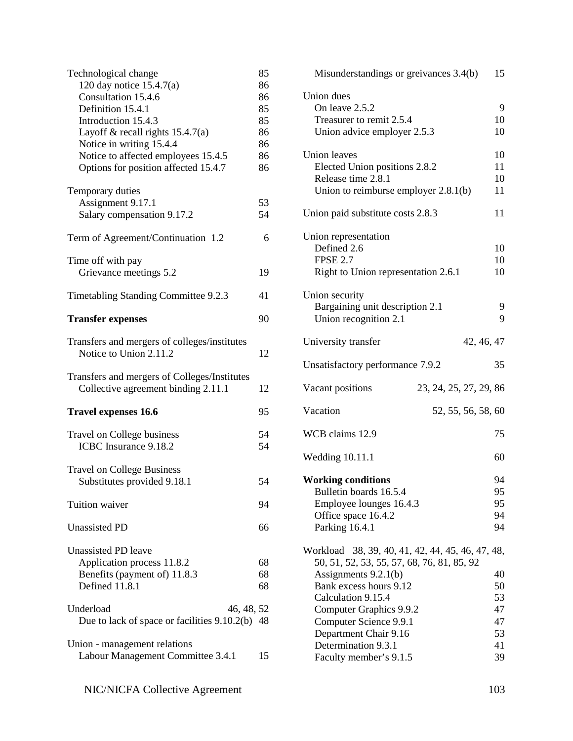Technological change 85
- 120 day notice 15.4.7(a) 86
- Consultation 15.4.6 86
- Definition 15.4.1 85
- Introduction 15.4.3 85
- Layoff & recall rights 15.4.7(a) 86
- Notice in writing 15.4.4 86
- Notice to affected employees 15.4.5 86
- Options for position affected 15.4.7 86

Temporary duties
- Assignment 9.17.1 53
- Salary compensation 9.17.2 54

Term of Agreement/Continuation 1.2 6

Time off with pay
- Grievance meetings 5.2 19

Timetabling Standing Committee 9.2.3 41

**Transfer expenses** 90

Transfers and mergers of colleges/institutes
- Notice to Union 2.11.2 12

Transfers and mergers of Colleges/Institutes
- Collective agreement binding 2.11.1 12

**Travel expenses 16.6** 95

Travel on College business 54
- ICBC Insurance 9.18.2 54

Travel on College Business
- Substitutes provided 9.18.1 54

Tuition waiver 94

Unassisted PD 66

Unassisted PD leave
- Application process 11.8.2 68
- Benefits (payment of) 11.8.3 68
- Defined 11.8.1 68

Underload 46, 48, 52
- Due to lack of space or facilities 9.10.2(b) 48

Union - management relations
- Labour Management Committee 3.4.1 15
- Misunderstandings or greivances 3.4(b) 15

Union dues
- On leave 2.5.2 9
- Treasurer to remit 2.5.4 10
- Union advice employer 2.5.3 10

Union leaves 10
- Elected Union positions 2.8.2 11
- Release time 2.8.1 10
- Union to reimburse employer 2.8.1(b) 11

Union paid substitute costs 2.8.3 11

Union representation
- Defined 2.6 10
- FPSE 2.7 10
- Right to Union representation 2.6.1 10

Union security
- Bargaining unit description 2.1 9
- Union recognition 2.1 9

University transfer 42, 46, 47

Unsatisfactory performance 7.9.2 35

Vacant positions 23, 24, 25, 27, 29, 86

Vacation 52, 55, 56, 58, 60

WCB claims 12.9 75

Wedding 10.11.1 60

**Working conditions** 94
- Bulletin boards 16.5.4 95
- Employee lounges 16.4.3 95
- Office space 16.4.2 94
- Parking 16.4.1 94

Workload 38, 39, 40, 41, 42, 44, 45, 46, 47, 48, 50, 51, 52, 53, 55, 57, 68, 76, 81, 85, 92
- Assignments 9.2.1(b) 40
- Bank excess hours 9.12 50
- Calculation 9.15.4 53
- Computer Graphics 9.9.2 47
- Computer Science 9.9.1 47
- Department Chair 9.16 53
- Determination 9.3.1 41
- Faculty member's 9.1.5 39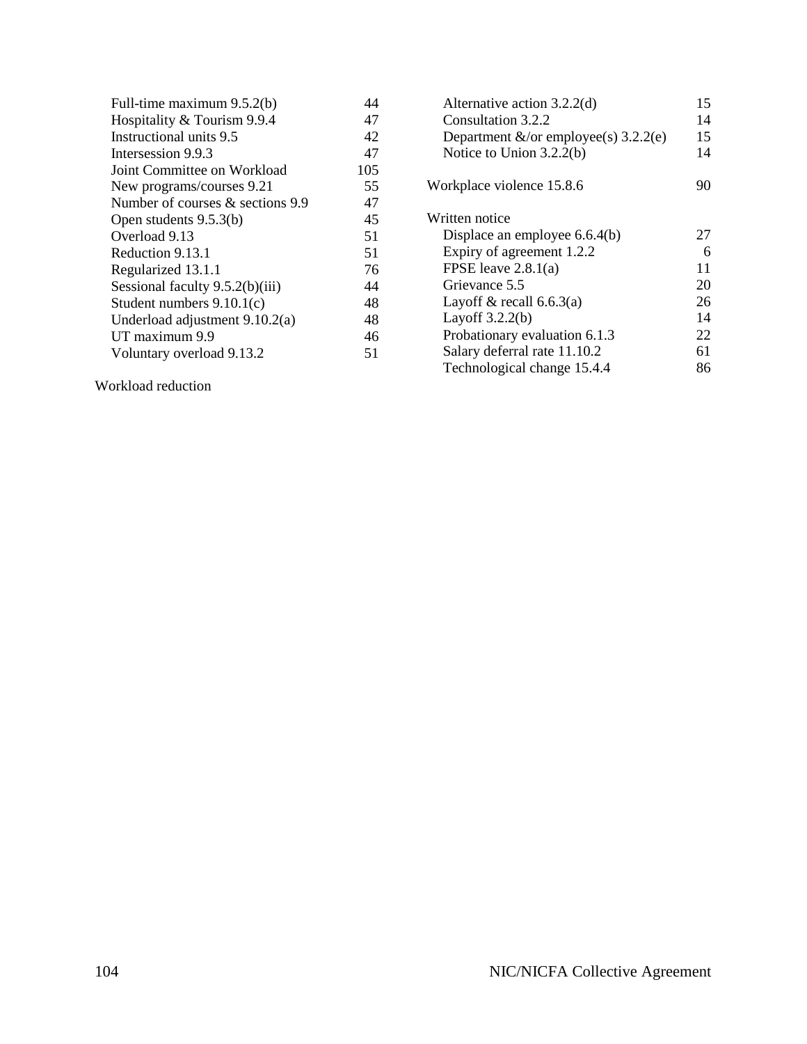Full-time maximum 9.5.2(b) 44
Hospitality & Tourism 9.9.4 47
Instructional units 9.5 42
Intersession 9.9.3 47
Joint Committee on Workload 105
New programs/courses 9.21 55
Number of courses & sections 9.9 47
Open students 9.5.3(b) 45
Overload 9.13 51
Reduction 9.13.1 51
Regularized 13.1.1 76
Sessional faculty 9.5.2(b)(iii) 44
Student numbers 9.10.1(c) 48
Underload adjustment 9.10.2(a) 48
UT maximum 9.9 46
Voluntary overload 9.13.2 51

Workload reduction

Alternative action 3.2.2(d) 15
Consultation 3.2.2 14
Department &/or employee(s) 3.2.2(e) 15
Notice to Union 3.2.2(b) 14

Workplace violence 15.8.6 90

Written notice
Displace an employee 6.6.4(b) 27
Expiry of agreement 1.2.2 6
FPSE leave 2.8.1(a) 11
Grievance 5.5 20
Layoff & recall 6.6.3(a) 26
Layoff 3.2.2(b) 14
Probationary evaluation 6.1.3 22
Salary deferral rate 11.10.2 61
Technological change 15.4.4 86